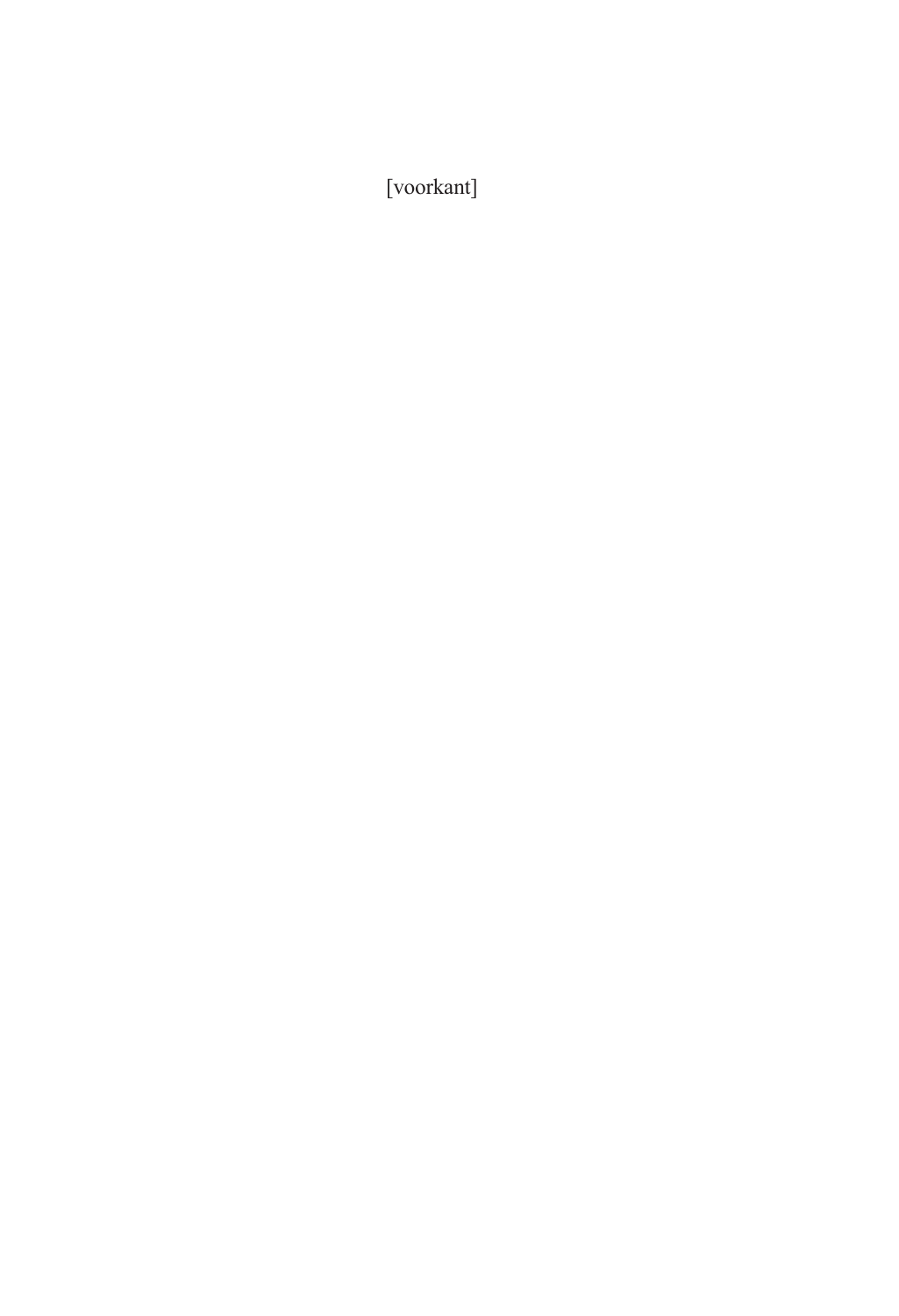[voorkant]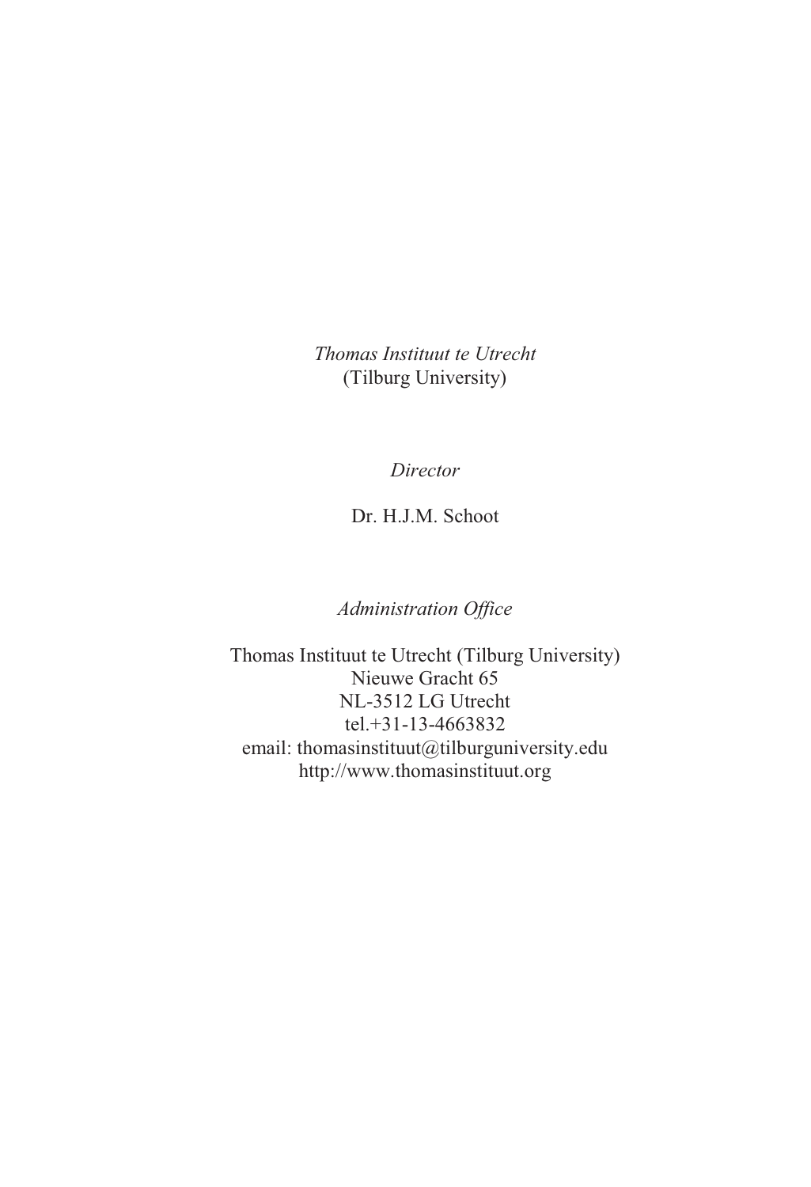*Thomas Instituut te Utrecht*
(Tilburg University)

*Director*

Dr. H.J.M. Schoot

*Administration Office*

Thomas Instituut te Utrecht (Tilburg University)
Nieuwe Gracht 65
NL-3512 LG Utrecht
tel.+31-13-4663832
email: thomasinstituut@tilburguniversity.edu
http://www.thomasinstituut.org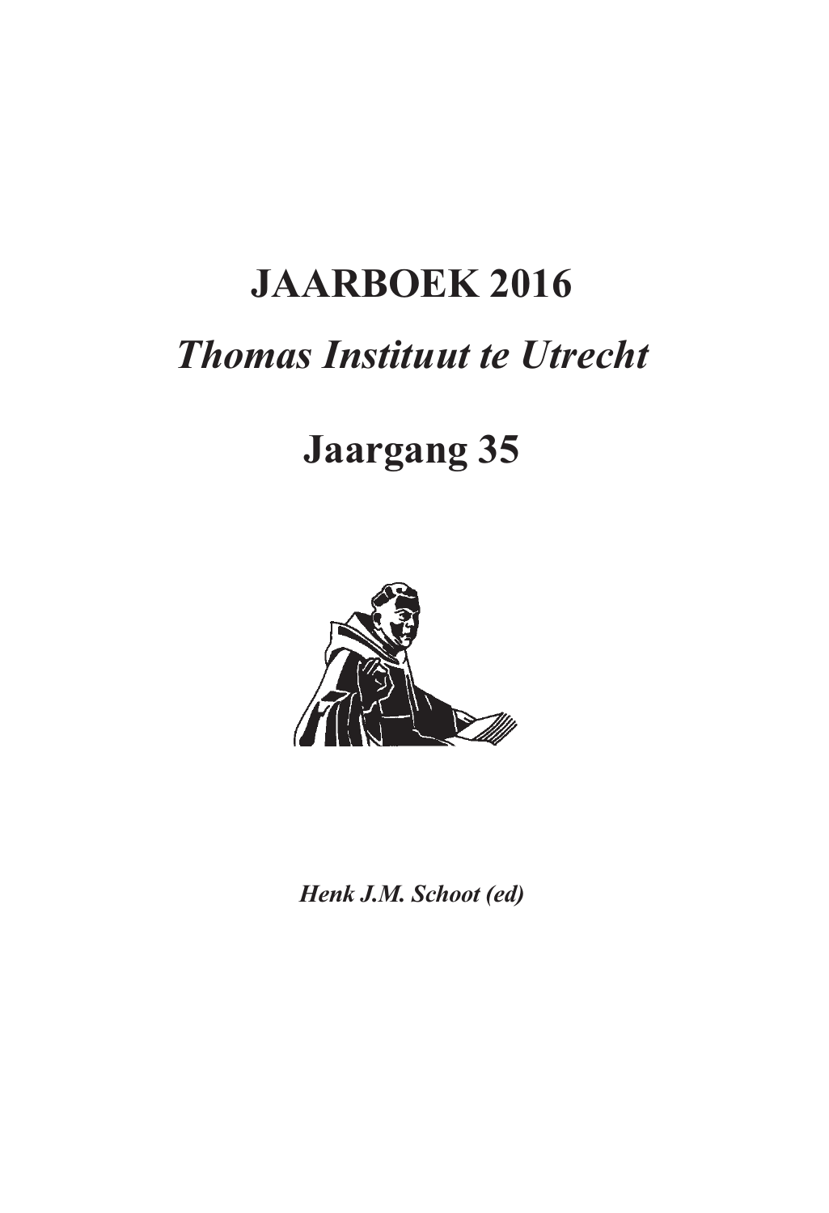# JAARBOEK 2016

## *Thomas Instituut te Utrecht*

## Jaargang 35

***Henk J.M. Schoot (ed)***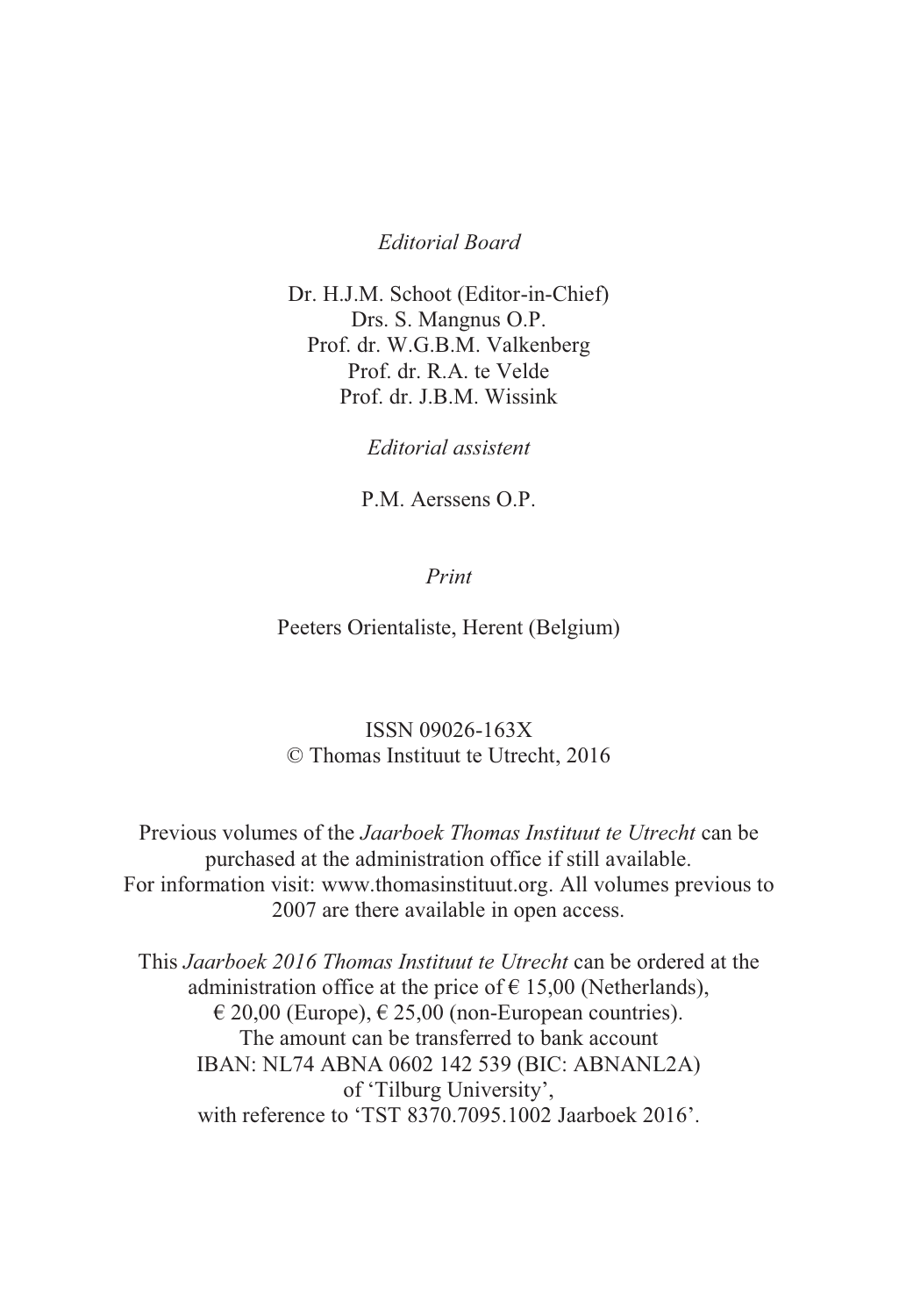*Editorial Board*

Dr. H.J.M. Schoot (Editor-in-Chief)
Drs. S. Mangnus O.P.
Prof. dr. W.G.B.M. Valkenberg
Prof. dr. R.A. te Velde
Prof. dr. J.B.M. Wissink

*Editorial assistent*

P.M. Aerssens O.P.

*Print*

Peeters Orientaliste, Herent (Belgium)

ISSN 09026-163X
© Thomas Instituut te Utrecht, 2016

Previous volumes of the *Jaarboek Thomas Instituut te Utrecht* can be purchased at the administration office if still available.
For information visit: www.thomasinstituut.org. All volumes previous to 2007 are there available in open access.

This *Jaarboek 2016 Thomas Instituut te Utrecht* can be ordered at the administration office at the price of € 15,00 (Netherlands), € 20,00 (Europe), € 25,00 (non-European countries).
The amount can be transferred to bank account
IBAN: NL74 ABNA 0602 142 539 (BIC: ABNANL2A)
of 'Tilburg University',
with reference to 'TST 8370.7095.1002 Jaarboek 2016'.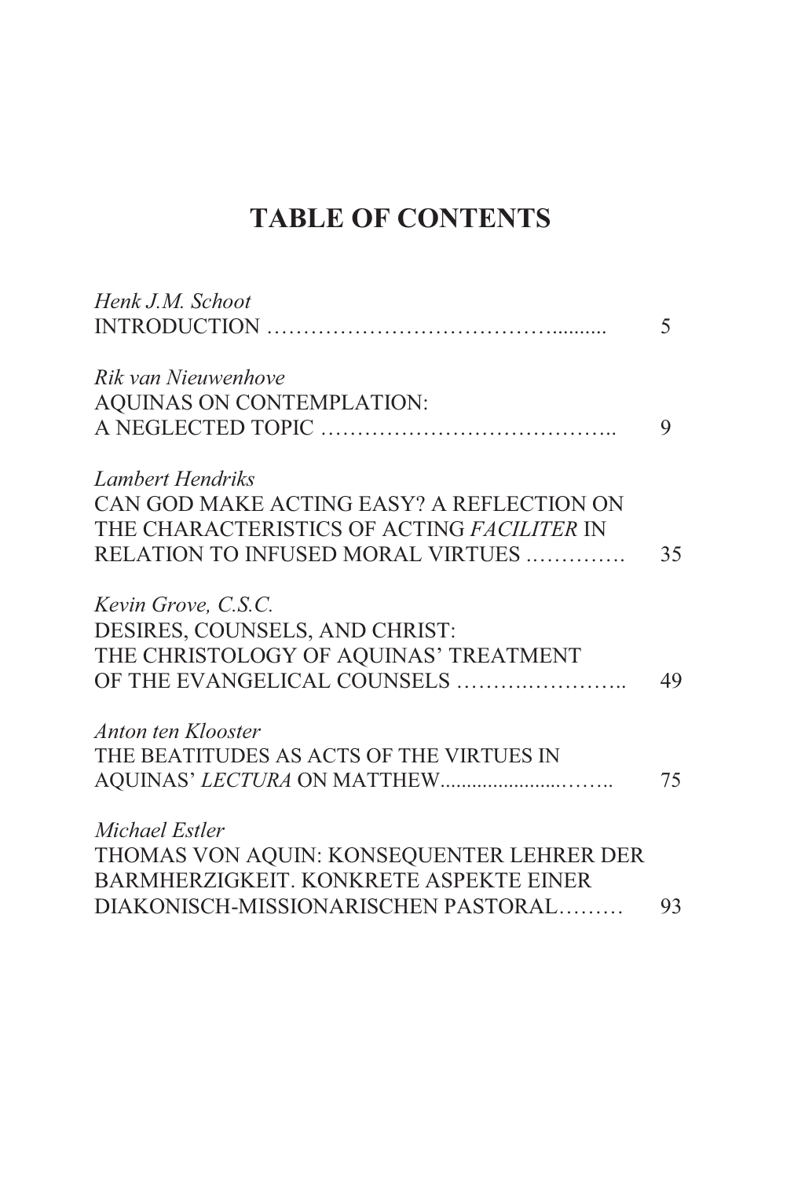# TABLE OF CONTENTS

*Henk J.M. Schoot*
INTRODUCTION …………………………………........... 5

*Rik van Nieuwenhove*
AQUINAS ON CONTEMPLATION:
A NEGLECTED TOPIC ………………………………….. 9

*Lambert Hendriks*
CAN GOD MAKE ACTING EASY? A REFLECTION ON THE CHARACTERISTICS OF ACTING *FACILITER* IN RELATION TO INFUSED MORAL VIRTUES ..…………. 35

*Kevin Grove, C.S.C.*
DESIRES, COUNSELS, AND CHRIST:
THE CHRISTOLOGY OF AQUINAS' TREATMENT OF THE EVANGELICAL COUNSELS …….…………….. 49

*Anton ten Klooster*
THE BEATITUDES AS ACTS OF THE VIRTUES IN AQUINAS' *LECTURA* ON MATTHEW......................…….. 75

*Michael Estler*
THOMAS VON AQUIN: KONSEQUENTER LEHRER DER BARMHERZIGKEIT. KONKRETE ASPEKTE EINER DIAKONISCH-MISSIONARISCHEN PASTORAL……… 93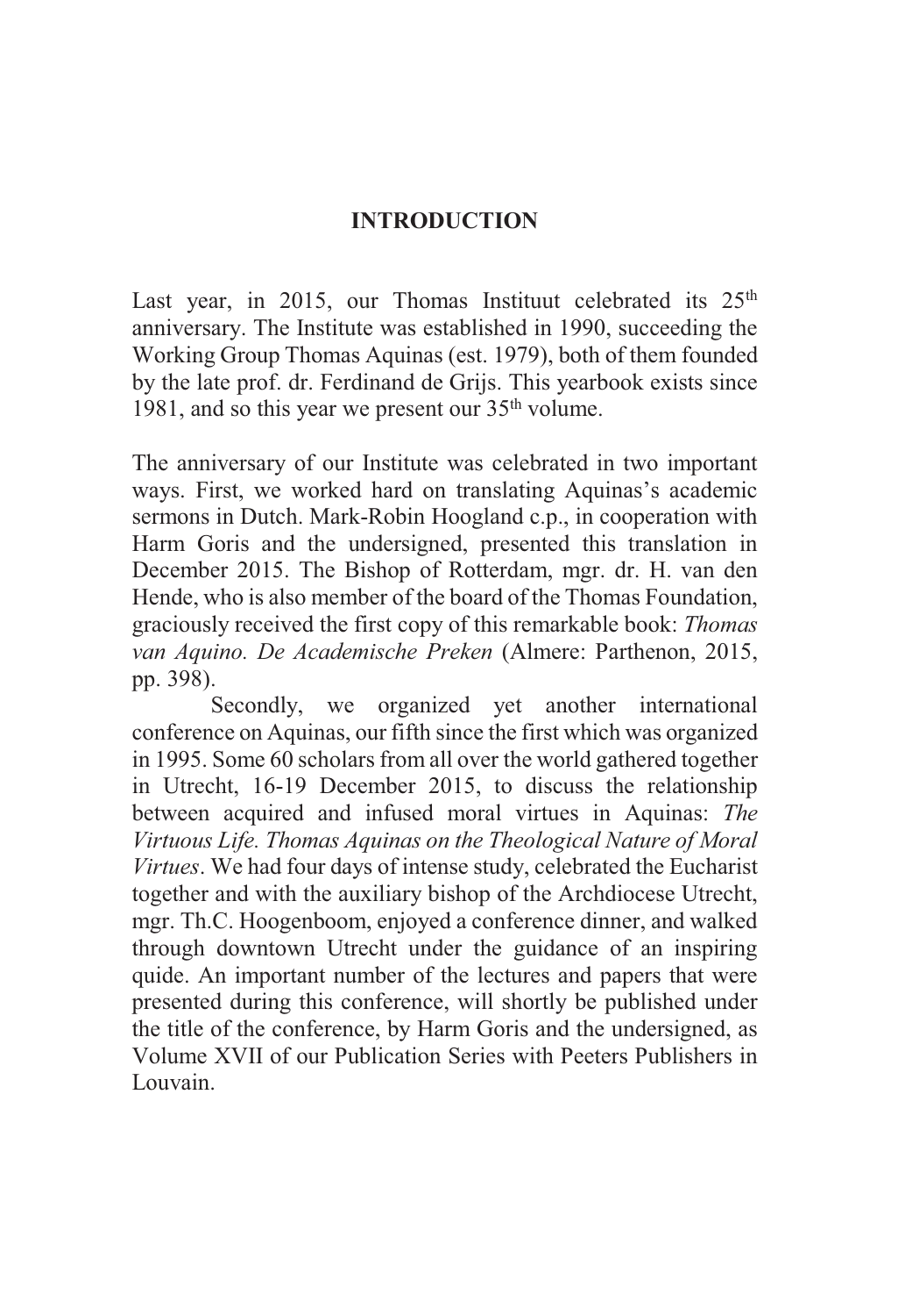# INTRODUCTION

Last year, in 2015, our Thomas Instituut celebrated its 25th anniversary. The Institute was established in 1990, succeeding the Working Group Thomas Aquinas (est. 1979), both of them founded by the late prof. dr. Ferdinand de Grijs. This yearbook exists since 1981, and so this year we present our 35th volume.

The anniversary of our Institute was celebrated in two important ways. First, we worked hard on translating Aquinas's academic sermons in Dutch. Mark-Robin Hoogland c.p., in cooperation with Harm Goris and the undersigned, presented this translation in December 2015. The Bishop of Rotterdam, mgr. dr. H. van den Hende, who is also member of the board of the Thomas Foundation, graciously received the first copy of this remarkable book: *Thomas van Aquino. De Academische Preken* (Almere: Parthenon, 2015, pp. 398).

Secondly, we organized yet another international conference on Aquinas, our fifth since the first which was organized in 1995. Some 60 scholars from all over the world gathered together in Utrecht, 16-19 December 2015, to discuss the relationship between acquired and infused moral virtues in Aquinas: *The Virtuous Life. Thomas Aquinas on the Theological Nature of Moral Virtues*. We had four days of intense study, celebrated the Eucharist together and with the auxiliary bishop of the Archdiocese Utrecht, mgr. Th.C. Hoogenboom, enjoyed a conference dinner, and walked through downtown Utrecht under the guidance of an inspiring quide. An important number of the lectures and papers that were presented during this conference, will shortly be published under the title of the conference, by Harm Goris and the undersigned, as Volume XVII of our Publication Series with Peeters Publishers in Louvain.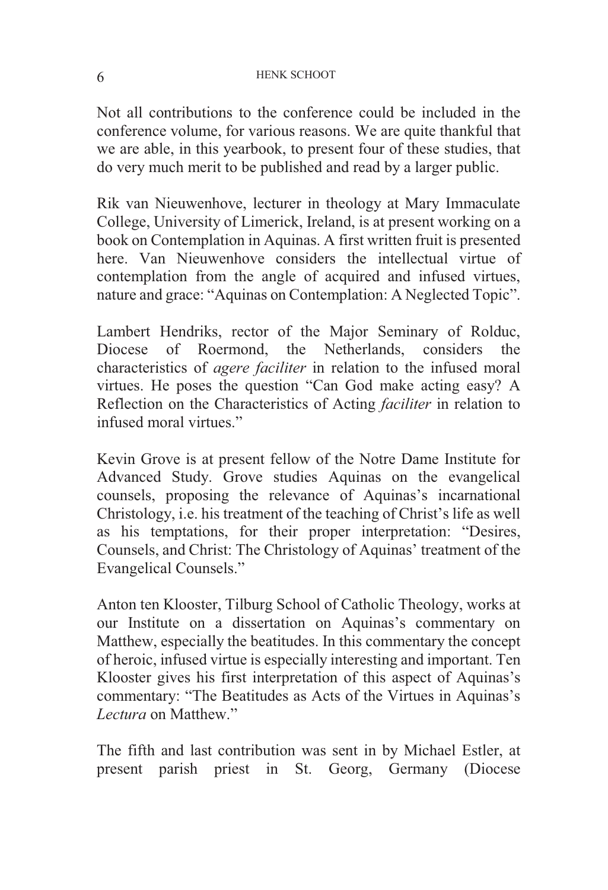Not all contributions to the conference could be included in the conference volume, for various reasons. We are quite thankful that we are able, in this yearbook, to present four of these studies, that do very much merit to be published and read by a larger public.

Rik van Nieuwenhove, lecturer in theology at Mary Immaculate College, University of Limerick, Ireland, is at present working on a book on Contemplation in Aquinas. A first written fruit is presented here. Van Nieuwenhove considers the intellectual virtue of contemplation from the angle of acquired and infused virtues, nature and grace: "Aquinas on Contemplation: A Neglected Topic".

Lambert Hendriks, rector of the Major Seminary of Rolduc, Diocese of Roermond, the Netherlands, considers the characteristics of *agere faciliter* in relation to the infused moral virtues. He poses the question "Can God make acting easy? A Reflection on the Characteristics of Acting *faciliter* in relation to infused moral virtues."

Kevin Grove is at present fellow of the Notre Dame Institute for Advanced Study. Grove studies Aquinas on the evangelical counsels, proposing the relevance of Aquinas's incarnational Christology, i.e. his treatment of the teaching of Christ's life as well as his temptations, for their proper interpretation: "Desires, Counsels, and Christ: The Christology of Aquinas' treatment of the Evangelical Counsels."

Anton ten Klooster, Tilburg School of Catholic Theology, works at our Institute on a dissertation on Aquinas's commentary on Matthew, especially the beatitudes. In this commentary the concept of heroic, infused virtue is especially interesting and important. Ten Klooster gives his first interpretation of this aspect of Aquinas's commentary: "The Beatitudes as Acts of the Virtues in Aquinas's *Lectura* on Matthew."

The fifth and last contribution was sent in by Michael Estler, at present parish priest in St. Georg, Germany (Diocese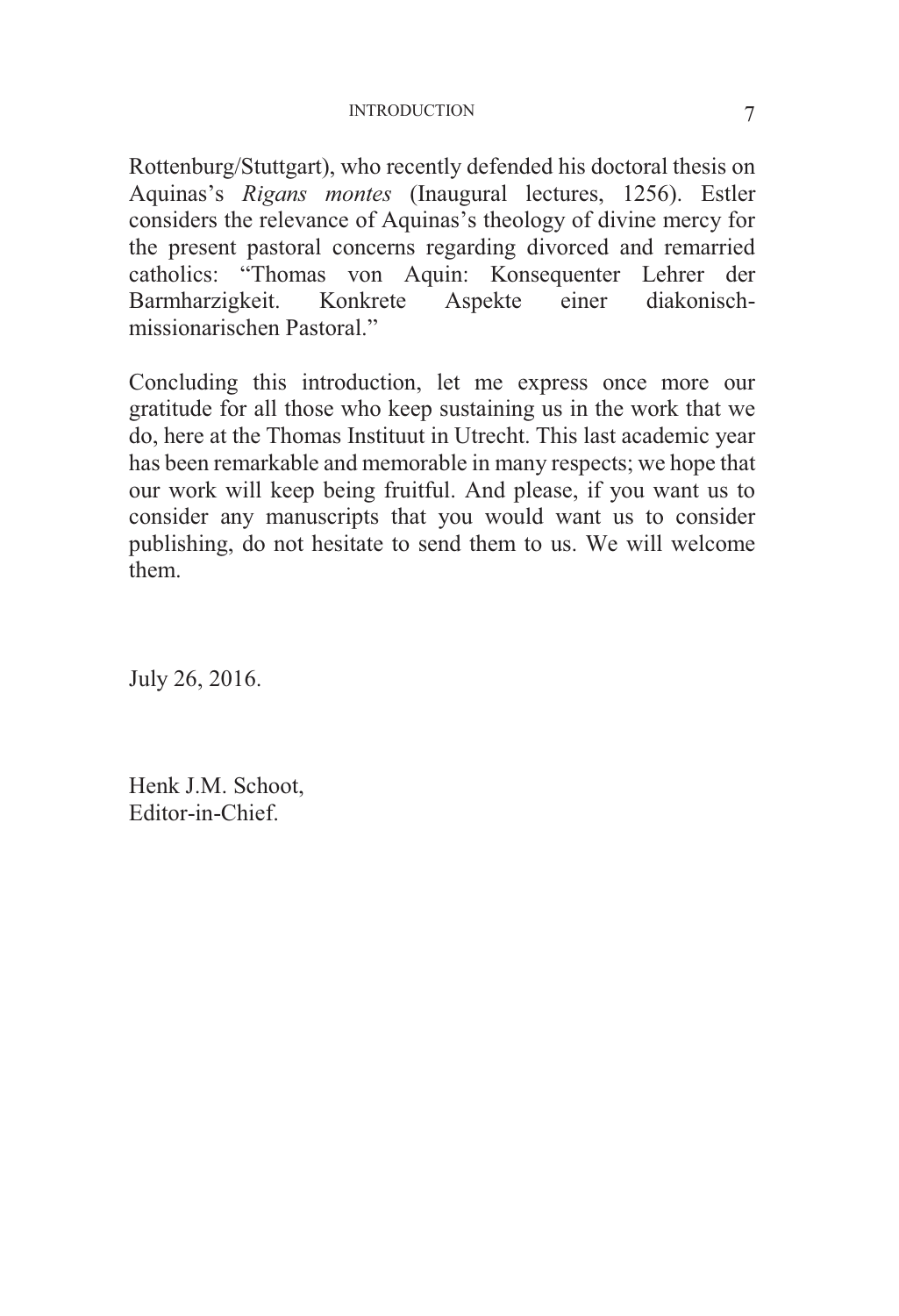Rottenburg/Stuttgart), who recently defended his doctoral thesis on Aquinas's *Rigans montes* (Inaugural lectures, 1256). Estler considers the relevance of Aquinas's theology of divine mercy for the present pastoral concerns regarding divorced and remarried catholics: "Thomas von Aquin: Konsequenter Lehrer der Barmharzigkeit. Konkrete Aspekte einer diakonisch-missionarischen Pastoral."

Concluding this introduction, let me express once more our gratitude for all those who keep sustaining us in the work that we do, here at the Thomas Instituut in Utrecht. This last academic year has been remarkable and memorable in many respects; we hope that our work will keep being fruitful. And please, if you want us to consider any manuscripts that you would want us to consider publishing, do not hesitate to send them to us. We will welcome them.

July 26, 2016.

Henk J.M. Schoot,
Editor-in-Chief.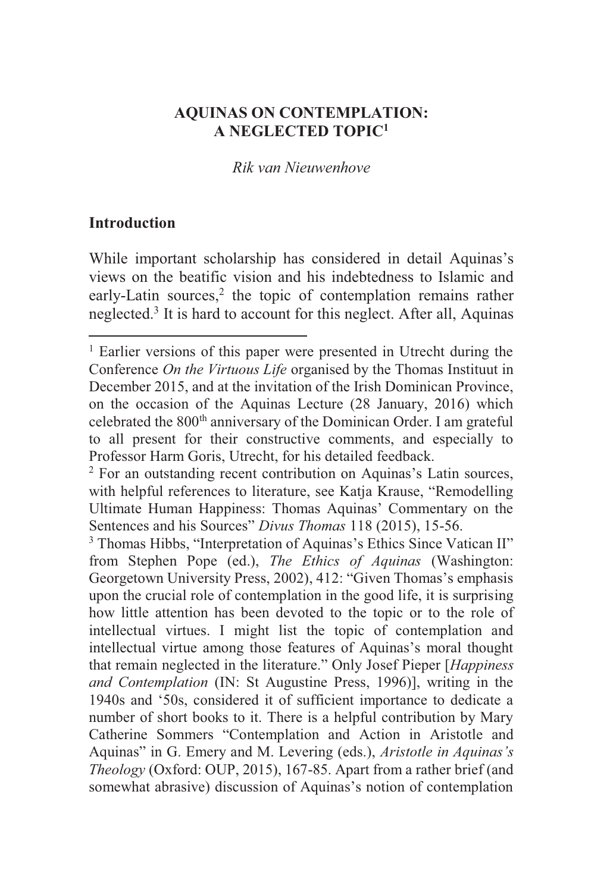# AQUINAS ON CONTEMPLATION: A NEGLECTED TOPIC[1]

*Rik van Nieuwenhove*

## Introduction

While important scholarship has considered in detail Aquinas's views on the beatific vision and his indebtedness to Islamic and early-Latin sources,[2] the topic of contemplation remains rather neglected.[3] It is hard to account for this neglect. After all, Aquinas

---

[1] Earlier versions of this paper were presented in Utrecht during the Conference *On the Virtuous Life* organised by the Thomas Instituut in December 2015, and at the invitation of the Irish Dominican Province, on the occasion of the Aquinas Lecture (28 January, 2016) which celebrated the 800th anniversary of the Dominican Order. I am grateful to all present for their constructive comments, and especially to Professor Harm Goris, Utrecht, for his detailed feedback.

[2] For an outstanding recent contribution on Aquinas's Latin sources, with helpful references to literature, see Katja Krause, "Remodelling Ultimate Human Happiness: Thomas Aquinas' Commentary on the Sentences and his Sources" *Divus Thomas* 118 (2015), 15-56.

[3] Thomas Hibbs, "Interpretation of Aquinas's Ethics Since Vatican II" from Stephen Pope (ed.), *The Ethics of Aquinas* (Washington: Georgetown University Press, 2002), 412: "Given Thomas's emphasis upon the crucial role of contemplation in the good life, it is surprising how little attention has been devoted to the topic or to the role of intellectual virtues. I might list the topic of contemplation and intellectual virtue among those features of Aquinas's moral thought that remain neglected in the literature." Only Josef Pieper [*Happiness and Contemplation* (IN: St Augustine Press, 1996)], writing in the 1940s and '50s, considered it of sufficient importance to dedicate a number of short books to it. There is a helpful contribution by Mary Catherine Sommers "Contemplation and Action in Aristotle and Aquinas" in G. Emery and M. Levering (eds.), *Aristotle in Aquinas's Theology* (Oxford: OUP, 2015), 167-85. Apart from a rather brief (and somewhat abrasive) discussion of Aquinas's notion of contemplation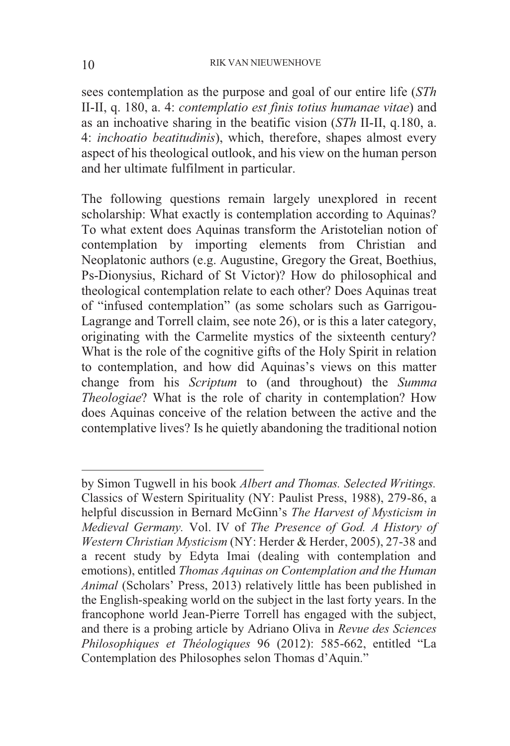sees contemplation as the purpose and goal of our entire life (*STh* II-II, q. 180, a. 4: *contemplatio est finis totius humanae vitae*) and as an inchoative sharing in the beatific vision (*STh* II-II, q.180, a. 4: *inchoatio beatitudinis*), which, therefore, shapes almost every aspect of his theological outlook, and his view on the human person and her ultimate fulfilment in particular.

The following questions remain largely unexplored in recent scholarship: What exactly is contemplation according to Aquinas? To what extent does Aquinas transform the Aristotelian notion of contemplation by importing elements from Christian and Neoplatonic authors (e.g. Augustine, Gregory the Great, Boethius, Ps-Dionysius, Richard of St Victor)? How do philosophical and theological contemplation relate to each other? Does Aquinas treat of "infused contemplation" (as some scholars such as Garrigou-Lagrange and Torrell claim, see note 26), or is this a later category, originating with the Carmelite mystics of the sixteenth century? What is the role of the cognitive gifts of the Holy Spirit in relation to contemplation, and how did Aquinas's views on this matter change from his *Scriptum* to (and throughout) the *Summa Theologiae*? What is the role of charity in contemplation? How does Aquinas conceive of the relation between the active and the contemplative lives? Is he quietly abandoning the traditional notion

---

by Simon Tugwell in his book *Albert and Thomas. Selected Writings.* Classics of Western Spirituality (NY: Paulist Press, 1988), 279-86, a helpful discussion in Bernard McGinn's *The Harvest of Mysticism in Medieval Germany.* Vol. IV of *The Presence of God. A History of Western Christian Mysticism* (NY: Herder & Herder, 2005), 27-38 and a recent study by Edyta Imai (dealing with contemplation and emotions), entitled *Thomas Aquinas on Contemplation and the Human Animal* (Scholars' Press, 2013) relatively little has been published in the English-speaking world on the subject in the last forty years. In the francophone world Jean-Pierre Torrell has engaged with the subject, and there is a probing article by Adriano Oliva in *Revue des Sciences Philosophiques et Théologiques* 96 (2012): 585-662, entitled "La Contemplation des Philosophes selon Thomas d'Aquin."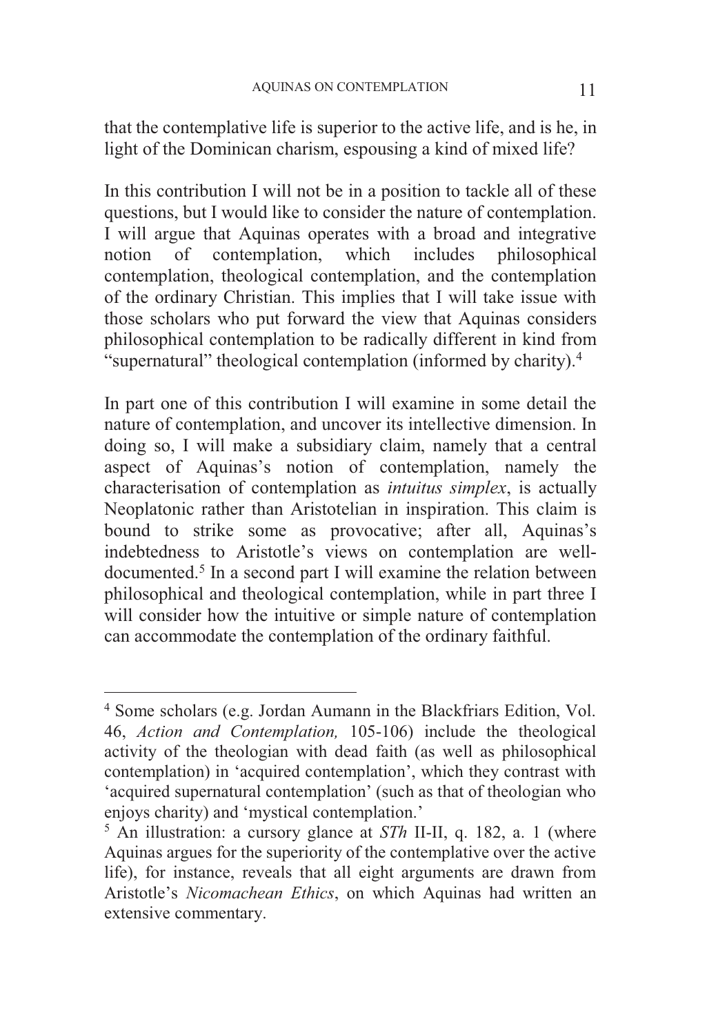that the contemplative life is superior to the active life, and is he, in light of the Dominican charism, espousing a kind of mixed life?

In this contribution I will not be in a position to tackle all of these questions, but I would like to consider the nature of contemplation. I will argue that Aquinas operates with a broad and integrative notion of contemplation, which includes philosophical contemplation, theological contemplation, and the contemplation of the ordinary Christian. This implies that I will take issue with those scholars who put forward the view that Aquinas considers philosophical contemplation to be radically different in kind from "supernatural" theological contemplation (informed by charity).[4]

In part one of this contribution I will examine in some detail the nature of contemplation, and uncover its intellective dimension. In doing so, I will make a subsidiary claim, namely that a central aspect of Aquinas's notion of contemplation, namely the characterisation of contemplation as *intuitus simplex*, is actually Neoplatonic rather than Aristotelian in inspiration. This claim is bound to strike some as provocative; after all, Aquinas's indebtedness to Aristotle's views on contemplation are well-documented.[5] In a second part I will examine the relation between philosophical and theological contemplation, while in part three I will consider how the intuitive or simple nature of contemplation can accommodate the contemplation of the ordinary faithful.

---

[4] Some scholars (e.g. Jordan Aumann in the Blackfriars Edition, Vol. 46, *Action and Contemplation,* 105-106) include the theological activity of the theologian with dead faith (as well as philosophical contemplation) in 'acquired contemplation', which they contrast with 'acquired supernatural contemplation' (such as that of theologian who enjoys charity) and 'mystical contemplation.'

[5] An illustration: a cursory glance at *STh* II-II, q. 182, a. 1 (where Aquinas argues for the superiority of the contemplative over the active life), for instance, reveals that all eight arguments are drawn from Aristotle's *Nicomachean Ethics*, on which Aquinas had written an extensive commentary.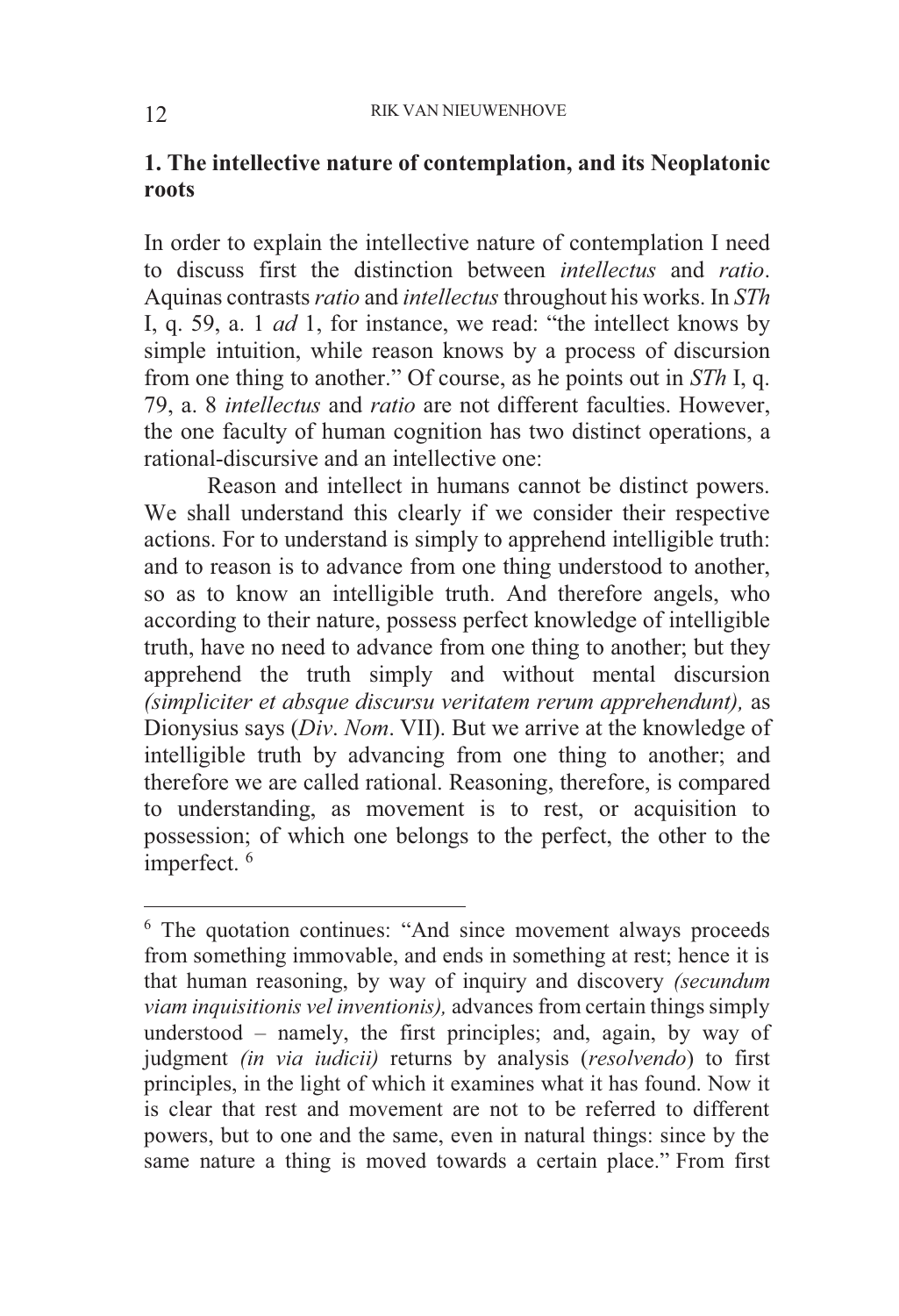## 1. The intellective nature of contemplation, and its Neoplatonic roots

In order to explain the intellective nature of contemplation I need to discuss first the distinction between *intellectus* and *ratio*. Aquinas contrasts *ratio* and *intellectus* throughout his works. In *STh* I, q. 59, a. 1 *ad* 1, for instance, we read: "the intellect knows by simple intuition, while reason knows by a process of discursion from one thing to another." Of course, as he points out in *STh* I, q. 79, a. 8 *intellectus* and *ratio* are not different faculties. However, the one faculty of human cognition has two distinct operations, a rational-discursive and an intellective one:

> Reason and intellect in humans cannot be distinct powers. We shall understand this clearly if we consider their respective actions. For to understand is simply to apprehend intelligible truth: and to reason is to advance from one thing understood to another, so as to know an intelligible truth. And therefore angels, who according to their nature, possess perfect knowledge of intelligible truth, have no need to advance from one thing to another; but they apprehend the truth simply and without mental discursion *(simpliciter et absque discursu veritatem rerum apprehendunt),* as Dionysius says (*Div*. *Nom*. VII). But we arrive at the knowledge of intelligible truth by advancing from one thing to another; and therefore we are called rational. Reasoning, therefore, is compared to understanding, as movement is to rest, or acquisition to possession; of which one belongs to the perfect, the other to the imperfect. [6]

---

[6] The quotation continues: "And since movement always proceeds from something immovable, and ends in something at rest; hence it is that human reasoning, by way of inquiry and discovery *(secundum viam inquisitionis vel inventionis),* advances from certain things simply understood – namely, the first principles; and, again, by way of judgment *(in via iudicii)* returns by analysis (*resolvendo*) to first principles, in the light of which it examines what it has found. Now it is clear that rest and movement are not to be referred to different powers, but to one and the same, even in natural things: since by the same nature a thing is moved towards a certain place." From first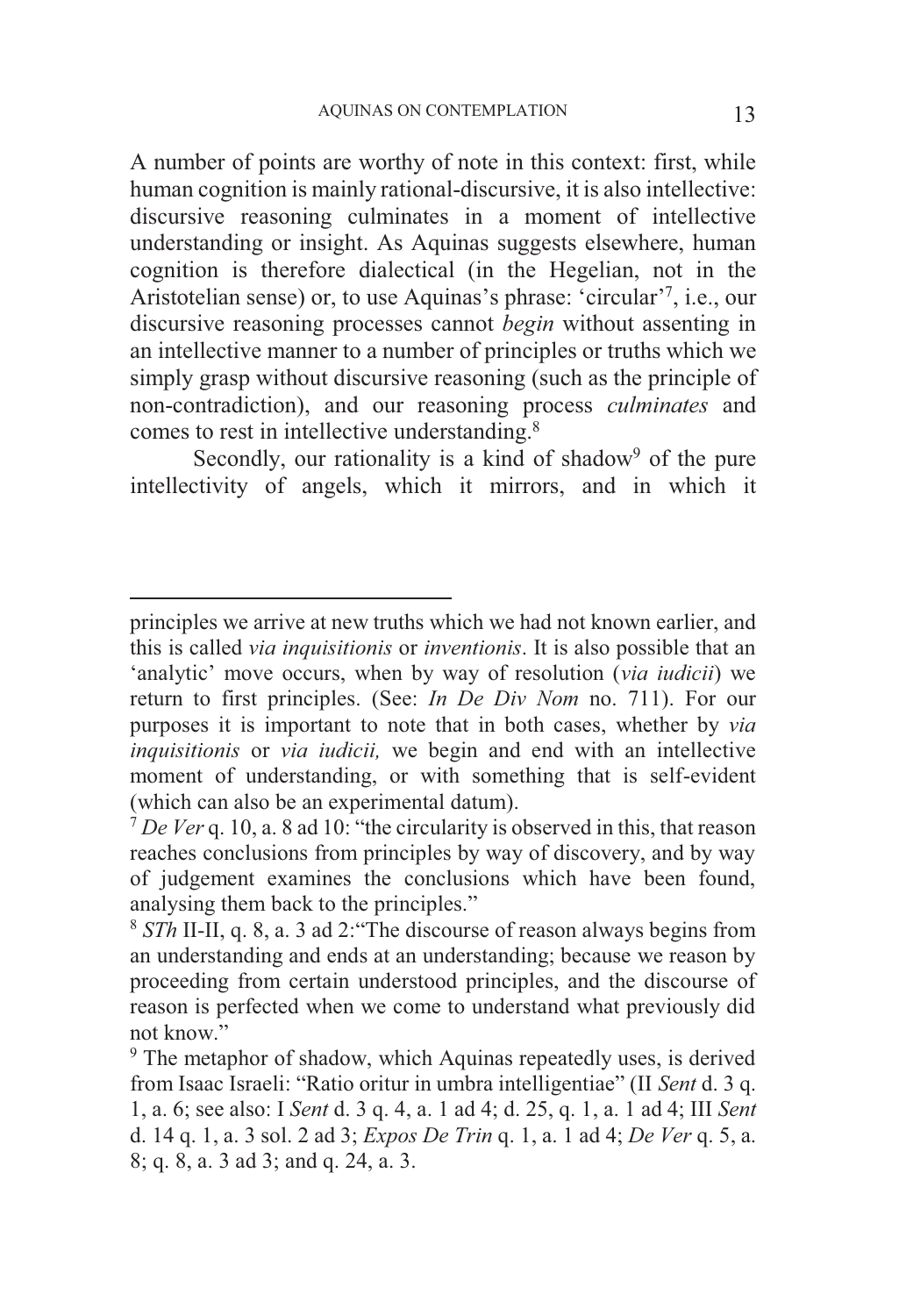A number of points are worthy of note in this context: first, while human cognition is mainly rational-discursive, it is also intellective: discursive reasoning culminates in a moment of intellective understanding or insight. As Aquinas suggests elsewhere, human cognition is therefore dialectical (in the Hegelian, not in the Aristotelian sense) or, to use Aquinas's phrase: 'circular'[7], i.e., our discursive reasoning processes cannot *begin* without assenting in an intellective manner to a number of principles or truths which we simply grasp without discursive reasoning (such as the principle of non-contradiction), and our reasoning process *culminates* and comes to rest in intellective understanding.[8]

Secondly, our rationality is a kind of shadow[9] of the pure intellectivity of angels, which it mirrors, and in which it

---

principles we arrive at new truths which we had not known earlier, and this is called *via inquisitionis* or *inventionis*. It is also possible that an 'analytic' move occurs, when by way of resolution (*via iudicii*) we return to first principles. (See: *In De Div Nom* no. 711). For our purposes it is important to note that in both cases, whether by *via inquisitionis* or *via iudicii,* we begin and end with an intellective moment of understanding, or with something that is self-evident (which can also be an experimental datum).

[7] *De Ver* q. 10, a. 8 ad 10: "the circularity is observed in this, that reason reaches conclusions from principles by way of discovery, and by way of judgement examines the conclusions which have been found, analysing them back to the principles."

[8] *STh* II-II, q. 8, a. 3 ad 2:"The discourse of reason always begins from an understanding and ends at an understanding; because we reason by proceeding from certain understood principles, and the discourse of reason is perfected when we come to understand what previously did not know."

[9] The metaphor of shadow, which Aquinas repeatedly uses, is derived from Isaac Israeli: "Ratio oritur in umbra intelligentiae" (II *Sent* d. 3 q. 1, a. 6; see also: I *Sent* d. 3 q. 4, a. 1 ad 4; d. 25, q. 1, a. 1 ad 4; III *Sent* d. 14 q. 1, a. 3 sol. 2 ad 3; *Expos De Trin* q. 1, a. 1 ad 4; *De Ver* q. 5, a. 8; q. 8, a. 3 ad 3; and q. 24, a. 3.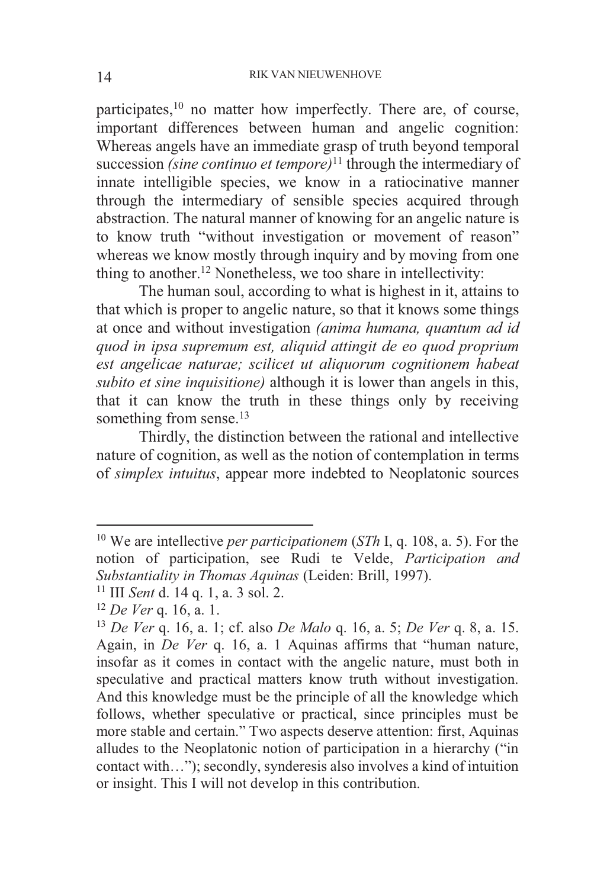participates,[10] no matter how imperfectly. There are, of course, important differences between human and angelic cognition: Whereas angels have an immediate grasp of truth beyond temporal succession *(sine continuo et tempore)*[11] through the intermediary of innate intelligible species, we know in a ratiocinative manner through the intermediary of sensible species acquired through abstraction. The natural manner of knowing for an angelic nature is to know truth "without investigation or movement of reason" whereas we know mostly through inquiry and by moving from one thing to another.[12] Nonetheless, we too share in intellectivity:

> The human soul, according to what is highest in it, attains to that which is proper to angelic nature, so that it knows some things at once and without investigation *(anima humana, quantum ad id quod in ipsa supremum est, aliquid attingit de eo quod proprium est angelicae naturae; scilicet ut aliquorum cognitionem habeat subito et sine inquisitione)* although it is lower than angels in this, that it can know the truth in these things only by receiving something from sense.[13]

Thirdly, the distinction between the rational and intellective nature of cognition, as well as the notion of contemplation in terms of *simplex intuitus*, appear more indebted to Neoplatonic sources

---

[10] We are intellective *per participationem* (*STh* I, q. 108, a. 5). For the notion of participation, see Rudi te Velde, *Participation and Substantiality in Thomas Aquinas* (Leiden: Brill, 1997).

[11] III *Sent* d. 14 q. 1, a. 3 sol. 2.

[12] *De Ver* q. 16, a. 1.

[13] *De Ver* q. 16, a. 1; cf. also *De Malo* q. 16, a. 5; *De Ver* q. 8, a. 15. Again, in *De Ver* q. 16, a. 1 Aquinas affirms that "human nature, insofar as it comes in contact with the angelic nature, must both in speculative and practical matters know truth without investigation. And this knowledge must be the principle of all the knowledge which follows, whether speculative or practical, since principles must be more stable and certain." Two aspects deserve attention: first, Aquinas alludes to the Neoplatonic notion of participation in a hierarchy ("in contact with…"); secondly, synderesis also involves a kind of intuition or insight. This I will not develop in this contribution.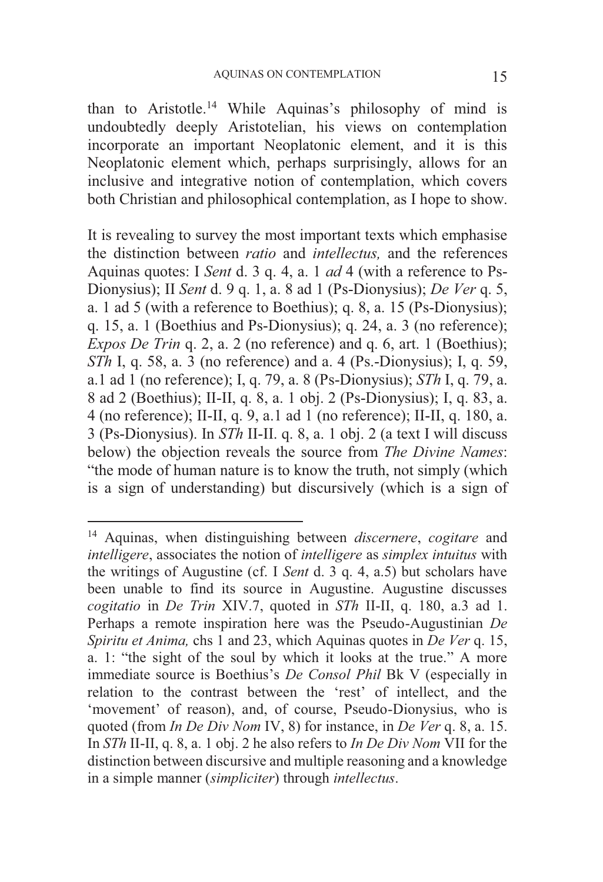than to Aristotle.[14] While Aquinas's philosophy of mind is undoubtedly deeply Aristotelian, his views on contemplation incorporate an important Neoplatonic element, and it is this Neoplatonic element which, perhaps surprisingly, allows for an inclusive and integrative notion of contemplation, which covers both Christian and philosophical contemplation, as I hope to show.

It is revealing to survey the most important texts which emphasise the distinction between *ratio* and *intellectus,* and the references Aquinas quotes: I *Sent* d. 3 q. 4, a. 1 *ad* 4 (with a reference to Ps-Dionysius); II *Sent* d. 9 q. 1, a. 8 ad 1 (Ps-Dionysius); *De Ver* q. 5, a. 1 ad 5 (with a reference to Boethius); q. 8, a. 15 (Ps-Dionysius); q. 15, a. 1 (Boethius and Ps-Dionysius); q. 24, a. 3 (no reference); *Expos De Trin* q. 2, a. 2 (no reference) and q. 6, art. 1 (Boethius); *STh* I, q. 58, a. 3 (no reference) and a. 4 (Ps.-Dionysius); I, q. 59, a.1 ad 1 (no reference); I, q. 79, a. 8 (Ps-Dionysius); *STh* I, q. 79, a. 8 ad 2 (Boethius); II-II, q. 8, a. 1 obj. 2 (Ps-Dionysius); I, q. 83, a. 4 (no reference); II-II, q. 9, a.1 ad 1 (no reference); II-II, q. 180, a. 3 (Ps-Dionysius). In *STh* II-II. q. 8, a. 1 obj. 2 (a text I will discuss below) the objection reveals the source from *The Divine Names*: "the mode of human nature is to know the truth, not simply (which is a sign of understanding) but discursively (which is a sign of

---

[14] Aquinas, when distinguishing between *discernere*, *cogitare* and *intelligere*, associates the notion of *intelligere* as *simplex intuitus* with the writings of Augustine (cf. I *Sent* d. 3 q. 4, a.5) but scholars have been unable to find its source in Augustine. Augustine discusses *cogitatio* in *De Trin* XIV.7, quoted in *STh* II-II, q. 180, a.3 ad 1. Perhaps a remote inspiration here was the Pseudo-Augustinian *De Spiritu et Anima,* chs 1 and 23, which Aquinas quotes in *De Ver* q. 15, a. 1: "the sight of the soul by which it looks at the true." A more immediate source is Boethius's *De Consol Phil* Bk V (especially in relation to the contrast between the 'rest' of intellect, and the 'movement' of reason), and, of course, Pseudo-Dionysius, who is quoted (from *In De Div Nom* IV, 8) for instance, in *De Ver* q. 8, a. 15. In *STh* II-II, q. 8, a. 1 obj. 2 he also refers to *In De Div Nom* VII for the distinction between discursive and multiple reasoning and a knowledge in a simple manner (*simpliciter*) through *intellectus*.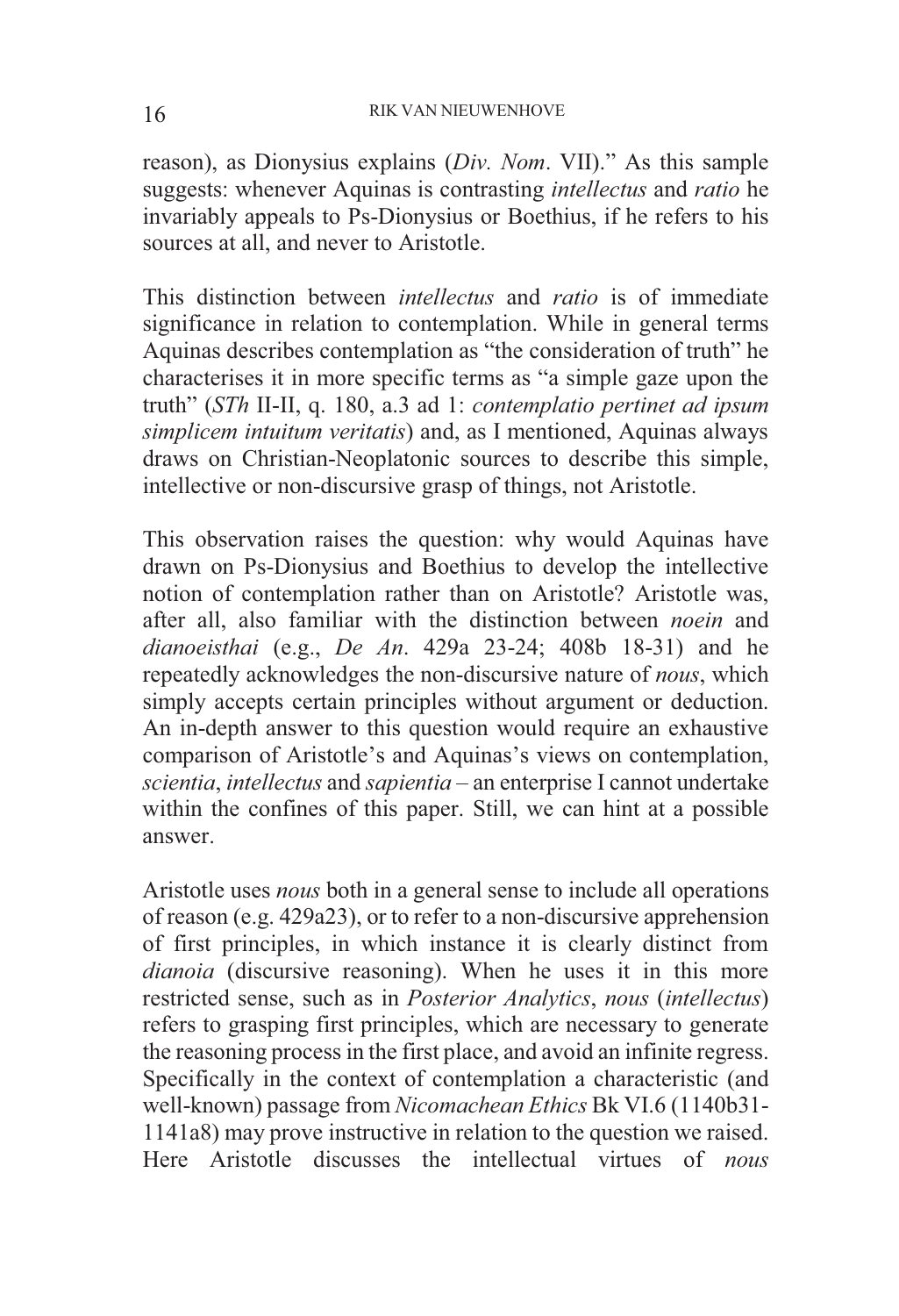reason), as Dionysius explains (*Div. Nom*. VII)." As this sample suggests: whenever Aquinas is contrasting *intellectus* and *ratio* he invariably appeals to Ps-Dionysius or Boethius, if he refers to his sources at all, and never to Aristotle.

This distinction between *intellectus* and *ratio* is of immediate significance in relation to contemplation. While in general terms Aquinas describes contemplation as "the consideration of truth" he characterises it in more specific terms as "a simple gaze upon the truth" (*STh* II-II, q. 180, a.3 ad 1: *contemplatio pertinet ad ipsum simplicem intuitum veritatis*) and, as I mentioned, Aquinas always draws on Christian-Neoplatonic sources to describe this simple, intellective or non-discursive grasp of things, not Aristotle.

This observation raises the question: why would Aquinas have drawn on Ps-Dionysius and Boethius to develop the intellective notion of contemplation rather than on Aristotle? Aristotle was, after all, also familiar with the distinction between *noein* and *dianoeisthai* (e.g., *De An*. 429a 23-24; 408b 18-31) and he repeatedly acknowledges the non-discursive nature of *nous*, which simply accepts certain principles without argument or deduction. An in-depth answer to this question would require an exhaustive comparison of Aristotle's and Aquinas's views on contemplation, *scientia*, *intellectus* and *sapientia* – an enterprise I cannot undertake within the confines of this paper. Still, we can hint at a possible answer.

Aristotle uses *nous* both in a general sense to include all operations of reason (e.g. 429a23), or to refer to a non-discursive apprehension of first principles, in which instance it is clearly distinct from *dianoia* (discursive reasoning). When he uses it in this more restricted sense, such as in *Posterior Analytics*, *nous* (*intellectus*) refers to grasping first principles, which are necessary to generate the reasoning process in the first place, and avoid an infinite regress. Specifically in the context of contemplation a characteristic (and well-known) passage from *Nicomachean Ethics* Bk VI.6 (1140b31-1141a8) may prove instructive in relation to the question we raised. Here Aristotle discusses the intellectual virtues of *nous*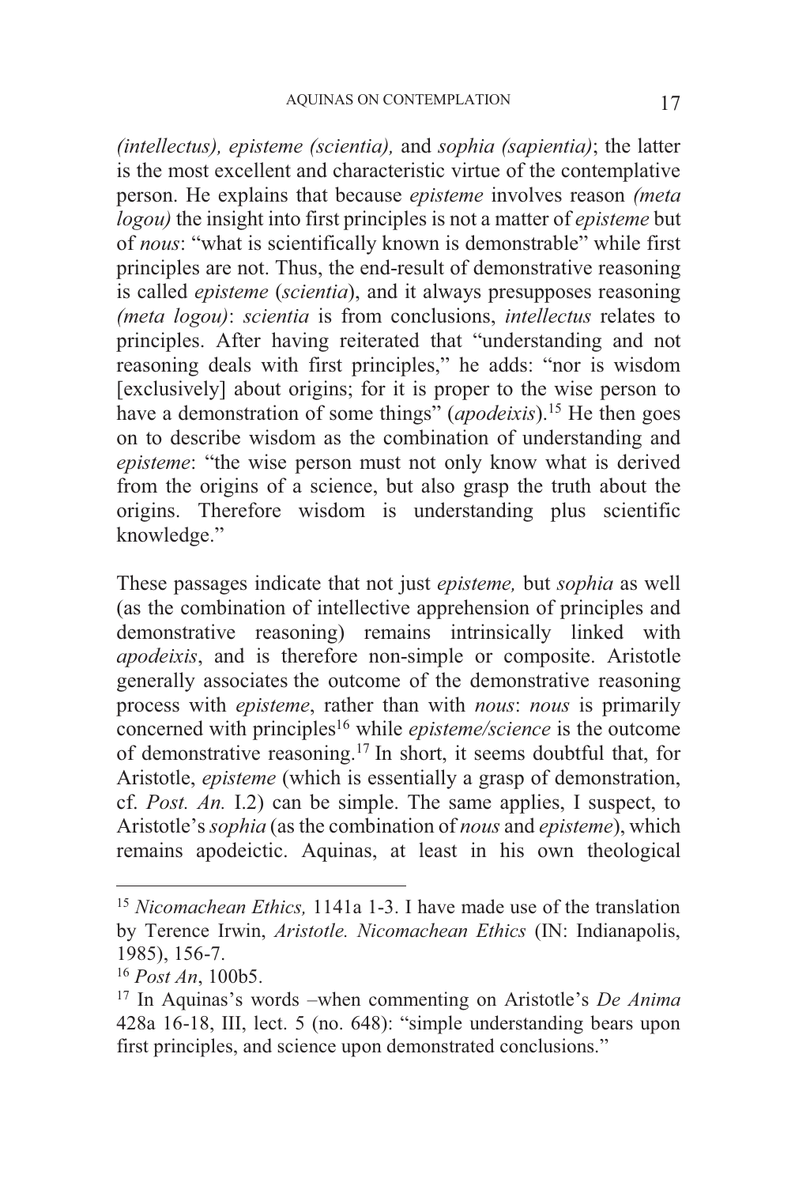*(intellectus), episteme (scientia),* and *sophia (sapientia)*; the latter is the most excellent and characteristic virtue of the contemplative person. He explains that because *episteme* involves reason *(meta logou)* the insight into first principles is not a matter of *episteme* but of *nous*: "what is scientifically known is demonstrable" while first principles are not. Thus, the end-result of demonstrative reasoning is called *episteme* (*scientia*), and it always presupposes reasoning *(meta logou)*: *scientia* is from conclusions, *intellectus* relates to principles. After having reiterated that "understanding and not reasoning deals with first principles," he adds: "nor is wisdom [exclusively] about origins; for it is proper to the wise person to have a demonstration of some things" (*apodeixis*).[15] He then goes on to describe wisdom as the combination of understanding and *episteme*: "the wise person must not only know what is derived from the origins of a science, but also grasp the truth about the origins. Therefore wisdom is understanding plus scientific knowledge."

These passages indicate that not just *episteme,* but *sophia* as well (as the combination of intellective apprehension of principles and demonstrative reasoning) remains intrinsically linked with *apodeixis*, and is therefore non-simple or composite. Aristotle generally associates the outcome of the demonstrative reasoning process with *episteme*, rather than with *nous*: *nous* is primarily concerned with principles[16] while *episteme/science* is the outcome of demonstrative reasoning.[17] In short, it seems doubtful that, for Aristotle, *episteme* (which is essentially a grasp of demonstration, cf. *Post. An.* I.2) can be simple. The same applies, I suspect, to Aristotle's *sophia* (as the combination of *nous* and *episteme*), which remains apodeictic. Aquinas, at least in his own theological

---

[15] *Nicomachean Ethics,* 1141a 1-3. I have made use of the translation by Terence Irwin, *Aristotle. Nicomachean Ethics* (IN: Indianapolis, 1985), 156-7.

[16] *Post An*, 100b5.

[17] In Aquinas's words –when commenting on Aristotle's *De Anima* 428a 16-18, III, lect. 5 (no. 648): "simple understanding bears upon first principles, and science upon demonstrated conclusions."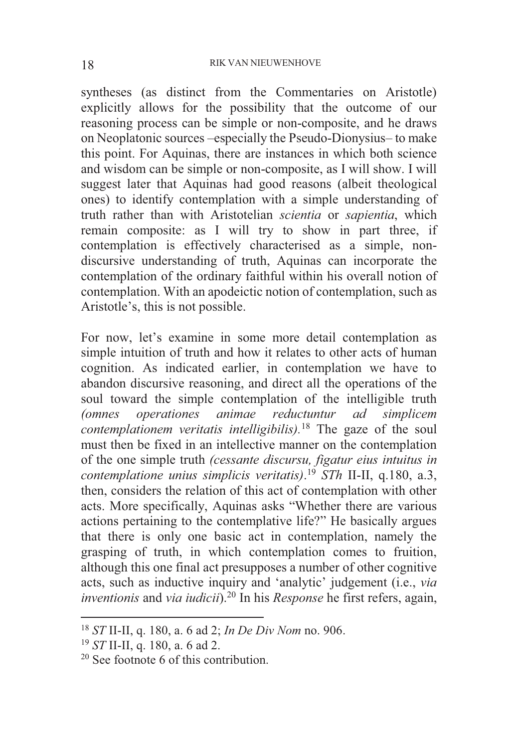syntheses (as distinct from the Commentaries on Aristotle) explicitly allows for the possibility that the outcome of our reasoning process can be simple or non-composite, and he draws on Neoplatonic sources –especially the Pseudo-Dionysius– to make this point. For Aquinas, there are instances in which both science and wisdom can be simple or non-composite, as I will show. I will suggest later that Aquinas had good reasons (albeit theological ones) to identify contemplation with a simple understanding of truth rather than with Aristotelian *scientia* or *sapientia*, which remain composite: as I will try to show in part three, if contemplation is effectively characterised as a simple, non-discursive understanding of truth, Aquinas can incorporate the contemplation of the ordinary faithful within his overall notion of contemplation. With an apodeictic notion of contemplation, such as Aristotle's, this is not possible.

For now, let's examine in some more detail contemplation as simple intuition of truth and how it relates to other acts of human cognition. As indicated earlier, in contemplation we have to abandon discursive reasoning, and direct all the operations of the soul toward the simple contemplation of the intelligible truth *(omnes operationes animae reductuntur ad simplicem contemplationem veritatis intelligibilis)*.[18] The gaze of the soul must then be fixed in an intellective manner on the contemplation of the one simple truth *(cessante discursu, figatur eius intuitus in contemplatione unius simplicis veritatis)*.[19] *STh* II-II, q.180, a.3, then, considers the relation of this act of contemplation with other acts. More specifically, Aquinas asks "Whether there are various actions pertaining to the contemplative life?" He basically argues that there is only one basic act in contemplation, namely the grasping of truth, in which contemplation comes to fruition, although this one final act presupposes a number of other cognitive acts, such as inductive inquiry and 'analytic' judgement (i.e., *via inventionis* and *via iudicii*).[20] In his *Response* he first refers, again,

[18] *ST* II-II, q. 180, a. 6 ad 2; *In De Div Nom* no. 906.

[19] *ST* II-II, q. 180, a. 6 ad 2.

[20] See footnote 6 of this contribution.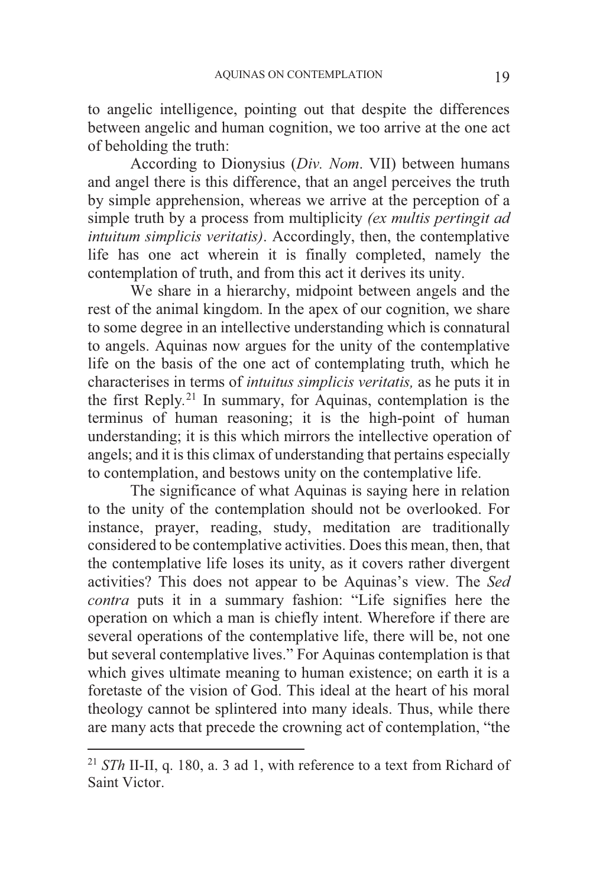to angelic intelligence, pointing out that despite the differences between angelic and human cognition, we too arrive at the one act of beholding the truth:

According to Dionysius (*Div. Nom*. VII) between humans and angel there is this difference, that an angel perceives the truth by simple apprehension, whereas we arrive at the perception of a simple truth by a process from multiplicity *(ex multis pertingit ad intuitum simplicis veritatis)*. Accordingly, then, the contemplative life has one act wherein it is finally completed, namely the contemplation of truth, and from this act it derives its unity.

We share in a hierarchy, midpoint between angels and the rest of the animal kingdom. In the apex of our cognition, we share to some degree in an intellective understanding which is connatural to angels. Aquinas now argues for the unity of the contemplative life on the basis of the one act of contemplating truth, which he characterises in terms of *intuitus simplicis veritatis,* as he puts it in the first Reply.[21] In summary, for Aquinas, contemplation is the terminus of human reasoning; it is the high-point of human understanding; it is this which mirrors the intellective operation of angels; and it is this climax of understanding that pertains especially to contemplation, and bestows unity on the contemplative life.

The significance of what Aquinas is saying here in relation to the unity of the contemplation should not be overlooked. For instance, prayer, reading, study, meditation are traditionally considered to be contemplative activities. Does this mean, then, that the contemplative life loses its unity, as it covers rather divergent activities? This does not appear to be Aquinas's view. The *Sed contra* puts it in a summary fashion: "Life signifies here the operation on which a man is chiefly intent. Wherefore if there are several operations of the contemplative life, there will be, not one but several contemplative lives." For Aquinas contemplation is that which gives ultimate meaning to human existence; on earth it is a foretaste of the vision of God. This ideal at the heart of his moral theology cannot be splintered into many ideals. Thus, while there are many acts that precede the crowning act of contemplation, "the

---

[21] *STh* II-II, q. 180, a. 3 ad 1, with reference to a text from Richard of Saint Victor.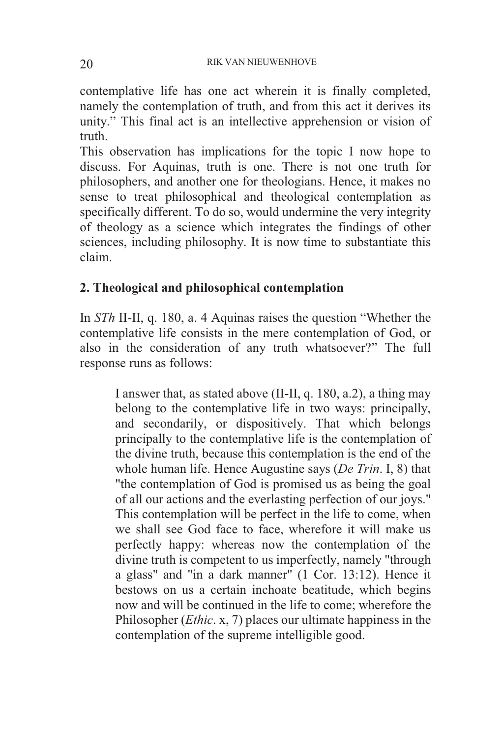contemplative life has one act wherein it is finally completed, namely the contemplation of truth, and from this act it derives its unity." This final act is an intellective apprehension or vision of truth.

This observation has implications for the topic I now hope to discuss. For Aquinas, truth is one. There is not one truth for philosophers, and another one for theologians. Hence, it makes no sense to treat philosophical and theological contemplation as specifically different. To do so, would undermine the very integrity of theology as a science which integrates the findings of other sciences, including philosophy. It is now time to substantiate this claim.

## 2. Theological and philosophical contemplation

In *STh* II-II, q. 180, a. 4 Aquinas raises the question "Whether the contemplative life consists in the mere contemplation of God, or also in the consideration of any truth whatsoever?" The full response runs as follows:

> I answer that, as stated above (II-II, q. 180, a.2), a thing may belong to the contemplative life in two ways: principally, and secondarily, or dispositively. That which belongs principally to the contemplative life is the contemplation of the divine truth, because this contemplation is the end of the whole human life. Hence Augustine says (*De Trin*. I, 8) that "the contemplation of God is promised us as being the goal of all our actions and the everlasting perfection of our joys." This contemplation will be perfect in the life to come, when we shall see God face to face, wherefore it will make us perfectly happy: whereas now the contemplation of the divine truth is competent to us imperfectly, namely "through a glass" and "in a dark manner" (1 Cor. 13:12). Hence it bestows on us a certain inchoate beatitude, which begins now and will be continued in the life to come; wherefore the Philosopher (*Ethic*. x, 7) places our ultimate happiness in the contemplation of the supreme intelligible good.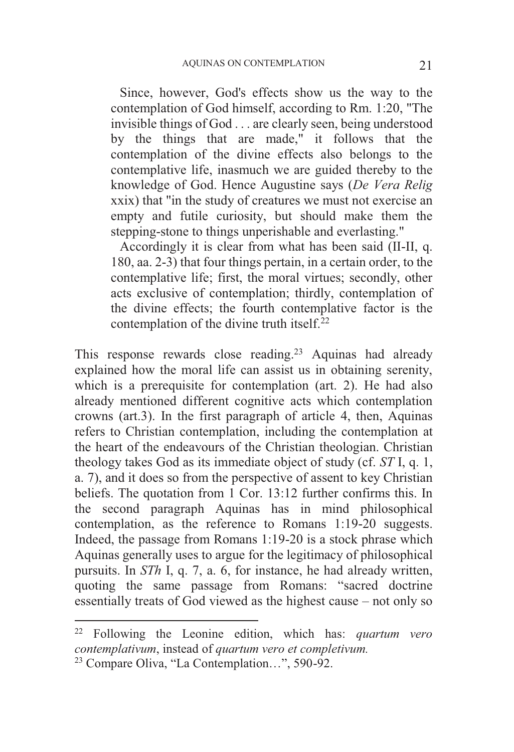> Since, however, God's effects show us the way to the contemplation of God himself, according to Rm. 1:20, "The invisible things of God . . . are clearly seen, being understood by the things that are made," it follows that the contemplation of the divine effects also belongs to the contemplative life, inasmuch we are guided thereby to the knowledge of God. Hence Augustine says (*De Vera Relig* xxix) that "in the study of creatures we must not exercise an empty and futile curiosity, but should make them the stepping-stone to things unperishable and everlasting."
>
> Accordingly it is clear from what has been said (II-II, q. 180, aa. 2-3) that four things pertain, in a certain order, to the contemplative life; first, the moral virtues; secondly, other acts exclusive of contemplation; thirdly, contemplation of the divine effects; the fourth contemplative factor is the contemplation of the divine truth itself.[22]

This response rewards close reading.[23] Aquinas had already explained how the moral life can assist us in obtaining serenity, which is a prerequisite for contemplation (art. 2). He had also already mentioned different cognitive acts which contemplation crowns (art.3). In the first paragraph of article 4, then, Aquinas refers to Christian contemplation, including the contemplation at the heart of the endeavours of the Christian theologian. Christian theology takes God as its immediate object of study (cf. *ST* I, q. 1, a. 7), and it does so from the perspective of assent to key Christian beliefs. The quotation from 1 Cor. 13:12 further confirms this. In the second paragraph Aquinas has in mind philosophical contemplation, as the reference to Romans 1:19-20 suggests. Indeed, the passage from Romans 1:19-20 is a stock phrase which Aquinas generally uses to argue for the legitimacy of philosophical pursuits. In *STh* I, q. 7, a. 6, for instance, he had already written, quoting the same passage from Romans: "sacred doctrine essentially treats of God viewed as the highest cause – not only so

---

[22] Following the Leonine edition, which has: *quartum vero contemplativum*, instead of *quartum vero et completivum.*

[23] Compare Oliva, "La Contemplation…", 590-92.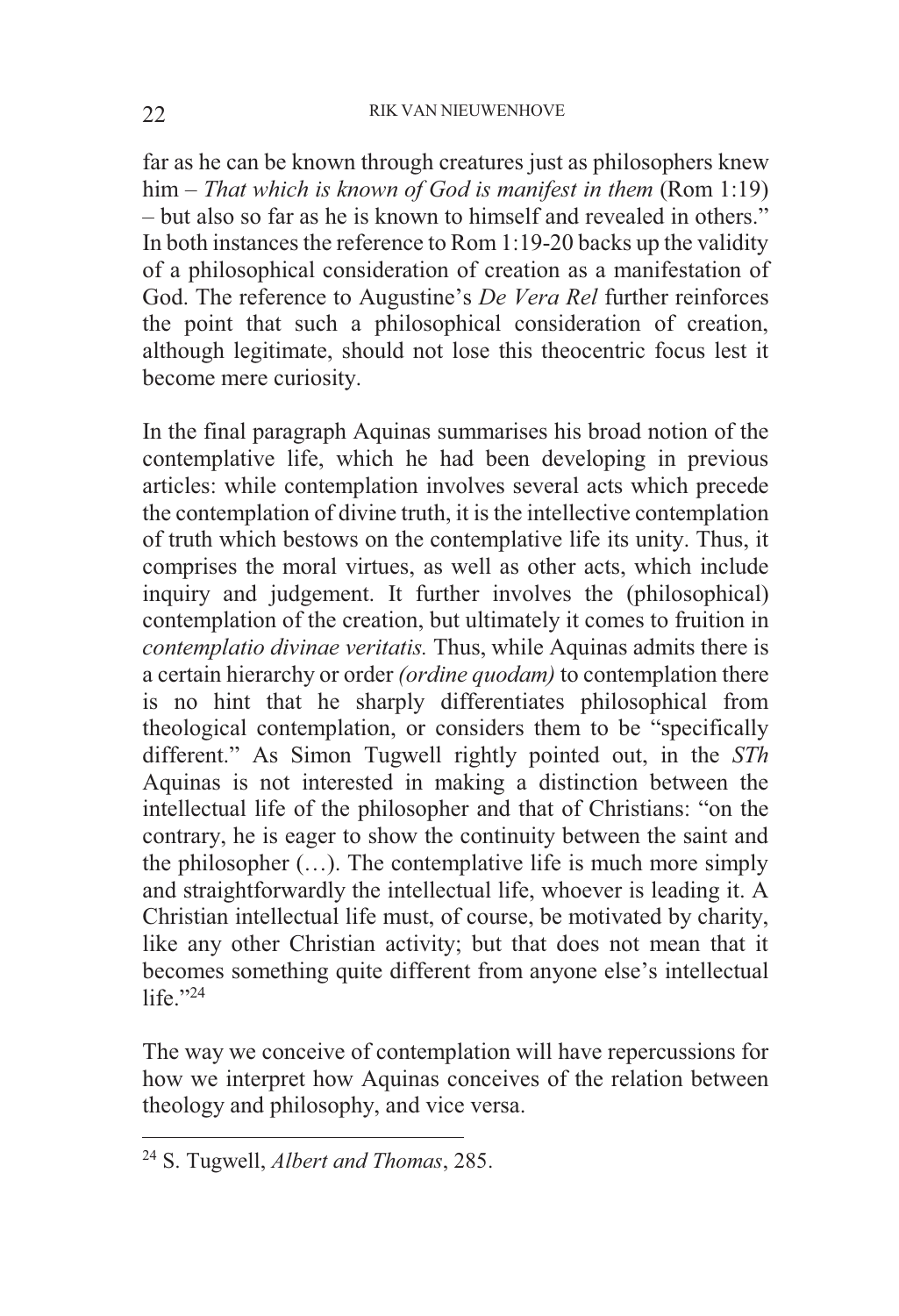far as he can be known through creatures just as philosophers knew him – *That which is known of God is manifest in them* (Rom 1:19) – but also so far as he is known to himself and revealed in others." In both instances the reference to Rom 1:19-20 backs up the validity of a philosophical consideration of creation as a manifestation of God. The reference to Augustine's *De Vera Rel* further reinforces the point that such a philosophical consideration of creation, although legitimate, should not lose this theocentric focus lest it become mere curiosity.

In the final paragraph Aquinas summarises his broad notion of the contemplative life, which he had been developing in previous articles: while contemplation involves several acts which precede the contemplation of divine truth, it is the intellective contemplation of truth which bestows on the contemplative life its unity. Thus, it comprises the moral virtues, as well as other acts, which include inquiry and judgement. It further involves the (philosophical) contemplation of the creation, but ultimately it comes to fruition in *contemplatio divinae veritatis.* Thus, while Aquinas admits there is a certain hierarchy or order *(ordine quodam)* to contemplation there is no hint that he sharply differentiates philosophical from theological contemplation, or considers them to be "specifically different." As Simon Tugwell rightly pointed out, in the *STh* Aquinas is not interested in making a distinction between the intellectual life of the philosopher and that of Christians: "on the contrary, he is eager to show the continuity between the saint and the philosopher (…). The contemplative life is much more simply and straightforwardly the intellectual life, whoever is leading it. A Christian intellectual life must, of course, be motivated by charity, like any other Christian activity; but that does not mean that it becomes something quite different from anyone else's intellectual life."[24]

The way we conceive of contemplation will have repercussions for how we interpret how Aquinas conceives of the relation between theology and philosophy, and vice versa.

---

[24] S. Tugwell, *Albert and Thomas*, 285.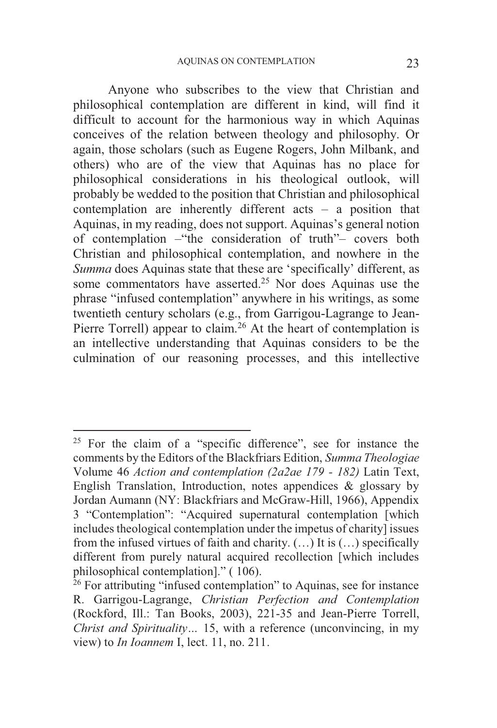Anyone who subscribes to the view that Christian and philosophical contemplation are different in kind, will find it difficult to account for the harmonious way in which Aquinas conceives of the relation between theology and philosophy. Or again, those scholars (such as Eugene Rogers, John Milbank, and others) who are of the view that Aquinas has no place for philosophical considerations in his theological outlook, will probably be wedded to the position that Christian and philosophical contemplation are inherently different acts – a position that Aquinas, in my reading, does not support. Aquinas's general notion of contemplation –"the consideration of truth"– covers both Christian and philosophical contemplation, and nowhere in the *Summa* does Aquinas state that these are 'specifically' different, as some commentators have asserted.[25] Nor does Aquinas use the phrase "infused contemplation" anywhere in his writings, as some twentieth century scholars (e.g., from Garrigou-Lagrange to Jean-Pierre Torrell) appear to claim.[26] At the heart of contemplation is an intellective understanding that Aquinas considers to be the culmination of our reasoning processes, and this intellective

---

[25] For the claim of a "specific difference", see for instance the comments by the Editors of the Blackfriars Edition, *Summa Theologiae* Volume 46 *Action and contemplation (2a2ae 179 - 182)* Latin Text, English Translation, Introduction, notes appendices & glossary by Jordan Aumann (NY: Blackfriars and McGraw-Hill, 1966), Appendix 3 "Contemplation": "Acquired supernatural contemplation [which includes theological contemplation under the impetus of charity] issues from the infused virtues of faith and charity. (…) It is (…) specifically different from purely natural acquired recollection [which includes philosophical contemplation]." ( 106).

[26] For attributing "infused contemplation" to Aquinas, see for instance R. Garrigou-Lagrange, *Christian Perfection and Contemplation* (Rockford, Ill.: Tan Books, 2003), 221-35 and Jean-Pierre Torrell, *Christ and Spirituality*... 15, with a reference (unconvincing, in my view) to *In Ioannem* I, lect. 11, no. 211.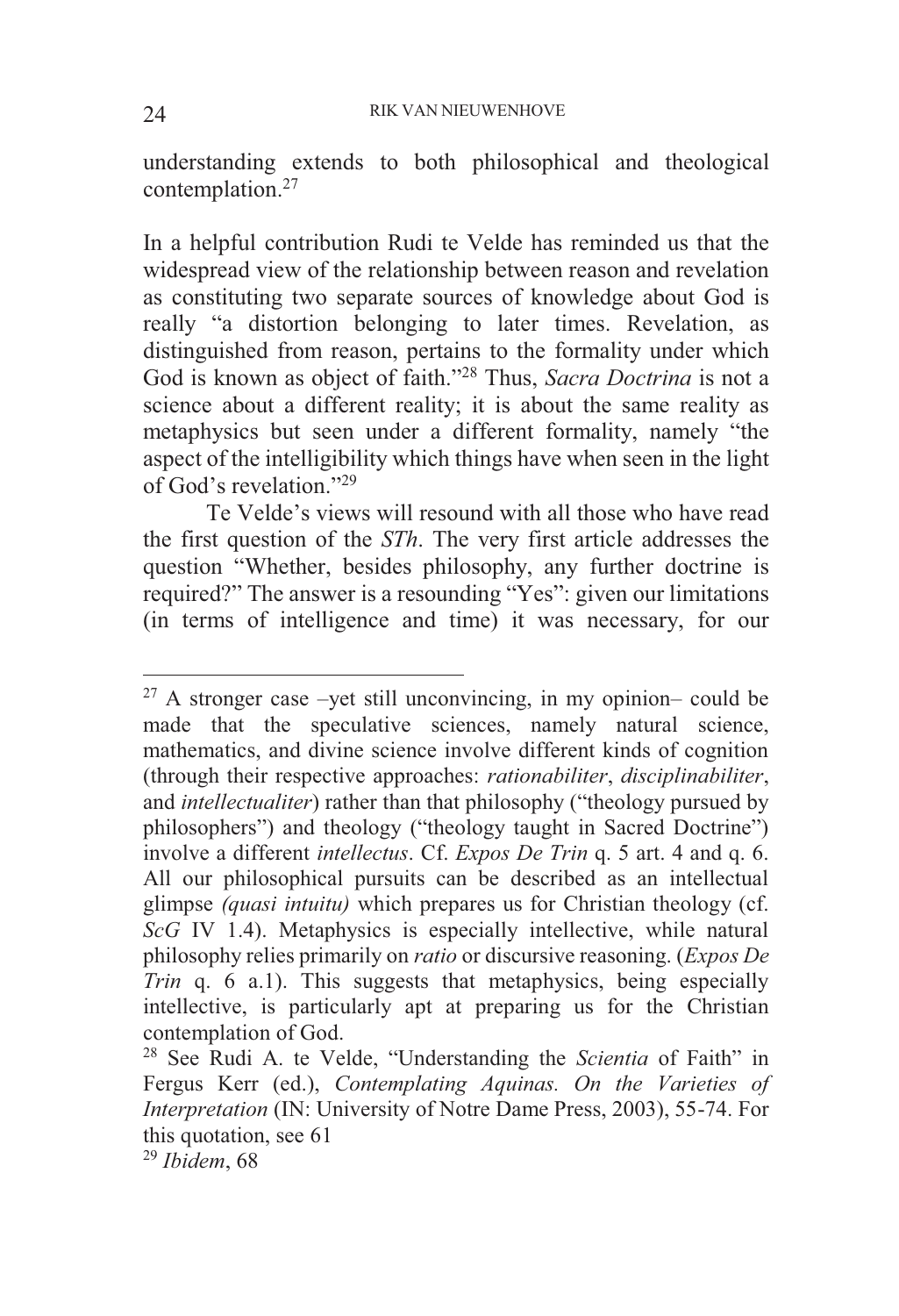understanding extends to both philosophical and theological contemplation.[27]

In a helpful contribution Rudi te Velde has reminded us that the widespread view of the relationship between reason and revelation as constituting two separate sources of knowledge about God is really "a distortion belonging to later times. Revelation, as distinguished from reason, pertains to the formality under which God is known as object of faith."[28] Thus, *Sacra Doctrina* is not a science about a different reality; it is about the same reality as metaphysics but seen under a different formality, namely "the aspect of the intelligibility which things have when seen in the light of God's revelation."[29]

Te Velde's views will resound with all those who have read the first question of the *STh*. The very first article addresses the question "Whether, besides philosophy, any further doctrine is required?" The answer is a resounding "Yes": given our limitations (in terms of intelligence and time) it was necessary, for our

---

[27] A stronger case –yet still unconvincing, in my opinion– could be made that the speculative sciences, namely natural science, mathematics, and divine science involve different kinds of cognition (through their respective approaches: *rationabiliter*, *disciplinabiliter*, and *intellectualiter*) rather than that philosophy ("theology pursued by philosophers") and theology ("theology taught in Sacred Doctrine") involve a different *intellectus*. Cf. *Expos De Trin* q. 5 art. 4 and q. 6. All our philosophical pursuits can be described as an intellectual glimpse *(quasi intuitu)* which prepares us for Christian theology (cf. *ScG* IV 1.4). Metaphysics is especially intellective, while natural philosophy relies primarily on *ratio* or discursive reasoning. (*Expos De Trin* q. 6 a.1). This suggests that metaphysics, being especially intellective, is particularly apt at preparing us for the Christian contemplation of God.

[28] See Rudi A. te Velde, "Understanding the *Scientia* of Faith" in Fergus Kerr (ed.), *Contemplating Aquinas. On the Varieties of Interpretation* (IN: University of Notre Dame Press, 2003), 55-74. For this quotation, see 61

[29] *Ibidem*, 68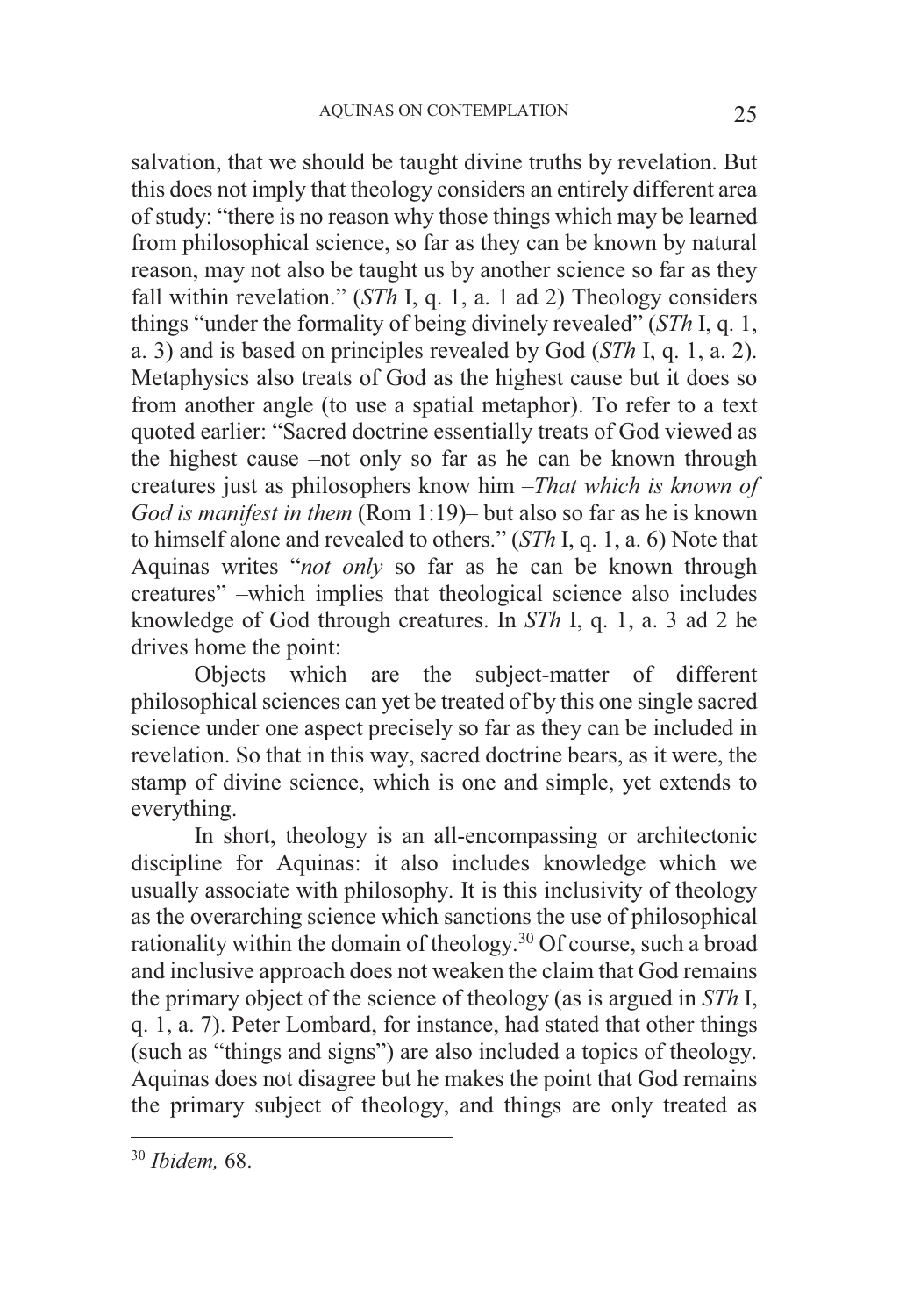salvation, that we should be taught divine truths by revelation. But this does not imply that theology considers an entirely different area of study: "there is no reason why those things which may be learned from philosophical science, so far as they can be known by natural reason, may not also be taught us by another science so far as they fall within revelation." (*STh* I, q. 1, a. 1 ad 2) Theology considers things "under the formality of being divinely revealed" (*STh* I, q. 1, a. 3) and is based on principles revealed by God (*STh* I, q. 1, a. 2). Metaphysics also treats of God as the highest cause but it does so from another angle (to use a spatial metaphor). To refer to a text quoted earlier: "Sacred doctrine essentially treats of God viewed as the highest cause –not only so far as he can be known through creatures just as philosophers know him –*That which is known of God is manifest in them* (Rom 1:19)– but also so far as he is known to himself alone and revealed to others." (*STh* I, q. 1, a. 6) Note that Aquinas writes "*not only* so far as he can be known through creatures" –which implies that theological science also includes knowledge of God through creatures. In *STh* I, q. 1, a. 3 ad 2 he drives home the point:

> Objects which are the subject-matter of different philosophical sciences can yet be treated of by this one single sacred science under one aspect precisely so far as they can be included in revelation. So that in this way, sacred doctrine bears, as it were, the stamp of divine science, which is one and simple, yet extends to everything.

In short, theology is an all-encompassing or architectonic discipline for Aquinas: it also includes knowledge which we usually associate with philosophy. It is this inclusivity of theology as the overarching science which sanctions the use of philosophical rationality within the domain of theology.[30] Of course, such a broad and inclusive approach does not weaken the claim that God remains the primary object of the science of theology (as is argued in *STh* I, q. 1, a. 7). Peter Lombard, for instance, had stated that other things (such as "things and signs") are also included a topics of theology. Aquinas does not disagree but he makes the point that God remains the primary subject of theology, and things are only treated as

---

[30] *Ibidem,* 68.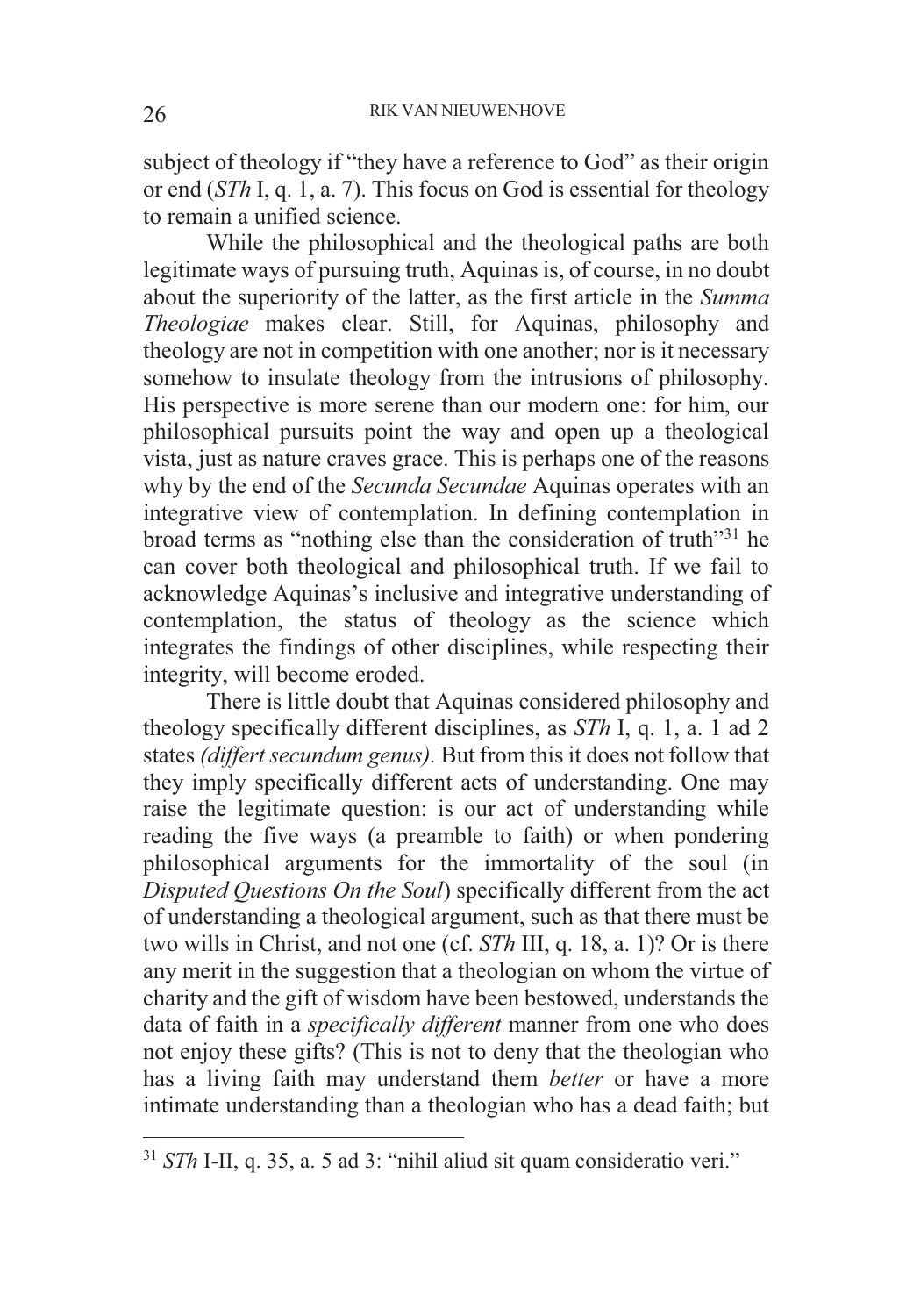subject of theology if "they have a reference to God" as their origin or end (*STh* I, q. 1, a. 7). This focus on God is essential for theology to remain a unified science.

While the philosophical and the theological paths are both legitimate ways of pursuing truth, Aquinas is, of course, in no doubt about the superiority of the latter, as the first article in the *Summa Theologiae* makes clear. Still, for Aquinas, philosophy and theology are not in competition with one another; nor is it necessary somehow to insulate theology from the intrusions of philosophy. His perspective is more serene than our modern one: for him, our philosophical pursuits point the way and open up a theological vista, just as nature craves grace. This is perhaps one of the reasons why by the end of the *Secunda Secundae* Aquinas operates with an integrative view of contemplation. In defining contemplation in broad terms as "nothing else than the consideration of truth"[31] he can cover both theological and philosophical truth. If we fail to acknowledge Aquinas's inclusive and integrative understanding of contemplation, the status of theology as the science which integrates the findings of other disciplines, while respecting their integrity, will become eroded.

There is little doubt that Aquinas considered philosophy and theology specifically different disciplines, as *STh* I, q. 1, a. 1 ad 2 states *(differt secundum genus)*. But from this it does not follow that they imply specifically different acts of understanding. One may raise the legitimate question: is our act of understanding while reading the five ways (a preamble to faith) or when pondering philosophical arguments for the immortality of the soul (in *Disputed Questions On the Soul*) specifically different from the act of understanding a theological argument, such as that there must be two wills in Christ, and not one (cf. *STh* III, q. 18, a. 1)? Or is there any merit in the suggestion that a theologian on whom the virtue of charity and the gift of wisdom have been bestowed, understands the data of faith in a *specifically different* manner from one who does not enjoy these gifts? (This is not to deny that the theologian who has a living faith may understand them *better* or have a more intimate understanding than a theologian who has a dead faith; but

---

[31] *STh* I-II, q. 35, a. 5 ad 3: "nihil aliud sit quam consideratio veri."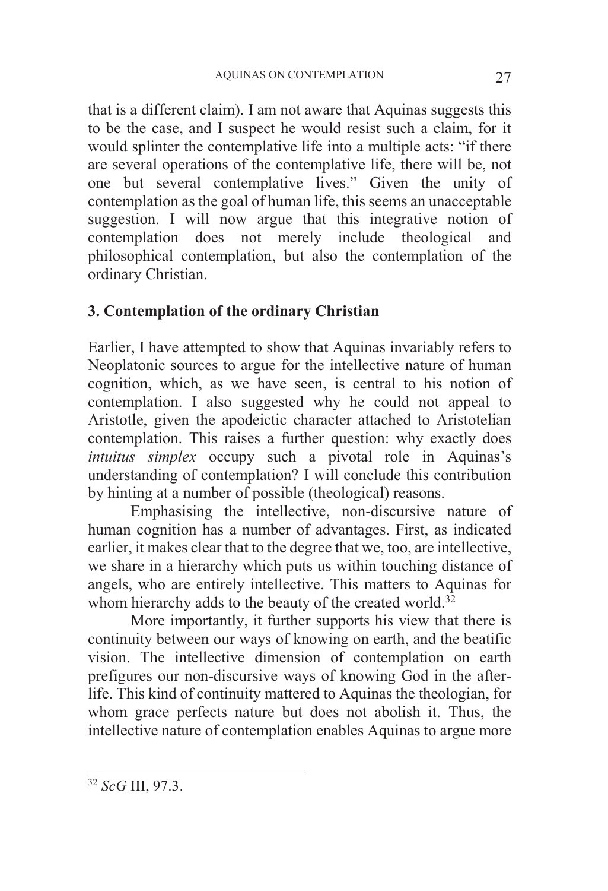that is a different claim). I am not aware that Aquinas suggests this to be the case, and I suspect he would resist such a claim, for it would splinter the contemplative life into a multiple acts: "if there are several operations of the contemplative life, there will be, not one but several contemplative lives." Given the unity of contemplation as the goal of human life, this seems an unacceptable suggestion. I will now argue that this integrative notion of contemplation does not merely include theological and philosophical contemplation, but also the contemplation of the ordinary Christian.

## 3. Contemplation of the ordinary Christian

Earlier, I have attempted to show that Aquinas invariably refers to Neoplatonic sources to argue for the intellective nature of human cognition, which, as we have seen, is central to his notion of contemplation. I also suggested why he could not appeal to Aristotle, given the apodeictic character attached to Aristotelian contemplation. This raises a further question: why exactly does *intuitus simplex* occupy such a pivotal role in Aquinas's understanding of contemplation? I will conclude this contribution by hinting at a number of possible (theological) reasons.

Emphasising the intellective, non-discursive nature of human cognition has a number of advantages. First, as indicated earlier, it makes clear that to the degree that we, too, are intellective, we share in a hierarchy which puts us within touching distance of angels, who are entirely intellective. This matters to Aquinas for whom hierarchy adds to the beauty of the created world.[32]

More importantly, it further supports his view that there is continuity between our ways of knowing on earth, and the beatific vision. The intellective dimension of contemplation on earth prefigures our non-discursive ways of knowing God in the after-life. This kind of continuity mattered to Aquinas the theologian, for whom grace perfects nature but does not abolish it. Thus, the intellective nature of contemplation enables Aquinas to argue more

---

[32] *ScG* III, 97.3.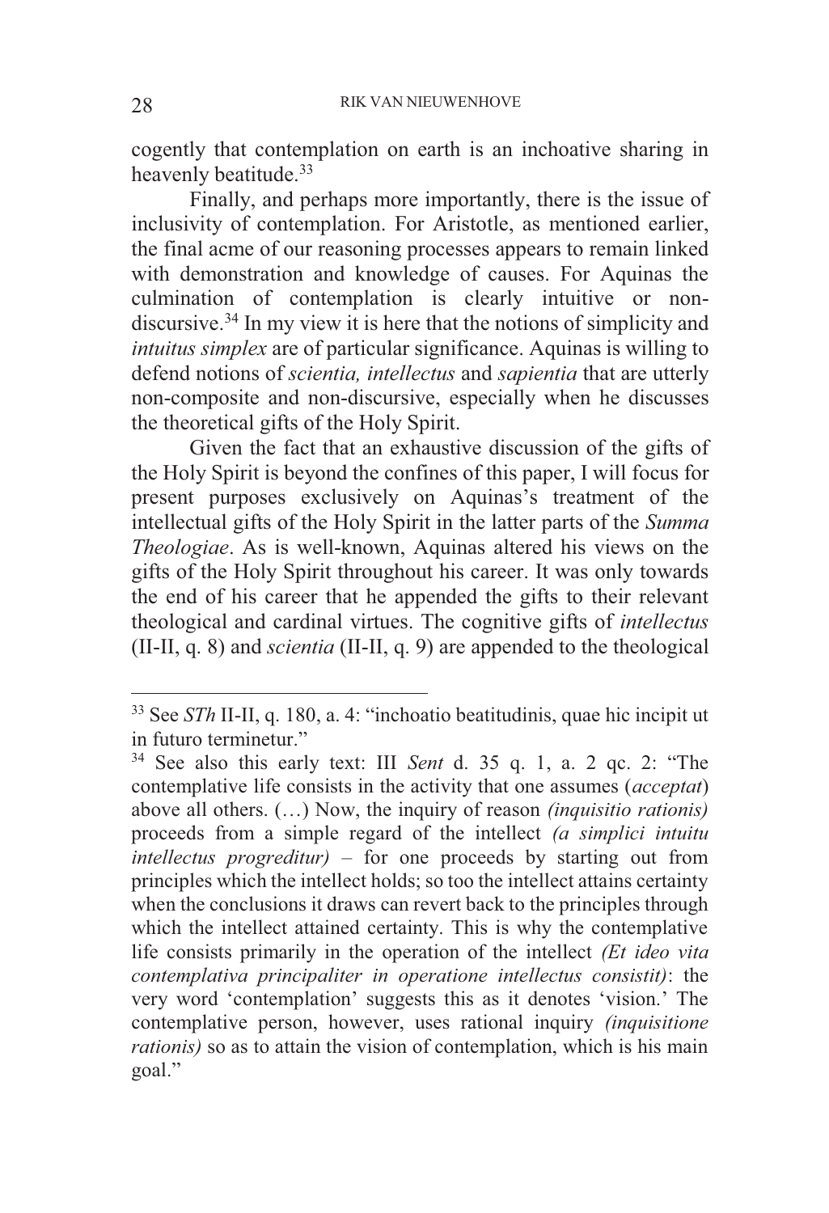cogently that contemplation on earth is an inchoative sharing in heavenly beatitude.[33]

Finally, and perhaps more importantly, there is the issue of inclusivity of contemplation. For Aristotle, as mentioned earlier, the final acme of our reasoning processes appears to remain linked with demonstration and knowledge of causes. For Aquinas the culmination of contemplation is clearly intuitive or non-discursive.[34] In my view it is here that the notions of simplicity and *intuitus simplex* are of particular significance. Aquinas is willing to defend notions of *scientia, intellectus* and *sapientia* that are utterly non-composite and non-discursive, especially when he discusses the theoretical gifts of the Holy Spirit.

Given the fact that an exhaustive discussion of the gifts of the Holy Spirit is beyond the confines of this paper, I will focus for present purposes exclusively on Aquinas's treatment of the intellectual gifts of the Holy Spirit in the latter parts of the *Summa Theologiae*. As is well-known, Aquinas altered his views on the gifts of the Holy Spirit throughout his career. It was only towards the end of his career that he appended the gifts to their relevant theological and cardinal virtues. The cognitive gifts of *intellectus* (II-II, q. 8) and *scientia* (II-II, q. 9) are appended to the theological

---

[33] See *STh* II-II, q. 180, a. 4: "inchoatio beatitudinis, quae hic incipit ut in futuro terminetur."

[34] See also this early text: III *Sent* d. 35 q. 1, a. 2 qc. 2: "The contemplative life consists in the activity that one assumes (*acceptat*) above all others. (…) Now, the inquiry of reason *(inquisitio rationis)* proceeds from a simple regard of the intellect *(a simplici intuitu intellectus progreditur)* – for one proceeds by starting out from principles which the intellect holds; so too the intellect attains certainty when the conclusions it draws can revert back to the principles through which the intellect attained certainty. This is why the contemplative life consists primarily in the operation of the intellect *(Et ideo vita contemplativa principaliter in operatione intellectus consistit)*: the very word 'contemplation' suggests this as it denotes 'vision.' The contemplative person, however, uses rational inquiry *(inquisitione rationis)* so as to attain the vision of contemplation, which is his main goal."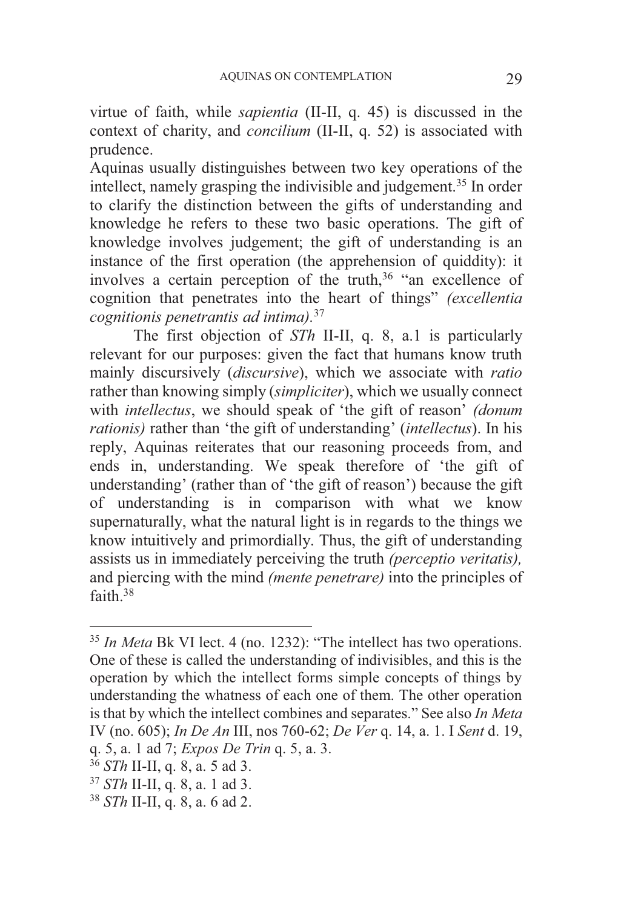virtue of faith, while *sapientia* (II-II, q. 45) is discussed in the context of charity, and *concilium* (II-II, q. 52) is associated with prudence.

Aquinas usually distinguishes between two key operations of the intellect, namely grasping the indivisible and judgement.[35] In order to clarify the distinction between the gifts of understanding and knowledge he refers to these two basic operations. The gift of knowledge involves judgement; the gift of understanding is an instance of the first operation (the apprehension of quiddity): it involves a certain perception of the truth,[36] "an excellence of cognition that penetrates into the heart of things" *(excellentia cognitionis penetrantis ad intima).*[37]

The first objection of *STh* II-II, q. 8, a.1 is particularly relevant for our purposes: given the fact that humans know truth mainly discursively (*discursive*), which we associate with *ratio* rather than knowing simply (*simpliciter*), which we usually connect with *intellectus*, we should speak of 'the gift of reason' *(donum rationis)* rather than 'the gift of understanding' (*intellectus*). In his reply, Aquinas reiterates that our reasoning proceeds from, and ends in, understanding. We speak therefore of 'the gift of understanding' (rather than of 'the gift of reason') because the gift of understanding is in comparison with what we know supernaturally, what the natural light is in regards to the things we know intuitively and primordially. Thus, the gift of understanding assists us in immediately perceiving the truth *(perceptio veritatis),* and piercing with the mind *(mente penetrare)* into the principles of faith.[38]

---

[35] *In Meta* Bk VI lect. 4 (no. 1232): "The intellect has two operations. One of these is called the understanding of indivisibles, and this is the operation by which the intellect forms simple concepts of things by understanding the whatness of each one of them. The other operation is that by which the intellect combines and separates." See also *In Meta* IV (no. 605); *In De An* III, nos 760-62; *De Ver* q. 14, a. 1. I *Sent* d. 19, q. 5, a. 1 ad 7; *Expos De Trin* q. 5, a. 3.

[36] *STh* II-II, q. 8, a. 5 ad 3.

[37] *STh* II-II, q. 8, a. 1 ad 3.

[38] *STh* II-II, q. 8, a. 6 ad 2.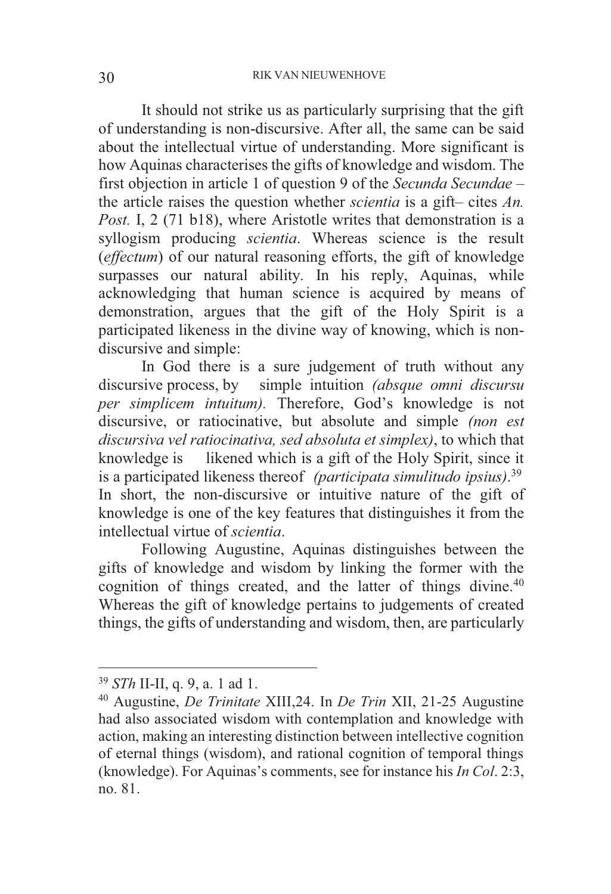It should not strike us as particularly surprising that the gift of understanding is non-discursive. After all, the same can be said about the intellectual virtue of understanding. More significant is how Aquinas characterises the gifts of knowledge and wisdom. The first objection in article 1 of question 9 of the *Secunda Secundae* – the article raises the question whether *scientia* is a gift– cites *An. Post.* I, 2 (71 b18), where Aristotle writes that demonstration is a syllogism producing *scientia*. Whereas science is the result (*effectum*) of our natural reasoning efforts, the gift of knowledge surpasses our natural ability. In his reply, Aquinas, while acknowledging that human science is acquired by means of demonstration, argues that the gift of the Holy Spirit is a participated likeness in the divine way of knowing, which is non-discursive and simple:

In God there is a sure judgement of truth without any discursive process, by simple intuition *(absque omni discursu per simplicem intuitum).* Therefore, God's knowledge is not discursive, or ratiocinative, but absolute and simple *(non est discursiva vel ratiocinativa, sed absoluta et simplex)*, to which that knowledge is likened which is a gift of the Holy Spirit, since it is a participated likeness thereof *(participata simulitudo ipsius)*.[39]

In short, the non-discursive or intuitive nature of the gift of knowledge is one of the key features that distinguishes it from the intellectual virtue of *scientia*.

Following Augustine, Aquinas distinguishes between the gifts of knowledge and wisdom by linking the former with the cognition of things created, and the latter of things divine.[40] Whereas the gift of knowledge pertains to judgements of created things, the gifts of understanding and wisdom, then, are particularly

---

[39] *STh* II-II, q. 9, a. 1 ad 1.

[40] Augustine, *De Trinitate* XIII,24. In *De Trin* XII, 21-25 Augustine had also associated wisdom with contemplation and knowledge with action, making an interesting distinction between intellective cognition of eternal things (wisdom), and rational cognition of temporal things (knowledge). For Aquinas's comments, see for instance his *In Col*. 2:3, no. 81.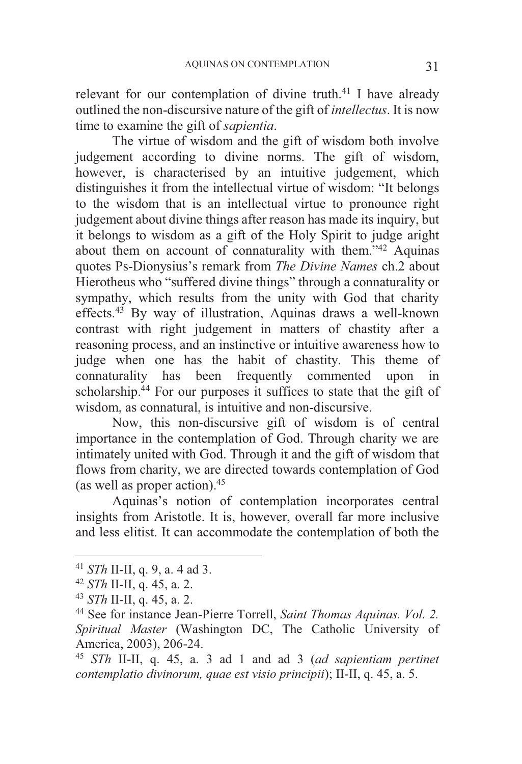relevant for our contemplation of divine truth.[41] I have already outlined the non-discursive nature of the gift of *intellectus*. It is now time to examine the gift of *sapientia*.

The virtue of wisdom and the gift of wisdom both involve judgement according to divine norms. The gift of wisdom, however, is characterised by an intuitive judgement, which distinguishes it from the intellectual virtue of wisdom: "It belongs to the wisdom that is an intellectual virtue to pronounce right judgement about divine things after reason has made its inquiry, but it belongs to wisdom as a gift of the Holy Spirit to judge aright about them on account of connaturality with them."[42] Aquinas quotes Ps-Dionysius's remark from *The Divine Names* ch.2 about Hierotheus who "suffered divine things" through a connaturality or sympathy, which results from the unity with God that charity effects.[43] By way of illustration, Aquinas draws a well-known contrast with right judgement in matters of chastity after a reasoning process, and an instinctive or intuitive awareness how to judge when one has the habit of chastity. This theme of connaturality has been frequently commented upon in scholarship.[44] For our purposes it suffices to state that the gift of wisdom, as connatural, is intuitive and non-discursive.

Now, this non-discursive gift of wisdom is of central importance in the contemplation of God. Through charity we are intimately united with God. Through it and the gift of wisdom that flows from charity, we are directed towards contemplation of God (as well as proper action).[45]

Aquinas's notion of contemplation incorporates central insights from Aristotle. It is, however, overall far more inclusive and less elitist. It can accommodate the contemplation of both the

---

[41] *STh* II-II, q. 9, a. 4 ad 3.

[42] *STh* II-II, q. 45, a. 2.

[43] *STh* II-II, q. 45, a. 2.

[44] See for instance Jean-Pierre Torrell, *Saint Thomas Aquinas. Vol. 2. Spiritual Master* (Washington DC, The Catholic University of America, 2003), 206-24.

[45] *STh* II-II, q. 45, a. 3 ad 1 and ad 3 (*ad sapientiam pertinet contemplatio divinorum, quae est visio principii*); II-II, q. 45, a. 5.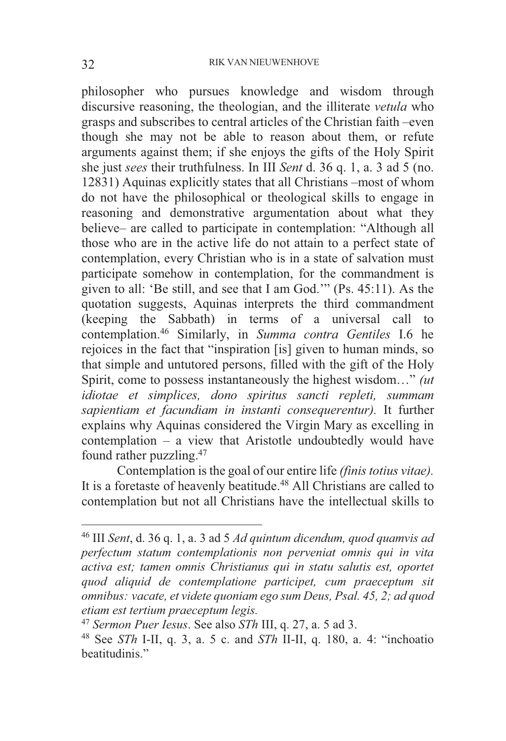philosopher who pursues knowledge and wisdom through discursive reasoning, the theologian, and the illiterate *vetula* who grasps and subscribes to central articles of the Christian faith –even though she may not be able to reason about them, or refute arguments against them; if she enjoys the gifts of the Holy Spirit she just *sees* their truthfulness. In III *Sent* d. 36 q. 1, a. 3 ad 5 (no. 12831) Aquinas explicitly states that all Christians –most of whom do not have the philosophical or theological skills to engage in reasoning and demonstrative argumentation about what they believe– are called to participate in contemplation: "Although all those who are in the active life do not attain to a perfect state of contemplation, every Christian who is in a state of salvation must participate somehow in contemplation, for the commandment is given to all: 'Be still, and see that I am God.'" (Ps. 45:11). As the quotation suggests, Aquinas interprets the third commandment (keeping the Sabbath) in terms of a universal call to contemplation.[46] Similarly, in *Summa contra Gentiles* I.6 he rejoices in the fact that "inspiration [is] given to human minds, so that simple and untutored persons, filled with the gift of the Holy Spirit, come to possess instantaneously the highest wisdom…" *(ut idiotae et simplices, dono spiritus sancti repleti, summam sapientiam et facundiam in instanti consequerentur).* It further explains why Aquinas considered the Virgin Mary as excelling in contemplation – a view that Aristotle undoubtedly would have found rather puzzling.[47]

Contemplation is the goal of our entire life *(finis totius vitae).* It is a foretaste of heavenly beatitude.[48] All Christians are called to contemplation but not all Christians have the intellectual skills to

---

[46] III *Sent*, d. 36 q. 1, a. 3 ad 5 *Ad quintum dicendum, quod quamvis ad perfectum statum contemplationis non perveniat omnis qui in vita activa est; tamen omnis Christianus qui in statu salutis est, oportet quod aliquid de contemplatione participet, cum praeceptum sit omnibus: vacate, et videte quoniam ego sum Deus, Psal. 45, 2; ad quod etiam est tertium praeceptum legis.*

[47] *Sermon Puer Iesus*. See also *STh* III, q. 27, a. 5 ad 3.

[48] See *STh* I-II, q. 3, a. 5 c. and *STh* II-II, q. 180, a. 4: "inchoatio beatitudinis."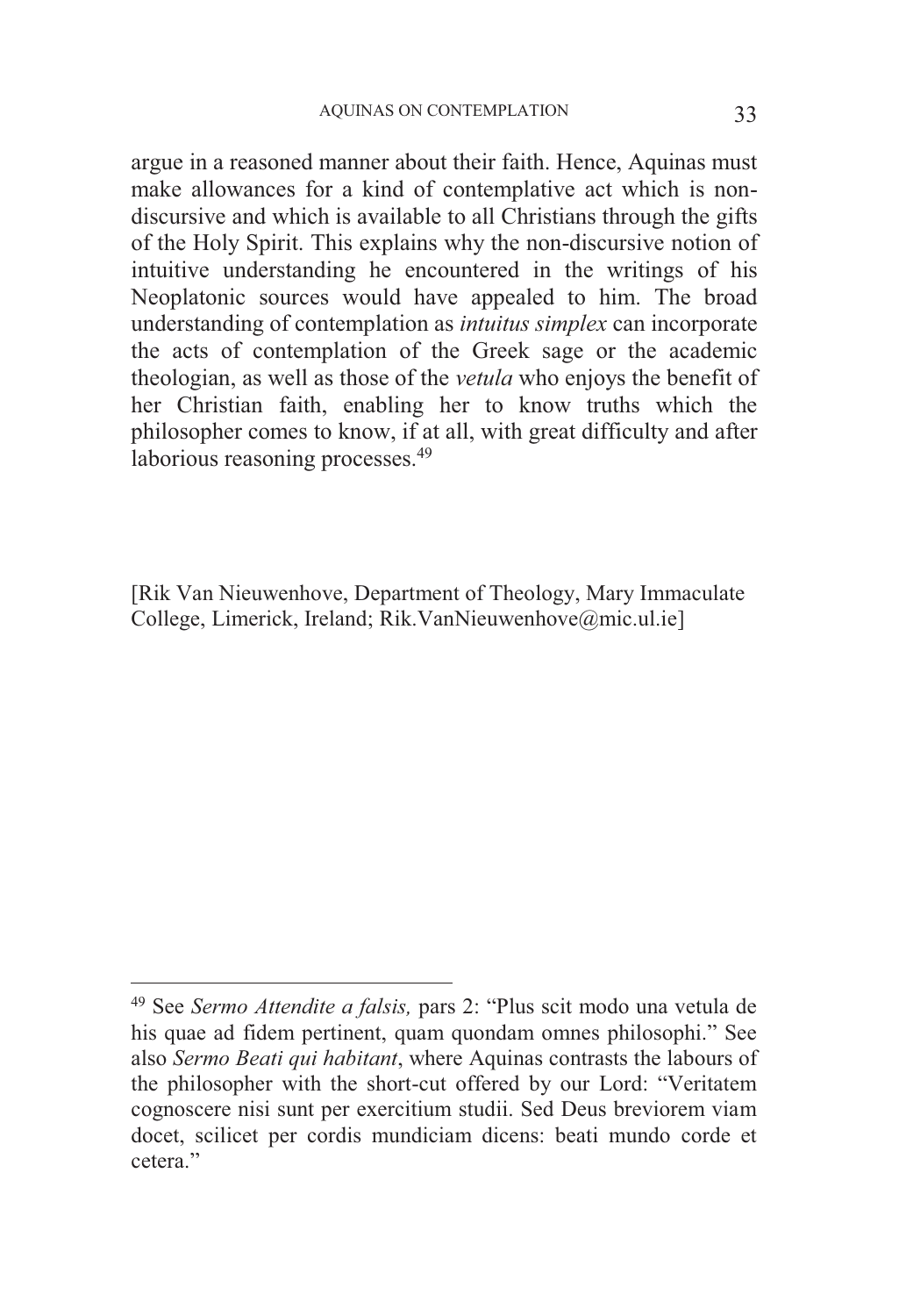argue in a reasoned manner about their faith. Hence, Aquinas must make allowances for a kind of contemplative act which is non-discursive and which is available to all Christians through the gifts of the Holy Spirit. This explains why the non-discursive notion of intuitive understanding he encountered in the writings of his Neoplatonic sources would have appealed to him. The broad understanding of contemplation as *intuitus simplex* can incorporate the acts of contemplation of the Greek sage or the academic theologian, as well as those of the *vetula* who enjoys the benefit of her Christian faith, enabling her to know truths which the philosopher comes to know, if at all, with great difficulty and after laborious reasoning processes.[49]

[Rik Van Nieuwenhove, Department of Theology, Mary Immaculate College, Limerick, Ireland; Rik.VanNieuwenhove@mic.ul.ie]

---

[49] See *Sermo Attendite a falsis,* pars 2: "Plus scit modo una vetula de his quae ad fidem pertinent, quam quondam omnes philosophi." See also *Sermo Beati qui habitant*, where Aquinas contrasts the labours of the philosopher with the short-cut offered by our Lord: "Veritatem cognoscere nisi sunt per exercitium studii. Sed Deus breviorem viam docet, scilicet per cordis mundiciam dicens: beati mundo corde et cetera."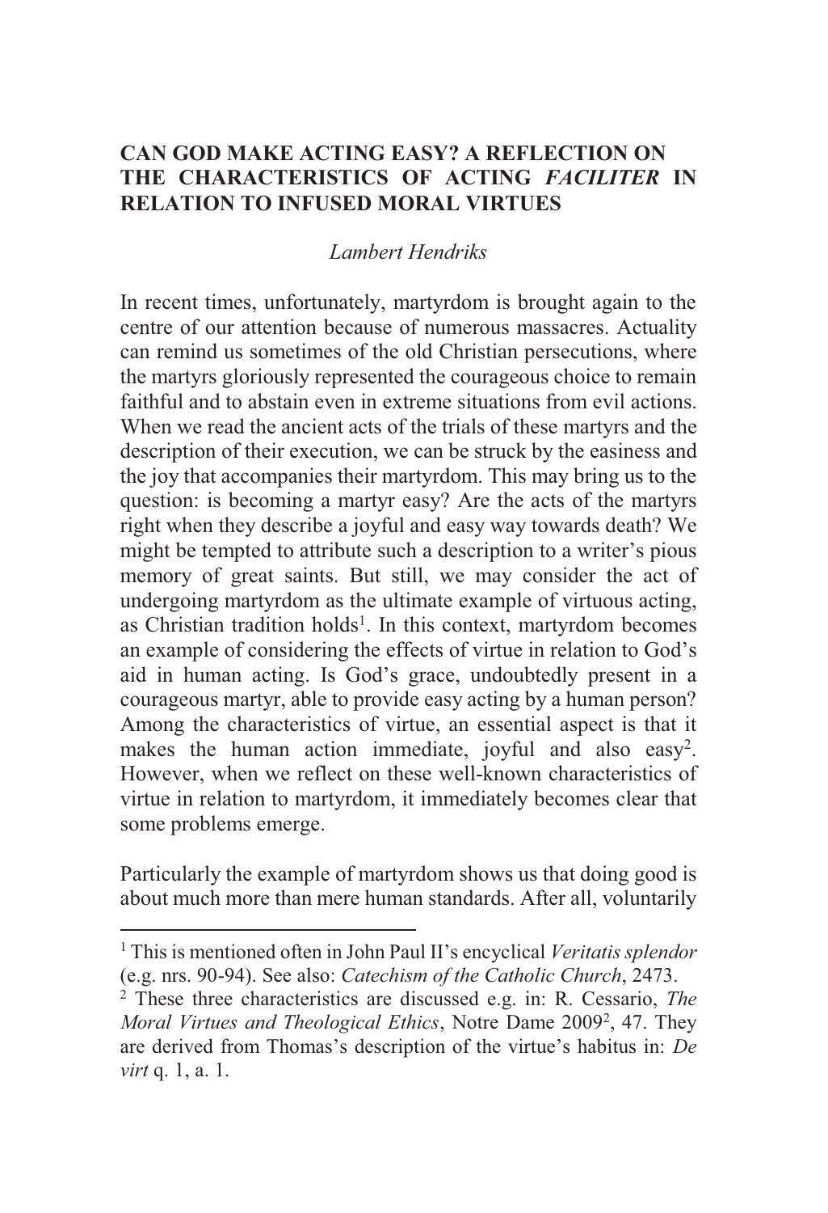## CAN GOD MAKE ACTING EASY? A REFLECTION ON THE CHARACTERISTICS OF ACTING *FACILITER* IN RELATION TO INFUSED MORAL VIRTUES

*Lambert Hendriks*

In recent times, unfortunately, martyrdom is brought again to the centre of our attention because of numerous massacres. Actuality can remind us sometimes of the old Christian persecutions, where the martyrs gloriously represented the courageous choice to remain faithful and to abstain even in extreme situations from evil actions. When we read the ancient acts of the trials of these martyrs and the description of their execution, we can be struck by the easiness and the joy that accompanies their martyrdom. This may bring us to the question: is becoming a martyr easy? Are the acts of the martyrs right when they describe a joyful and easy way towards death? We might be tempted to attribute such a description to a writer's pious memory of great saints. But still, we may consider the act of undergoing martyrdom as the ultimate example of virtuous acting, as Christian tradition holds[1]. In this context, martyrdom becomes an example of considering the effects of virtue in relation to God's aid in human acting. Is God's grace, undoubtedly present in a courageous martyr, able to provide easy acting by a human person? Among the characteristics of virtue, an essential aspect is that it makes the human action immediate, joyful and also easy[2]. However, when we reflect on these well-known characteristics of virtue in relation to martyrdom, it immediately becomes clear that some problems emerge.

Particularly the example of martyrdom shows us that doing good is about much more than mere human standards. After all, voluntarily

---

[1] This is mentioned often in John Paul II's encyclical *Veritatis splendor* (e.g. nrs. 90-94). See also: *Catechism of the Catholic Church*, 2473.

[2] These three characteristics are discussed e.g. in: R. Cessario, *The Moral Virtues and Theological Ethics*, Notre Dame 2009[2], 47. They are derived from Thomas's description of the virtue's habitus in: *De virt* q. 1, a. 1.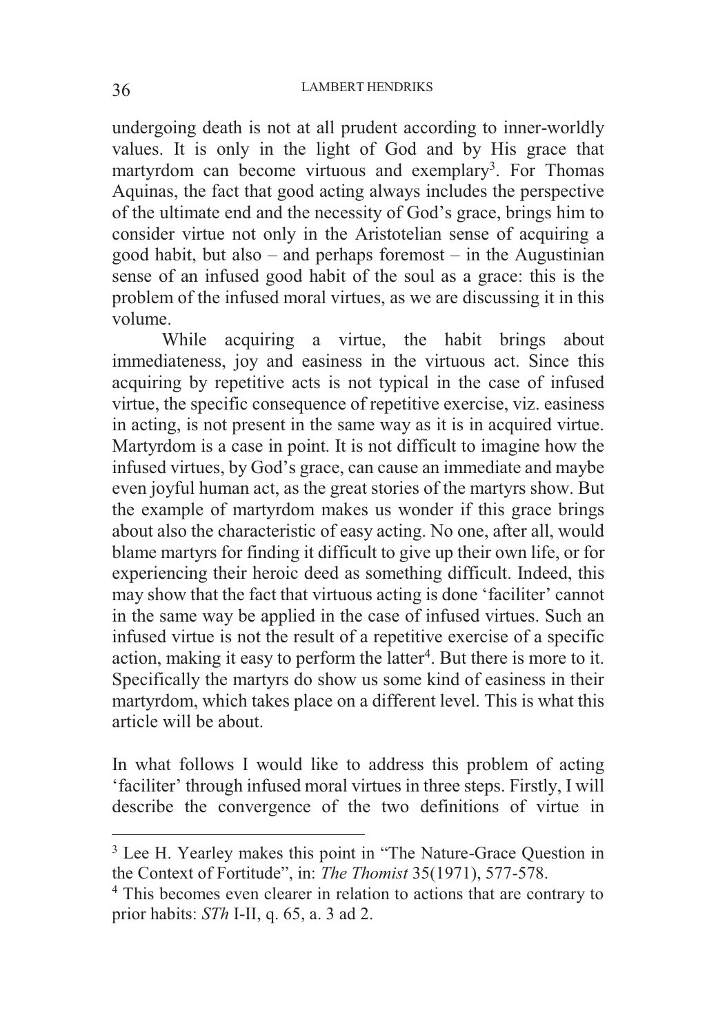undergoing death is not at all prudent according to inner-worldly values. It is only in the light of God and by His grace that martyrdom can become virtuous and exemplary[3]. For Thomas Aquinas, the fact that good acting always includes the perspective of the ultimate end and the necessity of God's grace, brings him to consider virtue not only in the Aristotelian sense of acquiring a good habit, but also – and perhaps foremost – in the Augustinian sense of an infused good habit of the soul as a grace: this is the problem of the infused moral virtues, as we are discussing it in this volume.

While acquiring a virtue, the habit brings about immediateness, joy and easiness in the virtuous act. Since this acquiring by repetitive acts is not typical in the case of infused virtue, the specific consequence of repetitive exercise, viz. easiness in acting, is not present in the same way as it is in acquired virtue. Martyrdom is a case in point. It is not difficult to imagine how the infused virtues, by God's grace, can cause an immediate and maybe even joyful human act, as the great stories of the martyrs show. But the example of martyrdom makes us wonder if this grace brings about also the characteristic of easy acting. No one, after all, would blame martyrs for finding it difficult to give up their own life, or for experiencing their heroic deed as something difficult. Indeed, this may show that the fact that virtuous acting is done 'faciliter' cannot in the same way be applied in the case of infused virtues. Such an infused virtue is not the result of a repetitive exercise of a specific action, making it easy to perform the latter[4]. But there is more to it. Specifically the martyrs do show us some kind of easiness in their martyrdom, which takes place on a different level. This is what this article will be about.

In what follows I would like to address this problem of acting 'faciliter' through infused moral virtues in three steps. Firstly, I will describe the convergence of the two definitions of virtue in

---

[3] Lee H. Yearley makes this point in "The Nature-Grace Question in the Context of Fortitude", in: *The Thomist* 35(1971), 577-578.

[4] This becomes even clearer in relation to actions that are contrary to prior habits: *STh* I-II, q. 65, a. 3 ad 2.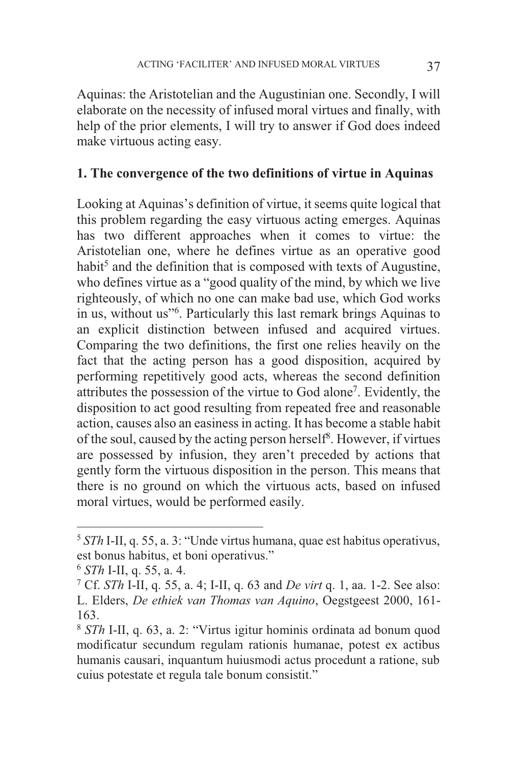Aquinas: the Aristotelian and the Augustinian one. Secondly, I will elaborate on the necessity of infused moral virtues and finally, with help of the prior elements, I will try to answer if God does indeed make virtuous acting easy.

## 1. The convergence of the two definitions of virtue in Aquinas

Looking at Aquinas's definition of virtue, it seems quite logical that this problem regarding the easy virtuous acting emerges. Aquinas has two different approaches when it comes to virtue: the Aristotelian one, where he defines virtue as an operative good habit[5] and the definition that is composed with texts of Augustine, who defines virtue as a "good quality of the mind, by which we live righteously, of which no one can make bad use, which God works in us, without us"[6]. Particularly this last remark brings Aquinas to an explicit distinction between infused and acquired virtues. Comparing the two definitions, the first one relies heavily on the fact that the acting person has a good disposition, acquired by performing repetitively good acts, whereas the second definition attributes the possession of the virtue to God alone[7]. Evidently, the disposition to act good resulting from repeated free and reasonable action, causes also an easiness in acting. It has become a stable habit of the soul, caused by the acting person herself[8]. However, if virtues are possessed by infusion, they aren't preceded by actions that gently form the virtuous disposition in the person. This means that there is no ground on which the virtuous acts, based on infused moral virtues, would be performed easily.

---

[5] *STh* I-II, q. 55, a. 3: "Unde virtus humana, quae est habitus operativus, est bonus habitus, et boni operativus."

[6] *STh* I-II, q. 55, a. 4.

[7] Cf. *STh* I-II, q. 55, a. 4; I-II, q. 63 and *De virt* q. 1, aa. 1-2. See also: L. Elders, *De ethiek van Thomas van Aquino*, Oegstgeest 2000, 161-163.

[8] *STh* I-II, q. 63, a. 2: "Virtus igitur hominis ordinata ad bonum quod modificatur secundum regulam rationis humanae, potest ex actibus humanis causari, inquantum huiusmodi actus procedunt a ratione, sub cuius potestate et regula tale bonum consistit."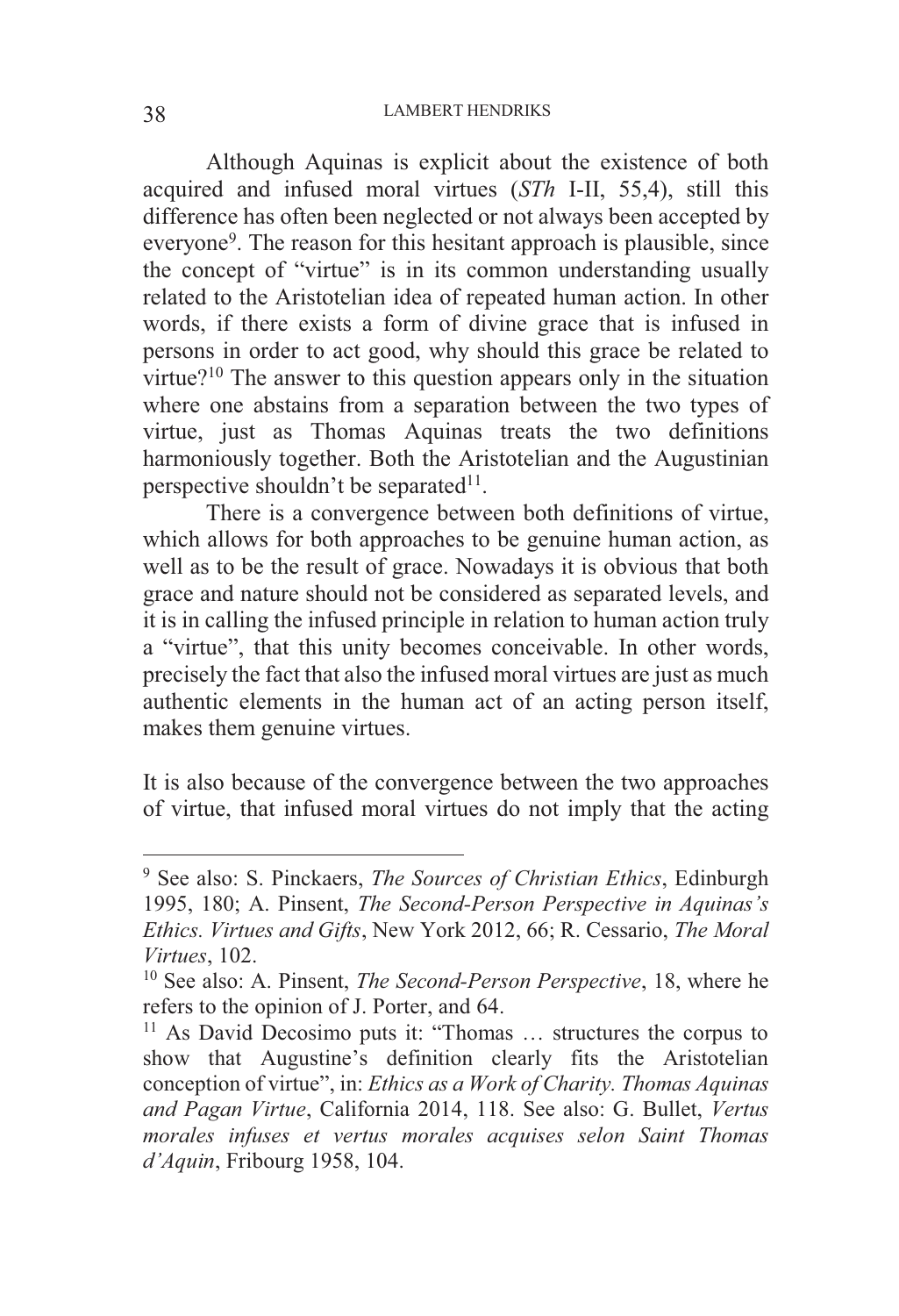Although Aquinas is explicit about the existence of both acquired and infused moral virtues (*STh* I-II, 55,4), still this difference has often been neglected or not always been accepted by everyone[9]. The reason for this hesitant approach is plausible, since the concept of "virtue" is in its common understanding usually related to the Aristotelian idea of repeated human action. In other words, if there exists a form of divine grace that is infused in persons in order to act good, why should this grace be related to virtue?[10] The answer to this question appears only in the situation where one abstains from a separation between the two types of virtue, just as Thomas Aquinas treats the two definitions harmoniously together. Both the Aristotelian and the Augustinian perspective shouldn't be separated[11].

There is a convergence between both definitions of virtue, which allows for both approaches to be genuine human action, as well as to be the result of grace. Nowadays it is obvious that both grace and nature should not be considered as separated levels, and it is in calling the infused principle in relation to human action truly a "virtue", that this unity becomes conceivable. In other words, precisely the fact that also the infused moral virtues are just as much authentic elements in the human act of an acting person itself, makes them genuine virtues.

It is also because of the convergence between the two approaches of virtue, that infused moral virtues do not imply that the acting

---

[9] See also: S. Pinckaers, *The Sources of Christian Ethics*, Edinburgh 1995, 180; A. Pinsent, *The Second-Person Perspective in Aquinas's Ethics. Virtues and Gifts*, New York 2012, 66; R. Cessario, *The Moral Virtues*, 102.

[10] See also: A. Pinsent, *The Second-Person Perspective*, 18, where he refers to the opinion of J. Porter, and 64.

[11] As David Decosimo puts it: "Thomas … structures the corpus to show that Augustine's definition clearly fits the Aristotelian conception of virtue", in: *Ethics as a Work of Charity. Thomas Aquinas and Pagan Virtue*, California 2014, 118. See also: G. Bullet, *Vertus morales infuses et vertus morales acquises selon Saint Thomas d'Aquin*, Fribourg 1958, 104.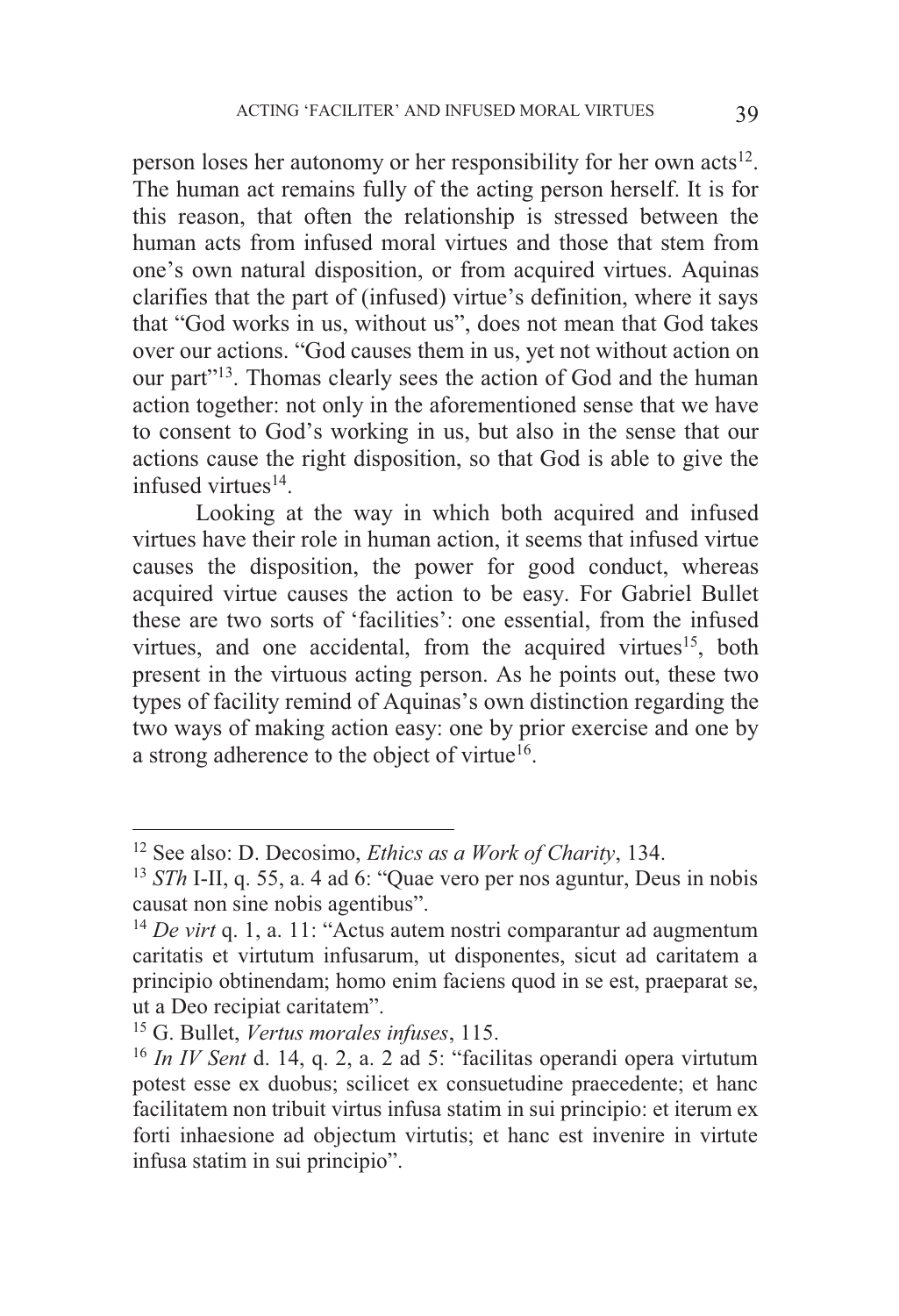person loses her autonomy or her responsibility for her own acts[12]. The human act remains fully of the acting person herself. It is for this reason, that often the relationship is stressed between the human acts from infused moral virtues and those that stem from one's own natural disposition, or from acquired virtues. Aquinas clarifies that the part of (infused) virtue's definition, where it says that "God works in us, without us", does not mean that God takes over our actions. "God causes them in us, yet not without action on our part"[13]. Thomas clearly sees the action of God and the human action together: not only in the aforementioned sense that we have to consent to God's working in us, but also in the sense that our actions cause the right disposition, so that God is able to give the infused virtues[14].

Looking at the way in which both acquired and infused virtues have their role in human action, it seems that infused virtue causes the disposition, the power for good conduct, whereas acquired virtue causes the action to be easy. For Gabriel Bullet these are two sorts of 'facilities': one essential, from the infused virtues, and one accidental, from the acquired virtues[15], both present in the virtuous acting person. As he points out, these two types of facility remind of Aquinas's own distinction regarding the two ways of making action easy: one by prior exercise and one by a strong adherence to the object of virtue[16].

---

[12] See also: D. Decosimo, *Ethics as a Work of Charity*, 134.

[13] *STh* I-II, q. 55, a. 4 ad 6: "Quae vero per nos aguntur, Deus in nobis causat non sine nobis agentibus".

[14] *De virt* q. 1, a. 11: "Actus autem nostri comparantur ad augmentum caritatis et virtutum infusarum, ut disponentes, sicut ad caritatem a principio obtinendam; homo enim faciens quod in se est, praeparat se, ut a Deo recipiat caritatem".

[15] G. Bullet, *Vertus morales infuses*, 115.

[16] *In IV Sent* d. 14, q. 2, a. 2 ad 5: "facilitas operandi opera virtutum potest esse ex duobus; scilicet ex consuetudine praecedente; et hanc facilitatem non tribuit virtus infusa statim in sui principio: et iterum ex forti inhaesione ad objectum virtutis; et hanc est invenire in virtute infusa statim in sui principio".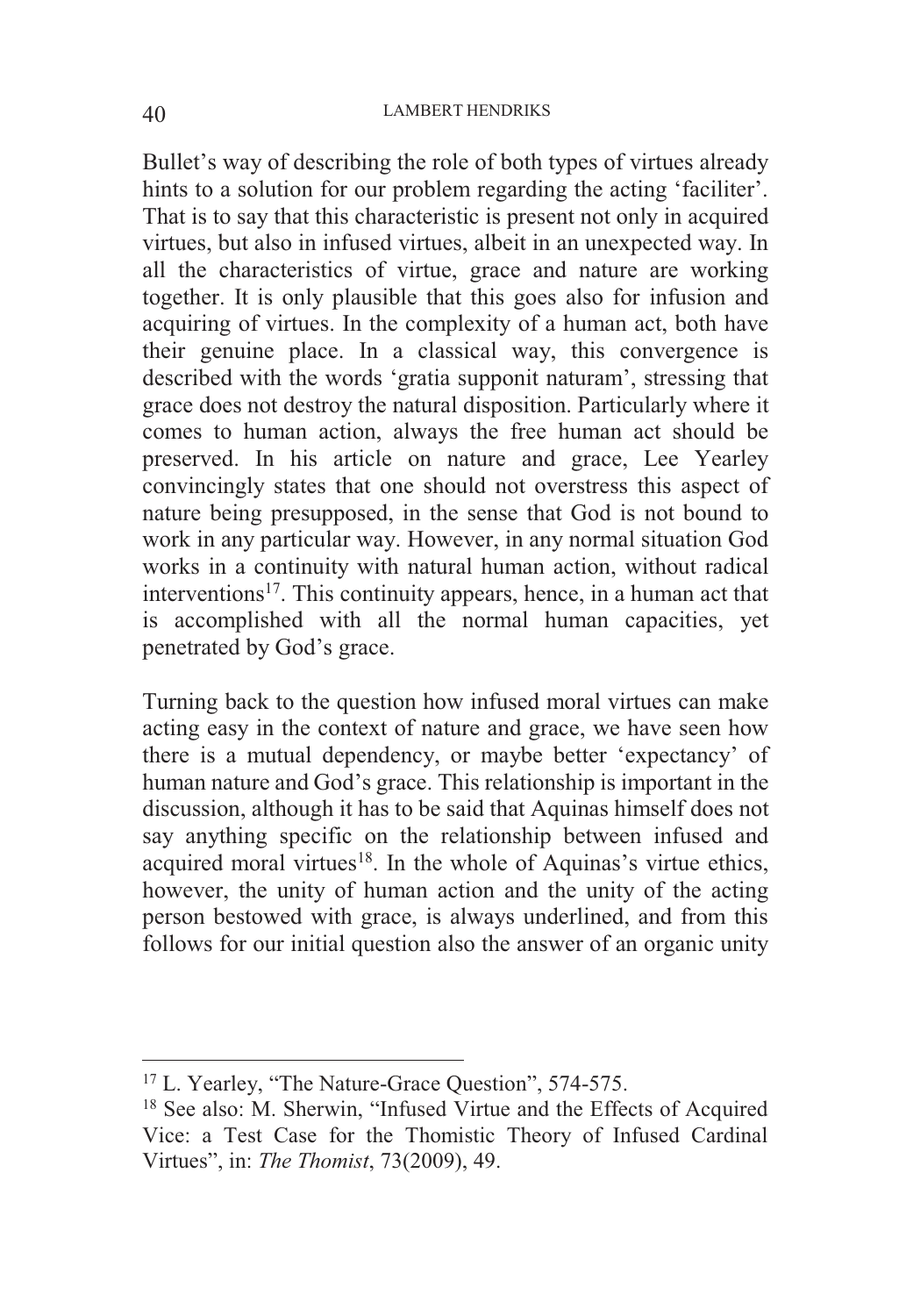Bullet's way of describing the role of both types of virtues already hints to a solution for our problem regarding the acting 'faciliter'. That is to say that this characteristic is present not only in acquired virtues, but also in infused virtues, albeit in an unexpected way. In all the characteristics of virtue, grace and nature are working together. It is only plausible that this goes also for infusion and acquiring of virtues. In the complexity of a human act, both have their genuine place. In a classical way, this convergence is described with the words 'gratia supponit naturam', stressing that grace does not destroy the natural disposition. Particularly where it comes to human action, always the free human act should be preserved. In his article on nature and grace, Lee Yearley convincingly states that one should not overstress this aspect of nature being presupposed, in the sense that God is not bound to work in any particular way. However, in any normal situation God works in a continuity with natural human action, without radical interventions[17]. This continuity appears, hence, in a human act that is accomplished with all the normal human capacities, yet penetrated by God's grace.

Turning back to the question how infused moral virtues can make acting easy in the context of nature and grace, we have seen how there is a mutual dependency, or maybe better 'expectancy' of human nature and God's grace. This relationship is important in the discussion, although it has to be said that Aquinas himself does not say anything specific on the relationship between infused and acquired moral virtues[18]. In the whole of Aquinas's virtue ethics, however, the unity of human action and the unity of the acting person bestowed with grace, is always underlined, and from this follows for our initial question also the answer of an organic unity

---

[17] L. Yearley, "The Nature-Grace Question", 574-575.

[18] See also: M. Sherwin, "Infused Virtue and the Effects of Acquired Vice: a Test Case for the Thomistic Theory of Infused Cardinal Virtues", in: *The Thomist*, 73(2009), 49.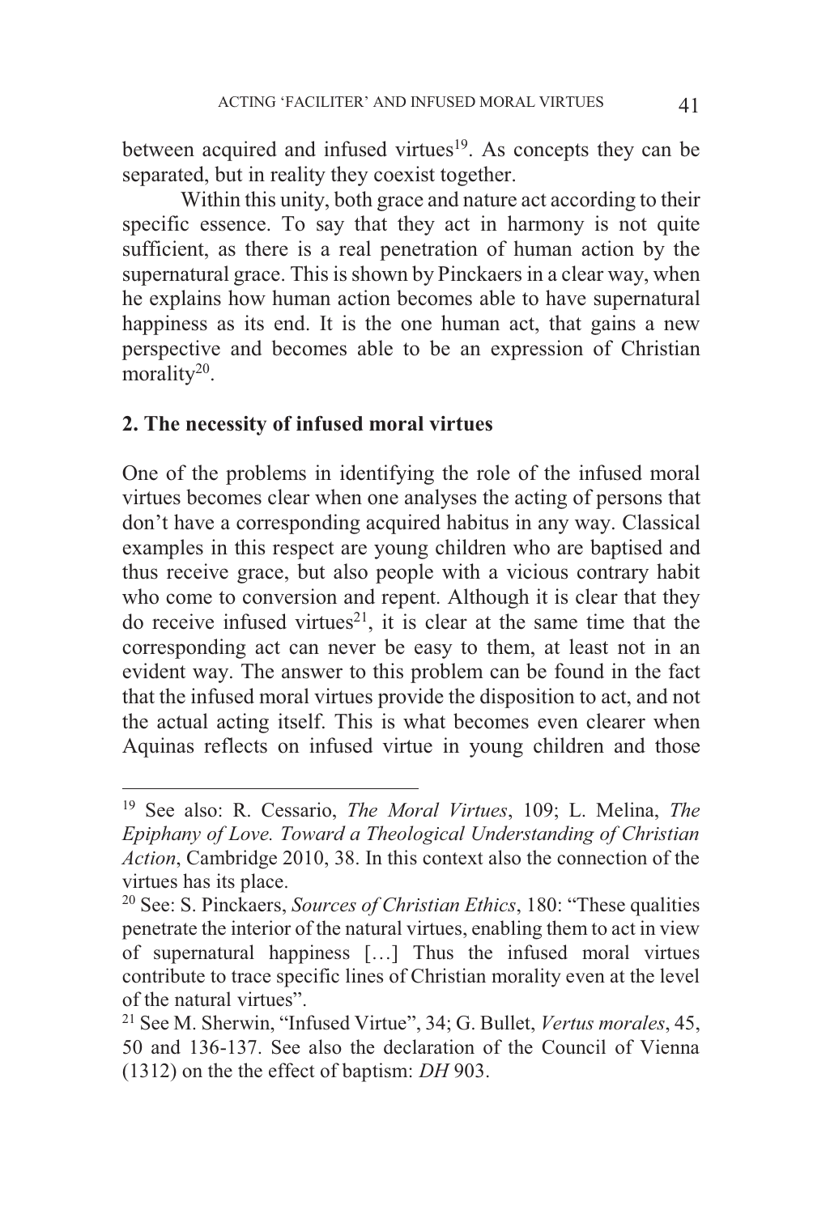between acquired and infused virtues[19]. As concepts they can be separated, but in reality they coexist together.

Within this unity, both grace and nature act according to their specific essence. To say that they act in harmony is not quite sufficient, as there is a real penetration of human action by the supernatural grace. This is shown by Pinckaers in a clear way, when he explains how human action becomes able to have supernatural happiness as its end. It is the one human act, that gains a new perspective and becomes able to be an expression of Christian morality[20].

## 2. The necessity of infused moral virtues

One of the problems in identifying the role of the infused moral virtues becomes clear when one analyses the acting of persons that don't have a corresponding acquired habitus in any way. Classical examples in this respect are young children who are baptised and thus receive grace, but also people with a vicious contrary habit who come to conversion and repent. Although it is clear that they do receive infused virtues[21], it is clear at the same time that the corresponding act can never be easy to them, at least not in an evident way. The answer to this problem can be found in the fact that the infused moral virtues provide the disposition to act, and not the actual acting itself. This is what becomes even clearer when Aquinas reflects on infused virtue in young children and those

---

[19] See also: R. Cessario, *The Moral Virtues*, 109; L. Melina, *The Epiphany of Love. Toward a Theological Understanding of Christian Action*, Cambridge 2010, 38. In this context also the connection of the virtues has its place.

[20] See: S. Pinckaers, *Sources of Christian Ethics*, 180: "These qualities penetrate the interior of the natural virtues, enabling them to act in view of supernatural happiness […] Thus the infused moral virtues contribute to trace specific lines of Christian morality even at the level of the natural virtues".

[21] See M. Sherwin, "Infused Virtue", 34; G. Bullet, *Vertus morales*, 45, 50 and 136-137. See also the declaration of the Council of Vienna (1312) on the the effect of baptism: *DH* 903.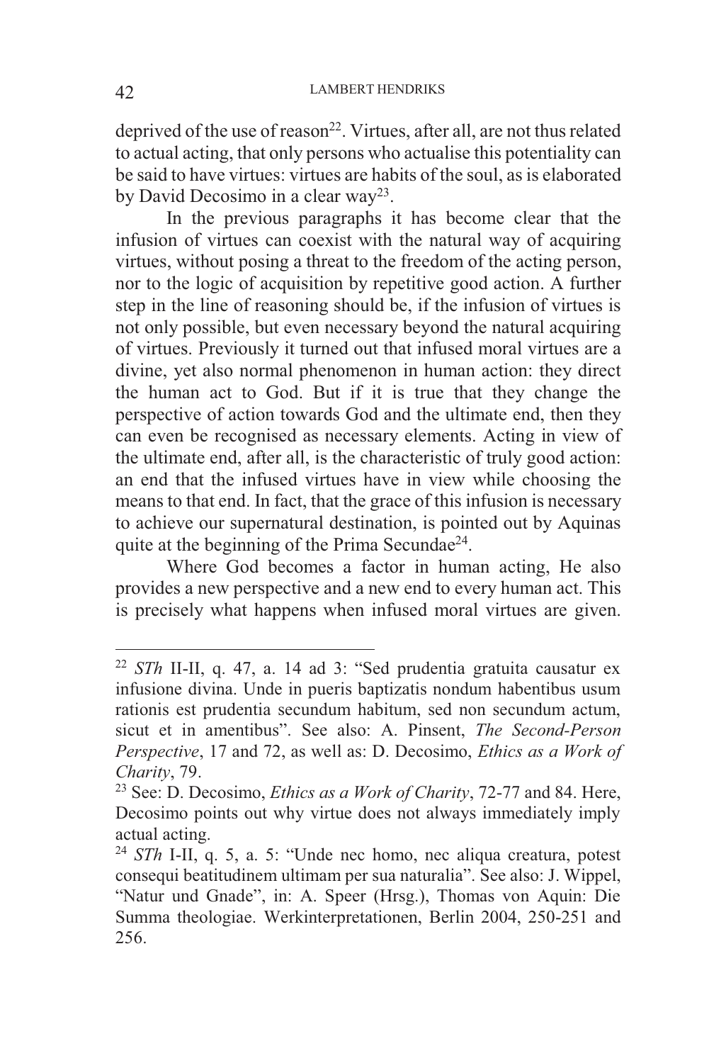deprived of the use of reason[22]. Virtues, after all, are not thus related to actual acting, that only persons who actualise this potentiality can be said to have virtues: virtues are habits of the soul, as is elaborated by David Decosimo in a clear way[23].

In the previous paragraphs it has become clear that the infusion of virtues can coexist with the natural way of acquiring virtues, without posing a threat to the freedom of the acting person, nor to the logic of acquisition by repetitive good action. A further step in the line of reasoning should be, if the infusion of virtues is not only possible, but even necessary beyond the natural acquiring of virtues. Previously it turned out that infused moral virtues are a divine, yet also normal phenomenon in human action: they direct the human act to God. But if it is true that they change the perspective of action towards God and the ultimate end, then they can even be recognised as necessary elements. Acting in view of the ultimate end, after all, is the characteristic of truly good action: an end that the infused virtues have in view while choosing the means to that end. In fact, that the grace of this infusion is necessary to achieve our supernatural destination, is pointed out by Aquinas quite at the beginning of the Prima Secundae[24].

Where God becomes a factor in human acting, He also provides a new perspective and a new end to every human act. This is precisely what happens when infused moral virtues are given.

---

[22] *STh* II-II, q. 47, a. 14 ad 3: "Sed prudentia gratuita causatur ex infusione divina. Unde in pueris baptizatis nondum habentibus usum rationis est prudentia secundum habitum, sed non secundum actum, sicut et in amentibus". See also: A. Pinsent, *The Second-Person Perspective*, 17 and 72, as well as: D. Decosimo, *Ethics as a Work of Charity*, 79.

[23] See: D. Decosimo, *Ethics as a Work of Charity*, 72-77 and 84. Here, Decosimo points out why virtue does not always immediately imply actual acting.

[24] *STh* I-II, q. 5, a. 5: "Unde nec homo, nec aliqua creatura, potest consequi beatitudinem ultimam per sua naturalia". See also: J. Wippel, "Natur und Gnade", in: A. Speer (Hrsg.), Thomas von Aquin: Die Summa theologiae. Werkinterpretationen, Berlin 2004, 250-251 and 256.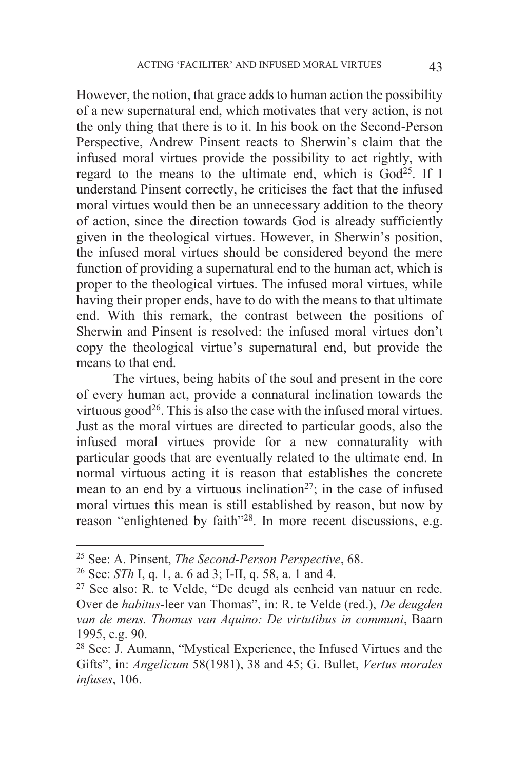However, the notion, that grace adds to human action the possibility of a new supernatural end, which motivates that very action, is not the only thing that there is to it. In his book on the Second-Person Perspective, Andrew Pinsent reacts to Sherwin's claim that the infused moral virtues provide the possibility to act rightly, with regard to the means to the ultimate end, which is God[25]. If I understand Pinsent correctly, he criticises the fact that the infused moral virtues would then be an unnecessary addition to the theory of action, since the direction towards God is already sufficiently given in the theological virtues. However, in Sherwin's position, the infused moral virtues should be considered beyond the mere function of providing a supernatural end to the human act, which is proper to the theological virtues. The infused moral virtues, while having their proper ends, have to do with the means to that ultimate end. With this remark, the contrast between the positions of Sherwin and Pinsent is resolved: the infused moral virtues don't copy the theological virtue's supernatural end, but provide the means to that end.

The virtues, being habits of the soul and present in the core of every human act, provide a connatural inclination towards the virtuous good[26]. This is also the case with the infused moral virtues. Just as the moral virtues are directed to particular goods, also the infused moral virtues provide for a new connaturality with particular goods that are eventually related to the ultimate end. In normal virtuous acting it is reason that establishes the concrete mean to an end by a virtuous inclination[27]; in the case of infused moral virtues this mean is still established by reason, but now by reason "enlightened by faith"[28]. In more recent discussions, e.g.

---

[25] See: A. Pinsent, *The Second-Person Perspective*, 68.

[26] See: *STh* I, q. 1, a. 6 ad 3; I-II, q. 58, a. 1 and 4.

[27] See also: R. te Velde, "De deugd als eenheid van natuur en rede. Over de *habitus*-leer van Thomas", in: R. te Velde (red.), *De deugden van de mens. Thomas van Aquino: De virtutibus in communi*, Baarn 1995, e.g. 90.

[28] See: J. Aumann, "Mystical Experience, the Infused Virtues and the Gifts", in: *Angelicum* 58(1981), 38 and 45; G. Bullet, *Vertus morales infuses*, 106.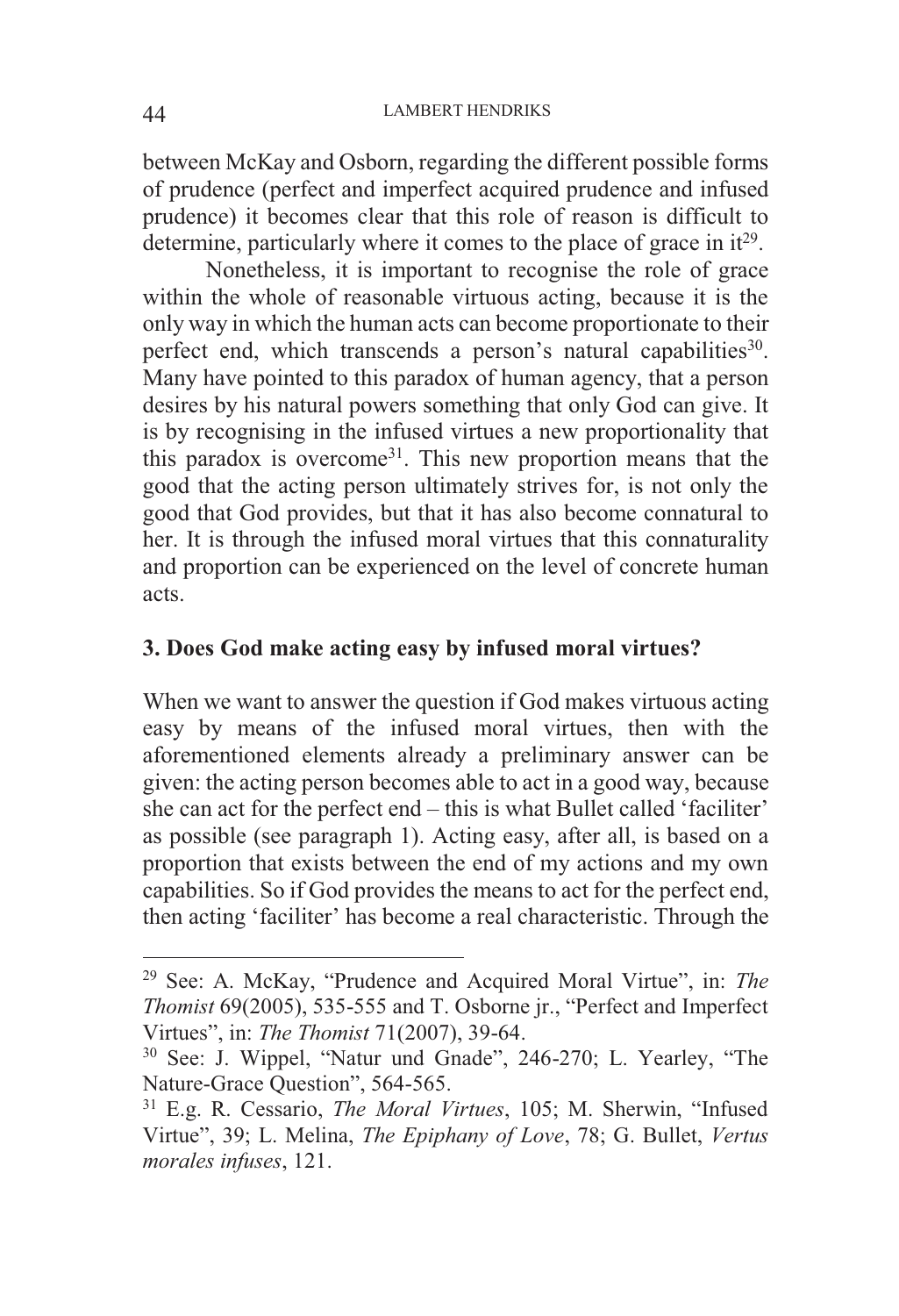between McKay and Osborn, regarding the different possible forms of prudence (perfect and imperfect acquired prudence and infused prudence) it becomes clear that this role of reason is difficult to determine, particularly where it comes to the place of grace in it[29].

Nonetheless, it is important to recognise the role of grace within the whole of reasonable virtuous acting, because it is the only way in which the human acts can become proportionate to their perfect end, which transcends a person's natural capabilities[30]. Many have pointed to this paradox of human agency, that a person desires by his natural powers something that only God can give. It is by recognising in the infused virtues a new proportionality that this paradox is overcome[31]. This new proportion means that the good that the acting person ultimately strives for, is not only the good that God provides, but that it has also become connatural to her. It is through the infused moral virtues that this connaturality and proportion can be experienced on the level of concrete human acts.

## 3. Does God make acting easy by infused moral virtues?

When we want to answer the question if God makes virtuous acting easy by means of the infused moral virtues, then with the aforementioned elements already a preliminary answer can be given: the acting person becomes able to act in a good way, because she can act for the perfect end – this is what Bullet called 'faciliter' as possible (see paragraph 1). Acting easy, after all, is based on a proportion that exists between the end of my actions and my own capabilities. So if God provides the means to act for the perfect end, then acting 'faciliter' has become a real characteristic. Through the

---

[29] See: A. McKay, "Prudence and Acquired Moral Virtue", in: *The Thomist* 69(2005), 535-555 and T. Osborne jr., "Perfect and Imperfect Virtues", in: *The Thomist* 71(2007), 39-64.

[30] See: J. Wippel, "Natur und Gnade", 246-270; L. Yearley, "The Nature-Grace Question", 564-565.

[31] E.g. R. Cessario, *The Moral Virtues*, 105; M. Sherwin, "Infused Virtue", 39; L. Melina, *The Epiphany of Love*, 78; G. Bullet, *Vertus morales infuses*, 121.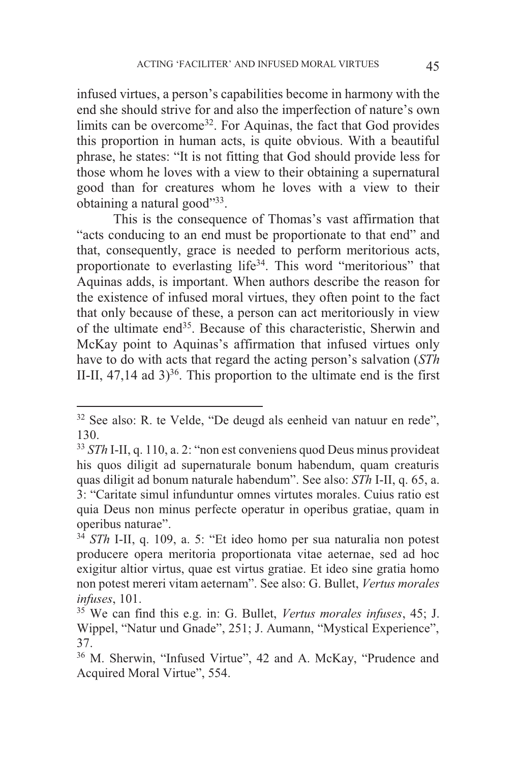infused virtues, a person's capabilities become in harmony with the end she should strive for and also the imperfection of nature's own limits can be overcome[32]. For Aquinas, the fact that God provides this proportion in human acts, is quite obvious. With a beautiful phrase, he states: "It is not fitting that God should provide less for those whom he loves with a view to their obtaining a supernatural good than for creatures whom he loves with a view to their obtaining a natural good"[33].

This is the consequence of Thomas's vast affirmation that "acts conducing to an end must be proportionate to that end" and that, consequently, grace is needed to perform meritorious acts, proportionate to everlasting life[34]. This word "meritorious" that Aquinas adds, is important. When authors describe the reason for the existence of infused moral virtues, they often point to the fact that only because of these, a person can act meritoriously in view of the ultimate end[35]. Because of this characteristic, Sherwin and McKay point to Aquinas's affirmation that infused virtues only have to do with acts that regard the acting person's salvation (*STh* II-II, 47,14 ad 3)[36]. This proportion to the ultimate end is the first

---

[32] See also: R. te Velde, "De deugd als eenheid van natuur en rede", 130.

[33] *STh* I-II, q. 110, a. 2: "non est conveniens quod Deus minus provideat his quos diligit ad supernaturale bonum habendum, quam creaturis quas diligit ad bonum naturale habendum". See also: *STh* I-II, q. 65, a. 3: "Caritate simul infunduntur omnes virtutes morales. Cuius ratio est quia Deus non minus perfecte operatur in operibus gratiae, quam in operibus naturae".

[34] *STh* I-II, q. 109, a. 5: "Et ideo homo per sua naturalia non potest producere opera meritoria proportionata vitae aeternae, sed ad hoc exigitur altior virtus, quae est virtus gratiae. Et ideo sine gratia homo non potest mereri vitam aeternam". See also: G. Bullet, *Vertus morales infuses*, 101.

[35] We can find this e.g. in: G. Bullet, *Vertus morales infuses*, 45; J. Wippel, "Natur und Gnade", 251; J. Aumann, "Mystical Experience", 37.

[36] M. Sherwin, "Infused Virtue", 42 and A. McKay, "Prudence and Acquired Moral Virtue", 554.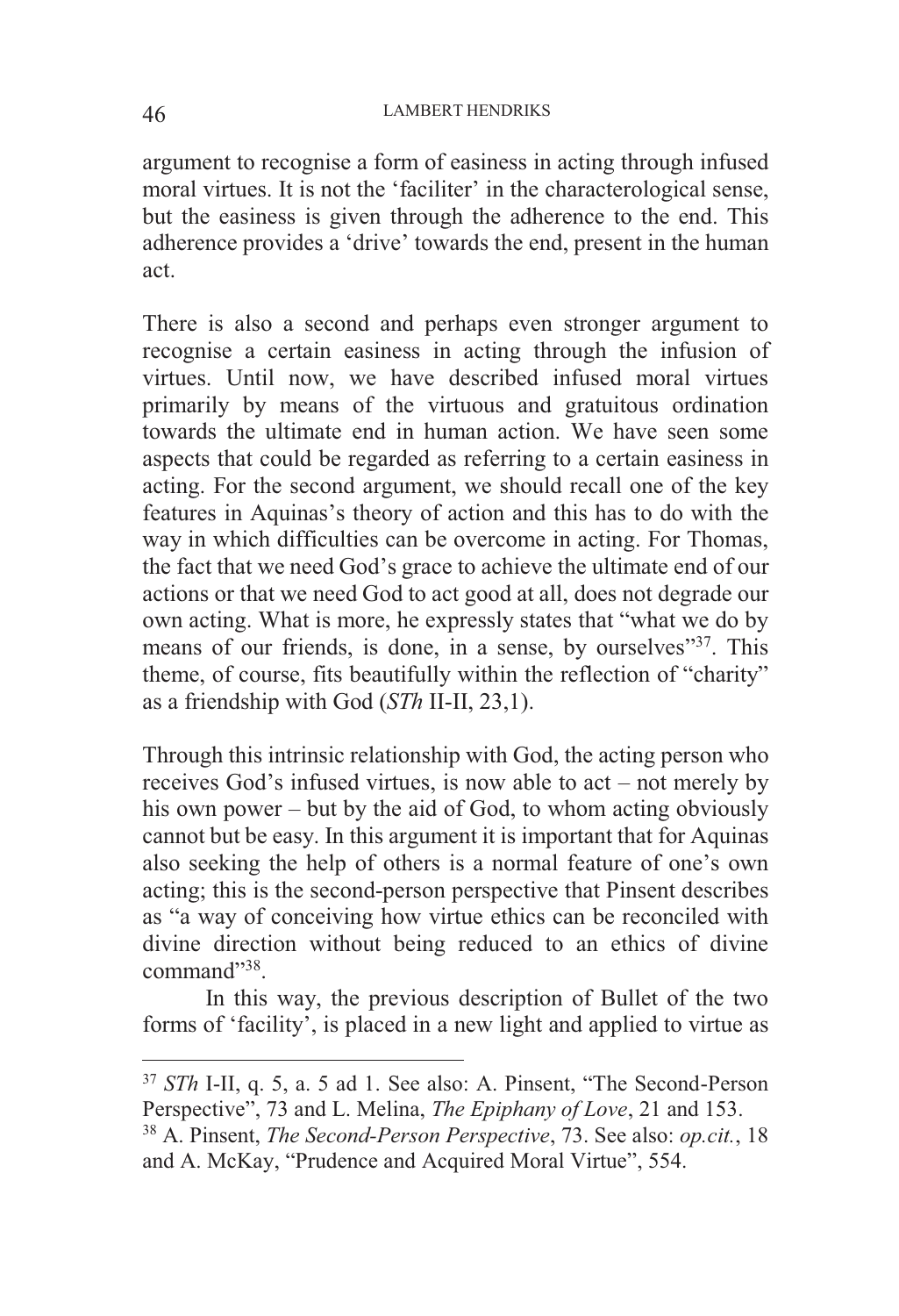argument to recognise a form of easiness in acting through infused moral virtues. It is not the 'faciliter' in the characterological sense, but the easiness is given through the adherence to the end. This adherence provides a 'drive' towards the end, present in the human act.

There is also a second and perhaps even stronger argument to recognise a certain easiness in acting through the infusion of virtues. Until now, we have described infused moral virtues primarily by means of the virtuous and gratuitous ordination towards the ultimate end in human action. We have seen some aspects that could be regarded as referring to a certain easiness in acting. For the second argument, we should recall one of the key features in Aquinas's theory of action and this has to do with the way in which difficulties can be overcome in acting. For Thomas, the fact that we need God's grace to achieve the ultimate end of our actions or that we need God to act good at all, does not degrade our own acting. What is more, he expressly states that "what we do by means of our friends, is done, in a sense, by ourselves"[37]. This theme, of course, fits beautifully within the reflection of "charity" as a friendship with God (*STh* II-II, 23,1).

Through this intrinsic relationship with God, the acting person who receives God's infused virtues, is now able to act – not merely by his own power – but by the aid of God, to whom acting obviously cannot but be easy. In this argument it is important that for Aquinas also seeking the help of others is a normal feature of one's own acting; this is the second-person perspective that Pinsent describes as "a way of conceiving how virtue ethics can be reconciled with divine direction without being reduced to an ethics of divine command"[38].

In this way, the previous description of Bullet of the two forms of 'facility', is placed in a new light and applied to virtue as

---

[37] *STh* I-II, q. 5, a. 5 ad 1. See also: A. Pinsent, "The Second-Person Perspective", 73 and L. Melina, *The Epiphany of Love*, 21 and 153.

[38] A. Pinsent, *The Second-Person Perspective*, 73. See also: *op.cit.*, 18 and A. McKay, "Prudence and Acquired Moral Virtue", 554.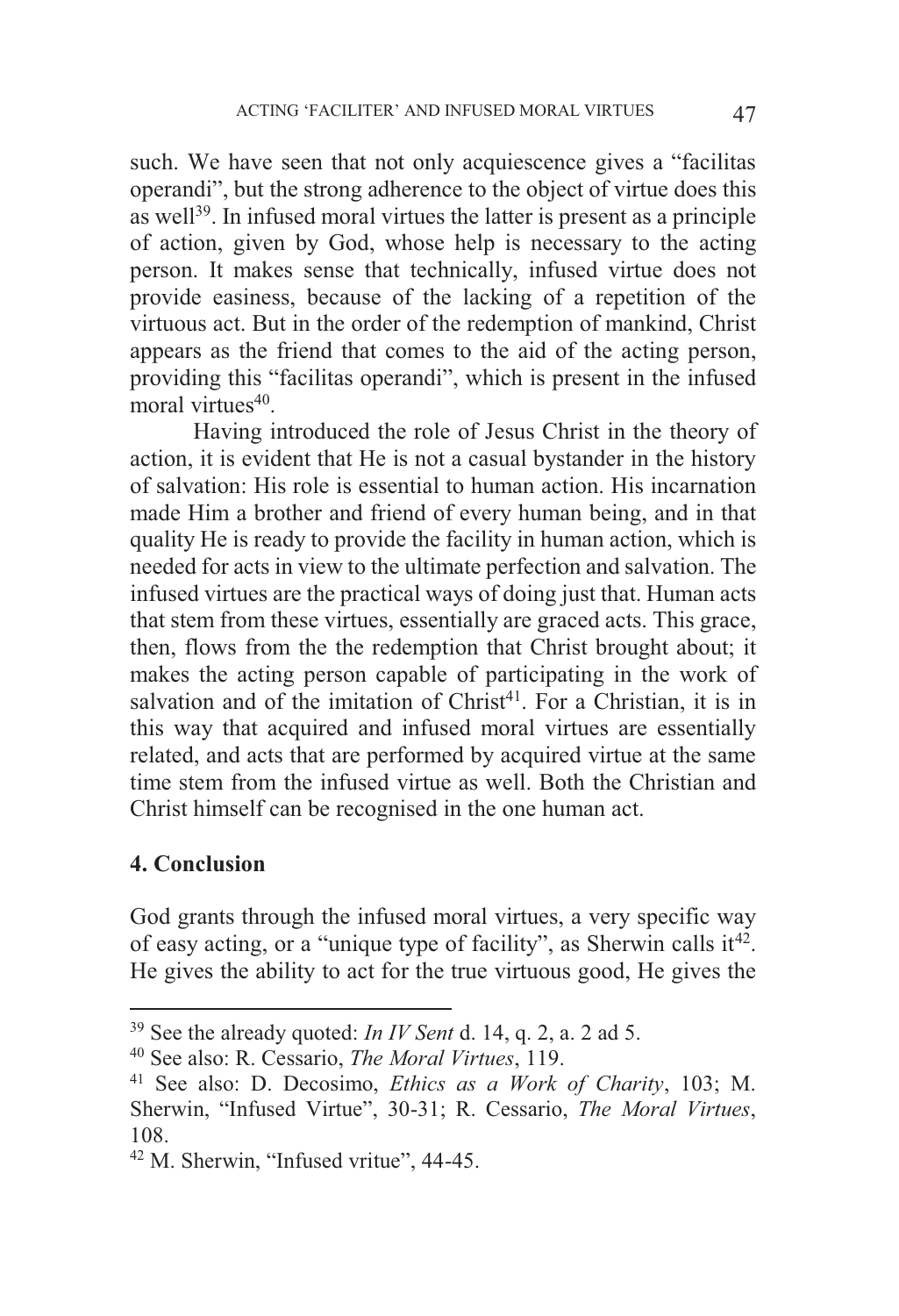such. We have seen that not only acquiescence gives a "facilitas operandi", but the strong adherence to the object of virtue does this as well[39]. In infused moral virtues the latter is present as a principle of action, given by God, whose help is necessary to the acting person. It makes sense that technically, infused virtue does not provide easiness, because of the lacking of a repetition of the virtuous act. But in the order of the redemption of mankind, Christ appears as the friend that comes to the aid of the acting person, providing this "facilitas operandi", which is present in the infused moral virtues[40].

Having introduced the role of Jesus Christ in the theory of action, it is evident that He is not a casual bystander in the history of salvation: His role is essential to human action. His incarnation made Him a brother and friend of every human being, and in that quality He is ready to provide the facility in human action, which is needed for acts in view to the ultimate perfection and salvation. The infused virtues are the practical ways of doing just that. Human acts that stem from these virtues, essentially are graced acts. This grace, then, flows from the the redemption that Christ brought about; it makes the acting person capable of participating in the work of salvation and of the imitation of Christ[41]. For a Christian, it is in this way that acquired and infused moral virtues are essentially related, and acts that are performed by acquired virtue at the same time stem from the infused virtue as well. Both the Christian and Christ himself can be recognised in the one human act.

## 4. Conclusion

God grants through the infused moral virtues, a very specific way of easy acting, or a "unique type of facility", as Sherwin calls it[42]. He gives the ability to act for the true virtuous good, He gives the

---

[39] See the already quoted: *In IV Sent* d. 14, q. 2, a. 2 ad 5.

[40] See also: R. Cessario, *The Moral Virtues*, 119.

[41] See also: D. Decosimo, *Ethics as a Work of Charity*, 103; M. Sherwin, "Infused Virtue", 30-31; R. Cessario, *The Moral Virtues*, 108.

[42] M. Sherwin, "Infused vritue", 44-45.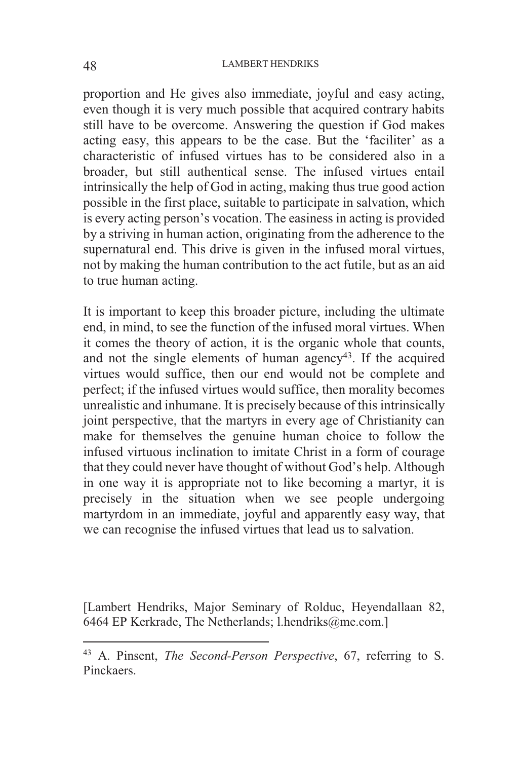proportion and He gives also immediate, joyful and easy acting, even though it is very much possible that acquired contrary habits still have to be overcome. Answering the question if God makes acting easy, this appears to be the case. But the 'faciliter' as a characteristic of infused virtues has to be considered also in a broader, but still authentical sense. The infused virtues entail intrinsically the help of God in acting, making thus true good action possible in the first place, suitable to participate in salvation, which is every acting person's vocation. The easiness in acting is provided by a striving in human action, originating from the adherence to the supernatural end. This drive is given in the infused moral virtues, not by making the human contribution to the act futile, but as an aid to true human acting.

It is important to keep this broader picture, including the ultimate end, in mind, to see the function of the infused moral virtues. When it comes the theory of action, it is the organic whole that counts, and not the single elements of human agency[43]. If the acquired virtues would suffice, then our end would not be complete and perfect; if the infused virtues would suffice, then morality becomes unrealistic and inhumane. It is precisely because of this intrinsically joint perspective, that the martyrs in every age of Christianity can make for themselves the genuine human choice to follow the infused virtuous inclination to imitate Christ in a form of courage that they could never have thought of without God's help. Although in one way it is appropriate not to like becoming a martyr, it is precisely in the situation when we see people undergoing martyrdom in an immediate, joyful and apparently easy way, that we can recognise the infused virtues that lead us to salvation.

[Lambert Hendriks, Major Seminary of Rolduc, Heyendallaan 82, 6464 EP Kerkrade, The Netherlands; l.hendriks@me.com.]

---

[43] A. Pinsent, *The Second-Person Perspective*, 67, referring to S. Pinckaers.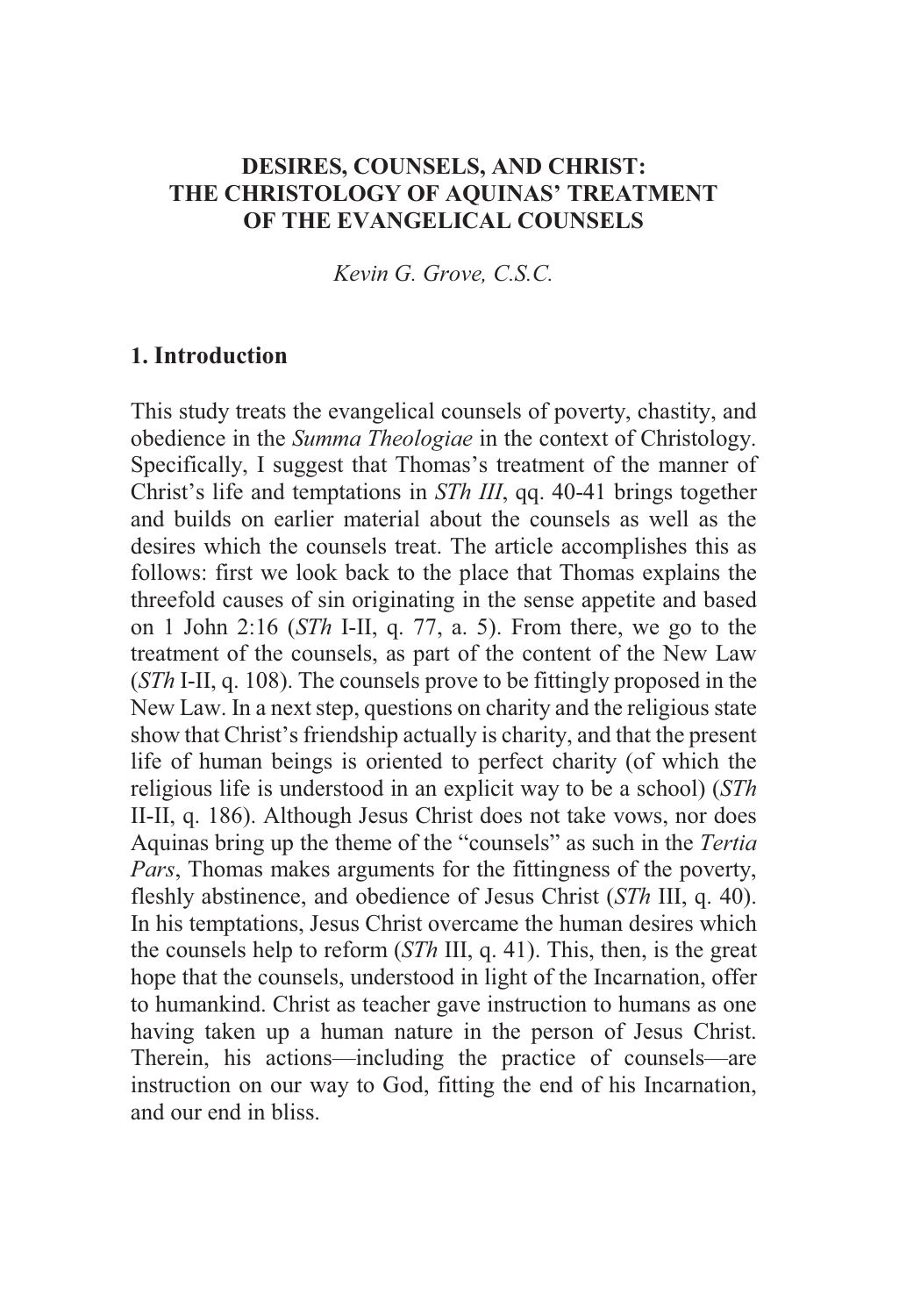# DESIRES, COUNSELS, AND CHRIST: THE CHRISTOLOGY OF AQUINAS' TREATMENT OF THE EVANGELICAL COUNSELS

*Kevin G. Grove, C.S.C.*

## 1. Introduction

This study treats the evangelical counsels of poverty, chastity, and obedience in the *Summa Theologiae* in the context of Christology. Specifically, I suggest that Thomas's treatment of the manner of Christ's life and temptations in *STh III*, qq. 40-41 brings together and builds on earlier material about the counsels as well as the desires which the counsels treat. The article accomplishes this as follows: first we look back to the place that Thomas explains the threefold causes of sin originating in the sense appetite and based on 1 John 2:16 (*STh* I-II, q. 77, a. 5). From there, we go to the treatment of the counsels, as part of the content of the New Law (*STh* I-II, q. 108). The counsels prove to be fittingly proposed in the New Law. In a next step, questions on charity and the religious state show that Christ's friendship actually is charity, and that the present life of human beings is oriented to perfect charity (of which the religious life is understood in an explicit way to be a school) (*STh* II-II, q. 186). Although Jesus Christ does not take vows, nor does Aquinas bring up the theme of the "counsels" as such in the *Tertia Pars*, Thomas makes arguments for the fittingness of the poverty, fleshly abstinence, and obedience of Jesus Christ (*STh* III, q. 40). In his temptations, Jesus Christ overcame the human desires which the counsels help to reform (*STh* III, q. 41). This, then, is the great hope that the counsels, understood in light of the Incarnation, offer to humankind. Christ as teacher gave instruction to humans as one having taken up a human nature in the person of Jesus Christ. Therein, his actions—including the practice of counsels—are instruction on our way to God, fitting the end of his Incarnation, and our end in bliss.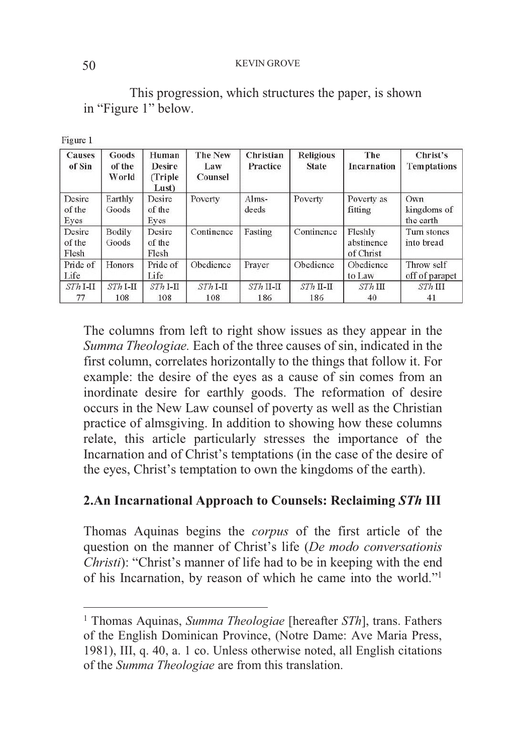This progression, which structures the paper, is shown in "Figure 1" below.

Figure 1

| Causes of Sin | Goods of the World | Human Desire (Triple Lust) | The New Law Counsel | Christian Practice | Religious State | The Incarnation | Christ's Temptations |
|---|---|---|---|---|---|---|---|
| Desire of the Eyes | Earthly Goods | Desire of the Eyes | Poverty | Alms-deeds | Poverty | Poverty as fitting | Own kingdoms of the earth |
| Desire of the Flesh | Bodily Goods | Desire of the Flesh | Continence | Fasting | Continence | Fleshly abstinence of Christ | Turn stones into bread |
| Pride of Life | Honors | Pride of Life | Obedience | Prayer | Obedience | Obedience to Law | Throw self off of parapet |
| *STh* I-II 77 | *STh* I-II 108 | *STh* I-II 108 | *STh* I-II 108 | *STh* II-II 186 | *STh* II-II 186 | *STh* III 40 | *STh* III 41 |

The columns from left to right show issues as they appear in the *Summa Theologiae.* Each of the three causes of sin, indicated in the first column, correlates horizontally to the things that follow it. For example: the desire of the eyes as a cause of sin comes from an inordinate desire for earthly goods. The reformation of desire occurs in the New Law counsel of poverty as well as the Christian practice of almsgiving. In addition to showing how these columns relate, this article particularly stresses the importance of the Incarnation and of Christ's temptations (in the case of the desire of the eyes, Christ's temptation to own the kingdoms of the earth).

## 2.An Incarnational Approach to Counsels: Reclaiming *STh* III

Thomas Aquinas begins the *corpus* of the first article of the question on the manner of Christ's life (*De modo conversationis Christi*): "Christ's manner of life had to be in keeping with the end of his Incarnation, by reason of which he came into the world."[1]

[1] Thomas Aquinas, *Summa Theologiae* [hereafter *STh*], trans. Fathers of the English Dominican Province, (Notre Dame: Ave Maria Press, 1981), III, q. 40, a. 1 co. Unless otherwise noted, all English citations of the *Summa Theologiae* are from this translation.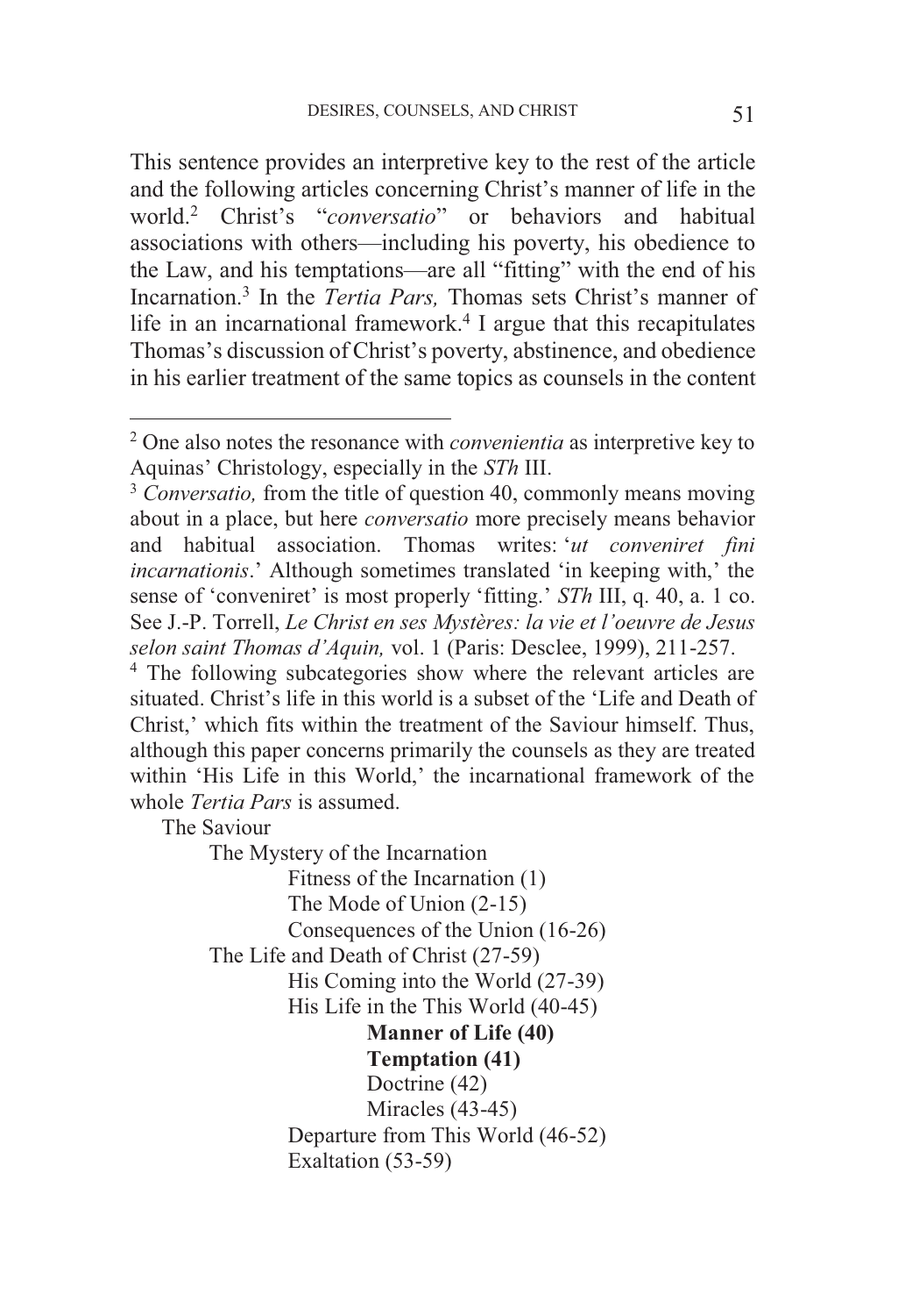This sentence provides an interpretive key to the rest of the article and the following articles concerning Christ's manner of life in the world.[2] Christ's "*conversatio*" or behaviors and habitual associations with others—including his poverty, his obedience to the Law, and his temptations—are all "fitting" with the end of his Incarnation.[3] In the *Tertia Pars,* Thomas sets Christ's manner of life in an incarnational framework.[4] I argue that this recapitulates Thomas's discussion of Christ's poverty, abstinence, and obedience in his earlier treatment of the same topics as counsels in the content

---

[2] One also notes the resonance with *convenientia* as interpretive key to Aquinas' Christology, especially in the *STh* III.

[3] *Conversatio,* from the title of question 40, commonly means moving about in a place, but here *conversatio* more precisely means behavior and habitual association. Thomas writes: '*ut conveniret fini incarnationis*.' Although sometimes translated 'in keeping with,' the sense of 'conveniret' is most properly 'fitting.' *STh* III, q. 40, a. 1 co. See J.-P. Torrell, *Le Christ en ses Mystères: la vie et l'oeuvre de Jesus selon saint Thomas d'Aquin,* vol. 1 (Paris: Desclee, 1999), 211-257.

[4] The following subcategories show where the relevant articles are situated. Christ's life in this world is a subset of the 'Life and Death of Christ,' which fits within the treatment of the Saviour himself. Thus, although this paper concerns primarily the counsels as they are treated within 'His Life in this World,' the incarnational framework of the whole *Tertia Pars* is assumed.

- The Saviour
  - The Mystery of the Incarnation
    - Fitness of the Incarnation (1)
    - The Mode of Union (2-15)
    - Consequences of the Union (16-26)
  - The Life and Death of Christ (27-59)
    - His Coming into the World (27-39)
    - His Life in the This World (40-45)
      - **Manner of Life (40)**
      - **Temptation (41)**
      - Doctrine (42)
      - Miracles (43-45)
    - Departure from This World (46-52)
    - Exaltation (53-59)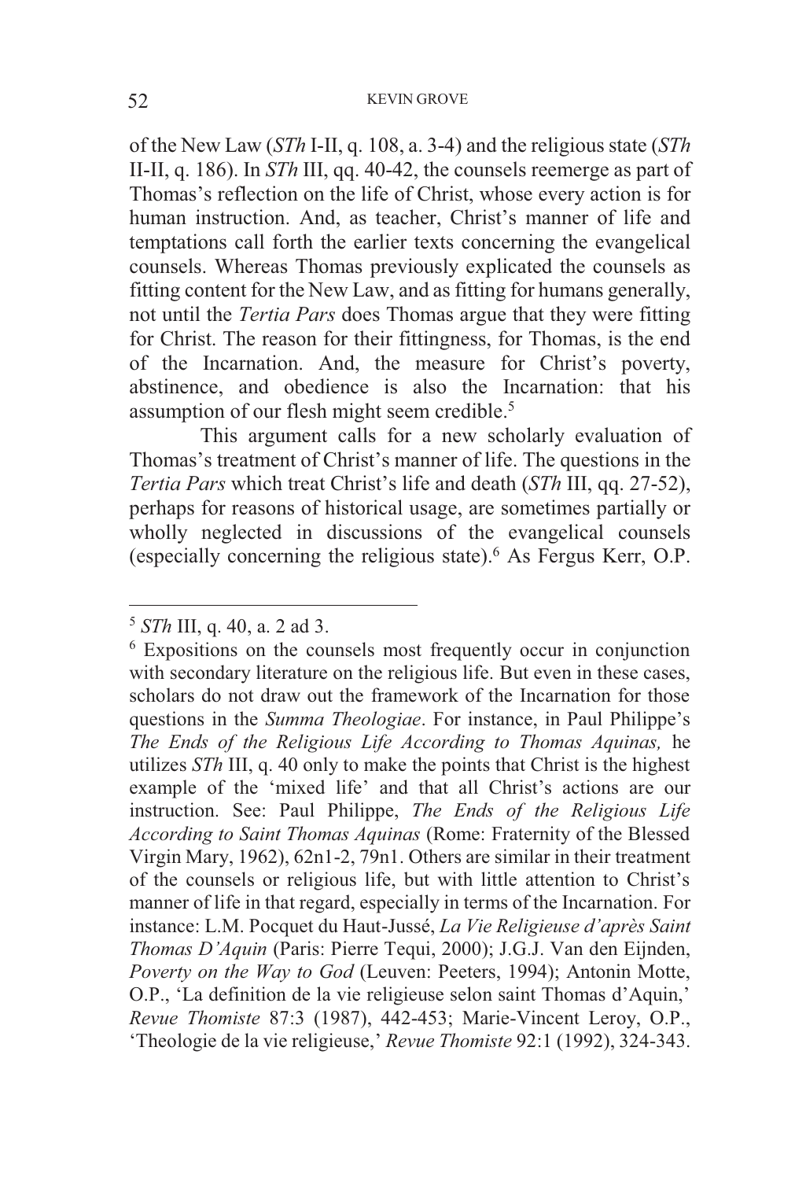of the New Law (*STh* I-II, q. 108, a. 3-4) and the religious state (*STh* II-II, q. 186). In *STh* III, qq. 40-42, the counsels reemerge as part of Thomas's reflection on the life of Christ, whose every action is for human instruction. And, as teacher, Christ's manner of life and temptations call forth the earlier texts concerning the evangelical counsels. Whereas Thomas previously explicated the counsels as fitting content for the New Law, and as fitting for humans generally, not until the *Tertia Pars* does Thomas argue that they were fitting for Christ. The reason for their fittingness, for Thomas, is the end of the Incarnation. And, the measure for Christ's poverty, abstinence, and obedience is also the Incarnation: that his assumption of our flesh might seem credible.[5]

This argument calls for a new scholarly evaluation of Thomas's treatment of Christ's manner of life. The questions in the *Tertia Pars* which treat Christ's life and death (*STh* III, qq. 27-52), perhaps for reasons of historical usage, are sometimes partially or wholly neglected in discussions of the evangelical counsels (especially concerning the religious state).[6] As Fergus Kerr, O.P.

---

[5] *STh* III, q. 40, a. 2 ad 3.

[6] Expositions on the counsels most frequently occur in conjunction with secondary literature on the religious life. But even in these cases, scholars do not draw out the framework of the Incarnation for those questions in the *Summa Theologiae*. For instance, in Paul Philippe's *The Ends of the Religious Life According to Thomas Aquinas,* he utilizes *STh* III, q. 40 only to make the points that Christ is the highest example of the 'mixed life' and that all Christ's actions are our instruction. See: Paul Philippe, *The Ends of the Religious Life According to Saint Thomas Aquinas* (Rome: Fraternity of the Blessed Virgin Mary, 1962), 62n1-2, 79n1. Others are similar in their treatment of the counsels or religious life, but with little attention to Christ's manner of life in that regard, especially in terms of the Incarnation. For instance: L.M. Pocquet du Haut-Jussé, *La Vie Religieuse d'après Saint Thomas D'Aquin* (Paris: Pierre Tequi, 2000); J.G.J. Van den Eijnden, *Poverty on the Way to God* (Leuven: Peeters, 1994); Antonin Motte, O.P., 'La definition de la vie religieuse selon saint Thomas d'Aquin,' *Revue Thomiste* 87:3 (1987), 442-453; Marie-Vincent Leroy, O.P., 'Theologie de la vie religieuse,' *Revue Thomiste* 92:1 (1992), 324-343.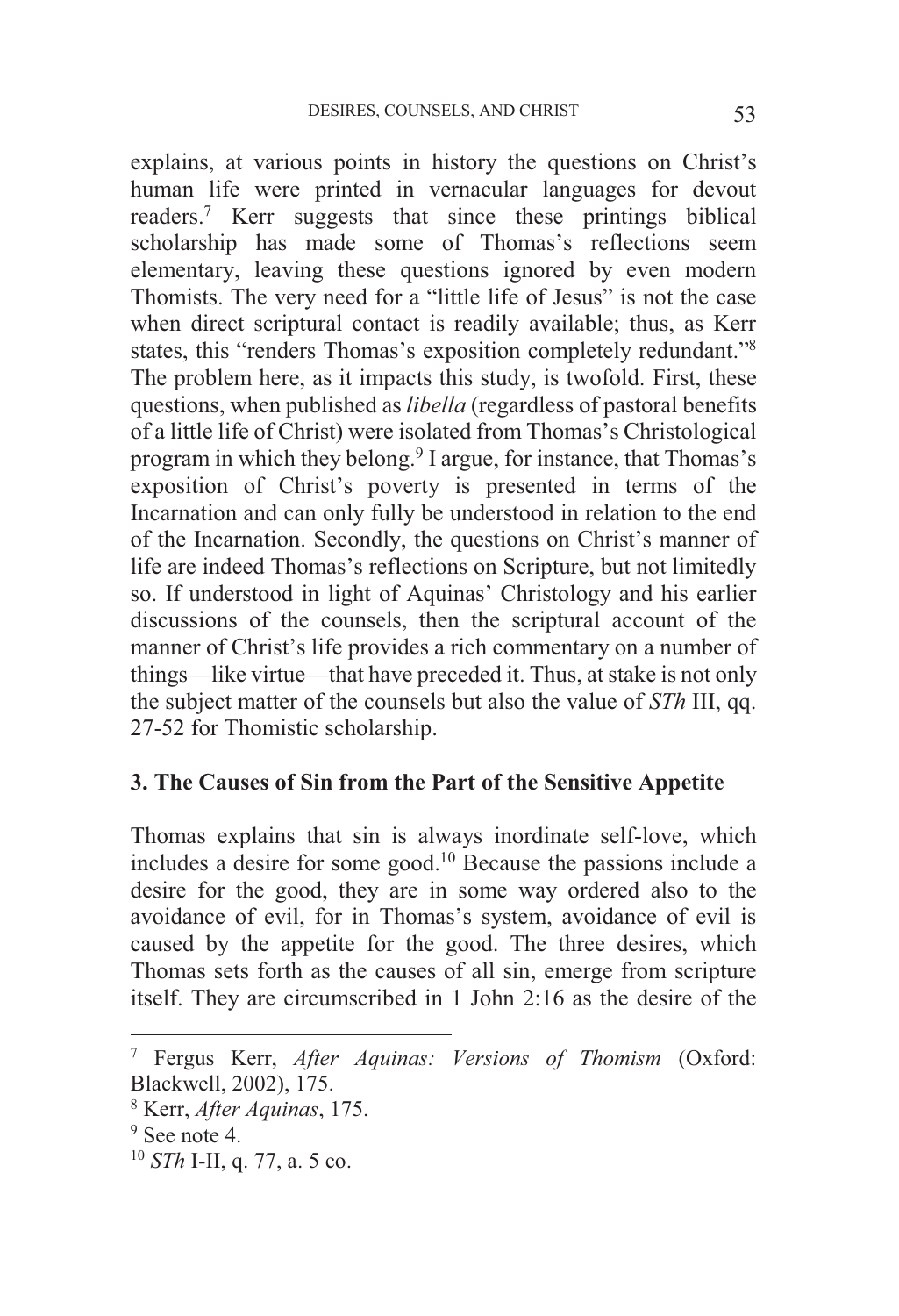explains, at various points in history the questions on Christ's human life were printed in vernacular languages for devout readers.[7] Kerr suggests that since these printings biblical scholarship has made some of Thomas's reflections seem elementary, leaving these questions ignored by even modern Thomists. The very need for a "little life of Jesus" is not the case when direct scriptural contact is readily available; thus, as Kerr states, this "renders Thomas's exposition completely redundant."[8] The problem here, as it impacts this study, is twofold. First, these questions, when published as *libella* (regardless of pastoral benefits of a little life of Christ) were isolated from Thomas's Christological program in which they belong.[9] I argue, for instance, that Thomas's exposition of Christ's poverty is presented in terms of the Incarnation and can only fully be understood in relation to the end of the Incarnation. Secondly, the questions on Christ's manner of life are indeed Thomas's reflections on Scripture, but not limitedly so. If understood in light of Aquinas' Christology and his earlier discussions of the counsels, then the scriptural account of the manner of Christ's life provides a rich commentary on a number of things—like virtue—that have preceded it. Thus, at stake is not only the subject matter of the counsels but also the value of *STh* III, qq. 27-52 for Thomistic scholarship.

### 3. The Causes of Sin from the Part of the Sensitive Appetite

Thomas explains that sin is always inordinate self-love, which includes a desire for some good.[10] Because the passions include a desire for the good, they are in some way ordered also to the avoidance of evil, for in Thomas's system, avoidance of evil is caused by the appetite for the good. The three desires, which Thomas sets forth as the causes of all sin, emerge from scripture itself. They are circumscribed in 1 John 2:16 as the desire of the

---

[7] Fergus Kerr, *After Aquinas: Versions of Thomism* (Oxford: Blackwell, 2002), 175.

[8] Kerr, *After Aquinas*, 175.

[9] See note 4.

[10] *STh* I-II, q. 77, a. 5 co.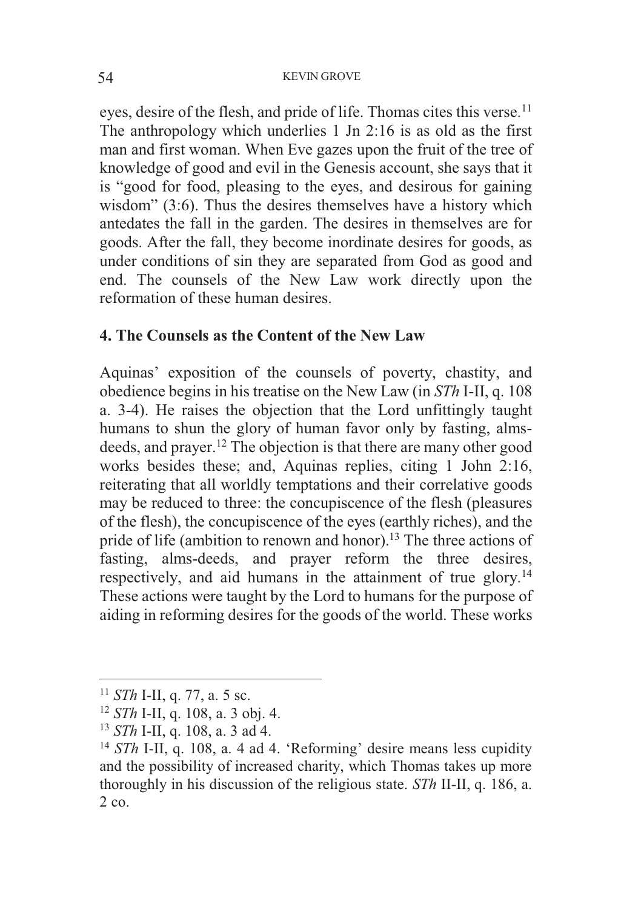eyes, desire of the flesh, and pride of life. Thomas cites this verse.[11] The anthropology which underlies 1 Jn 2:16 is as old as the first man and first woman. When Eve gazes upon the fruit of the tree of knowledge of good and evil in the Genesis account, she says that it is "good for food, pleasing to the eyes, and desirous for gaining wisdom" (3:6). Thus the desires themselves have a history which antedates the fall in the garden. The desires in themselves are for goods. After the fall, they become inordinate desires for goods, as under conditions of sin they are separated from God as good and end. The counsels of the New Law work directly upon the reformation of these human desires.

## 4. The Counsels as the Content of the New Law

Aquinas' exposition of the counsels of poverty, chastity, and obedience begins in his treatise on the New Law (in *STh* I-II, q. 108 a. 3-4). He raises the objection that the Lord unfittingly taught humans to shun the glory of human favor only by fasting, alms-deeds, and prayer.[12] The objection is that there are many other good works besides these; and, Aquinas replies, citing 1 John 2:16, reiterating that all worldly temptations and their correlative goods may be reduced to three: the concupiscence of the flesh (pleasures of the flesh), the concupiscence of the eyes (earthly riches), and the pride of life (ambition to renown and honor).[13] The three actions of fasting, alms-deeds, and prayer reform the three desires, respectively, and aid humans in the attainment of true glory.[14] These actions were taught by the Lord to humans for the purpose of aiding in reforming desires for the goods of the world. These works

---

[11] *STh* I-II, q. 77, a. 5 sc.

[12] *STh* I-II, q. 108, a. 3 obj. 4.

[13] *STh* I-II, q. 108, a. 3 ad 4.

[14] *STh* I-II, q. 108, a. 4 ad 4. 'Reforming' desire means less cupidity and the possibility of increased charity, which Thomas takes up more thoroughly in his discussion of the religious state. *STh* II-II, q. 186, a. 2 co.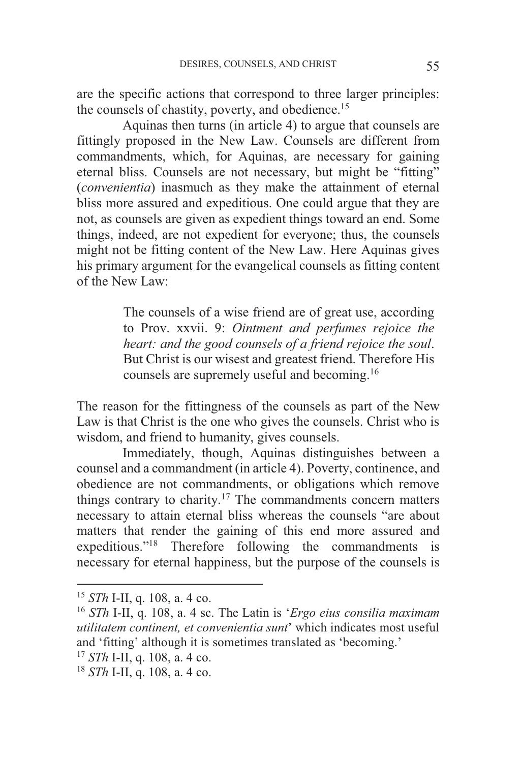are the specific actions that correspond to three larger principles: the counsels of chastity, poverty, and obedience.[15]

Aquinas then turns (in article 4) to argue that counsels are fittingly proposed in the New Law. Counsels are different from commandments, which, for Aquinas, are necessary for gaining eternal bliss. Counsels are not necessary, but might be "fitting" (*convenientia*) inasmuch as they make the attainment of eternal bliss more assured and expeditious. One could argue that they are not, as counsels are given as expedient things toward an end. Some things, indeed, are not expedient for everyone; thus, the counsels might not be fitting content of the New Law. Here Aquinas gives his primary argument for the evangelical counsels as fitting content of the New Law:

> The counsels of a wise friend are of great use, according to Prov. xxvii. 9: *Ointment and perfumes rejoice the heart: and the good counsels of a friend rejoice the soul*. But Christ is our wisest and greatest friend. Therefore His counsels are supremely useful and becoming.[16]

The reason for the fittingness of the counsels as part of the New Law is that Christ is the one who gives the counsels. Christ who is wisdom, and friend to humanity, gives counsels.

Immediately, though, Aquinas distinguishes between a counsel and a commandment (in article 4). Poverty, continence, and obedience are not commandments, or obligations which remove things contrary to charity.[17] The commandments concern matters necessary to attain eternal bliss whereas the counsels "are about matters that render the gaining of this end more assured and expeditious."[18] Therefore following the commandments is necessary for eternal happiness, but the purpose of the counsels is

---

[15] *STh* I-II, q. 108, a. 4 co.

[16] *STh* I-II, q. 108, a. 4 sc. The Latin is '*Ergo eius consilia maximam utilitatem continent, et convenientia sunt*' which indicates most useful and 'fitting' although it is sometimes translated as 'becoming.'

[17] *STh* I-II, q. 108, a. 4 co.

[18] *STh* I-II, q. 108, a. 4 co.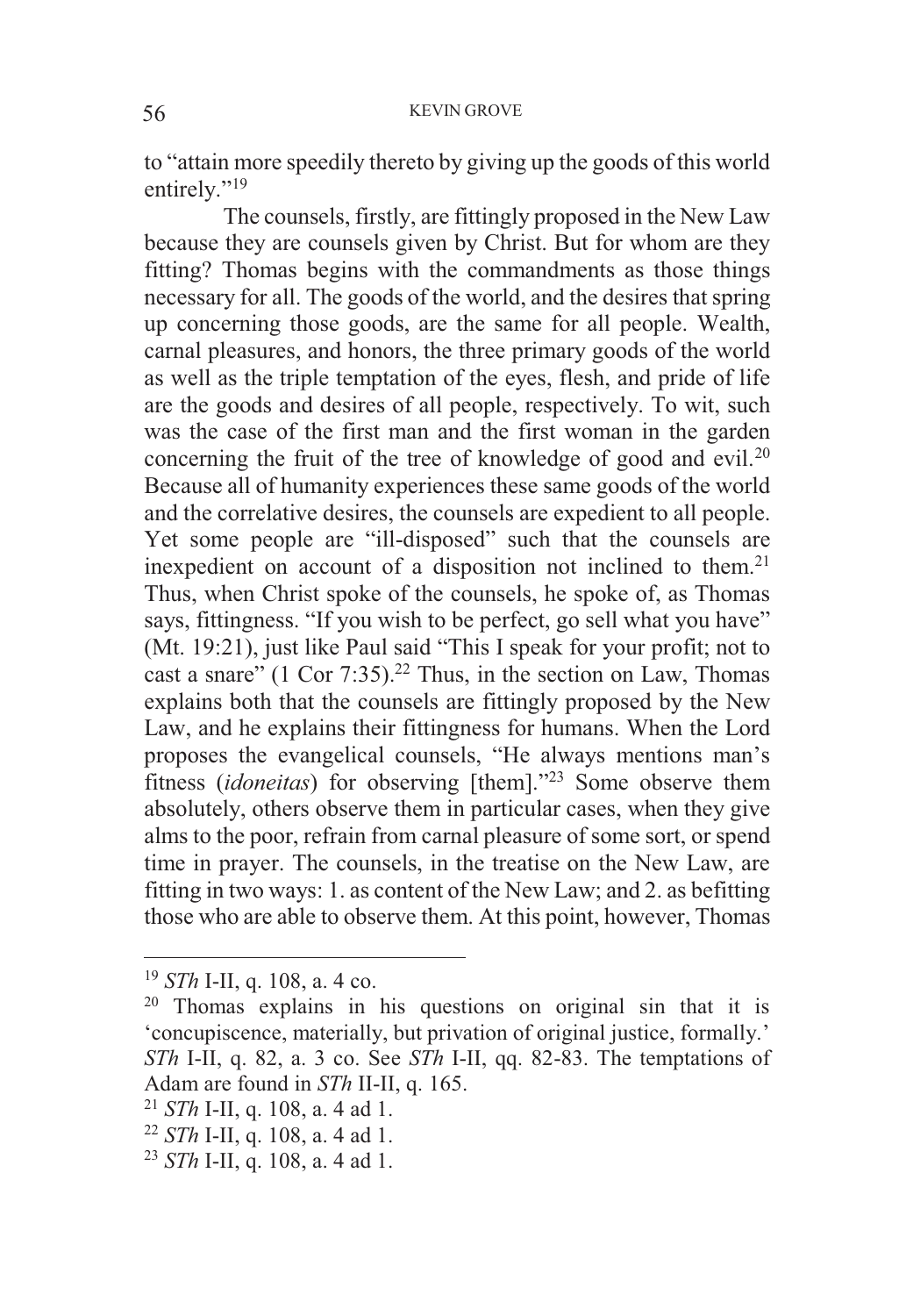to "attain more speedily thereto by giving up the goods of this world entirely."[19]

The counsels, firstly, are fittingly proposed in the New Law because they are counsels given by Christ. But for whom are they fitting? Thomas begins with the commandments as those things necessary for all. The goods of the world, and the desires that spring up concerning those goods, are the same for all people. Wealth, carnal pleasures, and honors, the three primary goods of the world as well as the triple temptation of the eyes, flesh, and pride of life are the goods and desires of all people, respectively. To wit, such was the case of the first man and the first woman in the garden concerning the fruit of the tree of knowledge of good and evil.[20] Because all of humanity experiences these same goods of the world and the correlative desires, the counsels are expedient to all people. Yet some people are "ill-disposed" such that the counsels are inexpedient on account of a disposition not inclined to them.[21] Thus, when Christ spoke of the counsels, he spoke of, as Thomas says, fittingness. "If you wish to be perfect, go sell what you have" (Mt. 19:21), just like Paul said "This I speak for your profit; not to cast a snare" (1 Cor 7:35).[22] Thus, in the section on Law, Thomas explains both that the counsels are fittingly proposed by the New Law, and he explains their fittingness for humans. When the Lord proposes the evangelical counsels, "He always mentions man's fitness (*idoneitas*) for observing [them]."[23] Some observe them absolutely, others observe them in particular cases, when they give alms to the poor, refrain from carnal pleasure of some sort, or spend time in prayer. The counsels, in the treatise on the New Law, are fitting in two ways: 1. as content of the New Law; and 2. as befitting those who are able to observe them. At this point, however, Thomas

---

[19] *STh* I-II, q. 108, a. 4 co.

[20] Thomas explains in his questions on original sin that it is 'concupiscence, materially, but privation of original justice, formally.' *STh* I-II, q. 82, a. 3 co. See *STh* I-II, qq. 82-83. The temptations of Adam are found in *STh* II-II, q. 165.

[21] *STh* I-II, q. 108, a. 4 ad 1.

[22] *STh* I-II, q. 108, a. 4 ad 1.

[23] *STh* I-II, q. 108, a. 4 ad 1.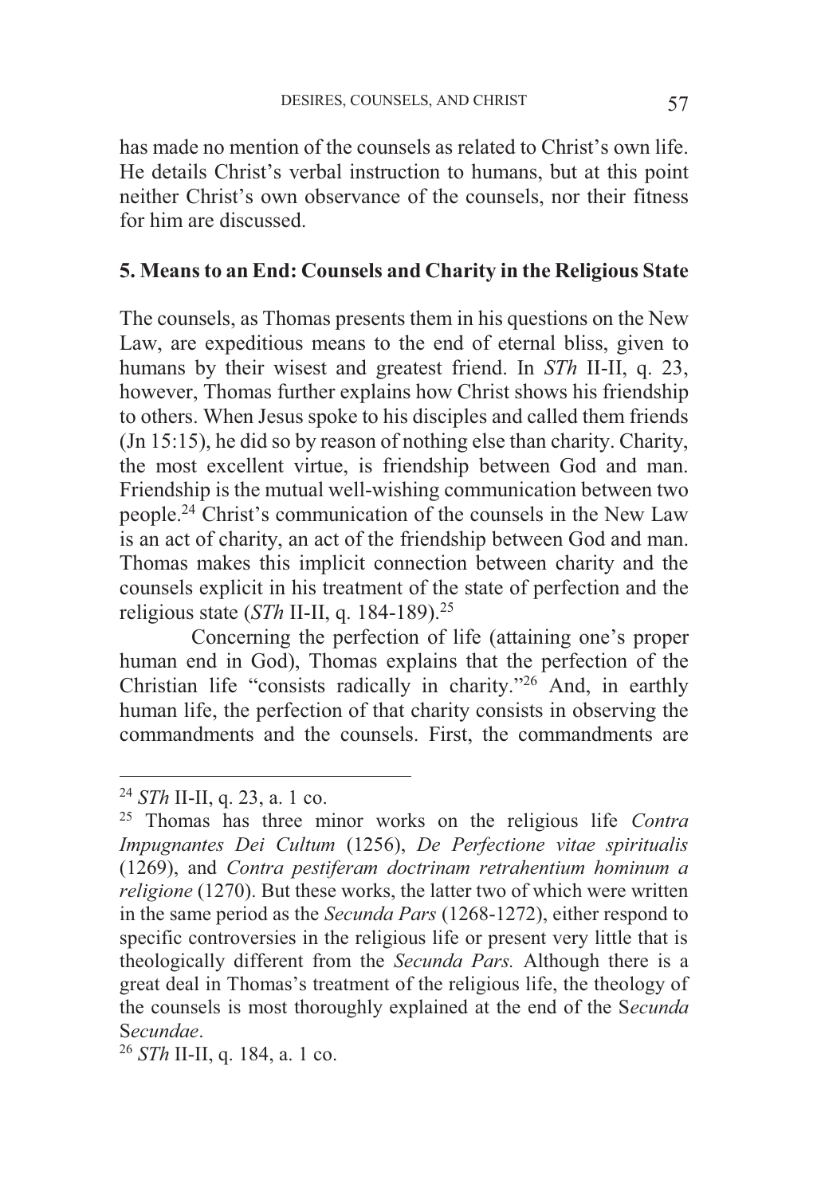has made no mention of the counsels as related to Christ's own life. He details Christ's verbal instruction to humans, but at this point neither Christ's own observance of the counsels, nor their fitness for him are discussed.

## 5. Means to an End: Counsels and Charity in the Religious State

The counsels, as Thomas presents them in his questions on the New Law, are expeditious means to the end of eternal bliss, given to humans by their wisest and greatest friend. In *STh* II-II, q. 23, however, Thomas further explains how Christ shows his friendship to others. When Jesus spoke to his disciples and called them friends (Jn 15:15), he did so by reason of nothing else than charity. Charity, the most excellent virtue, is friendship between God and man. Friendship is the mutual well-wishing communication between two people.[24] Christ's communication of the counsels in the New Law is an act of charity, an act of the friendship between God and man. Thomas makes this implicit connection between charity and the counsels explicit in his treatment of the state of perfection and the religious state (*STh* II-II, q. 184-189).[25]

Concerning the perfection of life (attaining one's proper human end in God), Thomas explains that the perfection of the Christian life "consists radically in charity."[26] And, in earthly human life, the perfection of that charity consists in observing the commandments and the counsels. First, the commandments are

---

[24] *STh* II-II, q. 23, a. 1 co.

[25] Thomas has three minor works on the religious life *Contra Impugnantes Dei Cultum* (1256), *De Perfectione vitae spiritualis* (1269), and *Contra pestiferam doctrinam retrahentium hominum a religione* (1270). But these works, the latter two of which were written in the same period as the *Secunda Pars* (1268-1272), either respond to specific controversies in the religious life or present very little that is theologically different from the *Secunda Pars.* Although there is a great deal in Thomas's treatment of the religious life, the theology of the counsels is most thoroughly explained at the end of the S*ecunda* S*ecundae*.

[26] *STh* II-II, q. 184, a. 1 co.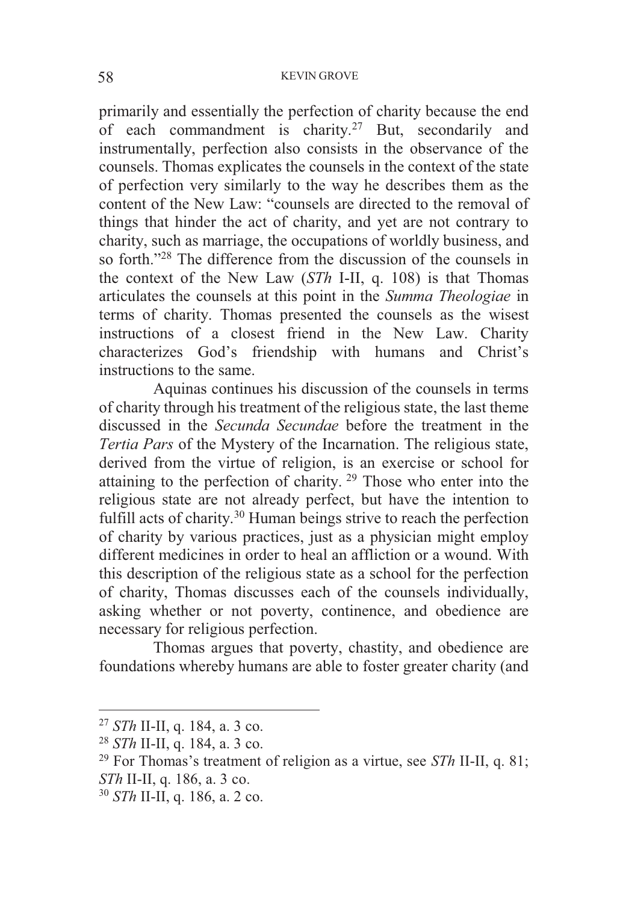primarily and essentially the perfection of charity because the end of each commandment is charity.[27] But, secondarily and instrumentally, perfection also consists in the observance of the counsels. Thomas explicates the counsels in the context of the state of perfection very similarly to the way he describes them as the content of the New Law: "counsels are directed to the removal of things that hinder the act of charity, and yet are not contrary to charity, such as marriage, the occupations of worldly business, and so forth."[28] The difference from the discussion of the counsels in the context of the New Law (*STh* I-II, q. 108) is that Thomas articulates the counsels at this point in the *Summa Theologiae* in terms of charity. Thomas presented the counsels as the wisest instructions of a closest friend in the New Law. Charity characterizes God's friendship with humans and Christ's instructions to the same.

Aquinas continues his discussion of the counsels in terms of charity through his treatment of the religious state, the last theme discussed in the *Secunda Secundae* before the treatment in the *Tertia Pars* of the Mystery of the Incarnation. The religious state, derived from the virtue of religion, is an exercise or school for attaining to the perfection of charity.[29] Those who enter into the religious state are not already perfect, but have the intention to fulfill acts of charity.[30] Human beings strive to reach the perfection of charity by various practices, just as a physician might employ different medicines in order to heal an affliction or a wound. With this description of the religious state as a school for the perfection of charity, Thomas discusses each of the counsels individually, asking whether or not poverty, continence, and obedience are necessary for religious perfection.

Thomas argues that poverty, chastity, and obedience are foundations whereby humans are able to foster greater charity (and

---

[27] *STh* II-II, q. 184, a. 3 co.

[28] *STh* II-II, q. 184, a. 3 co.

[29] For Thomas's treatment of religion as a virtue, see *STh* II-II, q. 81; *STh* II-II, q. 186, a. 3 co.

[30] *STh* II-II, q. 186, a. 2 co.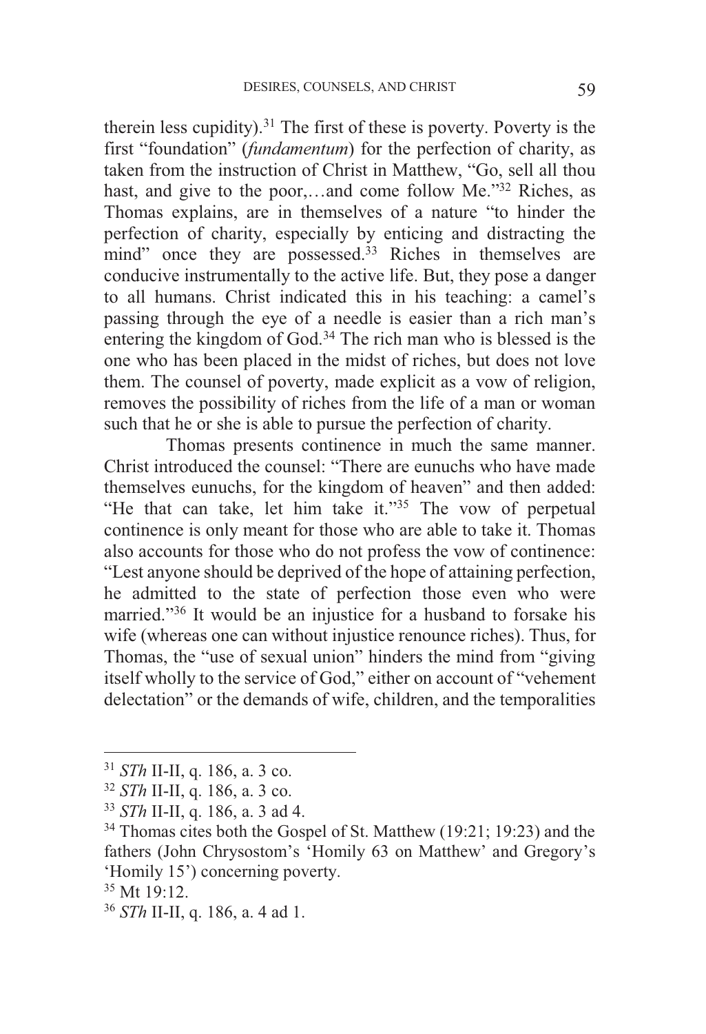therein less cupidity).[31] The first of these is poverty. Poverty is the first "foundation" (*fundamentum*) for the perfection of charity, as taken from the instruction of Christ in Matthew, "Go, sell all thou hast, and give to the poor,…and come follow Me."[32] Riches, as Thomas explains, are in themselves of a nature "to hinder the perfection of charity, especially by enticing and distracting the mind" once they are possessed.[33] Riches in themselves are conducive instrumentally to the active life. But, they pose a danger to all humans. Christ indicated this in his teaching: a camel's passing through the eye of a needle is easier than a rich man's entering the kingdom of God.[34] The rich man who is blessed is the one who has been placed in the midst of riches, but does not love them. The counsel of poverty, made explicit as a vow of religion, removes the possibility of riches from the life of a man or woman such that he or she is able to pursue the perfection of charity.

Thomas presents continence in much the same manner. Christ introduced the counsel: "There are eunuchs who have made themselves eunuchs, for the kingdom of heaven" and then added: "He that can take, let him take it."[35] The vow of perpetual continence is only meant for those who are able to take it. Thomas also accounts for those who do not profess the vow of continence: "Lest anyone should be deprived of the hope of attaining perfection, he admitted to the state of perfection those even who were married."[36] It would be an injustice for a husband to forsake his wife (whereas one can without injustice renounce riches). Thus, for Thomas, the "use of sexual union" hinders the mind from "giving itself wholly to the service of God," either on account of "vehement delectation" or the demands of wife, children, and the temporalities

---

[31] *STh* II-II, q. 186, a. 3 co.

[32] *STh* II-II, q. 186, a. 3 co.

[33] *STh* II-II, q. 186, a. 3 ad 4.

[34] Thomas cites both the Gospel of St. Matthew (19:21; 19:23) and the fathers (John Chrysostom's 'Homily 63 on Matthew' and Gregory's 'Homily 15') concerning poverty.

[35] Mt 19:12.

[36] *STh* II-II, q. 186, a. 4 ad 1.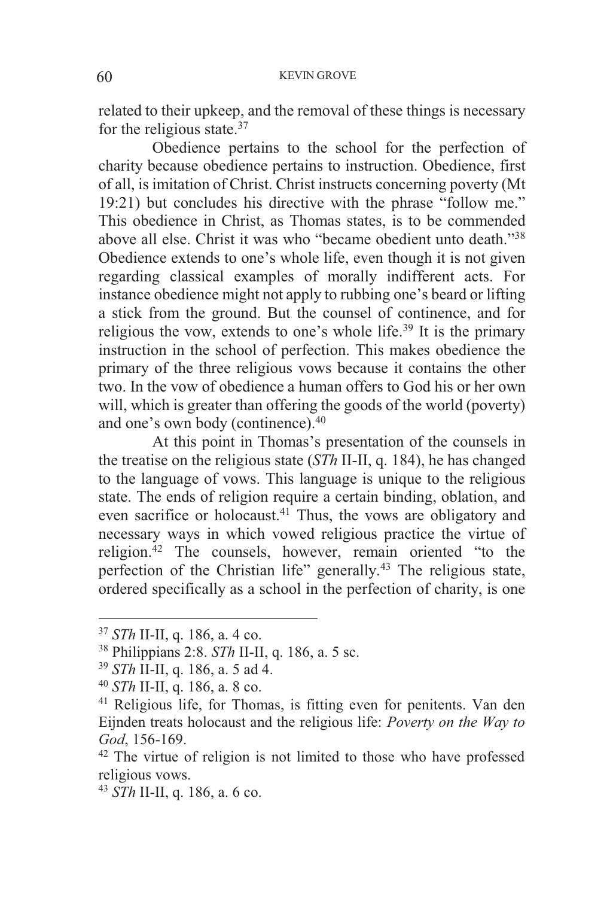related to their upkeep, and the removal of these things is necessary for the religious state.[37]

Obedience pertains to the school for the perfection of charity because obedience pertains to instruction. Obedience, first of all, is imitation of Christ. Christ instructs concerning poverty (Mt 19:21) but concludes his directive with the phrase "follow me." This obedience in Christ, as Thomas states, is to be commended above all else. Christ it was who "became obedient unto death."[38] Obedience extends to one's whole life, even though it is not given regarding classical examples of morally indifferent acts. For instance obedience might not apply to rubbing one's beard or lifting a stick from the ground. But the counsel of continence, and for religious the vow, extends to one's whole life.[39] It is the primary instruction in the school of perfection. This makes obedience the primary of the three religious vows because it contains the other two. In the vow of obedience a human offers to God his or her own will, which is greater than offering the goods of the world (poverty) and one's own body (continence).[40]

At this point in Thomas's presentation of the counsels in the treatise on the religious state (*STh* II-II, q. 184), he has changed to the language of vows. This language is unique to the religious state. The ends of religion require a certain binding, oblation, and even sacrifice or holocaust.[41] Thus, the vows are obligatory and necessary ways in which vowed religious practice the virtue of religion.[42] The counsels, however, remain oriented "to the perfection of the Christian life" generally.[43] The religious state, ordered specifically as a school in the perfection of charity, is one

---

[37] *STh* II-II, q. 186, a. 4 co.

[38] Philippians 2:8. *STh* II-II, q. 186, a. 5 sc.

[39] *STh* II-II, q. 186, a. 5 ad 4.

[40] *STh* II-II, q. 186, a. 8 co.

[41] Religious life, for Thomas, is fitting even for penitents. Van den Eijnden treats holocaust and the religious life: *Poverty on the Way to God*, 156-169.

[42] The virtue of religion is not limited to those who have professed religious vows.

[43] *STh* II-II, q. 186, a. 6 co.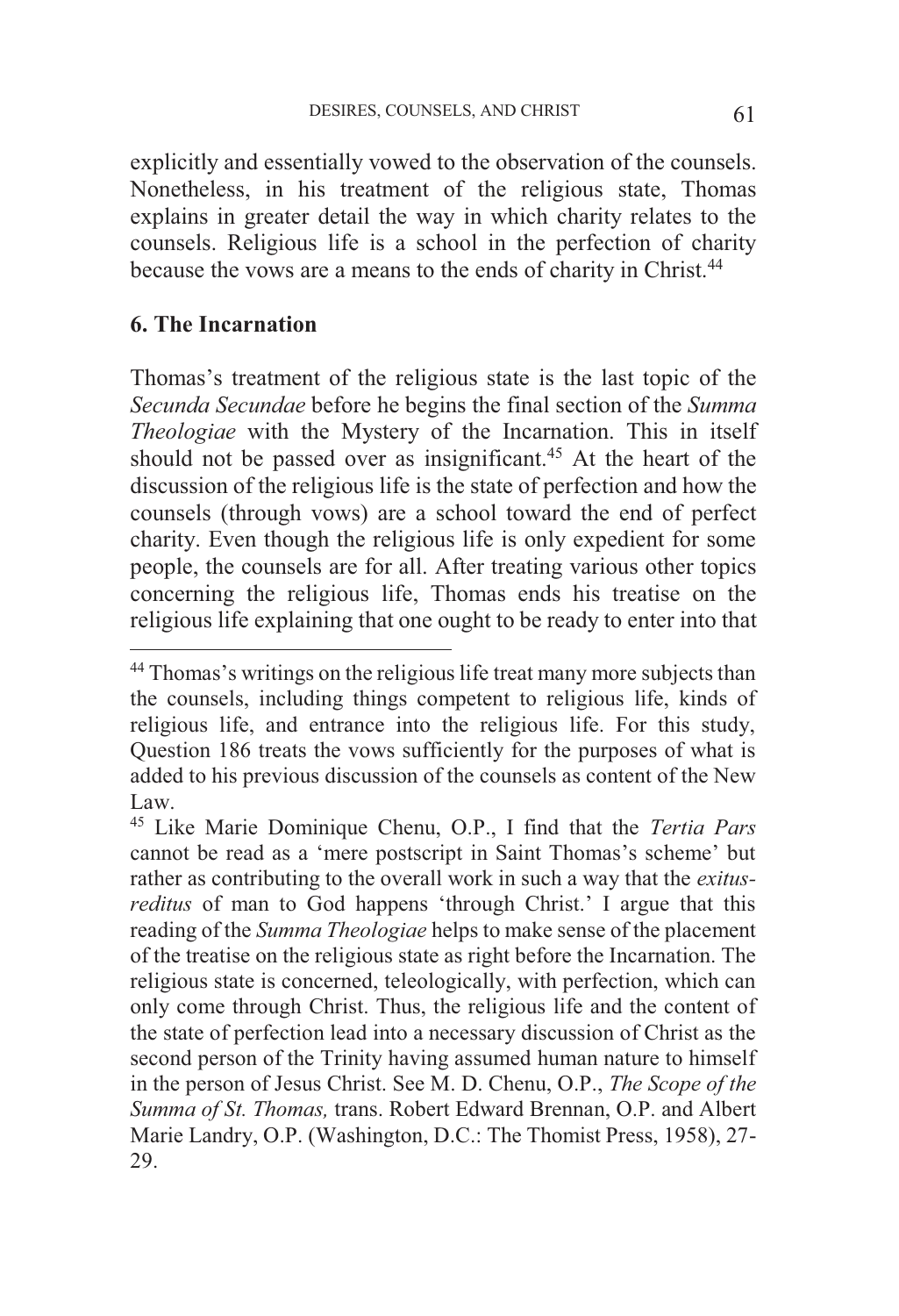explicitly and essentially vowed to the observation of the counsels. Nonetheless, in his treatment of the religious state, Thomas explains in greater detail the way in which charity relates to the counsels. Religious life is a school in the perfection of charity because the vows are a means to the ends of charity in Christ.[44]

## 6. The Incarnation

Thomas's treatment of the religious state is the last topic of the *Secunda Secundae* before he begins the final section of the *Summa Theologiae* with the Mystery of the Incarnation. This in itself should not be passed over as insignificant.[45] At the heart of the discussion of the religious life is the state of perfection and how the counsels (through vows) are a school toward the end of perfect charity. Even though the religious life is only expedient for some people, the counsels are for all. After treating various other topics concerning the religious life, Thomas ends his treatise on the religious life explaining that one ought to be ready to enter into that

---

[44] Thomas's writings on the religious life treat many more subjects than the counsels, including things competent to religious life, kinds of religious life, and entrance into the religious life. For this study, Question 186 treats the vows sufficiently for the purposes of what is added to his previous discussion of the counsels as content of the New Law.

[45] Like Marie Dominique Chenu, O.P., I find that the *Tertia Pars* cannot be read as a 'mere postscript in Saint Thomas's scheme' but rather as contributing to the overall work in such a way that the *exitus-reditus* of man to God happens 'through Christ.' I argue that this reading of the *Summa Theologiae* helps to make sense of the placement of the treatise on the religious state as right before the Incarnation. The religious state is concerned, teleologically, with perfection, which can only come through Christ. Thus, the religious life and the content of the state of perfection lead into a necessary discussion of Christ as the second person of the Trinity having assumed human nature to himself in the person of Jesus Christ. See M. D. Chenu, O.P., *The Scope of the Summa of St. Thomas,* trans. Robert Edward Brennan, O.P. and Albert Marie Landry, O.P. (Washington, D.C.: The Thomist Press, 1958), 27-29.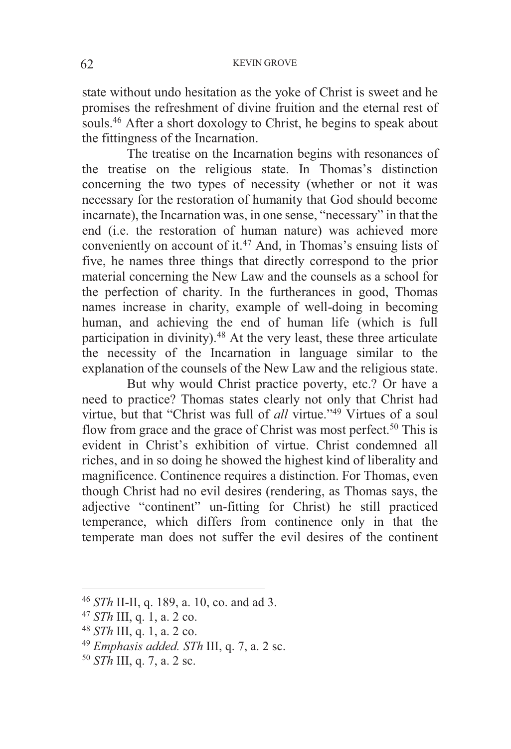state without undo hesitation as the yoke of Christ is sweet and he promises the refreshment of divine fruition and the eternal rest of souls.[46] After a short doxology to Christ, he begins to speak about the fittingness of the Incarnation.

The treatise on the Incarnation begins with resonances of the treatise on the religious state. In Thomas's distinction concerning the two types of necessity (whether or not it was necessary for the restoration of humanity that God should become incarnate), the Incarnation was, in one sense, "necessary" in that the end (i.e. the restoration of human nature) was achieved more conveniently on account of it.[47] And, in Thomas's ensuing lists of five, he names three things that directly correspond to the prior material concerning the New Law and the counsels as a school for the perfection of charity. In the furtherances in good, Thomas names increase in charity, example of well-doing in becoming human, and achieving the end of human life (which is full participation in divinity).[48] At the very least, these three articulate the necessity of the Incarnation in language similar to the explanation of the counsels of the New Law and the religious state.

But why would Christ practice poverty, etc.? Or have a need to practice? Thomas states clearly not only that Christ had virtue, but that "Christ was full of *all* virtue."[49] Virtues of a soul flow from grace and the grace of Christ was most perfect.[50] This is evident in Christ's exhibition of virtue. Christ condemned all riches, and in so doing he showed the highest kind of liberality and magnificence. Continence requires a distinction. For Thomas, even though Christ had no evil desires (rendering, as Thomas says, the adjective "continent" un-fitting for Christ) he still practiced temperance, which differs from continence only in that the temperate man does not suffer the evil desires of the continent

---

[46] *STh* II-II, q. 189, a. 10, co. and ad 3.

[47] *STh* III, q. 1, a. 2 co.

[48] *STh* III, q. 1, a. 2 co.

[49] *Emphasis added. STh* III, q. 7, a. 2 sc.

[50] *STh* III, q. 7, a. 2 sc.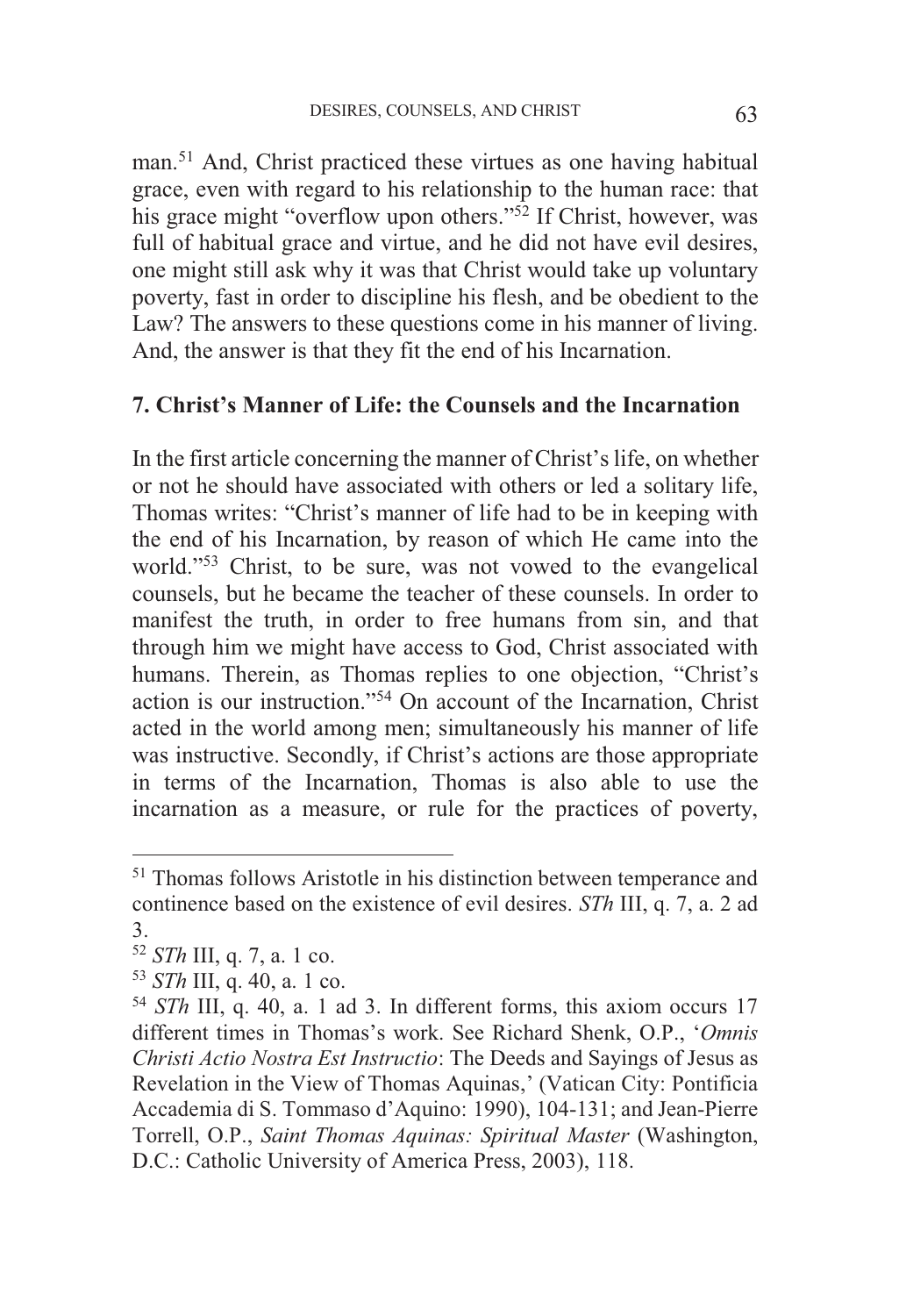man.[51] And, Christ practiced these virtues as one having habitual grace, even with regard to his relationship to the human race: that his grace might "overflow upon others."[52] If Christ, however, was full of habitual grace and virtue, and he did not have evil desires, one might still ask why it was that Christ would take up voluntary poverty, fast in order to discipline his flesh, and be obedient to the Law? The answers to these questions come in his manner of living. And, the answer is that they fit the end of his Incarnation.

## 7. Christ's Manner of Life: the Counsels and the Incarnation

In the first article concerning the manner of Christ's life, on whether or not he should have associated with others or led a solitary life, Thomas writes: "Christ's manner of life had to be in keeping with the end of his Incarnation, by reason of which He came into the world."[53] Christ, to be sure, was not vowed to the evangelical counsels, but he became the teacher of these counsels. In order to manifest the truth, in order to free humans from sin, and that through him we might have access to God, Christ associated with humans. Therein, as Thomas replies to one objection, "Christ's action is our instruction."[54] On account of the Incarnation, Christ acted in the world among men; simultaneously his manner of life was instructive. Secondly, if Christ's actions are those appropriate in terms of the Incarnation, Thomas is also able to use the incarnation as a measure, or rule for the practices of poverty,

---

[51] Thomas follows Aristotle in his distinction between temperance and continence based on the existence of evil desires. *STh* III, q. 7, a. 2 ad 3.

[52] *STh* III, q. 7, a. 1 co.

[53] *STh* III, q. 40, a. 1 co.

[54] *STh* III, q. 40, a. 1 ad 3. In different forms, this axiom occurs 17 different times in Thomas's work. See Richard Shenk, O.P., '*Omnis Christi Actio Nostra Est Instructio*: The Deeds and Sayings of Jesus as Revelation in the View of Thomas Aquinas,' (Vatican City: Pontificia Accademia di S. Tommaso d'Aquino: 1990), 104-131; and Jean-Pierre Torrell, O.P., *Saint Thomas Aquinas: Spiritual Master* (Washington, D.C.: Catholic University of America Press, 2003), 118.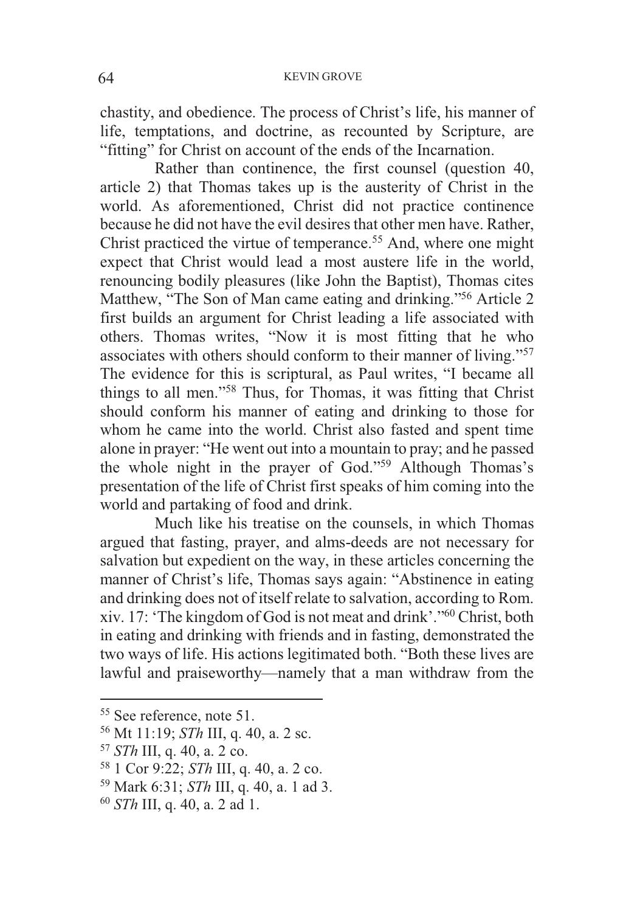chastity, and obedience. The process of Christ's life, his manner of life, temptations, and doctrine, as recounted by Scripture, are "fitting" for Christ on account of the ends of the Incarnation.

Rather than continence, the first counsel (question 40, article 2) that Thomas takes up is the austerity of Christ in the world. As aforementioned, Christ did not practice continence because he did not have the evil desires that other men have. Rather, Christ practiced the virtue of temperance.[55] And, where one might expect that Christ would lead a most austere life in the world, renouncing bodily pleasures (like John the Baptist), Thomas cites Matthew, "The Son of Man came eating and drinking."[56] Article 2 first builds an argument for Christ leading a life associated with others. Thomas writes, "Now it is most fitting that he who associates with others should conform to their manner of living."[57] The evidence for this is scriptural, as Paul writes, "I became all things to all men."[58] Thus, for Thomas, it was fitting that Christ should conform his manner of eating and drinking to those for whom he came into the world. Christ also fasted and spent time alone in prayer: "He went out into a mountain to pray; and he passed the whole night in the prayer of God."[59] Although Thomas's presentation of the life of Christ first speaks of him coming into the world and partaking of food and drink.

Much like his treatise on the counsels, in which Thomas argued that fasting, prayer, and alms-deeds are not necessary for salvation but expedient on the way, in these articles concerning the manner of Christ's life, Thomas says again: "Abstinence in eating and drinking does not of itself relate to salvation, according to Rom. xiv. 17: 'The kingdom of God is not meat and drink'."[60] Christ, both in eating and drinking with friends and in fasting, demonstrated the two ways of life. His actions legitimated both. "Both these lives are lawful and praiseworthy—namely that a man withdraw from the

---

[55] See reference, note 51.

[56] Mt 11:19; *STh* III, q. 40, a. 2 sc.

[57] *STh* III, q. 40, a. 2 co.

[58] 1 Cor 9:22; *STh* III, q. 40, a. 2 co.

[59] Mark 6:31; *STh* III, q. 40, a. 1 ad 3.

[60] *STh* III, q. 40, a. 2 ad 1.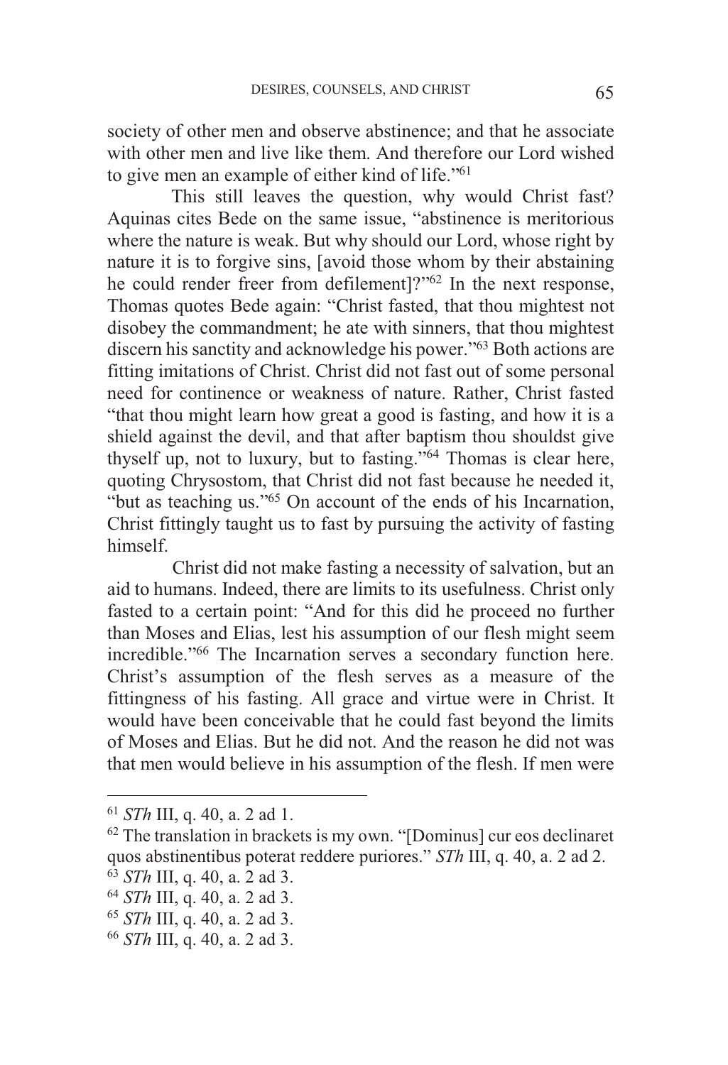society of other men and observe abstinence; and that he associate with other men and live like them. And therefore our Lord wished to give men an example of either kind of life."[61]

This still leaves the question, why would Christ fast? Aquinas cites Bede on the same issue, "abstinence is meritorious where the nature is weak. But why should our Lord, whose right by nature it is to forgive sins, [avoid those whom by their abstaining he could render freer from defilement]?"[62] In the next response, Thomas quotes Bede again: "Christ fasted, that thou mightest not disobey the commandment; he ate with sinners, that thou mightest discern his sanctity and acknowledge his power."[63] Both actions are fitting imitations of Christ. Christ did not fast out of some personal need for continence or weakness of nature. Rather, Christ fasted "that thou might learn how great a good is fasting, and how it is a shield against the devil, and that after baptism thou shouldst give thyself up, not to luxury, but to fasting."[64] Thomas is clear here, quoting Chrysostom, that Christ did not fast because he needed it, "but as teaching us."[65] On account of the ends of his Incarnation, Christ fittingly taught us to fast by pursuing the activity of fasting himself.

Christ did not make fasting a necessity of salvation, but an aid to humans. Indeed, there are limits to its usefulness. Christ only fasted to a certain point: "And for this did he proceed no further than Moses and Elias, lest his assumption of our flesh might seem incredible."[66] The Incarnation serves a secondary function here. Christ's assumption of the flesh serves as a measure of the fittingness of his fasting. All grace and virtue were in Christ. It would have been conceivable that he could fast beyond the limits of Moses and Elias. But he did not. And the reason he did not was that men would believe in his assumption of the flesh. If men were

---

[61] *STh* III, q. 40, a. 2 ad 1.

[62] The translation in brackets is my own. "[Dominus] cur eos declinaret quos abstinentibus poterat reddere puriores." *STh* III, q. 40, a. 2 ad 2.

[63] *STh* III, q. 40, a. 2 ad 3.

[64] *STh* III, q. 40, a. 2 ad 3.

[65] *STh* III, q. 40, a. 2 ad 3.

[66] *STh* III, q. 40, a. 2 ad 3.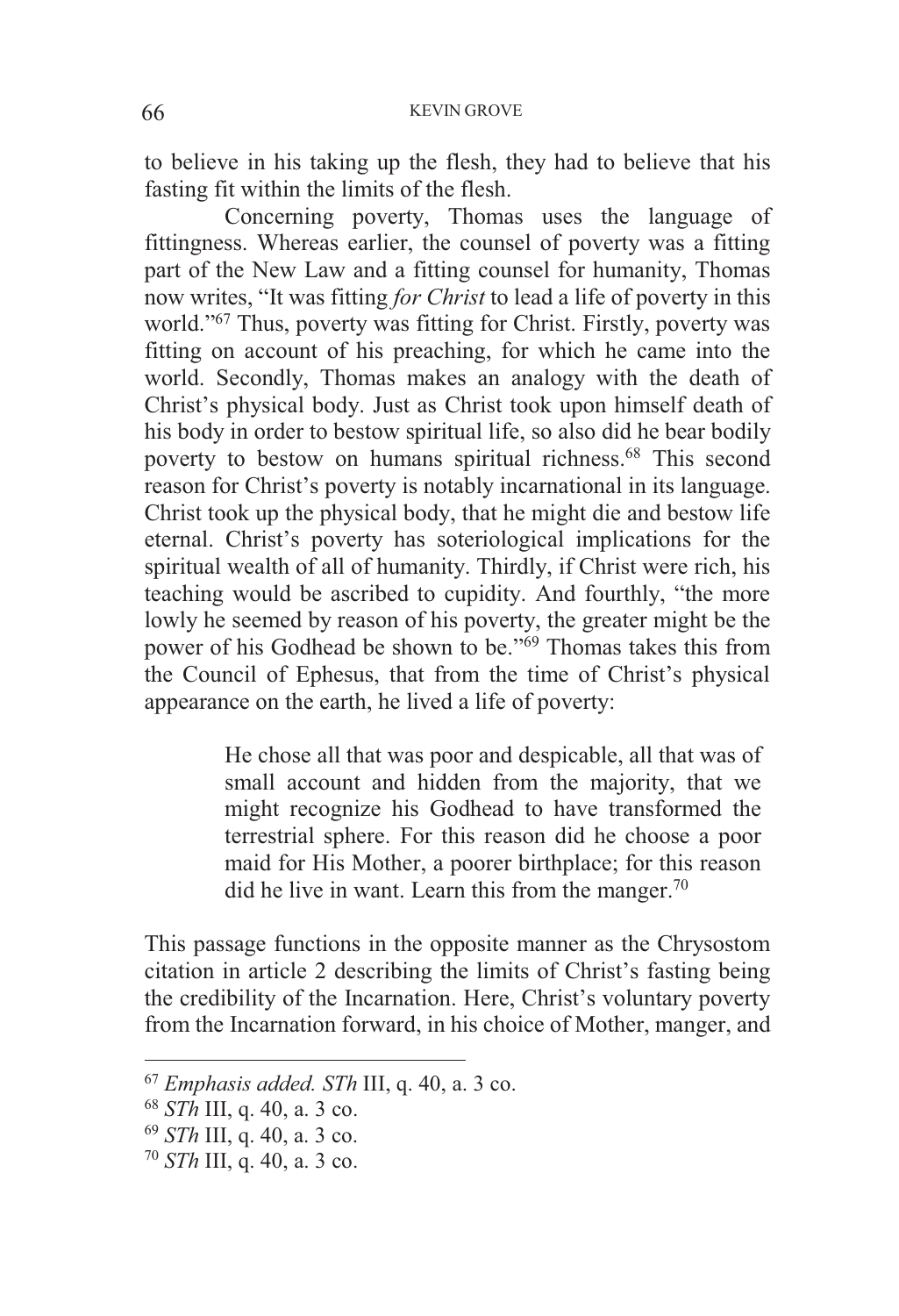to believe in his taking up the flesh, they had to believe that his fasting fit within the limits of the flesh.

Concerning poverty, Thomas uses the language of fittingness. Whereas earlier, the counsel of poverty was a fitting part of the New Law and a fitting counsel for humanity, Thomas now writes, "It was fitting *for Christ* to lead a life of poverty in this world."[67] Thus, poverty was fitting for Christ. Firstly, poverty was fitting on account of his preaching, for which he came into the world. Secondly, Thomas makes an analogy with the death of Christ's physical body. Just as Christ took upon himself death of his body in order to bestow spiritual life, so also did he bear bodily poverty to bestow on humans spiritual richness.[68] This second reason for Christ's poverty is notably incarnational in its language. Christ took up the physical body, that he might die and bestow life eternal. Christ's poverty has soteriological implications for the spiritual wealth of all of humanity. Thirdly, if Christ were rich, his teaching would be ascribed to cupidity. And fourthly, "the more lowly he seemed by reason of his poverty, the greater might be the power of his Godhead be shown to be."[69] Thomas takes this from the Council of Ephesus, that from the time of Christ's physical appearance on the earth, he lived a life of poverty:

> He chose all that was poor and despicable, all that was of small account and hidden from the majority, that we might recognize his Godhead to have transformed the terrestrial sphere. For this reason did he choose a poor maid for His Mother, a poorer birthplace; for this reason did he live in want. Learn this from the manger.[70]

This passage functions in the opposite manner as the Chrysostom citation in article 2 describing the limits of Christ's fasting being the credibility of the Incarnation. Here, Christ's voluntary poverty from the Incarnation forward, in his choice of Mother, manger, and

---

[67] *Emphasis added. STh* III, q. 40, a. 3 co.

[68] *STh* III, q. 40, a. 3 co.

[69] *STh* III, q. 40, a. 3 co.

[70] *STh* III, q. 40, a. 3 co.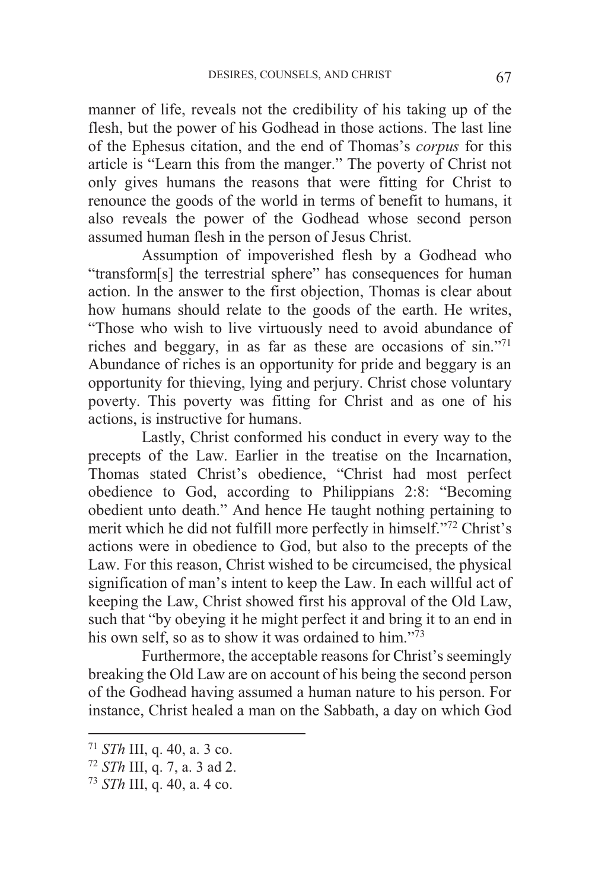manner of life, reveals not the credibility of his taking up of the flesh, but the power of his Godhead in those actions. The last line of the Ephesus citation, and the end of Thomas's *corpus* for this article is "Learn this from the manger." The poverty of Christ not only gives humans the reasons that were fitting for Christ to renounce the goods of the world in terms of benefit to humans, it also reveals the power of the Godhead whose second person assumed human flesh in the person of Jesus Christ.

Assumption of impoverished flesh by a Godhead who "transform[s] the terrestrial sphere" has consequences for human action. In the answer to the first objection, Thomas is clear about how humans should relate to the goods of the earth. He writes, "Those who wish to live virtuously need to avoid abundance of riches and beggary, in as far as these are occasions of sin."[71] Abundance of riches is an opportunity for pride and beggary is an opportunity for thieving, lying and perjury. Christ chose voluntary poverty. This poverty was fitting for Christ and as one of his actions, is instructive for humans.

Lastly, Christ conformed his conduct in every way to the precepts of the Law. Earlier in the treatise on the Incarnation, Thomas stated Christ's obedience, "Christ had most perfect obedience to God, according to Philippians 2:8: "Becoming obedient unto death." And hence He taught nothing pertaining to merit which he did not fulfill more perfectly in himself."[72] Christ's actions were in obedience to God, but also to the precepts of the Law. For this reason, Christ wished to be circumcised, the physical signification of man's intent to keep the Law. In each willful act of keeping the Law, Christ showed first his approval of the Old Law, such that "by obeying it he might perfect it and bring it to an end in his own self, so as to show it was ordained to him."[73]

Furthermore, the acceptable reasons for Christ's seemingly breaking the Old Law are on account of his being the second person of the Godhead having assumed a human nature to his person. For instance, Christ healed a man on the Sabbath, a day on which God

---

[71] *STh* III, q. 40, a. 3 co.

[72] *STh* III, q. 7, a. 3 ad 2.

[73] *STh* III, q. 40, a. 4 co.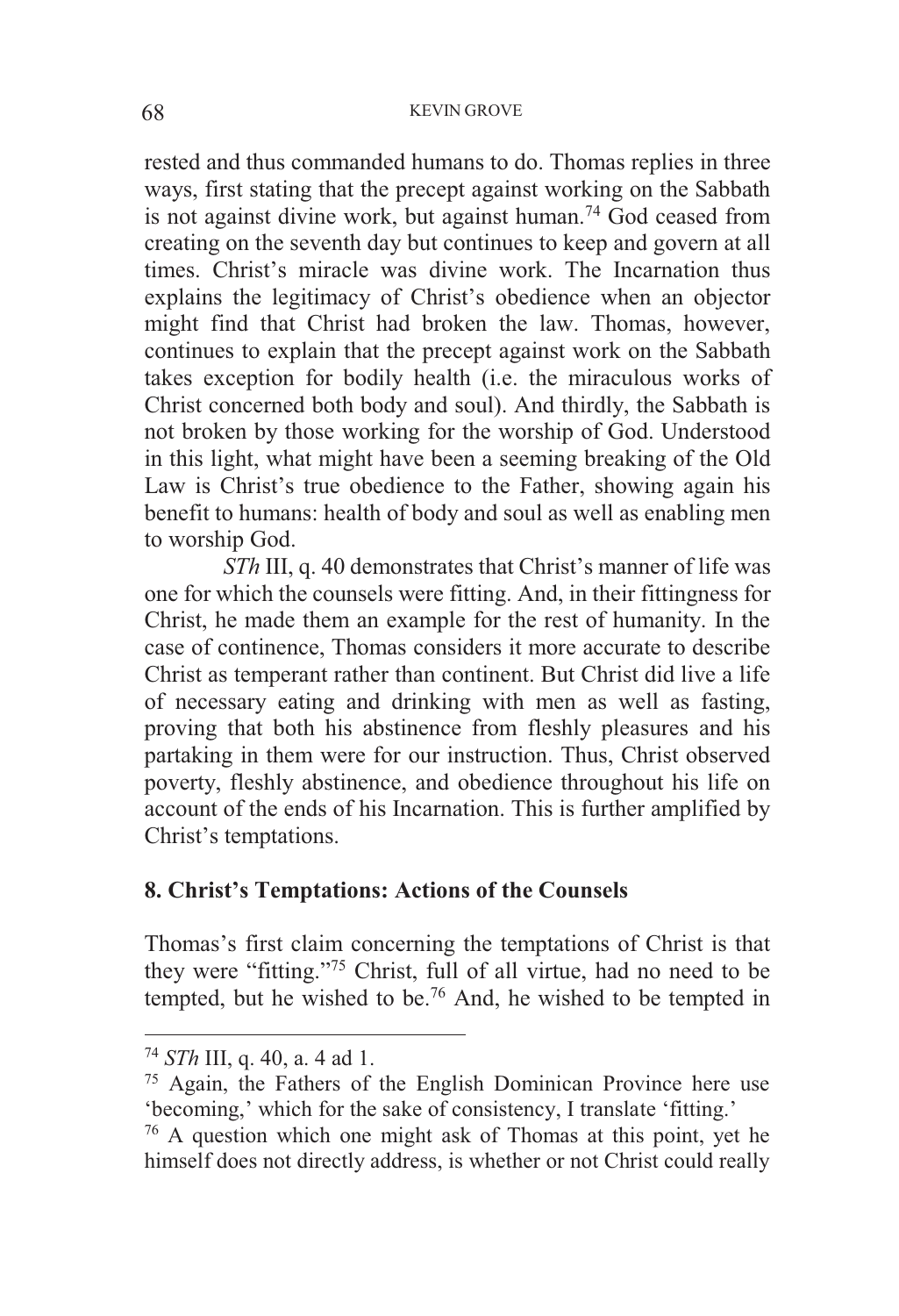rested and thus commanded humans to do. Thomas replies in three ways, first stating that the precept against working on the Sabbath is not against divine work, but against human.[74] God ceased from creating on the seventh day but continues to keep and govern at all times. Christ's miracle was divine work. The Incarnation thus explains the legitimacy of Christ's obedience when an objector might find that Christ had broken the law. Thomas, however, continues to explain that the precept against work on the Sabbath takes exception for bodily health (i.e. the miraculous works of Christ concerned both body and soul). And thirdly, the Sabbath is not broken by those working for the worship of God. Understood in this light, what might have been a seeming breaking of the Old Law is Christ's true obedience to the Father, showing again his benefit to humans: health of body and soul as well as enabling men to worship God.

*STh* III, q. 40 demonstrates that Christ's manner of life was one for which the counsels were fitting. And, in their fittingness for Christ, he made them an example for the rest of humanity. In the case of continence, Thomas considers it more accurate to describe Christ as temperant rather than continent. But Christ did live a life of necessary eating and drinking with men as well as fasting, proving that both his abstinence from fleshly pleasures and his partaking in them were for our instruction. Thus, Christ observed poverty, fleshly abstinence, and obedience throughout his life on account of the ends of his Incarnation. This is further amplified by Christ's temptations.

## 8. Christ's Temptations: Actions of the Counsels

Thomas's first claim concerning the temptations of Christ is that they were "fitting."[75] Christ, full of all virtue, had no need to be tempted, but he wished to be.[76] And, he wished to be tempted in

---

[74] *STh* III, q. 40, a. 4 ad 1.

[75] Again, the Fathers of the English Dominican Province here use 'becoming,' which for the sake of consistency, I translate 'fitting.'

[76] A question which one might ask of Thomas at this point, yet he himself does not directly address, is whether or not Christ could really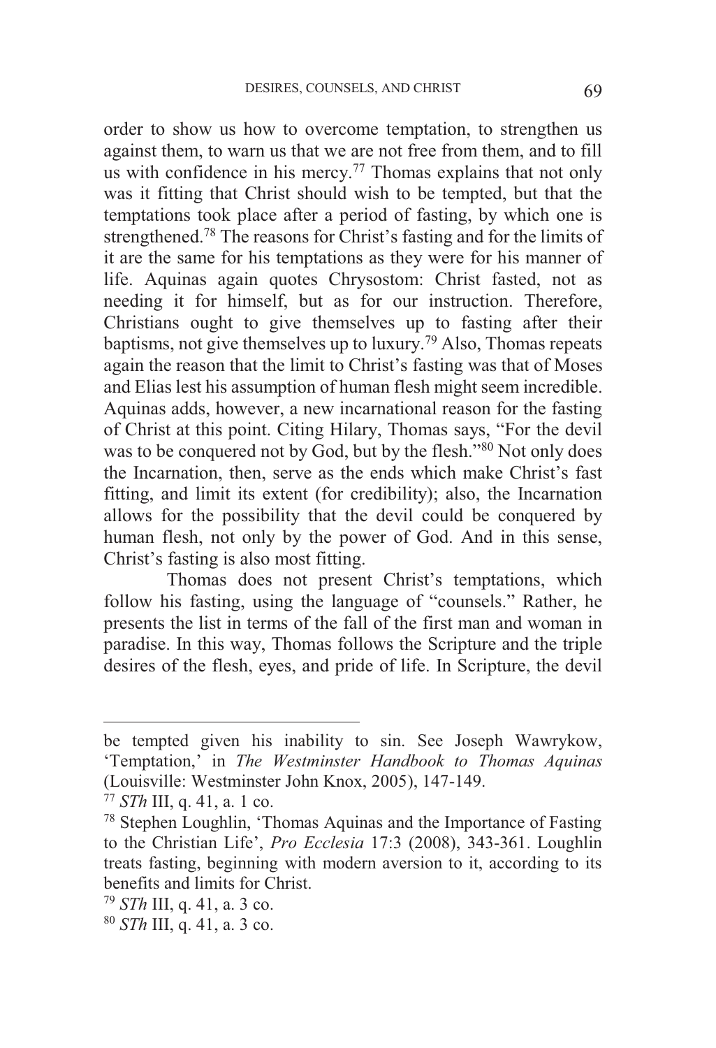order to show us how to overcome temptation, to strengthen us against them, to warn us that we are not free from them, and to fill us with confidence in his mercy.[77] Thomas explains that not only was it fitting that Christ should wish to be tempted, but that the temptations took place after a period of fasting, by which one is strengthened.[78] The reasons for Christ's fasting and for the limits of it are the same for his temptations as they were for his manner of life. Aquinas again quotes Chrysostom: Christ fasted, not as needing it for himself, but as for our instruction. Therefore, Christians ought to give themselves up to fasting after their baptisms, not give themselves up to luxury.[79] Also, Thomas repeats again the reason that the limit to Christ's fasting was that of Moses and Elias lest his assumption of human flesh might seem incredible. Aquinas adds, however, a new incarnational reason for the fasting of Christ at this point. Citing Hilary, Thomas says, "For the devil was to be conquered not by God, but by the flesh."[80] Not only does the Incarnation, then, serve as the ends which make Christ's fast fitting, and limit its extent (for credibility); also, the Incarnation allows for the possibility that the devil could be conquered by human flesh, not only by the power of God. And in this sense, Christ's fasting is also most fitting.

Thomas does not present Christ's temptations, which follow his fasting, using the language of "counsels." Rather, he presents the list in terms of the fall of the first man and woman in paradise. In this way, Thomas follows the Scripture and the triple desires of the flesh, eyes, and pride of life. In Scripture, the devil

---

be tempted given his inability to sin. See Joseph Wawrykow, 'Temptation,' in *The Westminster Handbook to Thomas Aquinas* (Louisville: Westminster John Knox, 2005), 147-149.

[77] *STh* III, q. 41, a. 1 co.

[78] Stephen Loughlin, 'Thomas Aquinas and the Importance of Fasting to the Christian Life', *Pro Ecclesia* 17:3 (2008), 343-361. Loughlin treats fasting, beginning with modern aversion to it, according to its benefits and limits for Christ.

[79] *STh* III, q. 41, a. 3 co.

[80] *STh* III, q. 41, a. 3 co.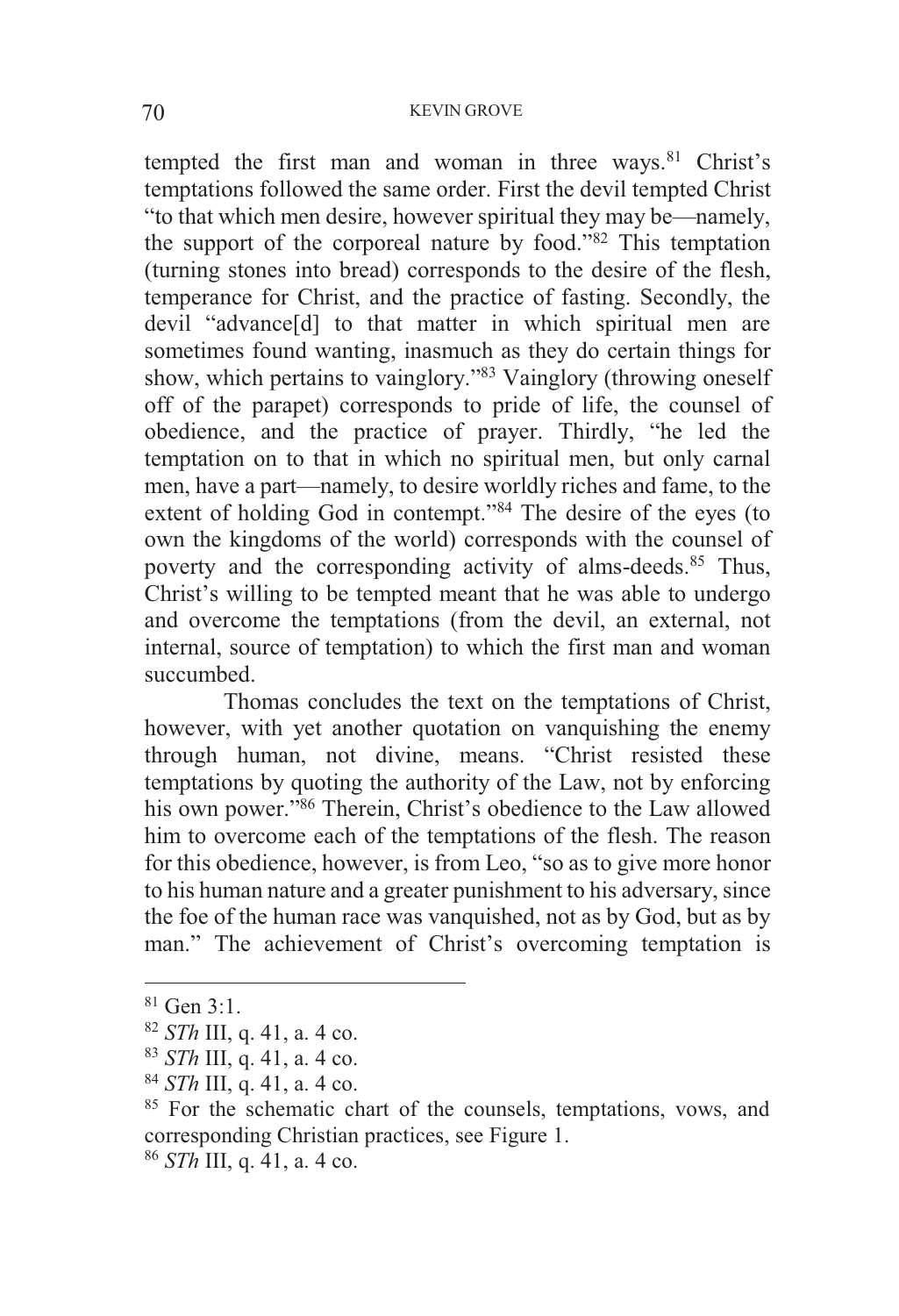tempted the first man and woman in three ways.[81] Christ's temptations followed the same order. First the devil tempted Christ "to that which men desire, however spiritual they may be—namely, the support of the corporeal nature by food."[82] This temptation (turning stones into bread) corresponds to the desire of the flesh, temperance for Christ, and the practice of fasting. Secondly, the devil "advance[d] to that matter in which spiritual men are sometimes found wanting, inasmuch as they do certain things for show, which pertains to vainglory."[83] Vainglory (throwing oneself off of the parapet) corresponds to pride of life, the counsel of obedience, and the practice of prayer. Thirdly, "he led the temptation on to that in which no spiritual men, but only carnal men, have a part—namely, to desire worldly riches and fame, to the extent of holding God in contempt."[84] The desire of the eyes (to own the kingdoms of the world) corresponds with the counsel of poverty and the corresponding activity of alms-deeds.[85] Thus, Christ's willing to be tempted meant that he was able to undergo and overcome the temptations (from the devil, an external, not internal, source of temptation) to which the first man and woman succumbed.

Thomas concludes the text on the temptations of Christ, however, with yet another quotation on vanquishing the enemy through human, not divine, means. "Christ resisted these temptations by quoting the authority of the Law, not by enforcing his own power."[86] Therein, Christ's obedience to the Law allowed him to overcome each of the temptations of the flesh. The reason for this obedience, however, is from Leo, "so as to give more honor to his human nature and a greater punishment to his adversary, since the foe of the human race was vanquished, not as by God, but as by man." The achievement of Christ's overcoming temptation is

---

[81] Gen 3:1.

[82] *STh* III, q. 41, a. 4 co.

[83] *STh* III, q. 41, a. 4 co.

[84] *STh* III, q. 41, a. 4 co.

[85] For the schematic chart of the counsels, temptations, vows, and corresponding Christian practices, see Figure 1.

[86] *STh* III, q. 41, a. 4 co.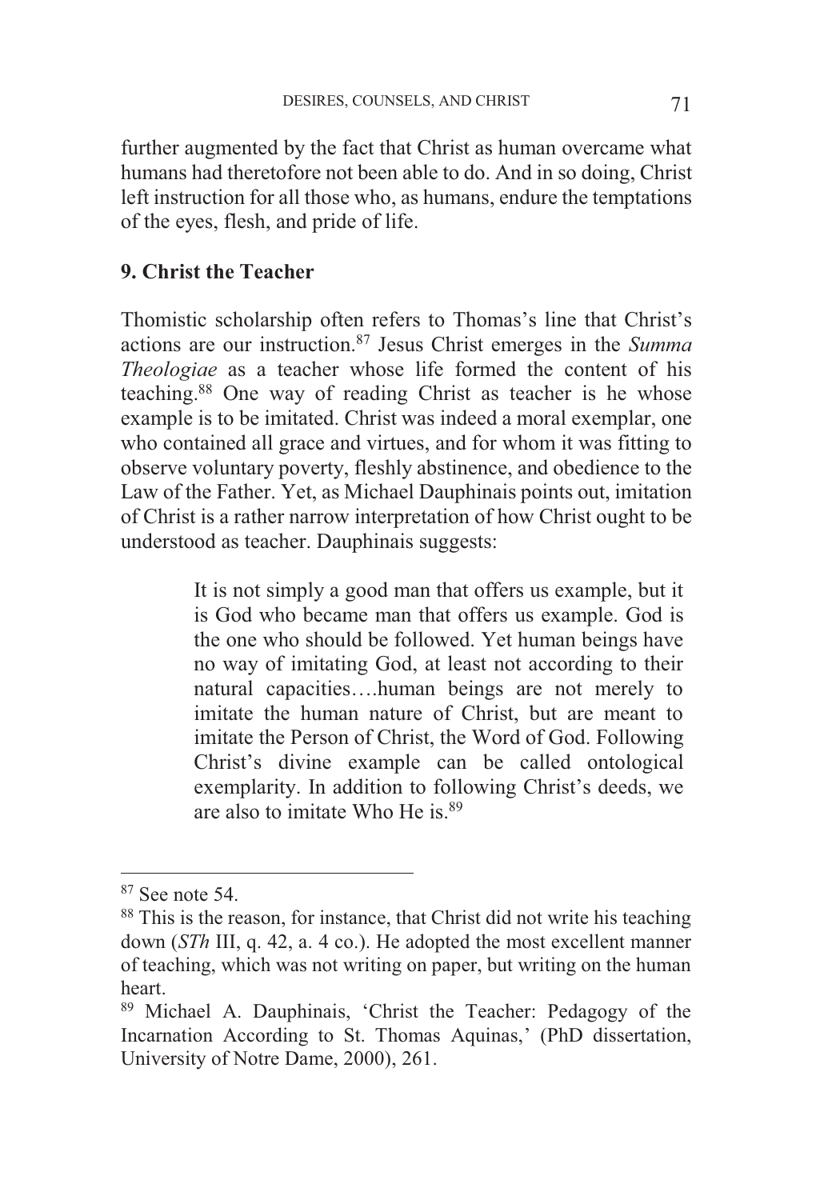further augmented by the fact that Christ as human overcame what humans had theretofore not been able to do. And in so doing, Christ left instruction for all those who, as humans, endure the temptations of the eyes, flesh, and pride of life.

## 9. Christ the Teacher

Thomistic scholarship often refers to Thomas's line that Christ's actions are our instruction.[87] Jesus Christ emerges in the *Summa Theologiae* as a teacher whose life formed the content of his teaching.[88] One way of reading Christ as teacher is he whose example is to be imitated. Christ was indeed a moral exemplar, one who contained all grace and virtues, and for whom it was fitting to observe voluntary poverty, fleshly abstinence, and obedience to the Law of the Father. Yet, as Michael Dauphinais points out, imitation of Christ is a rather narrow interpretation of how Christ ought to be understood as teacher. Dauphinais suggests:

> It is not simply a good man that offers us example, but it is God who became man that offers us example. God is the one who should be followed. Yet human beings have no way of imitating God, at least not according to their natural capacities….human beings are not merely to imitate the human nature of Christ, but are meant to imitate the Person of Christ, the Word of God. Following Christ's divine example can be called ontological exemplarity. In addition to following Christ's deeds, we are also to imitate Who He is.[89]

---

[87] See note 54.

[88] This is the reason, for instance, that Christ did not write his teaching down (*STh* III, q. 42, a. 4 co.). He adopted the most excellent manner of teaching, which was not writing on paper, but writing on the human heart.

[89] Michael A. Dauphinais, 'Christ the Teacher: Pedagogy of the Incarnation According to St. Thomas Aquinas,' (PhD dissertation, University of Notre Dame, 2000), 261.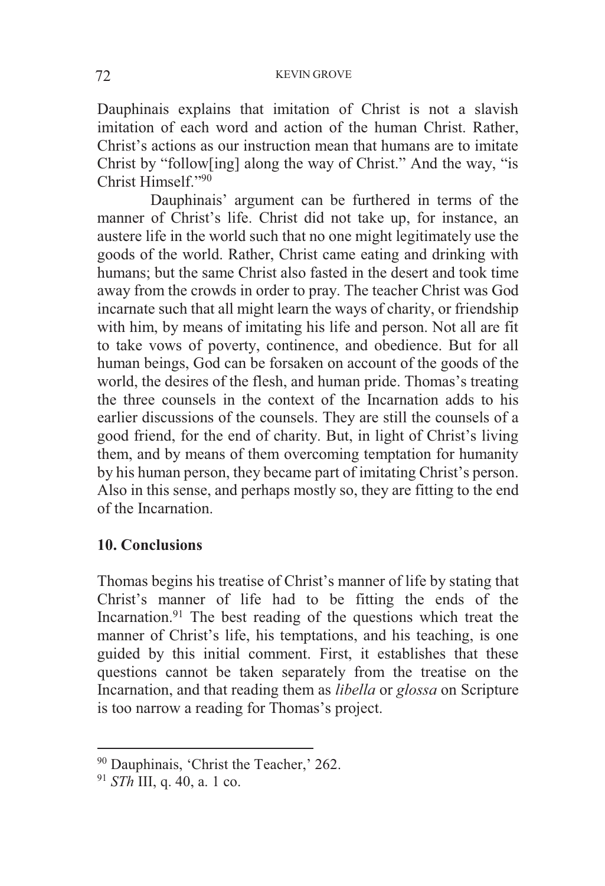Dauphinais explains that imitation of Christ is not a slavish imitation of each word and action of the human Christ. Rather, Christ's actions as our instruction mean that humans are to imitate Christ by "follow[ing] along the way of Christ." And the way, "is Christ Himself."[90]

Dauphinais' argument can be furthered in terms of the manner of Christ's life. Christ did not take up, for instance, an austere life in the world such that no one might legitimately use the goods of the world. Rather, Christ came eating and drinking with humans; but the same Christ also fasted in the desert and took time away from the crowds in order to pray. The teacher Christ was God incarnate such that all might learn the ways of charity, or friendship with him, by means of imitating his life and person. Not all are fit to take vows of poverty, continence, and obedience. But for all human beings, God can be forsaken on account of the goods of the world, the desires of the flesh, and human pride. Thomas's treating the three counsels in the context of the Incarnation adds to his earlier discussions of the counsels. They are still the counsels of a good friend, for the end of charity. But, in light of Christ's living them, and by means of them overcoming temptation for humanity by his human person, they became part of imitating Christ's person. Also in this sense, and perhaps mostly so, they are fitting to the end of the Incarnation.

## 10. Conclusions

Thomas begins his treatise of Christ's manner of life by stating that Christ's manner of life had to be fitting the ends of the Incarnation.[91] The best reading of the questions which treat the manner of Christ's life, his temptations, and his teaching, is one guided by this initial comment. First, it establishes that these questions cannot be taken separately from the treatise on the Incarnation, and that reading them as *libella* or *glossa* on Scripture is too narrow a reading for Thomas's project.

---

[90] Dauphinais, 'Christ the Teacher,' 262.

[91] *STh* III, q. 40, a. 1 co.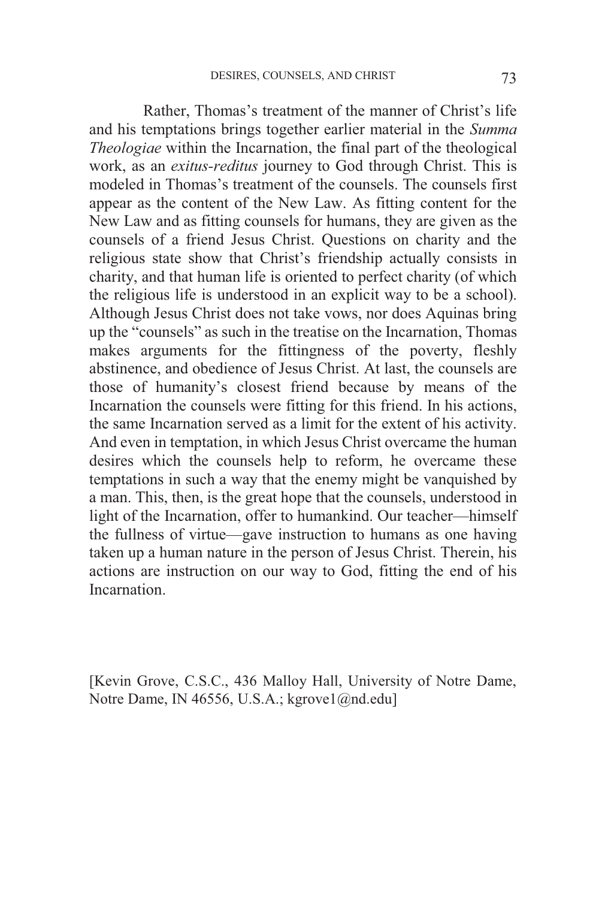Rather, Thomas's treatment of the manner of Christ's life and his temptations brings together earlier material in the *Summa Theologiae* within the Incarnation, the final part of the theological work, as an *exitus-reditus* journey to God through Christ. This is modeled in Thomas's treatment of the counsels. The counsels first appear as the content of the New Law. As fitting content for the New Law and as fitting counsels for humans, they are given as the counsels of a friend Jesus Christ. Questions on charity and the religious state show that Christ's friendship actually consists in charity, and that human life is oriented to perfect charity (of which the religious life is understood in an explicit way to be a school). Although Jesus Christ does not take vows, nor does Aquinas bring up the "counsels" as such in the treatise on the Incarnation, Thomas makes arguments for the fittingness of the poverty, fleshly abstinence, and obedience of Jesus Christ. At last, the counsels are those of humanity's closest friend because by means of the Incarnation the counsels were fitting for this friend. In his actions, the same Incarnation served as a limit for the extent of his activity. And even in temptation, in which Jesus Christ overcame the human desires which the counsels help to reform, he overcame these temptations in such a way that the enemy might be vanquished by a man. This, then, is the great hope that the counsels, understood in light of the Incarnation, offer to humankind. Our teacher—himself the fullness of virtue—gave instruction to humans as one having taken up a human nature in the person of Jesus Christ. Therein, his actions are instruction on our way to God, fitting the end of his Incarnation.

[Kevin Grove, C.S.C., 436 Malloy Hall, University of Notre Dame, Notre Dame, IN 46556, U.S.A.; kgrove1@nd.edu]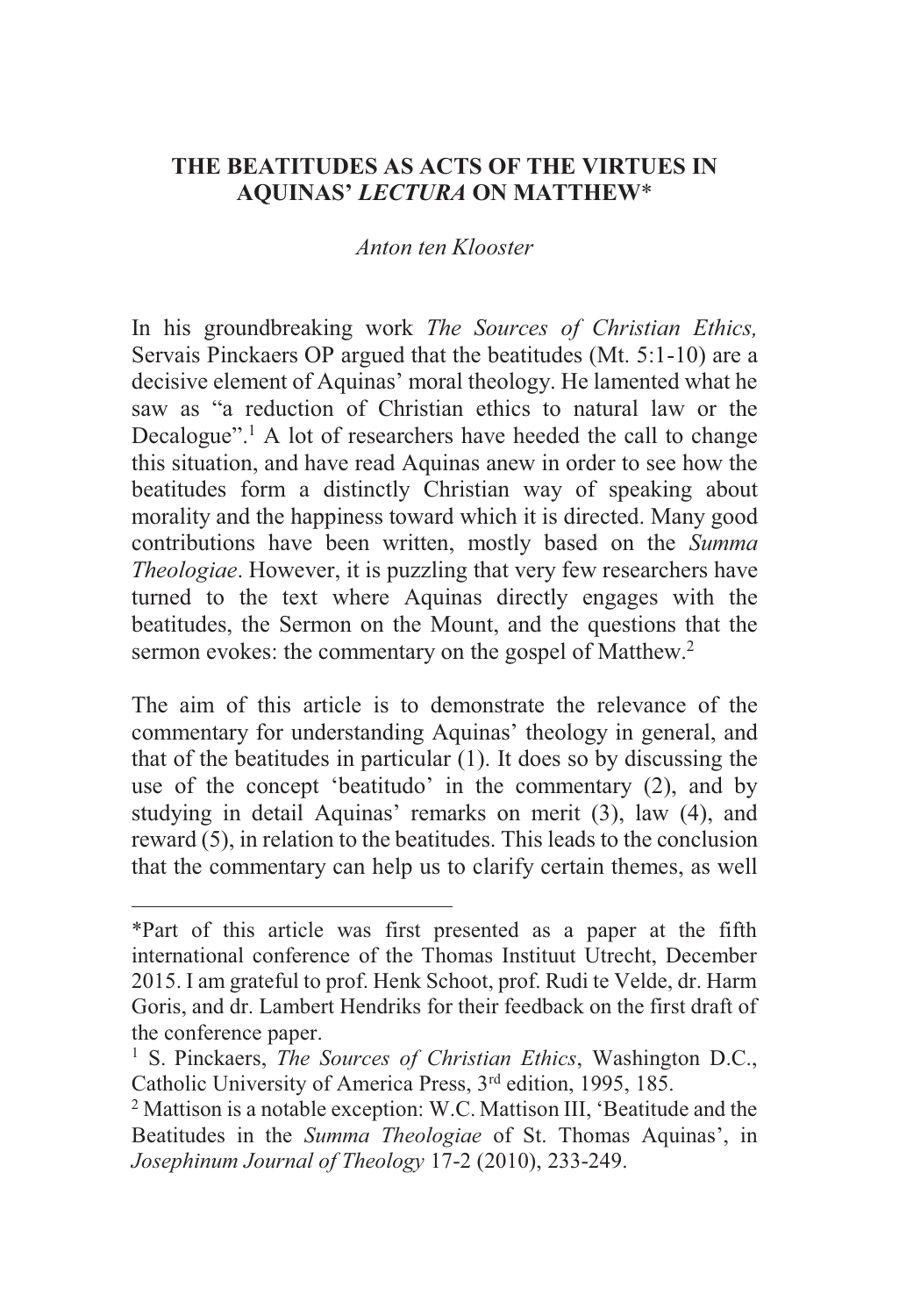# THE BEATITUDES AS ACTS OF THE VIRTUES IN AQUINAS' *LECTURA* ON MATTHEW*

*Anton ten Klooster*

In his groundbreaking work *The Sources of Christian Ethics,* Servais Pinckaers OP argued that the beatitudes (Mt. 5:1-10) are a decisive element of Aquinas' moral theology. He lamented what he saw as "a reduction of Christian ethics to natural law or the Decalogue".[1] A lot of researchers have heeded the call to change this situation, and have read Aquinas anew in order to see how the beatitudes form a distinctly Christian way of speaking about morality and the happiness toward which it is directed. Many good contributions have been written, mostly based on the *Summa Theologiae*. However, it is puzzling that very few researchers have turned to the text where Aquinas directly engages with the beatitudes, the Sermon on the Mount, and the questions that the sermon evokes: the commentary on the gospel of Matthew.[2]

The aim of this article is to demonstrate the relevance of the commentary for understanding Aquinas' theology in general, and that of the beatitudes in particular (1). It does so by discussing the use of the concept 'beatitudo' in the commentary (2), and by studying in detail Aquinas' remarks on merit (3), law (4), and reward (5), in relation to the beatitudes. This leads to the conclusion that the commentary can help us to clarify certain themes, as well

---

*Part of this article was first presented as a paper at the fifth international conference of the Thomas Instituut Utrecht, December 2015. I am grateful to prof. Henk Schoot, prof. Rudi te Velde, dr. Harm Goris, and dr. Lambert Hendriks for their feedback on the first draft of the conference paper.

[1] S. Pinckaers, *The Sources of Christian Ethics*, Washington D.C., Catholic University of America Press, 3rd edition, 1995, 185.

[2] Mattison is a notable exception: W.C. Mattison III, 'Beatitude and the Beatitudes in the *Summa Theologiae* of St. Thomas Aquinas', in *Josephinum Journal of Theology* 17-2 (2010), 233-249.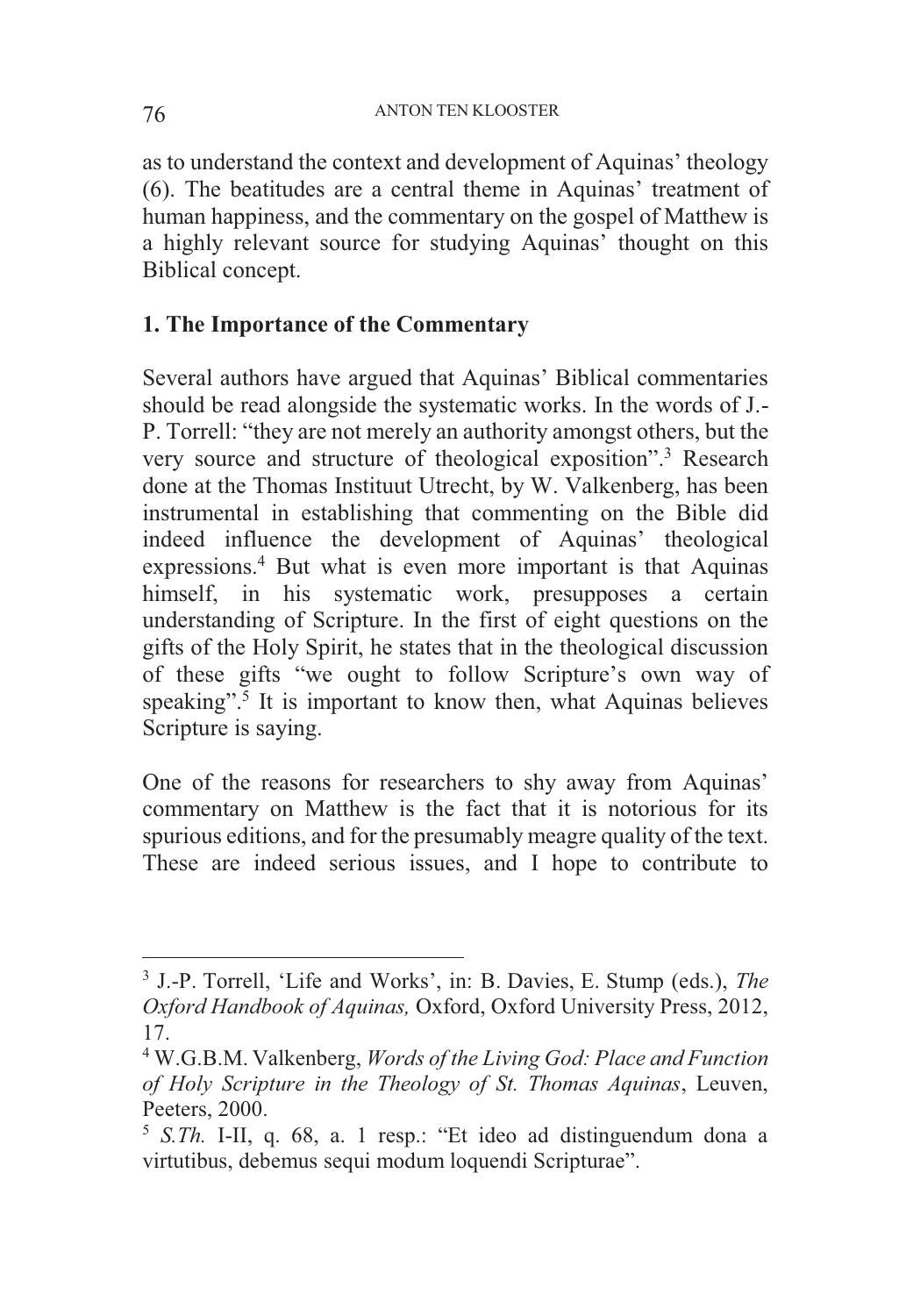as to understand the context and development of Aquinas' theology (6). The beatitudes are a central theme in Aquinas' treatment of human happiness, and the commentary on the gospel of Matthew is a highly relevant source for studying Aquinas' thought on this Biblical concept.

## 1. The Importance of the Commentary

Several authors have argued that Aquinas' Biblical commentaries should be read alongside the systematic works. In the words of J.-P. Torrell: "they are not merely an authority amongst others, but the very source and structure of theological exposition".[3] Research done at the Thomas Instituut Utrecht, by W. Valkenberg, has been instrumental in establishing that commenting on the Bible did indeed influence the development of Aquinas' theological expressions.[4] But what is even more important is that Aquinas himself, in his systematic work, presupposes a certain understanding of Scripture. In the first of eight questions on the gifts of the Holy Spirit, he states that in the theological discussion of these gifts "we ought to follow Scripture's own way of speaking".[5] It is important to know then, what Aquinas believes Scripture is saying.

One of the reasons for researchers to shy away from Aquinas' commentary on Matthew is the fact that it is notorious for its spurious editions, and for the presumably meagre quality of the text. These are indeed serious issues, and I hope to contribute to

---

[3] J.-P. Torrell, 'Life and Works', in: B. Davies, E. Stump (eds.), *The Oxford Handbook of Aquinas,* Oxford, Oxford University Press, 2012, 17.

[4] W.G.B.M. Valkenberg, *Words of the Living God: Place and Function of Holy Scripture in the Theology of St. Thomas Aquinas*, Leuven, Peeters, 2000.

[5] *S.Th.* I-II, q. 68, a. 1 resp.: "Et ideo ad distinguendum dona a virtutibus, debemus sequi modum loquendi Scripturae".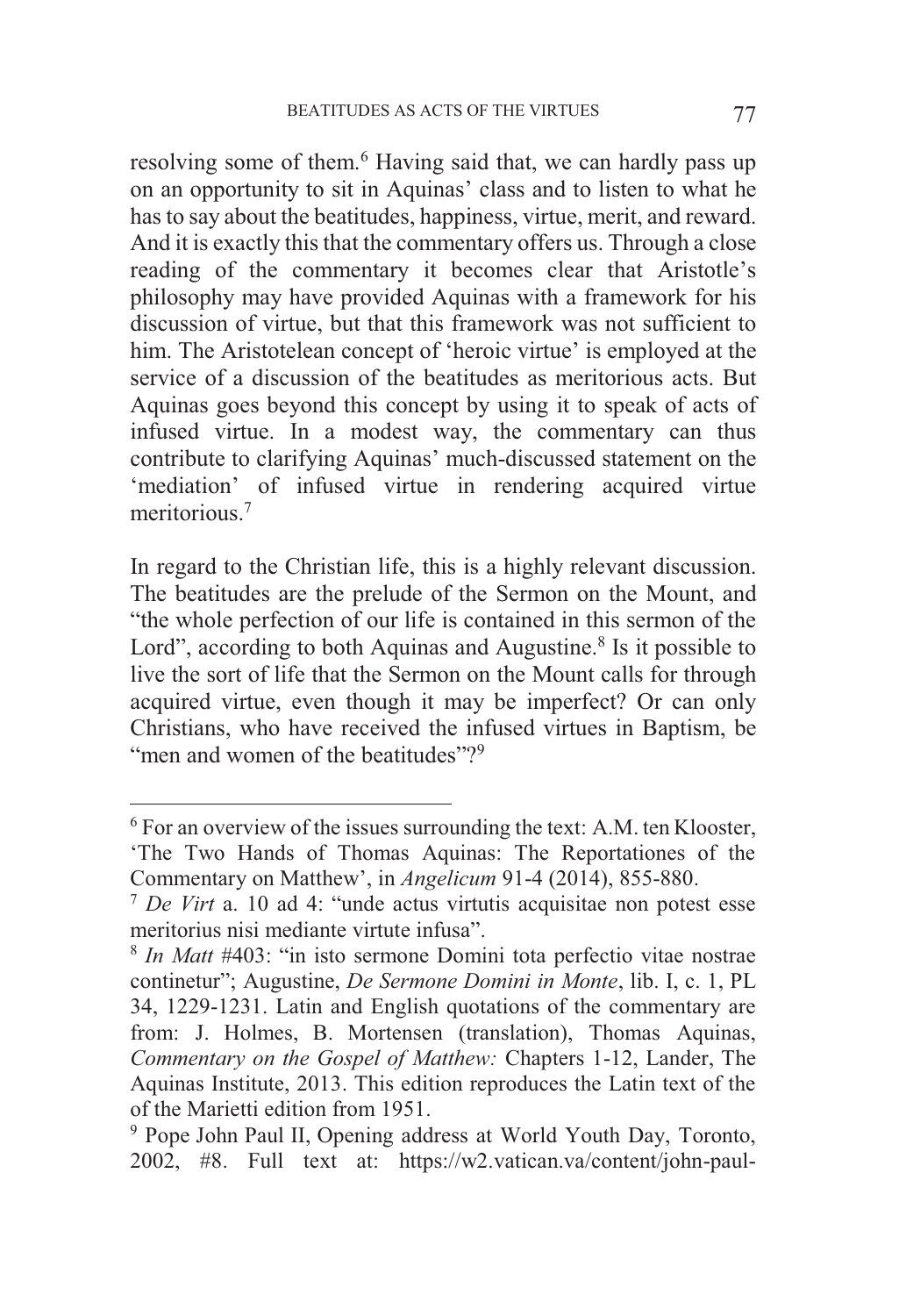resolving some of them.[6] Having said that, we can hardly pass up on an opportunity to sit in Aquinas' class and to listen to what he has to say about the beatitudes, happiness, virtue, merit, and reward. And it is exactly this that the commentary offers us. Through a close reading of the commentary it becomes clear that Aristotle's philosophy may have provided Aquinas with a framework for his discussion of virtue, but that this framework was not sufficient to him. The Aristotelean concept of 'heroic virtue' is employed at the service of a discussion of the beatitudes as meritorious acts. But Aquinas goes beyond this concept by using it to speak of acts of infused virtue. In a modest way, the commentary can thus contribute to clarifying Aquinas' much-discussed statement on the 'mediation' of infused virtue in rendering acquired virtue meritorious.[7]

In regard to the Christian life, this is a highly relevant discussion. The beatitudes are the prelude of the Sermon on the Mount, and "the whole perfection of our life is contained in this sermon of the Lord", according to both Aquinas and Augustine.[8] Is it possible to live the sort of life that the Sermon on the Mount calls for through acquired virtue, even though it may be imperfect? Or can only Christians, who have received the infused virtues in Baptism, be "men and women of the beatitudes"?[9]

---

[6] For an overview of the issues surrounding the text: A.M. ten Klooster, 'The Two Hands of Thomas Aquinas: The Reportationes of the Commentary on Matthew', in *Angelicum* 91-4 (2014), 855-880.

[7] *De Virt* a. 10 ad 4: "unde actus virtutis acquisitae non potest esse meritorius nisi mediante virtute infusa".

[8] *In Matt* #403: "in isto sermone Domini tota perfectio vitae nostrae continetur"; Augustine, *De Sermone Domini in Monte*, lib. I, c. 1, PL 34, 1229-1231. Latin and English quotations of the commentary are from: J. Holmes, B. Mortensen (translation), Thomas Aquinas, *Commentary on the Gospel of Matthew:* Chapters 1-12, Lander, The Aquinas Institute, 2013. This edition reproduces the Latin text of the of the Marietti edition from 1951.

[9] Pope John Paul II, Opening address at World Youth Day, Toronto, 2002, #8. Full text at: https://w2.vatican.va/content/john-paul-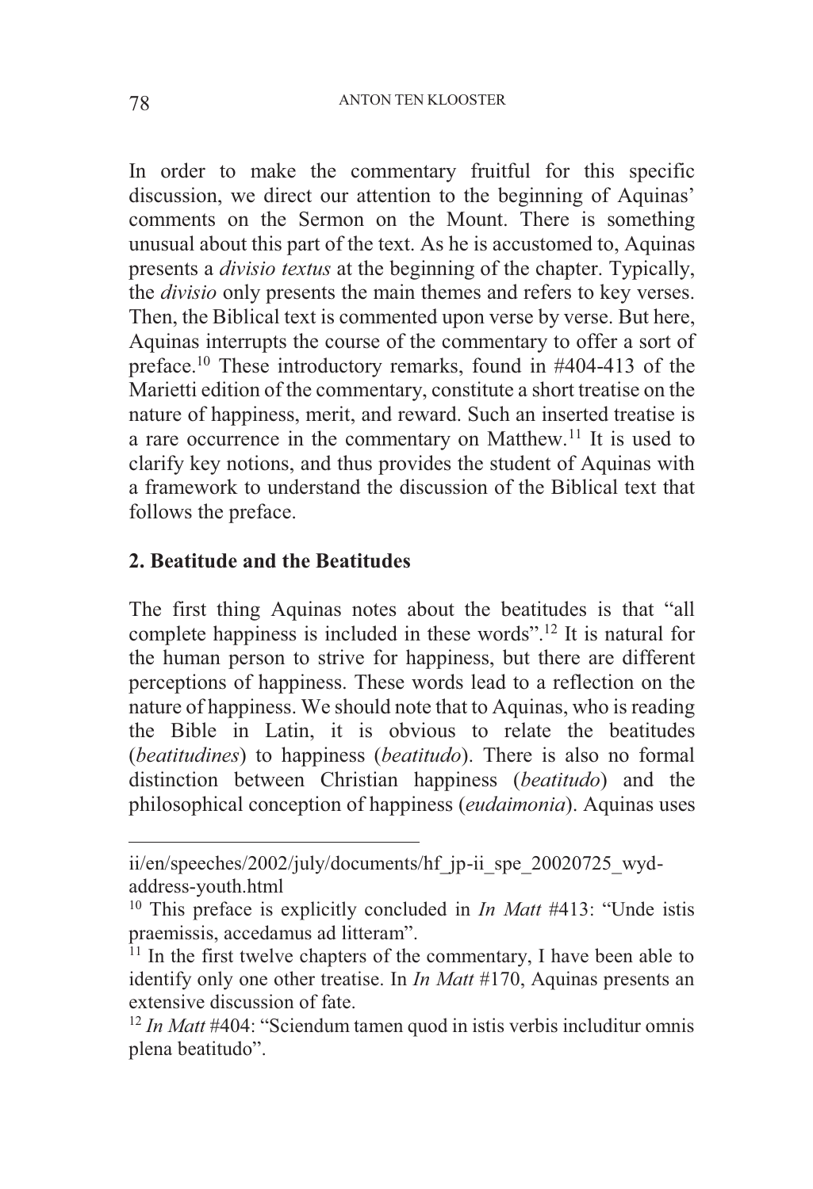In order to make the commentary fruitful for this specific discussion, we direct our attention to the beginning of Aquinas' comments on the Sermon on the Mount. There is something unusual about this part of the text. As he is accustomed to, Aquinas presents a *divisio textus* at the beginning of the chapter. Typically, the *divisio* only presents the main themes and refers to key verses. Then, the Biblical text is commented upon verse by verse. But here, Aquinas interrupts the course of the commentary to offer a sort of preface.[10] These introductory remarks, found in #404-413 of the Marietti edition of the commentary, constitute a short treatise on the nature of happiness, merit, and reward. Such an inserted treatise is a rare occurrence in the commentary on Matthew.[11] It is used to clarify key notions, and thus provides the student of Aquinas with a framework to understand the discussion of the Biblical text that follows the preface.

## 2. Beatitude and the Beatitudes

The first thing Aquinas notes about the beatitudes is that "all complete happiness is included in these words".[12] It is natural for the human person to strive for happiness, but there are different perceptions of happiness. These words lead to a reflection on the nature of happiness. We should note that to Aquinas, who is reading the Bible in Latin, it is obvious to relate the beatitudes (*beatitudines*) to happiness (*beatitudo*). There is also no formal distinction between Christian happiness (*beatitudo*) and the philosophical conception of happiness (*eudaimonia*). Aquinas uses

---

ii/en/speeches/2002/july/documents/hf_jp-ii_spe_20020725_wyd-address-youth.html

[10] This preface is explicitly concluded in *In Matt* #413: "Unde istis praemissis, accedamus ad litteram".

[11] In the first twelve chapters of the commentary, I have been able to identify only one other treatise. In *In Matt* #170, Aquinas presents an extensive discussion of fate.

[12] *In Matt* #404: "Sciendum tamen quod in istis verbis includitur omnis plena beatitudo".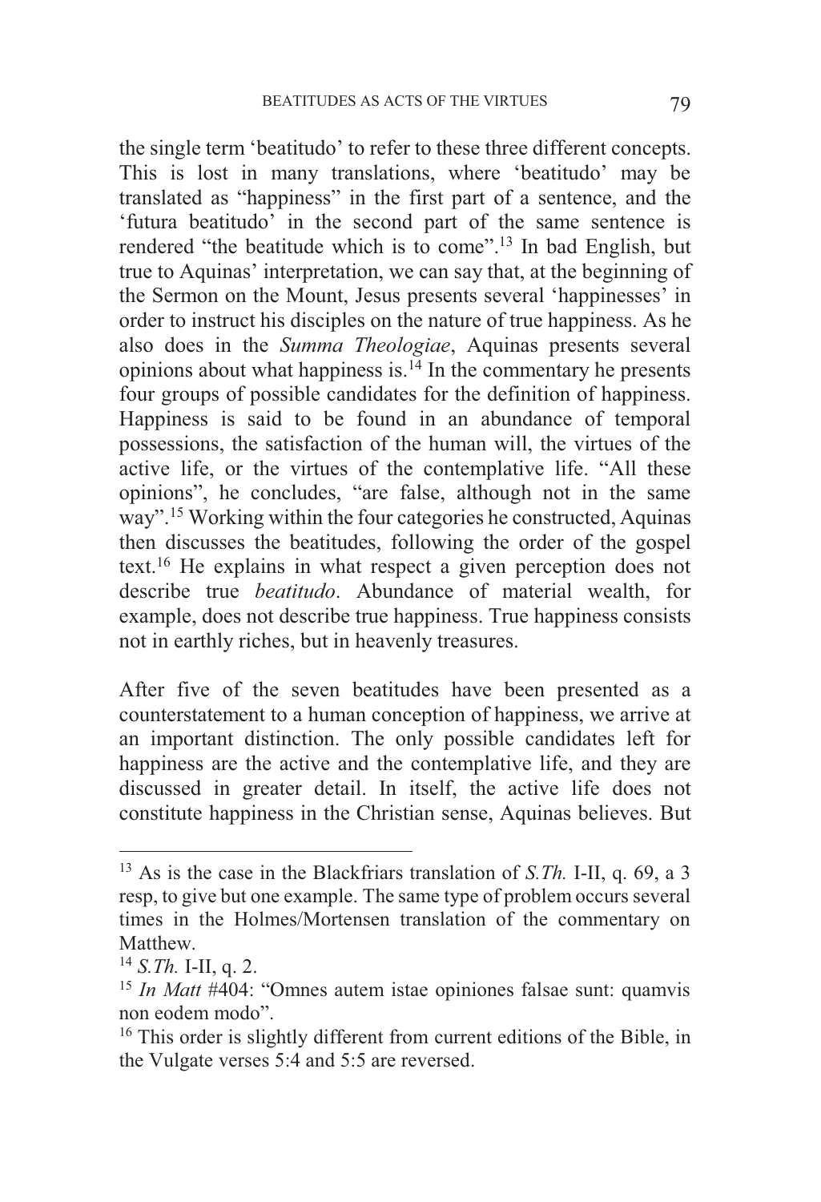the single term 'beatitudo' to refer to these three different concepts. This is lost in many translations, where 'beatitudo' may be translated as "happiness" in the first part of a sentence, and the 'futura beatitudo' in the second part of the same sentence is rendered "the beatitude which is to come".[13] In bad English, but true to Aquinas' interpretation, we can say that, at the beginning of the Sermon on the Mount, Jesus presents several 'happinesses' in order to instruct his disciples on the nature of true happiness. As he also does in the *Summa Theologiae*, Aquinas presents several opinions about what happiness is.[14] In the commentary he presents four groups of possible candidates for the definition of happiness. Happiness is said to be found in an abundance of temporal possessions, the satisfaction of the human will, the virtues of the active life, or the virtues of the contemplative life. "All these opinions", he concludes, "are false, although not in the same way".[15] Working within the four categories he constructed, Aquinas then discusses the beatitudes, following the order of the gospel text.[16] He explains in what respect a given perception does not describe true *beatitudo*. Abundance of material wealth, for example, does not describe true happiness. True happiness consists not in earthly riches, but in heavenly treasures.

After five of the seven beatitudes have been presented as a counterstatement to a human conception of happiness, we arrive at an important distinction. The only possible candidates left for happiness are the active and the contemplative life, and they are discussed in greater detail. In itself, the active life does not constitute happiness in the Christian sense, Aquinas believes. But

---

[13] As is the case in the Blackfriars translation of *S.Th.* I-II, q. 69, a 3 resp, to give but one example. The same type of problem occurs several times in the Holmes/Mortensen translation of the commentary on Matthew.

[14] *S.Th.* I-II, q. 2.

[15] *In Matt* #404: "Omnes autem istae opiniones falsae sunt: quamvis non eodem modo".

[16] This order is slightly different from current editions of the Bible, in the Vulgate verses 5:4 and 5:5 are reversed.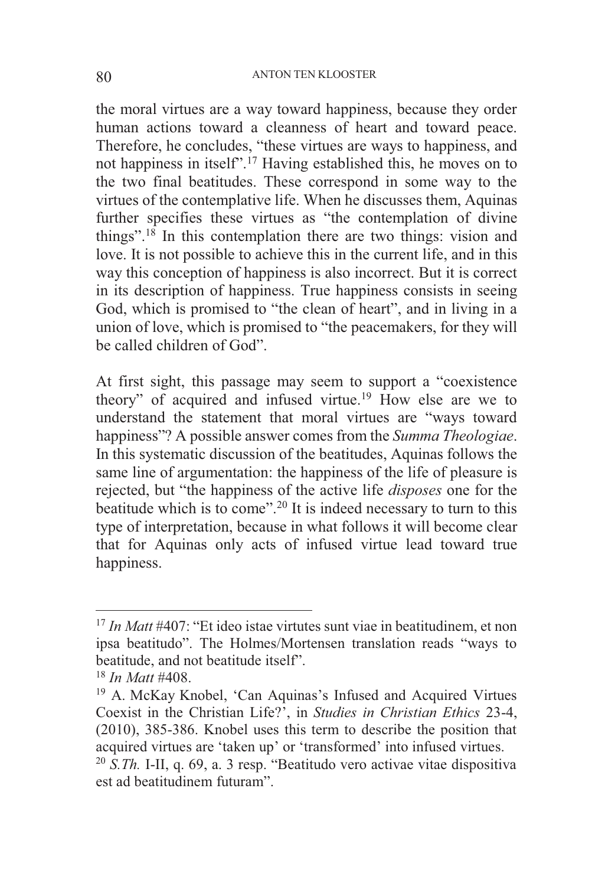the moral virtues are a way toward happiness, because they order human actions toward a cleanness of heart and toward peace. Therefore, he concludes, "these virtues are ways to happiness, and not happiness in itself".[17] Having established this, he moves on to the two final beatitudes. These correspond in some way to the virtues of the contemplative life. When he discusses them, Aquinas further specifies these virtues as "the contemplation of divine things".[18] In this contemplation there are two things: vision and love. It is not possible to achieve this in the current life, and in this way this conception of happiness is also incorrect. But it is correct in its description of happiness. True happiness consists in seeing God, which is promised to "the clean of heart", and in living in a union of love, which is promised to "the peacemakers, for they will be called children of God".

At first sight, this passage may seem to support a "coexistence theory" of acquired and infused virtue.[19] How else are we to understand the statement that moral virtues are "ways toward happiness"? A possible answer comes from the *Summa Theologiae*. In this systematic discussion of the beatitudes, Aquinas follows the same line of argumentation: the happiness of the life of pleasure is rejected, but "the happiness of the active life *disposes* one for the beatitude which is to come".[20] It is indeed necessary to turn to this type of interpretation, because in what follows it will become clear that for Aquinas only acts of infused virtue lead toward true happiness.

---

[17] *In Matt* #407: "Et ideo istae virtutes sunt viae in beatitudinem, et non ipsa beatitudo". The Holmes/Mortensen translation reads "ways to beatitude, and not beatitude itself".

[18] *In Matt* #408.

[19] A. McKay Knobel, 'Can Aquinas's Infused and Acquired Virtues Coexist in the Christian Life?', in *Studies in Christian Ethics* 23-4, (2010), 385-386. Knobel uses this term to describe the position that acquired virtues are 'taken up' or 'transformed' into infused virtues.

[20] *S.Th.* I-II, q. 69, a. 3 resp. "Beatitudo vero activae vitae dispositiva est ad beatitudinem futuram".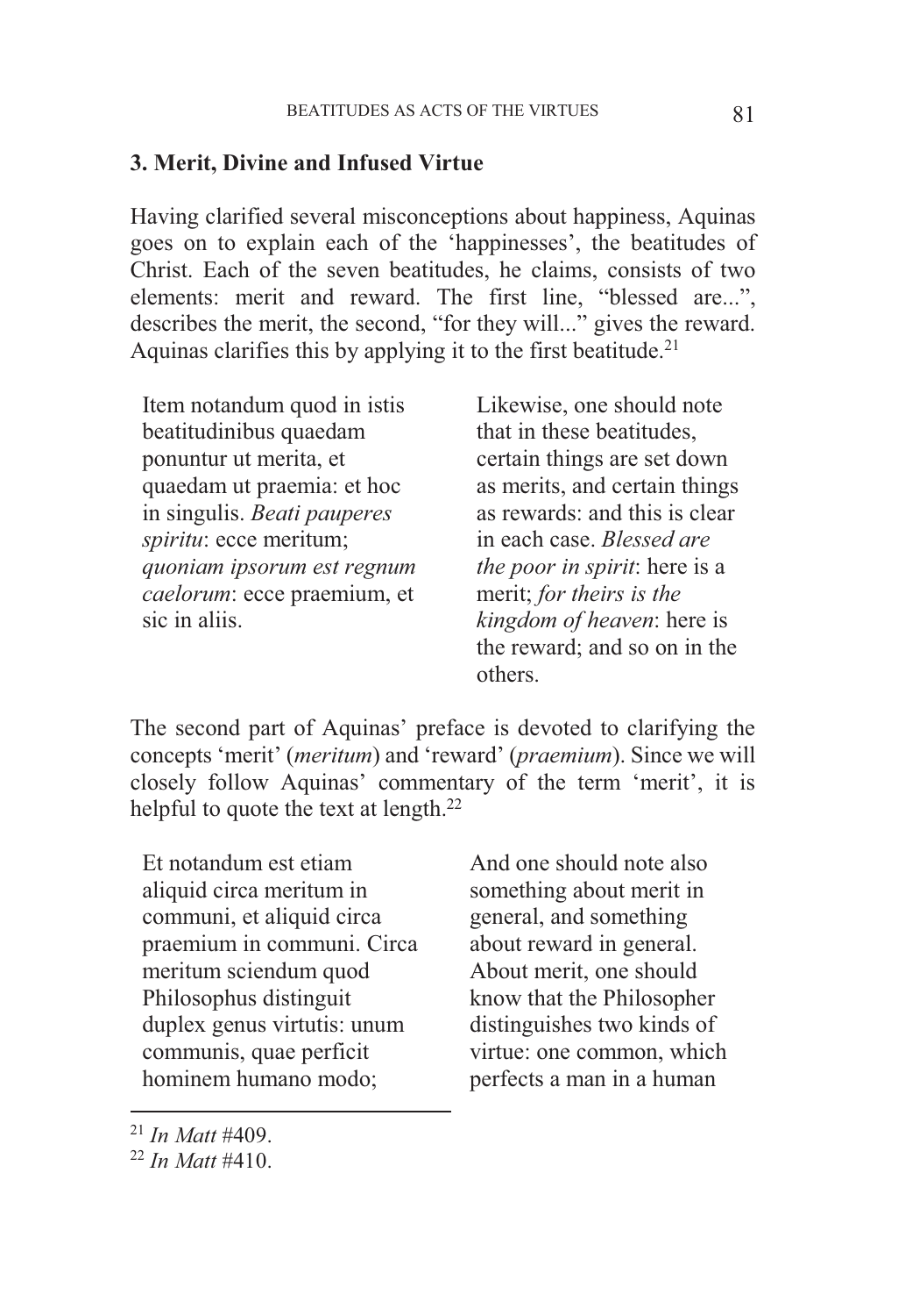### 3. Merit, Divine and Infused Virtue

Having clarified several misconceptions about happiness, Aquinas goes on to explain each of the 'happinesses', the beatitudes of Christ. Each of the seven beatitudes, he claims, consists of two elements: merit and reward. The first line, "blessed are...", describes the merit, the second, "for they will..." gives the reward. Aquinas clarifies this by applying it to the first beatitude.[21]

| | |
|---|---|
| Item notandum quod in istis beatitudinibus quaedam ponuntur ut merita, et quaedam ut praemia: et hoc in singulis. *Beati pauperes spiritu*: ecce meritum; *quoniam ipsorum est regnum caelorum*: ecce praemium, et sic in aliis. | Likewise, one should note that in these beatitudes, certain things are set down as merits, and certain things as rewards: and this is clear in each case. *Blessed are the poor in spirit*: here is a merit; *for theirs is the kingdom of heaven*: here is the reward; and so on in the others. |

The second part of Aquinas' preface is devoted to clarifying the concepts 'merit' (*meritum*) and 'reward' (*praemium*). Since we will closely follow Aquinas' commentary of the term 'merit', it is helpful to quote the text at length.[22]

| | |
|---|---|
| Et notandum est etiam aliquid circa meritum in communi, et aliquid circa praemium in communi. Circa meritum sciendum quod Philosophus distinguit duplex genus virtutis: unum communis, quae perficit hominem humano modo; | And one should note also something about merit in general, and something about reward in general. About merit, one should know that the Philosopher distinguishes two kinds of virtue: one common, which perfects a man in a human |

[21] *In Matt* #409.

[22] *In Matt* #410.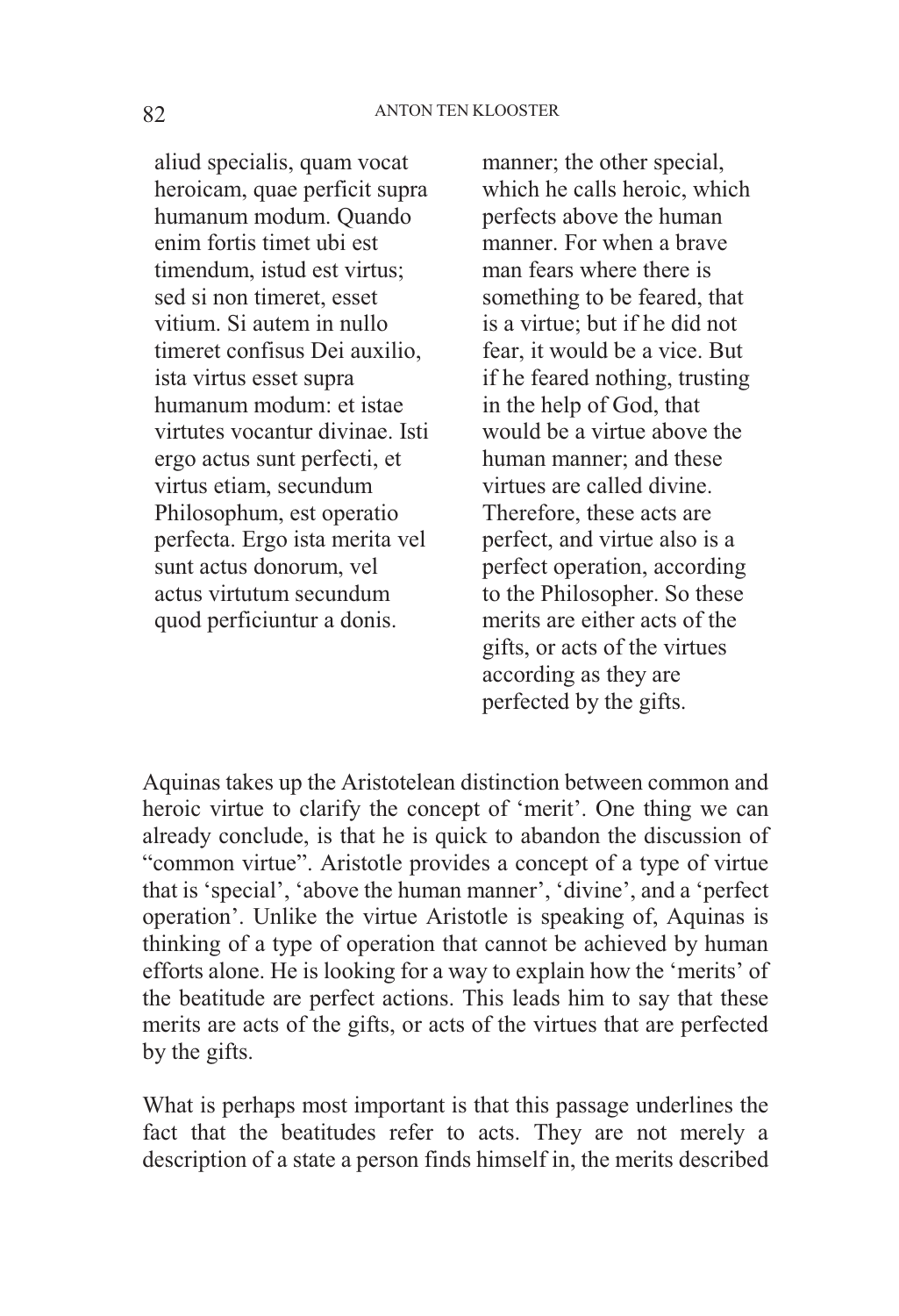| | |
|---|---|
| aliud specialis, quam vocat heroicam, quae perficit supra humanum modum. Quando enim fortis timet ubi est timendum, istud est virtus; sed si non timeret, esset vitium. Si autem in nullo timeret confisus Dei auxilio, ista virtus esset supra humanum modum: et istae virtutes vocantur divinae. Isti ergo actus sunt perfecti, et virtus etiam, secundum Philosophum, est operatio perfecta. Ergo ista merita vel sunt actus donorum, vel actus virtutum secundum quod perficiuntur a donis. | manner; the other special, which he calls heroic, which perfects above the human manner. For when a brave man fears where there is something to be feared, that is a virtue; but if he did not fear, it would be a vice. But if he feared nothing, trusting in the help of God, that would be a virtue above the human manner; and these virtues are called divine. Therefore, these acts are perfect, and virtue also is a perfect operation, according to the Philosopher. So these merits are either acts of the gifts, or acts of the virtues according as they are perfected by the gifts. |

Aquinas takes up the Aristotelean distinction between common and heroic virtue to clarify the concept of 'merit'. One thing we can already conclude, is that he is quick to abandon the discussion of "common virtue". Aristotle provides a concept of a type of virtue that is 'special', 'above the human manner', 'divine', and a 'perfect operation'. Unlike the virtue Aristotle is speaking of, Aquinas is thinking of a type of operation that cannot be achieved by human efforts alone. He is looking for a way to explain how the 'merits' of the beatitude are perfect actions. This leads him to say that these merits are acts of the gifts, or acts of the virtues that are perfected by the gifts.

What is perhaps most important is that this passage underlines the fact that the beatitudes refer to acts. They are not merely a description of a state a person finds himself in, the merits described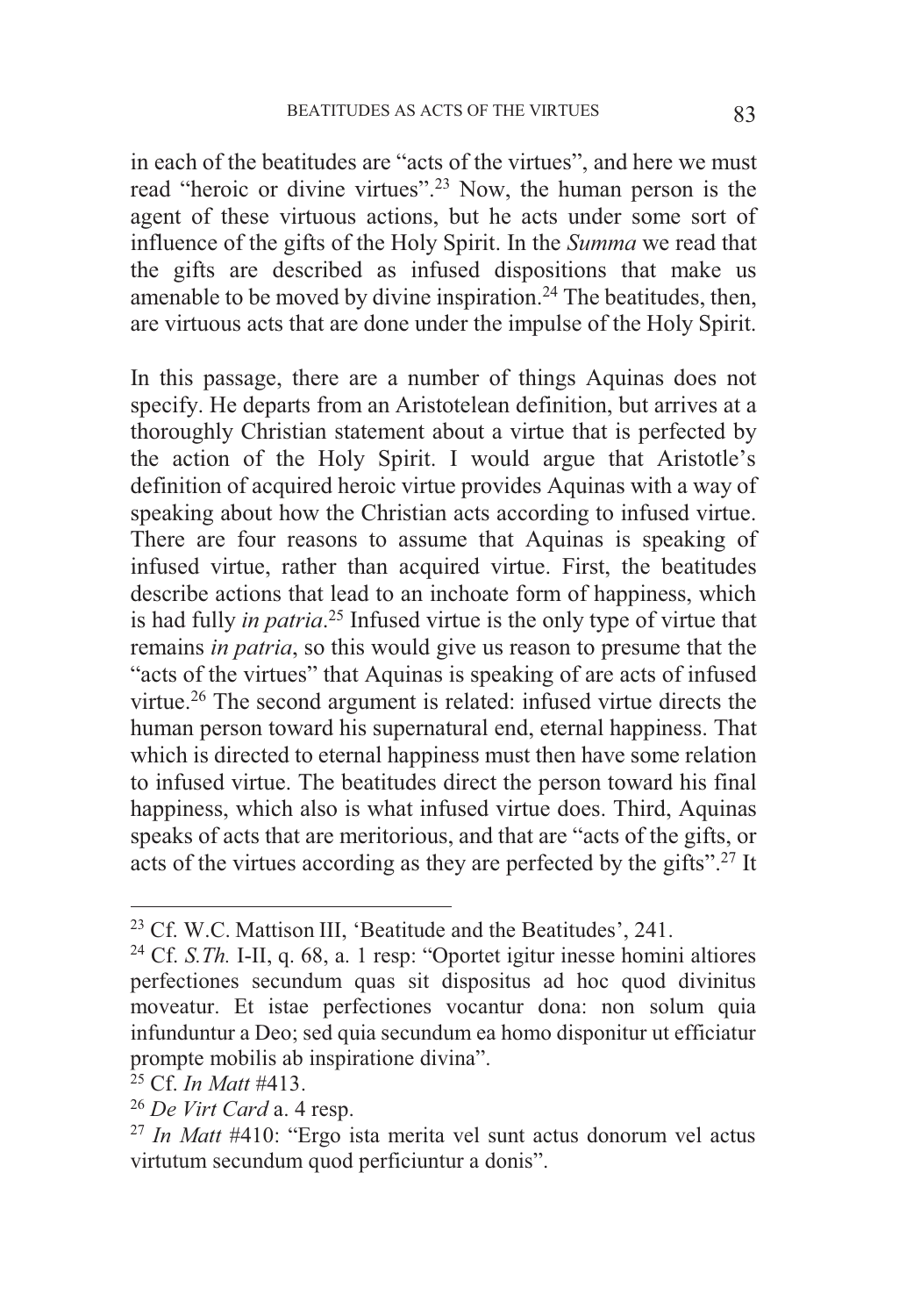in each of the beatitudes are "acts of the virtues", and here we must read "heroic or divine virtues".[23] Now, the human person is the agent of these virtuous actions, but he acts under some sort of influence of the gifts of the Holy Spirit. In the *Summa* we read that the gifts are described as infused dispositions that make us amenable to be moved by divine inspiration.[24] The beatitudes, then, are virtuous acts that are done under the impulse of the Holy Spirit.

In this passage, there are a number of things Aquinas does not specify. He departs from an Aristotelean definition, but arrives at a thoroughly Christian statement about a virtue that is perfected by the action of the Holy Spirit. I would argue that Aristotle's definition of acquired heroic virtue provides Aquinas with a way of speaking about how the Christian acts according to infused virtue. There are four reasons to assume that Aquinas is speaking of infused virtue, rather than acquired virtue. First, the beatitudes describe actions that lead to an inchoate form of happiness, which is had fully *in patria*.[25] Infused virtue is the only type of virtue that remains *in patria*, so this would give us reason to presume that the "acts of the virtues" that Aquinas is speaking of are acts of infused virtue.[26] The second argument is related: infused virtue directs the human person toward his supernatural end, eternal happiness. That which is directed to eternal happiness must then have some relation to infused virtue. The beatitudes direct the person toward his final happiness, which also is what infused virtue does. Third, Aquinas speaks of acts that are meritorious, and that are "acts of the gifts, or acts of the virtues according as they are perfected by the gifts".[27] It

---

[23] Cf. W.C. Mattison III, 'Beatitude and the Beatitudes', 241.

[24] Cf. *S.Th.* I-II, q. 68, a. 1 resp: "Oportet igitur inesse homini altiores perfectiones secundum quas sit dispositus ad hoc quod divinitus moveatur. Et istae perfectiones vocantur dona: non solum quia infunduntur a Deo; sed quia secundum ea homo disponitur ut efficiatur prompte mobilis ab inspiratione divina".

[25] Cf. *In Matt* #413.

[26] *De Virt Card* a. 4 resp.

[27] *In Matt* #410: "Ergo ista merita vel sunt actus donorum vel actus virtutum secundum quod perficiuntur a donis".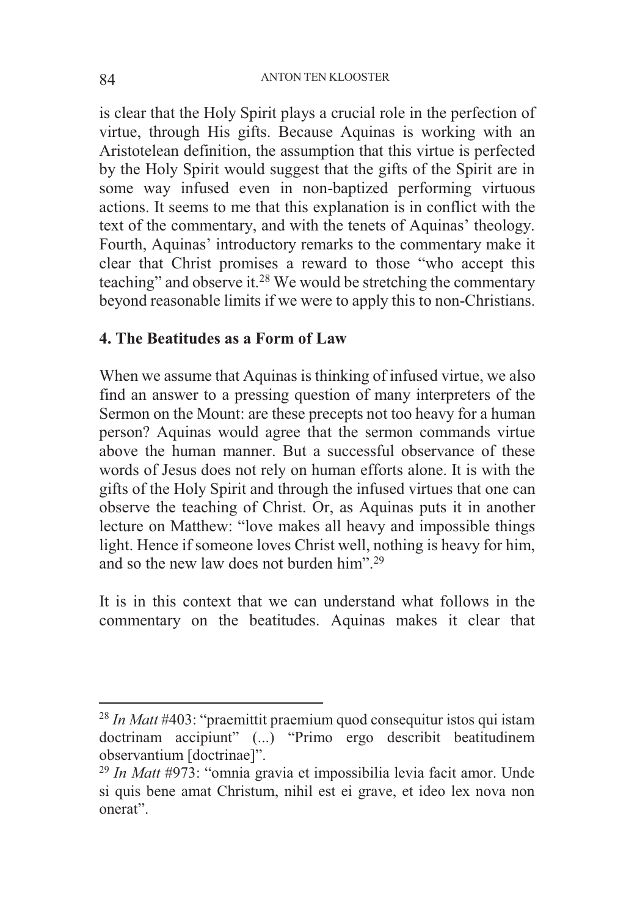is clear that the Holy Spirit plays a crucial role in the perfection of virtue, through His gifts. Because Aquinas is working with an Aristotelean definition, the assumption that this virtue is perfected by the Holy Spirit would suggest that the gifts of the Spirit are in some way infused even in non-baptized performing virtuous actions. It seems to me that this explanation is in conflict with the text of the commentary, and with the tenets of Aquinas' theology. Fourth, Aquinas' introductory remarks to the commentary make it clear that Christ promises a reward to those "who accept this teaching" and observe it.[28] We would be stretching the commentary beyond reasonable limits if we were to apply this to non-Christians.

## 4. The Beatitudes as a Form of Law

When we assume that Aquinas is thinking of infused virtue, we also find an answer to a pressing question of many interpreters of the Sermon on the Mount: are these precepts not too heavy for a human person? Aquinas would agree that the sermon commands virtue above the human manner. But a successful observance of these words of Jesus does not rely on human efforts alone. It is with the gifts of the Holy Spirit and through the infused virtues that one can observe the teaching of Christ. Or, as Aquinas puts it in another lecture on Matthew: "love makes all heavy and impossible things light. Hence if someone loves Christ well, nothing is heavy for him, and so the new law does not burden him".[29]

It is in this context that we can understand what follows in the commentary on the beatitudes. Aquinas makes it clear that

---

[28] *In Matt* #403: "praemittit praemium quod consequitur istos qui istam doctrinam accipiunt" (...) "Primo ergo describit beatitudinem observantium [doctrinae]".

[29] *In Matt* #973: "omnia gravia et impossibilia levia facit amor. Unde si quis bene amat Christum, nihil est ei grave, et ideo lex nova non onerat".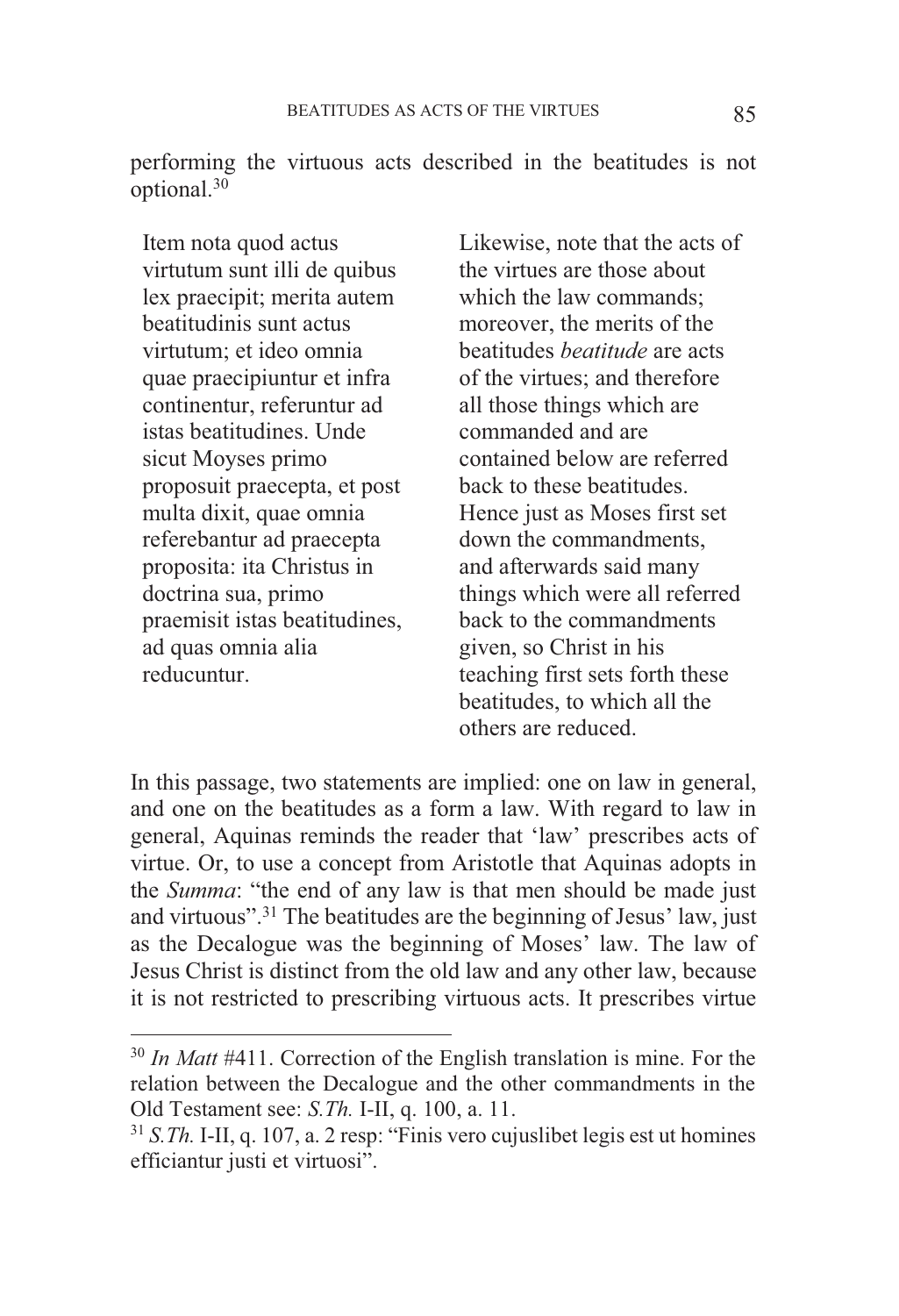performing the virtuous acts described in the beatitudes is not optional.[30]

| | |
|---|---|
| Item nota quod actus virtutum sunt illi de quibus lex praecipit; merita autem beatitudinis sunt actus virtutum; et ideo omnia quae praecipiuntur et infra continentur, referuntur ad istas beatitudines. Unde sicut Moyses primo proposuit praecepta, et post multa dixit, quae omnia referebantur ad praecepta proposita: ita Christus in doctrina sua, primo praemisit istas beatitudines, ad quas omnia alia reducuntur. | Likewise, note that the acts of the virtues are those about which the law commands; moreover, the merits of the beatitudes *beatitude* are acts of the virtues; and therefore all those things which are commanded and are contained below are referred back to these beatitudes. Hence just as Moses first set down the commandments, and afterwards said many things which were all referred back to the commandments given, so Christ in his teaching first sets forth these beatitudes, to which all the others are reduced. |

In this passage, two statements are implied: one on law in general, and one on the beatitudes as a form a law. With regard to law in general, Aquinas reminds the reader that 'law' prescribes acts of virtue. Or, to use a concept from Aristotle that Aquinas adopts in the *Summa*: "the end of any law is that men should be made just and virtuous".[31] The beatitudes are the beginning of Jesus' law, just as the Decalogue was the beginning of Moses' law. The law of Jesus Christ is distinct from the old law and any other law, because it is not restricted to prescribing virtuous acts. It prescribes virtue

---

[30] *In Matt* #411. Correction of the English translation is mine. For the relation between the Decalogue and the other commandments in the Old Testament see: *S.Th.* I-II, q. 100, a. 11.

[31] *S.Th.* I-II, q. 107, a. 2 resp: "Finis vero cujuslibet legis est ut homines efficiantur justi et virtuosi".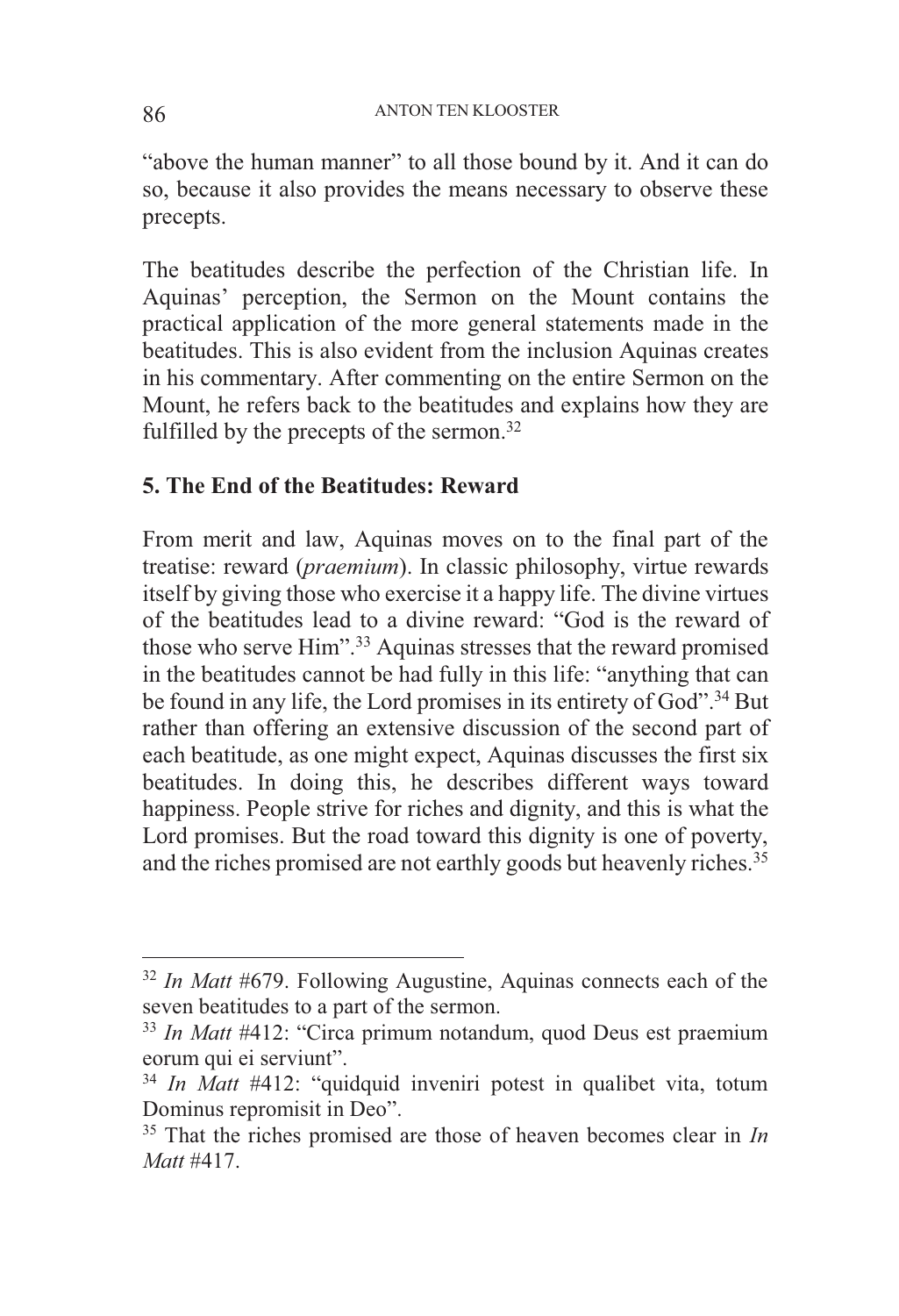"above the human manner" to all those bound by it. And it can do so, because it also provides the means necessary to observe these precepts.

The beatitudes describe the perfection of the Christian life. In Aquinas' perception, the Sermon on the Mount contains the practical application of the more general statements made in the beatitudes. This is also evident from the inclusion Aquinas creates in his commentary. After commenting on the entire Sermon on the Mount, he refers back to the beatitudes and explains how they are fulfilled by the precepts of the sermon.[32]

## 5. The End of the Beatitudes: Reward

From merit and law, Aquinas moves on to the final part of the treatise: reward (*praemium*). In classic philosophy, virtue rewards itself by giving those who exercise it a happy life. The divine virtues of the beatitudes lead to a divine reward: "God is the reward of those who serve Him".[33] Aquinas stresses that the reward promised in the beatitudes cannot be had fully in this life: "anything that can be found in any life, the Lord promises in its entirety of God".[34] But rather than offering an extensive discussion of the second part of each beatitude, as one might expect, Aquinas discusses the first six beatitudes. In doing this, he describes different ways toward happiness. People strive for riches and dignity, and this is what the Lord promises. But the road toward this dignity is one of poverty, and the riches promised are not earthly goods but heavenly riches.[35]

---

[32] *In Matt* #679. Following Augustine, Aquinas connects each of the seven beatitudes to a part of the sermon.

[33] *In Matt* #412: "Circa primum notandum, quod Deus est praemium eorum qui ei serviunt".

[34] *In Matt* #412: "quidquid inveniri potest in qualibet vita, totum Dominus repromisit in Deo".

[35] That the riches promised are those of heaven becomes clear in *In Matt* #417.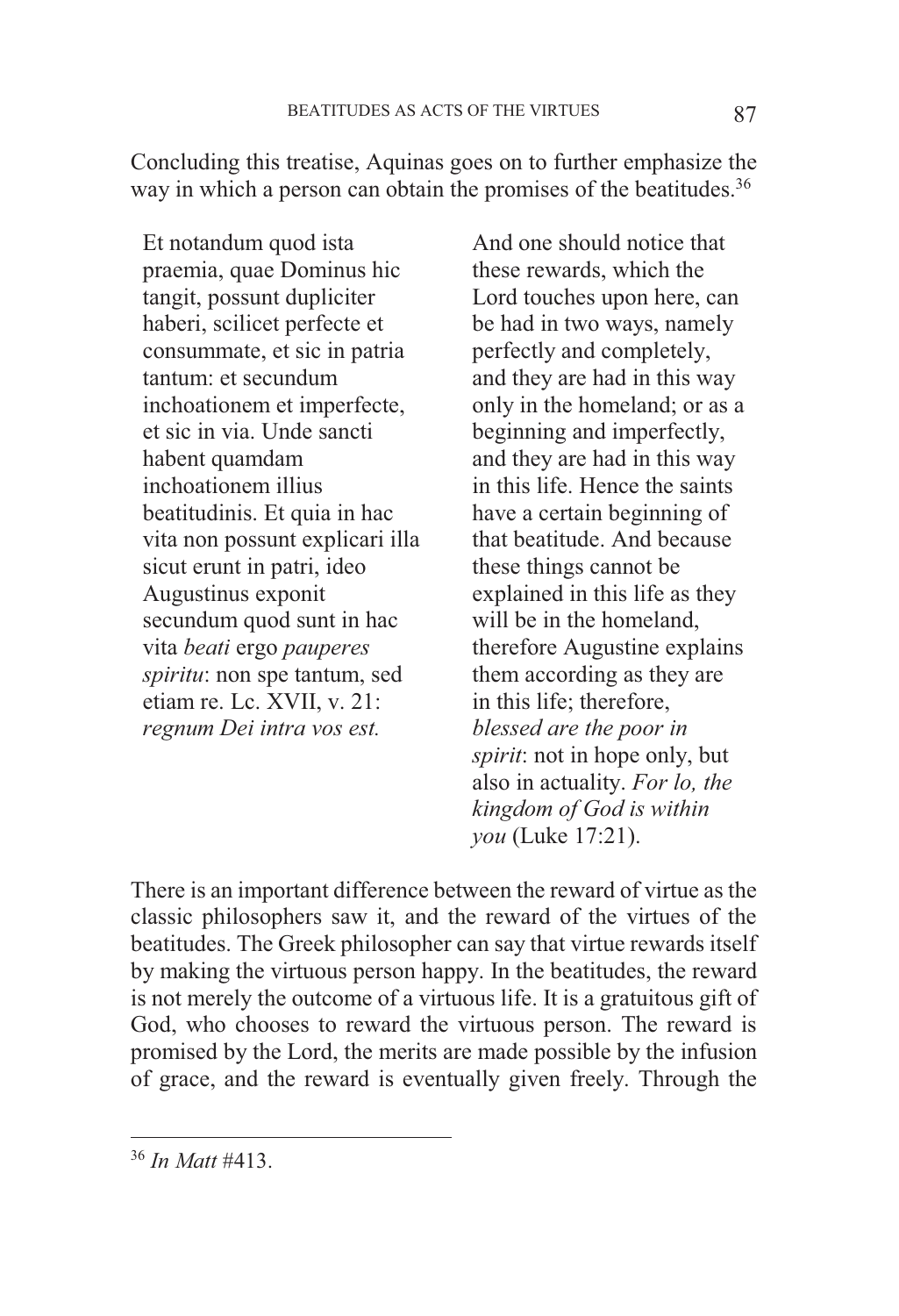Concluding this treatise, Aquinas goes on to further emphasize the way in which a person can obtain the promises of the beatitudes.[36]

| | |
|---|---|
| Et notandum quod ista praemia, quae Dominus hic tangit, possunt dupliciter haberi, scilicet perfecte et consummate, et sic in patria tantum: et secundum inchoationem et imperfecte, et sic in via. Unde sancti habent quamdam inchoationem illius beatitudinis. Et quia in hac vita non possunt explicari illa sicut erunt in patri, ideo Augustinus exponit secundum quod sunt in hac vita *beati* ergo *pauperes spiritu*: non spe tantum, sed etiam re. Lc. XVII, v. 21: *regnum Dei intra vos est.* | And one should notice that these rewards, which the Lord touches upon here, can be had in two ways, namely perfectly and completely, and they are had in this way only in the homeland; or as a beginning and imperfectly, and they are had in this way in this life. Hence the saints have a certain beginning of that beatitude. And because these things cannot be explained in this life as they will be in the homeland, therefore Augustine explains them according as they are in this life; therefore, *blessed are the poor in spirit*: not in hope only, but also in actuality. *For lo, the kingdom of God is within you* (Luke 17:21). |

There is an important difference between the reward of virtue as the classic philosophers saw it, and the reward of the virtues of the beatitudes. The Greek philosopher can say that virtue rewards itself by making the virtuous person happy. In the beatitudes, the reward is not merely the outcome of a virtuous life. It is a gratuitous gift of God, who chooses to reward the virtuous person. The reward is promised by the Lord, the merits are made possible by the infusion of grace, and the reward is eventually given freely. Through the

[36] *In Matt* #413.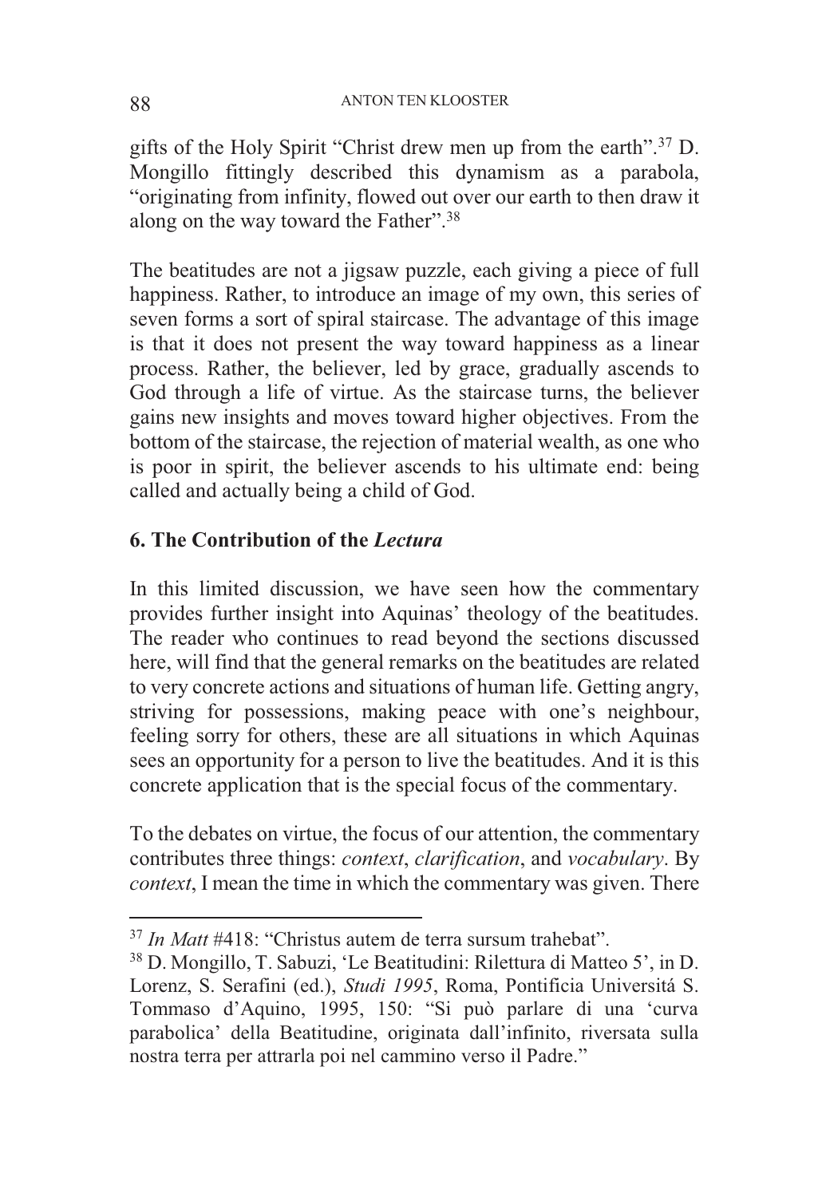gifts of the Holy Spirit "Christ drew men up from the earth".[37] D. Mongillo fittingly described this dynamism as a parabola, "originating from infinity, flowed out over our earth to then draw it along on the way toward the Father".[38]

The beatitudes are not a jigsaw puzzle, each giving a piece of full happiness. Rather, to introduce an image of my own, this series of seven forms a sort of spiral staircase. The advantage of this image is that it does not present the way toward happiness as a linear process. Rather, the believer, led by grace, gradually ascends to God through a life of virtue. As the staircase turns, the believer gains new insights and moves toward higher objectives. From the bottom of the staircase, the rejection of material wealth, as one who is poor in spirit, the believer ascends to his ultimate end: being called and actually being a child of God.

## 6. The Contribution of the *Lectura*

In this limited discussion, we have seen how the commentary provides further insight into Aquinas' theology of the beatitudes. The reader who continues to read beyond the sections discussed here, will find that the general remarks on the beatitudes are related to very concrete actions and situations of human life. Getting angry, striving for possessions, making peace with one's neighbour, feeling sorry for others, these are all situations in which Aquinas sees an opportunity for a person to live the beatitudes. And it is this concrete application that is the special focus of the commentary.

To the debates on virtue, the focus of our attention, the commentary contributes three things: *context*, *clarification*, and *vocabulary*. By *context*, I mean the time in which the commentary was given. There

---

[37] *In Matt* #418: "Christus autem de terra sursum trahebat".

[38] D. Mongillo, T. Sabuzi, 'Le Beatitudini: Rilettura di Matteo 5', in D. Lorenz, S. Serafini (ed.), *Studi 1995*, Roma, Pontificia Universitá S. Tommaso d'Aquino, 1995, 150: "Si può parlare di una 'curva parabolica' della Beatitudine, originata dall'infinito, riversata sulla nostra terra per attrarla poi nel cammino verso il Padre."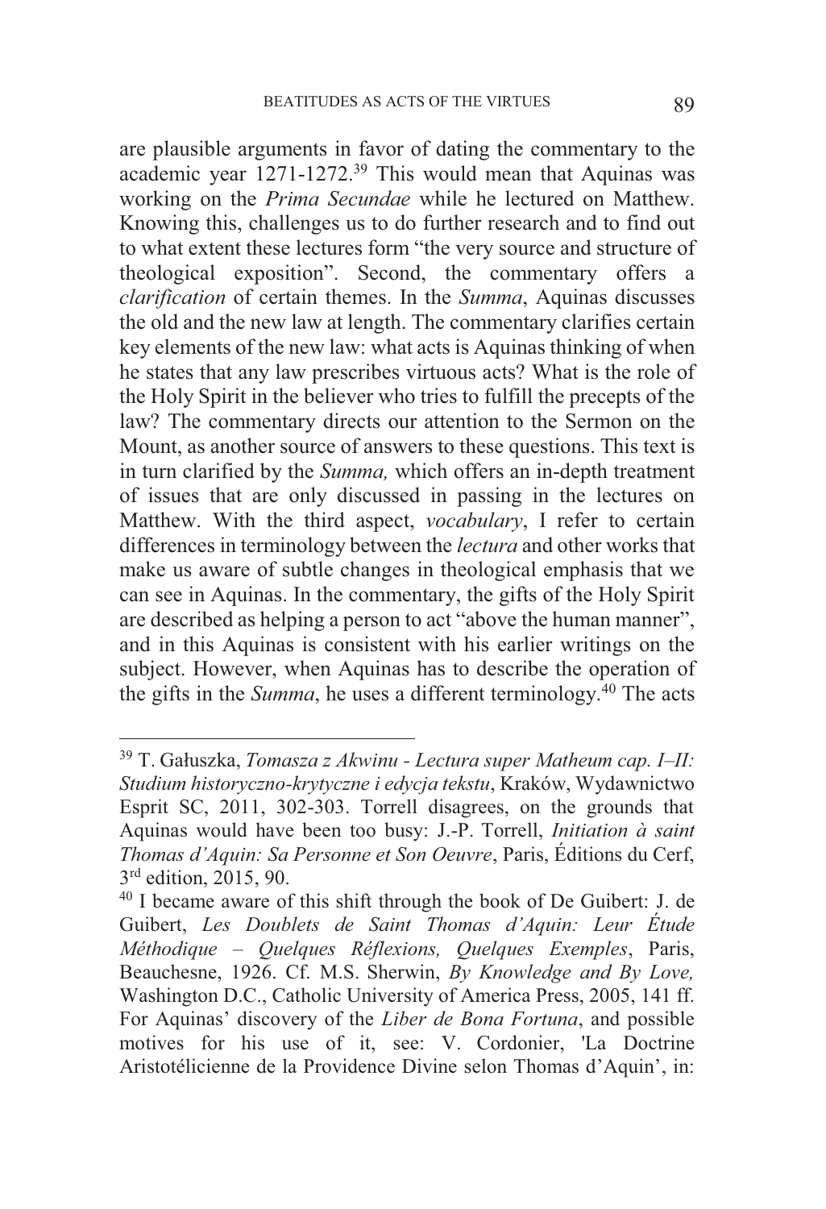are plausible arguments in favor of dating the commentary to the academic year 1271-1272.[39] This would mean that Aquinas was working on the *Prima Secundae* while he lectured on Matthew. Knowing this, challenges us to do further research and to find out to what extent these lectures form "the very source and structure of theological exposition". Second, the commentary offers a *clarification* of certain themes. In the *Summa*, Aquinas discusses the old and the new law at length. The commentary clarifies certain key elements of the new law: what acts is Aquinas thinking of when he states that any law prescribes virtuous acts? What is the role of the Holy Spirit in the believer who tries to fulfill the precepts of the law? The commentary directs our attention to the Sermon on the Mount, as another source of answers to these questions. This text is in turn clarified by the *Summa,* which offers an in-depth treatment of issues that are only discussed in passing in the lectures on Matthew. With the third aspect, *vocabulary*, I refer to certain differences in terminology between the *lectura* and other works that make us aware of subtle changes in theological emphasis that we can see in Aquinas. In the commentary, the gifts of the Holy Spirit are described as helping a person to act "above the human manner", and in this Aquinas is consistent with his earlier writings on the subject. However, when Aquinas has to describe the operation of the gifts in the *Summa*, he uses a different terminology.[40] The acts

---

[39] T. Gałuszka, *Tomasza z Akwinu - Lectura super Matheum cap. I–II: Studium historyczno-krytyczne i edycja tekstu*, Kraków, Wydawnictwo Esprit SC, 2011, 302-303. Torrell disagrees, on the grounds that Aquinas would have been too busy: J.-P. Torrell, *Initiation à saint Thomas d'Aquin: Sa Personne et Son Oeuvre*, Paris, Éditions du Cerf, 3rd edition, 2015, 90.

[40] I became aware of this shift through the book of De Guibert: J. de Guibert, *Les Doublets de Saint Thomas d'Aquin: Leur Étude Méthodique – Quelques Réflexions, Quelques Exemples*, Paris, Beauchesne, 1926. Cf. M.S. Sherwin, *By Knowledge and By Love,* Washington D.C., Catholic University of America Press, 2005, 141 ff. For Aquinas' discovery of the *Liber de Bona Fortuna*, and possible motives for his use of it, see: V. Cordonier, 'La Doctrine Aristotélicienne de la Providence Divine selon Thomas d'Aquin', in: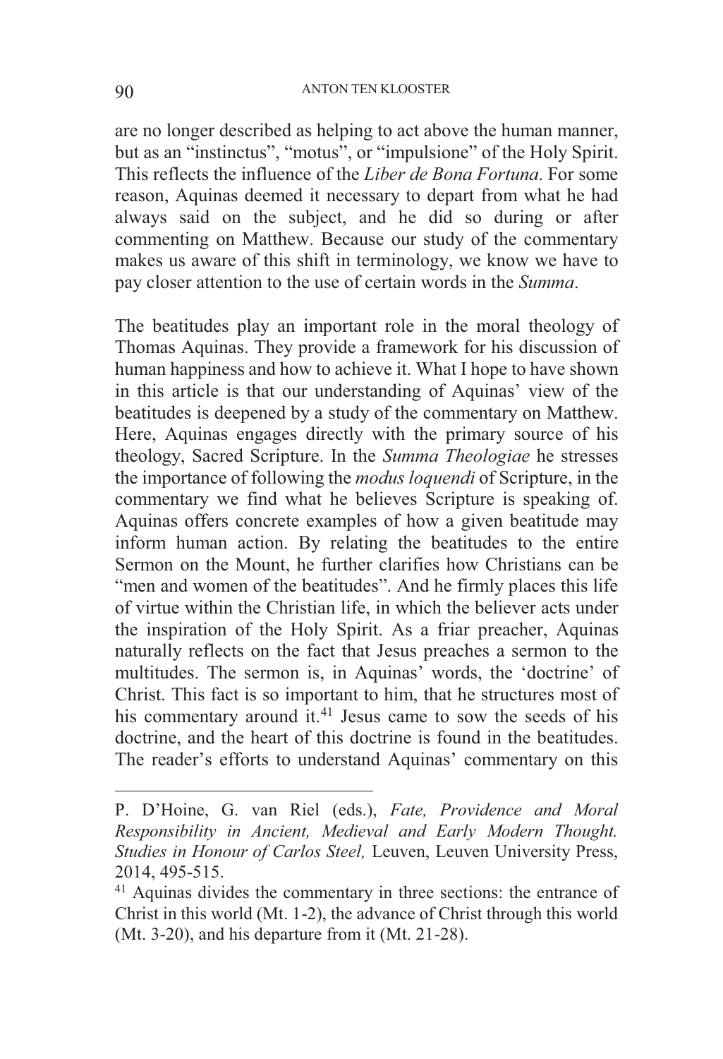are no longer described as helping to act above the human manner, but as an "instinctus", "motus", or "impulsione" of the Holy Spirit. This reflects the influence of the *Liber de Bona Fortuna*. For some reason, Aquinas deemed it necessary to depart from what he had always said on the subject, and he did so during or after commenting on Matthew. Because our study of the commentary makes us aware of this shift in terminology, we know we have to pay closer attention to the use of certain words in the *Summa*.

The beatitudes play an important role in the moral theology of Thomas Aquinas. They provide a framework for his discussion of human happiness and how to achieve it. What I hope to have shown in this article is that our understanding of Aquinas' view of the beatitudes is deepened by a study of the commentary on Matthew. Here, Aquinas engages directly with the primary source of his theology, Sacred Scripture. In the *Summa Theologiae* he stresses the importance of following the *modus loquendi* of Scripture, in the commentary we find what he believes Scripture is speaking of. Aquinas offers concrete examples of how a given beatitude may inform human action. By relating the beatitudes to the entire Sermon on the Mount, he further clarifies how Christians can be "men and women of the beatitudes". And he firmly places this life of virtue within the Christian life, in which the believer acts under the inspiration of the Holy Spirit. As a friar preacher, Aquinas naturally reflects on the fact that Jesus preaches a sermon to the multitudes. The sermon is, in Aquinas' words, the 'doctrine' of Christ. This fact is so important to him, that he structures most of his commentary around it.[41] Jesus came to sow the seeds of his doctrine, and the heart of this doctrine is found in the beatitudes. The reader's efforts to understand Aquinas' commentary on this

---

P. D'Hoine, G. van Riel (eds.), *Fate, Providence and Moral Responsibility in Ancient, Medieval and Early Modern Thought. Studies in Honour of Carlos Steel,* Leuven, Leuven University Press, 2014, 495-515.

[41] Aquinas divides the commentary in three sections: the entrance of Christ in this world (Mt. 1-2), the advance of Christ through this world (Mt. 3-20), and his departure from it (Mt. 21-28).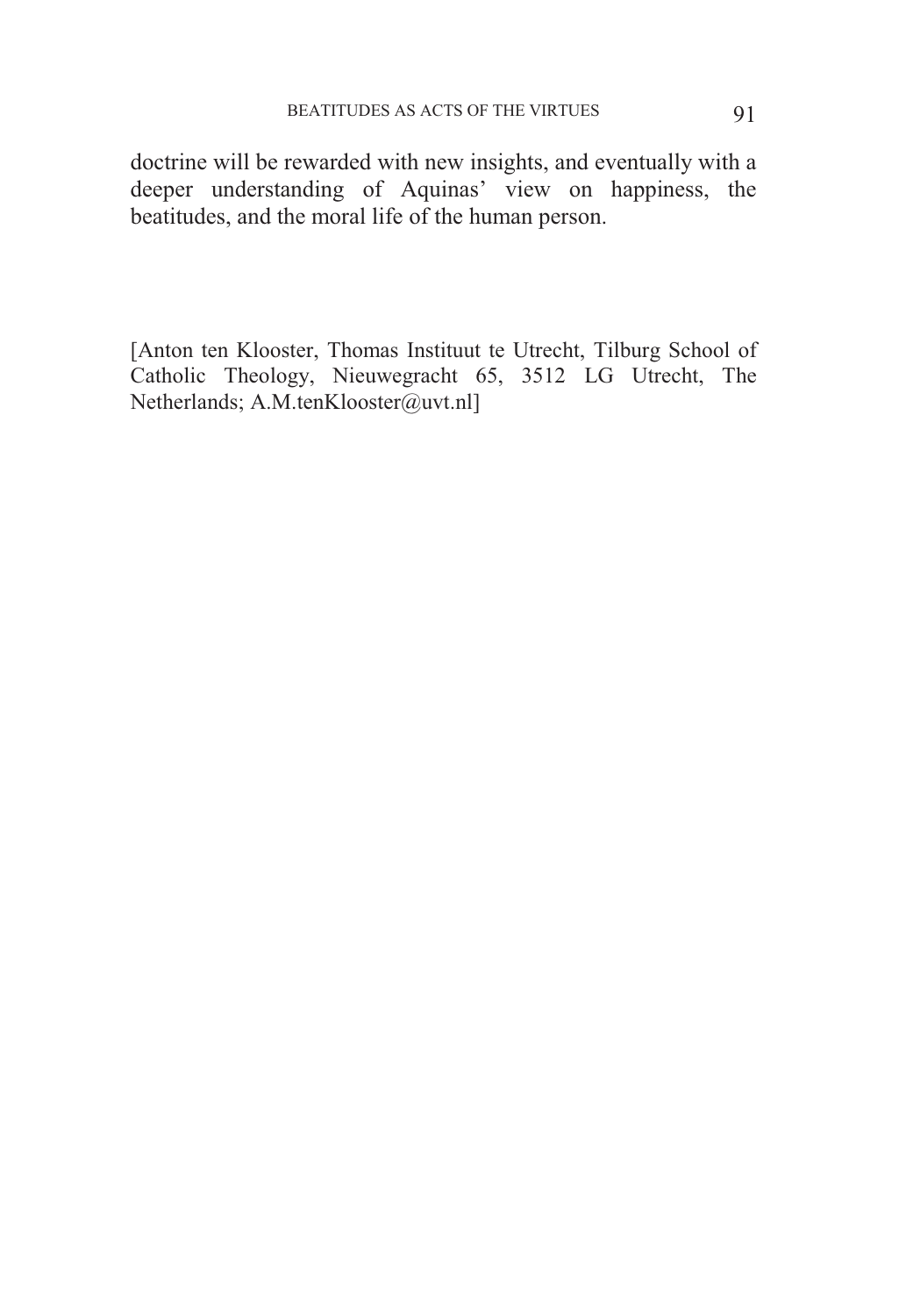doctrine will be rewarded with new insights, and eventually with a deeper understanding of Aquinas' view on happiness, the beatitudes, and the moral life of the human person.

[Anton ten Klooster, Thomas Instituut te Utrecht, Tilburg School of Catholic Theology, Nieuwegracht 65, 3512 LG Utrecht, The Netherlands; A.M.tenKlooster@uvt.nl]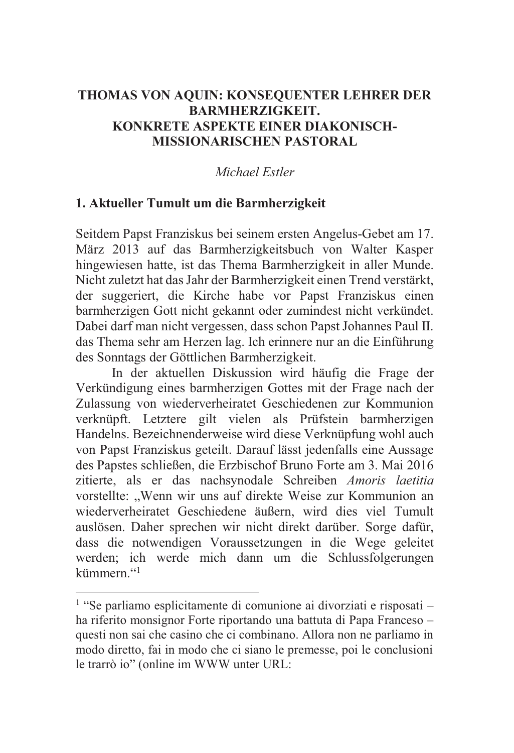# THOMAS VON AQUIN: KONSEQUENTER LEHRER DER BARMHERZIGKEIT. KONKRETE ASPEKTE EINER DIAKONISCH-MISSIONARISCHEN PASTORAL

*Michael Estler*

## 1. Aktueller Tumult um die Barmherzigkeit

Seitdem Papst Franziskus bei seinem ersten Angelus-Gebet am 17. März 2013 auf das Barmherzigkeitsbuch von Walter Kasper hingewiesen hatte, ist das Thema Barmherzigkeit in aller Munde. Nicht zuletzt hat das Jahr der Barmherzigkeit einen Trend verstärkt, der suggeriert, die Kirche habe vor Papst Franziskus einen barmherzigen Gott nicht gekannt oder zumindest nicht verkündet. Dabei darf man nicht vergessen, dass schon Papst Johannes Paul II. das Thema sehr am Herzen lag. Ich erinnere nur an die Einführung des Sonntags der Göttlichen Barmherzigkeit.

In der aktuellen Diskussion wird häufig die Frage der Verkündigung eines barmherzigen Gottes mit der Frage nach der Zulassung von wiederverheiratet Geschiedenen zur Kommunion verknüpft. Letztere gilt vielen als Prüfstein barmherzigen Handelns. Bezeichnenderweise wird diese Verknüpfung wohl auch von Papst Franziskus geteilt. Darauf lässt jedenfalls eine Aussage des Papstes schließen, die Erzbischof Bruno Forte am 3. Mai 2016 zitierte, als er das nachsynodale Schreiben *Amoris laetitia* vorstellte: „Wenn wir uns auf direkte Weise zur Kommunion an wiederverheiratet Geschiedene äußern, wird dies viel Tumult auslösen. Daher sprechen wir nicht direkt darüber. Sorge dafür, dass die notwendigen Voraussetzungen in die Wege geleitet werden; ich werde mich dann um die Schlussfolgerungen kümmern.“[1]

---

[1] “Se parliamo esplicitamente di comunione ai divorziati e risposati – ha riferito monsignor Forte riportando una battuta di Papa Franceso – questi non sai che casino che ci combinano. Allora non ne parliamo in modo diretto, fai in modo che ci siano le premesse, poi le conclusioni le trarrò io” (online im WWW unter URL: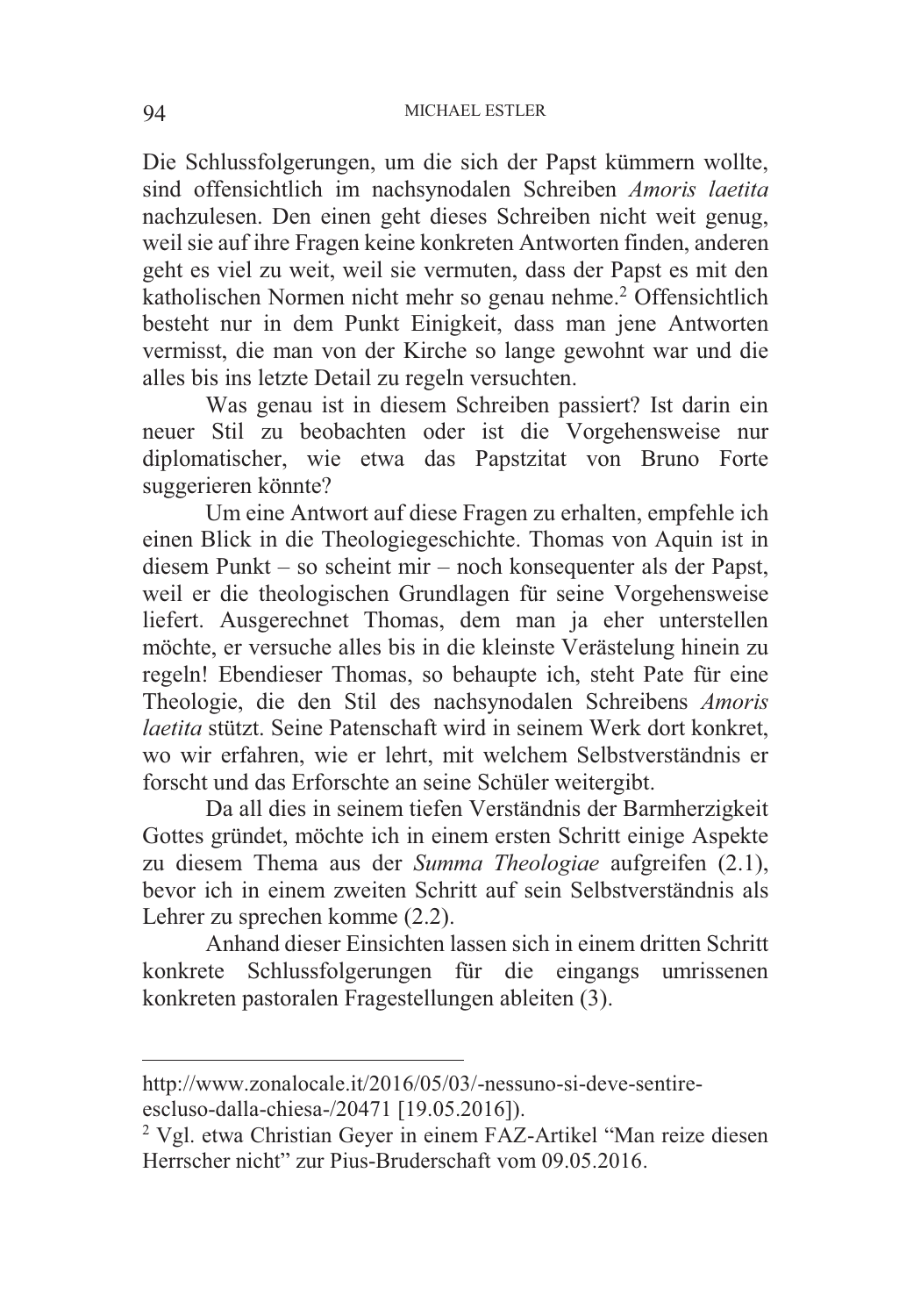Die Schlussfolgerungen, um die sich der Papst kümmern wollte, sind offensichtlich im nachsynodalen Schreiben *Amoris laetita* nachzulesen. Den einen geht dieses Schreiben nicht weit genug, weil sie auf ihre Fragen keine konkreten Antworten finden, anderen geht es viel zu weit, weil sie vermuten, dass der Papst es mit den katholischen Normen nicht mehr so genau nehme.[2] Offensichtlich besteht nur in dem Punkt Einigkeit, dass man jene Antworten vermisst, die man von der Kirche so lange gewohnt war und die alles bis ins letzte Detail zu regeln versuchten.

Was genau ist in diesem Schreiben passiert? Ist darin ein neuer Stil zu beobachten oder ist die Vorgehensweise nur diplomatischer, wie etwa das Papstzitat von Bruno Forte suggerieren könnte?

Um eine Antwort auf diese Fragen zu erhalten, empfehle ich einen Blick in die Theologiegeschichte. Thomas von Aquin ist in diesem Punkt – so scheint mir – noch konsequenter als der Papst, weil er die theologischen Grundlagen für seine Vorgehensweise liefert. Ausgerechnet Thomas, dem man ja eher unterstellen möchte, er versuche alles bis in die kleinste Verästelung hinein zu regeln! Ebendieser Thomas, so behaupte ich, steht Pate für eine Theologie, die den Stil des nachsynodalen Schreibens *Amoris laetita* stützt. Seine Patenschaft wird in seinem Werk dort konkret, wo wir erfahren, wie er lehrt, mit welchem Selbstverständnis er forscht und das Erforschte an seine Schüler weitergibt.

Da all dies in seinem tiefen Verständnis der Barmherzigkeit Gottes gründet, möchte ich in einem ersten Schritt einige Aspekte zu diesem Thema aus der *Summa Theologiae* aufgreifen (2.1), bevor ich in einem zweiten Schritt auf sein Selbstverständnis als Lehrer zu sprechen komme (2.2).

Anhand dieser Einsichten lassen sich in einem dritten Schritt konkrete Schlussfolgerungen für die eingangs umrissenen konkreten pastoralen Fragestellungen ableiten (3).

---

http://www.zonalocale.it/2016/05/03/-nessuno-si-deve-sentire-escluso-dalla-chiesa-/20471 [19.05.2016]).

[2] Vgl. etwa Christian Geyer in einem FAZ-Artikel "Man reize diesen Herrscher nicht" zur Pius-Bruderschaft vom 09.05.2016.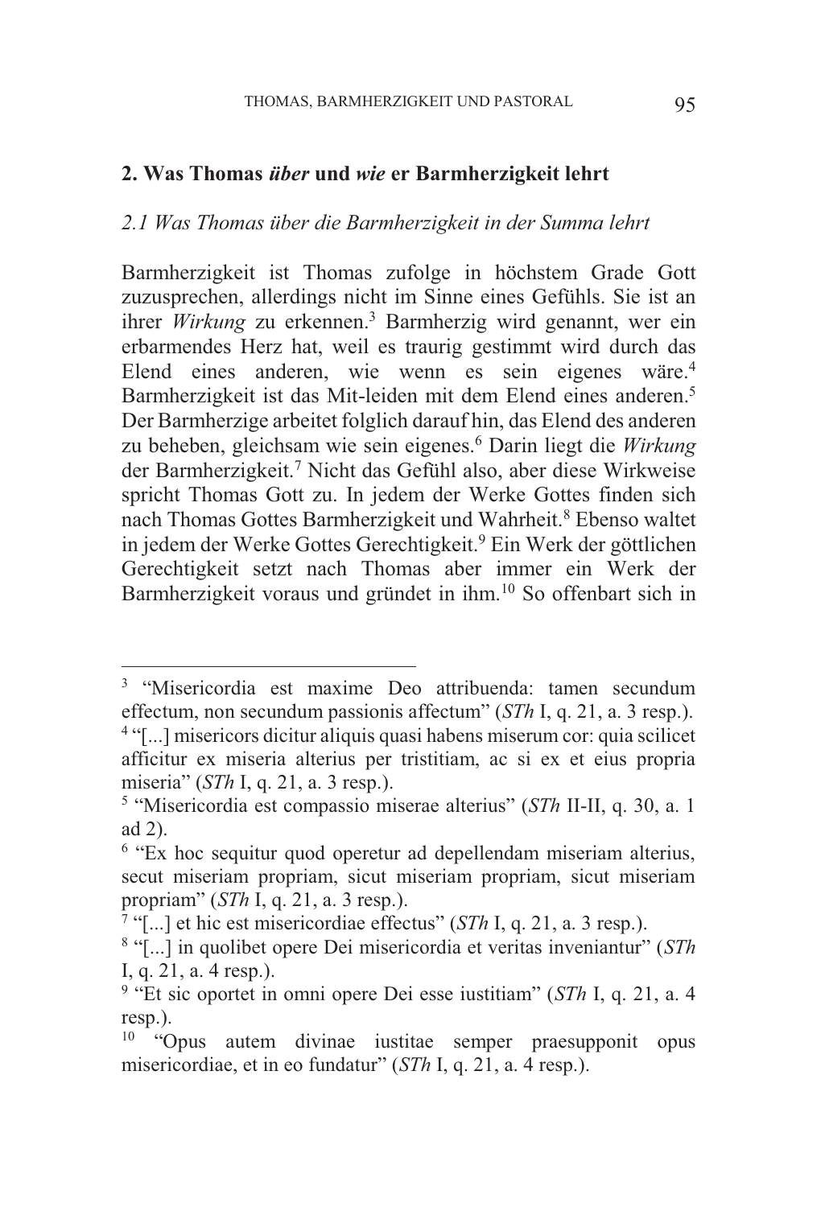## 2. Was Thomas *über* und *wie* er Barmherzigkeit lehrt

### *2.1 Was Thomas über die Barmherzigkeit in der Summa lehrt*

Barmherzigkeit ist Thomas zufolge in höchstem Grade Gott zuzusprechen, allerdings nicht im Sinne eines Gefühls. Sie ist an ihrer *Wirkung* zu erkennen.[3] Barmherzig wird genannt, wer ein erbarmendes Herz hat, weil es traurig gestimmt wird durch das Elend eines anderen, wie wenn es sein eigenes wäre.[4] Barmherzigkeit ist das Mit-leiden mit dem Elend eines anderen.[5] Der Barmherzige arbeitet folglich darauf hin, das Elend des anderen zu beheben, gleichsam wie sein eigenes.[6] Darin liegt die *Wirkung* der Barmherzigkeit.[7] Nicht das Gefühl also, aber diese Wirkweise spricht Thomas Gott zu. In jedem der Werke Gottes finden sich nach Thomas Gottes Barmherzigkeit und Wahrheit.[8] Ebenso waltet in jedem der Werke Gottes Gerechtigkeit.[9] Ein Werk der göttlichen Gerechtigkeit setzt nach Thomas aber immer ein Werk der Barmherzigkeit voraus und gründet in ihm.[10] So offenbart sich in

---

[3] "Misericordia est maxime Deo attribuenda: tamen secundum effectum, non secundum passionis affectum" (*STh* I, q. 21, a. 3 resp.).

[4] "[...] misericors dicitur aliquis quasi habens miserum cor: quia scilicet afficitur ex miseria alterius per tristitiam, ac si ex et eius propria miseria" (*STh* I, q. 21, a. 3 resp.).

[5] "Misericordia est compassio miserae alterius" (*STh* II-II, q. 30, a. 1 ad 2).

[6] "Ex hoc sequitur quod operetur ad depellendam miseriam alterius, secut miseriam propriam, sicut miseriam propriam, sicut miseriam propriam" (*STh* I, q. 21, a. 3 resp.).

[7] "[...] et hic est misericordiae effectus" (*STh* I, q. 21, a. 3 resp.).

[8] "[...] in quolibet opere Dei misericordia et veritas inveniantur" (*STh* I, q. 21, a. 4 resp.).

[9] "Et sic oportet in omni opere Dei esse iustitiam" (*STh* I, q. 21, a. 4 resp.).

[10] "Opus autem divinae iustitae semper praesupponit opus misericordiae, et in eo fundatur" (*STh* I, q. 21, a. 4 resp.).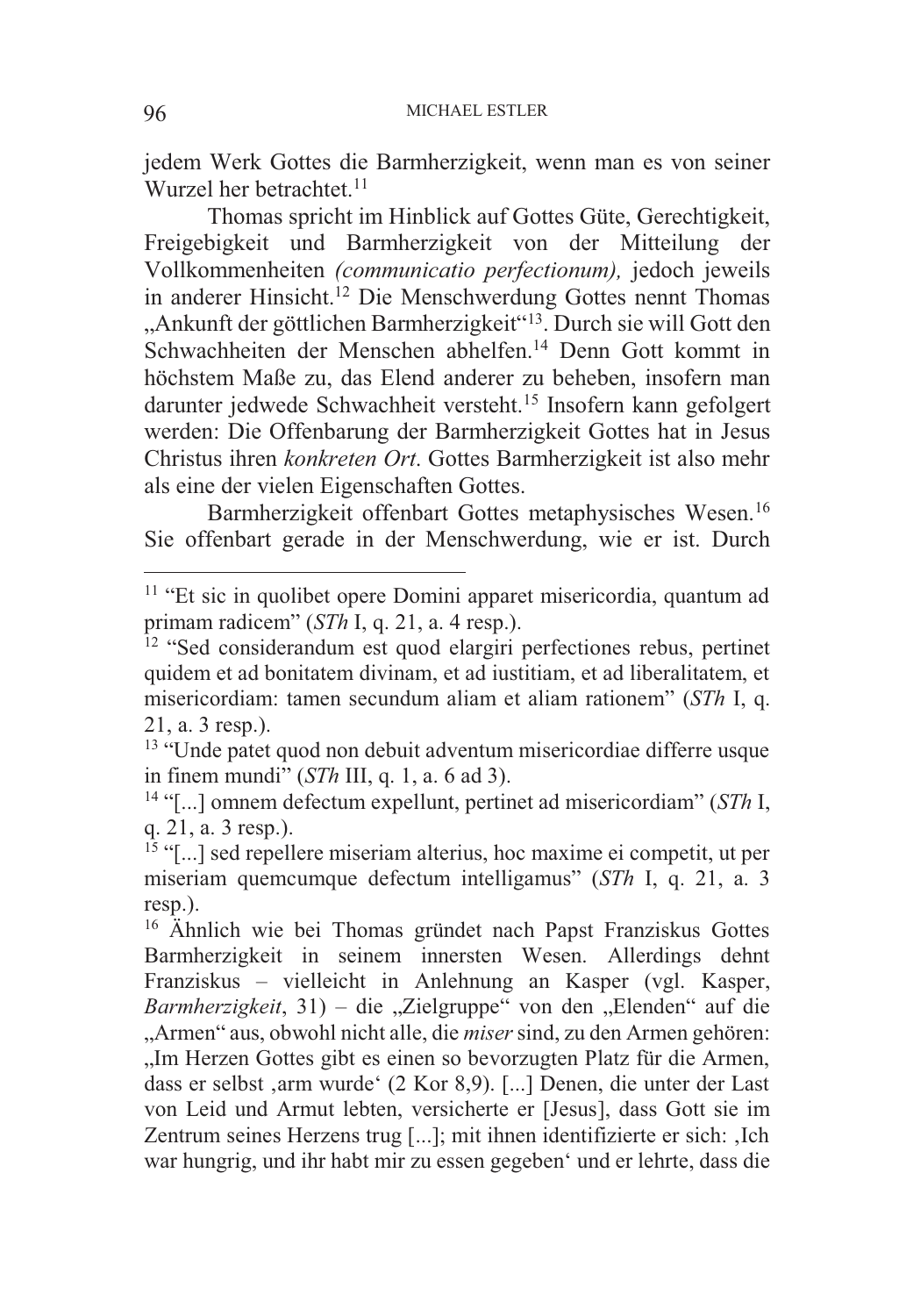jedem Werk Gottes die Barmherzigkeit, wenn man es von seiner Wurzel her betrachtet.[11]

Thomas spricht im Hinblick auf Gottes Güte, Gerechtigkeit, Freigebigkeit und Barmherzigkeit von der Mitteilung der Vollkommenheiten *(communicatio perfectionum),* jedoch jeweils in anderer Hinsicht.[12] Die Menschwerdung Gottes nennt Thomas „Ankunft der göttlichen Barmherzigkeit“[13]. Durch sie will Gott den Schwachheiten der Menschen abhelfen.[14] Denn Gott kommt in höchstem Maße zu, das Elend anderer zu beheben, insofern man darunter jedwede Schwachheit versteht.[15] Insofern kann gefolgert werden: Die Offenbarung der Barmherzigkeit Gottes hat in Jesus Christus ihren *konkreten Ort*. Gottes Barmherzigkeit ist also mehr als eine der vielen Eigenschaften Gottes.

Barmherzigkeit offenbart Gottes metaphysisches Wesen.[16] Sie offenbart gerade in der Menschwerdung, wie er ist. Durch

---

[11] “Et sic in quolibet opere Domini apparet misericordia, quantum ad primam radicem” (*STh* I, q. 21, a. 4 resp.).

[12] “Sed considerandum est quod elargiri perfectiones rebus, pertinet quidem et ad bonitatem divinam, et ad iustitiam, et ad liberalitatem, et misericordiam: tamen secundum aliam et aliam rationem” (*STh* I, q. 21, a. 3 resp.).

[13] “Unde patet quod non debuit adventum misericordiae differre usque in finem mundi” (*STh* III, q. 1, a. 6 ad 3).

[14] “[...] omnem defectum expellunt, pertinet ad misericordiam” (*STh* I, q. 21, a. 3 resp.).

[15] “[...] sed repellere miseriam alterius, hoc maxime ei competit, ut per miseriam quemcumque defectum intelligamus” (*STh* I, q. 21, a. 3 resp.).

[16] Ähnlich wie bei Thomas gründet nach Papst Franziskus Gottes Barmherzigkeit in seinem innersten Wesen. Allerdings dehnt Franziskus – vielleicht in Anlehnung an Kasper (vgl. Kasper, *Barmherzigkeit*, 31) – die „Zielgruppe“ von den „Elenden“ auf die „Armen“ aus, obwohl nicht alle, die *miser* sind, zu den Armen gehören: „Im Herzen Gottes gibt es einen so bevorzugten Platz für die Armen, dass er selbst ‚arm wurde‘ (2 Kor 8,9). [...] Denen, die unter der Last von Leid und Armut lebten, versicherte er [Jesus], dass Gott sie im Zentrum seines Herzens trug [...]; mit ihnen identifizierte er sich: ‚Ich war hungrig, und ihr habt mir zu essen gegeben‘ und er lehrte, dass die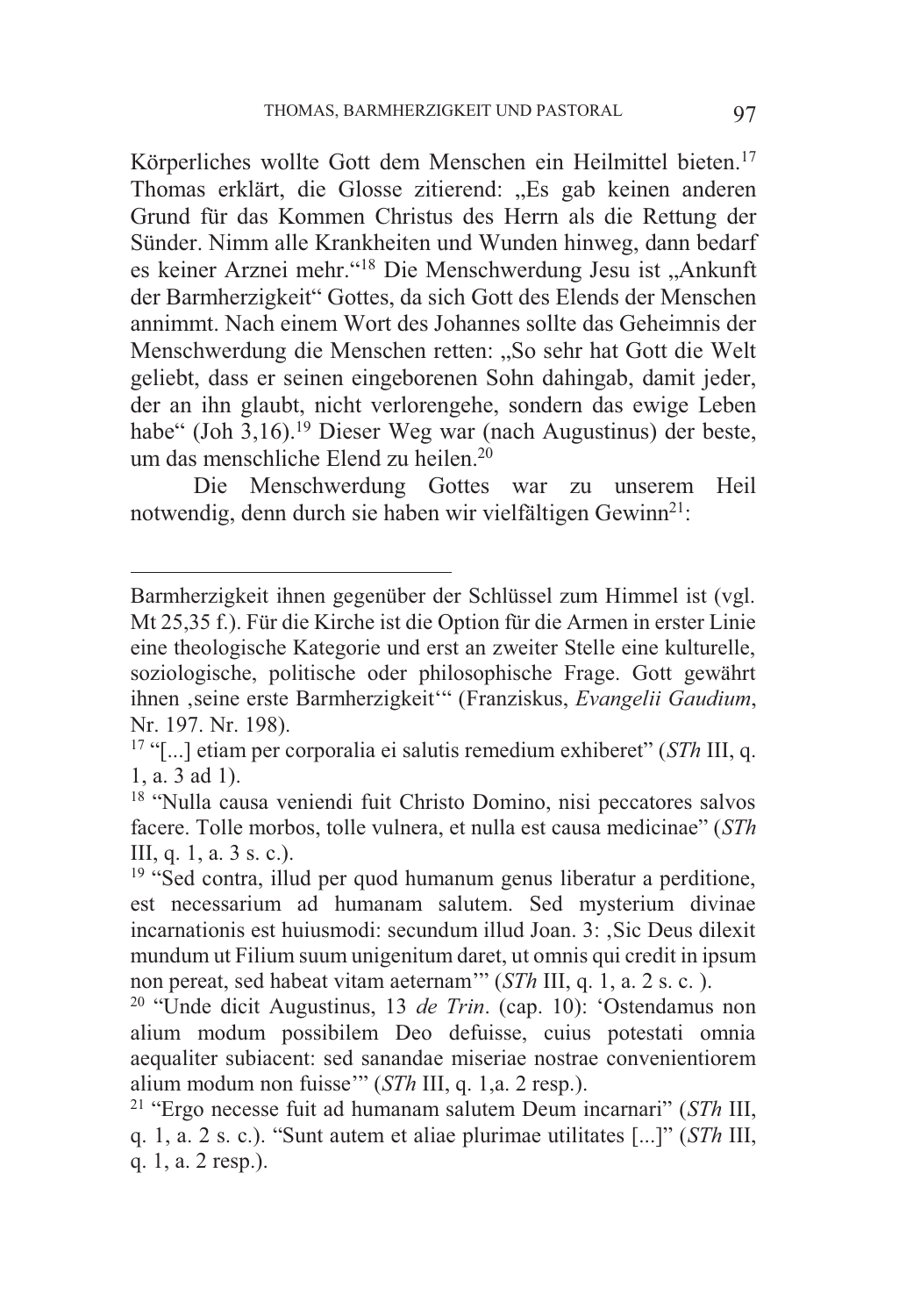Körperliches wollte Gott dem Menschen ein Heilmittel bieten.[17] Thomas erklärt, die Glosse zitierend: „Es gab keinen anderen Grund für das Kommen Christus des Herrn als die Rettung der Sünder. Nimm alle Krankheiten und Wunden hinweg, dann bedarf es keiner Arznei mehr."[18] Die Menschwerdung Jesu ist „Ankunft der Barmherzigkeit" Gottes, da sich Gott des Elends der Menschen annimmt. Nach einem Wort des Johannes sollte das Geheimnis der Menschwerdung die Menschen retten: „So sehr hat Gott die Welt geliebt, dass er seinen eingeborenen Sohn dahingab, damit jeder, der an ihn glaubt, nicht verlorengehe, sondern das ewige Leben habe" (Joh 3,16).[19] Dieser Weg war (nach Augustinus) der beste, um das menschliche Elend zu heilen.[20]

Die Menschwerdung Gottes war zu unserem Heil notwendig, denn durch sie haben wir vielfältigen Gewinn[21]:

---

Barmherzigkeit ihnen gegenüber der Schlüssel zum Himmel ist (vgl. Mt 25,35 f.). Für die Kirche ist die Option für die Armen in erster Linie eine theologische Kategorie und erst an zweiter Stelle eine kulturelle, soziologische, politische oder philosophische Frage. Gott gewährt ihnen ‚seine erste Barmherzigkeit'" (Franziskus, *Evangelii Gaudium*, Nr. 197. Nr. 198).

[17] "[...] etiam per corporalia ei salutis remedium exhiberet" (*STh* III, q. 1, a. 3 ad 1).

[18] "Nulla causa veniendi fuit Christo Domino, nisi peccatores salvos facere. Tolle morbos, tolle vulnera, et nulla est causa medicinae" (*STh* III, q. 1, a. 3 s. c.).

[19] "Sed contra, illud per quod humanum genus liberatur a perditione, est necessarium ad humanam salutem. Sed mysterium divinae incarnationis est huiusmodi: secundum illud Joan. 3: ‚Sic Deus dilexit mundum ut Filium suum unigenitum daret, ut omnis qui credit in ipsum non pereat, sed habeat vitam aeternam'" (*STh* III, q. 1, a. 2 s. c. ).

[20] "Unde dicit Augustinus, 13 *de Trin*. (cap. 10): 'Ostendamus non alium modum possibilem Deo defuisse, cuius potestati omnia aequaliter subiacent: sed sanandae miseriae nostrae convenientiorem alium modum non fuisse'" (*STh* III, q. 1,a. 2 resp.).

[21] "Ergo necesse fuit ad humanam salutem Deum incarnari" (*STh* III, q. 1, a. 2 s. c.). "Sunt autem et aliae plurimae utilitates [...]" (*STh* III, q. 1, a. 2 resp.).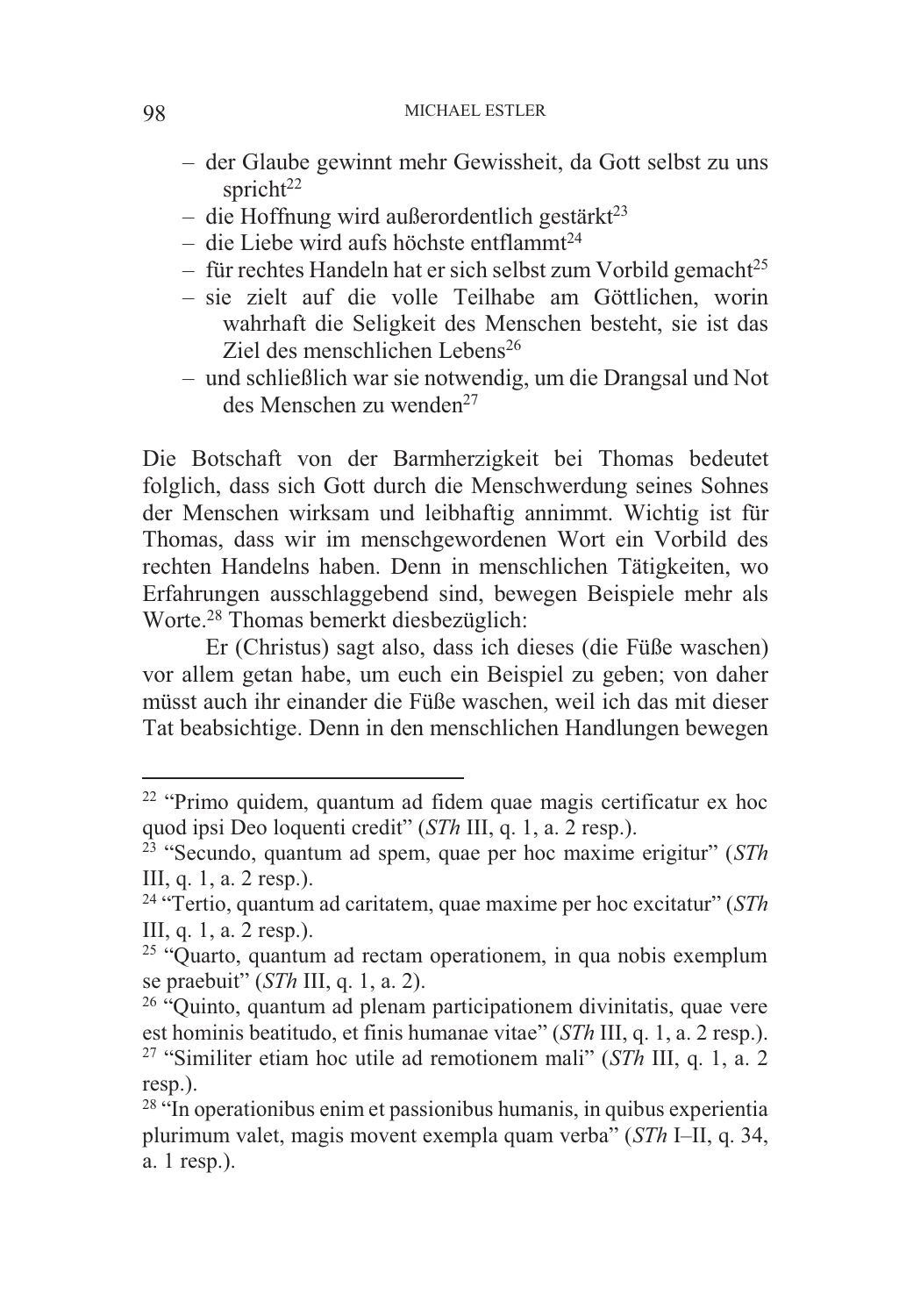- der Glaube gewinnt mehr Gewissheit, da Gott selbst zu uns spricht[22]
- die Hoffnung wird außerordentlich gestärkt[23]
- die Liebe wird aufs höchste entflammt[24]
- für rechtes Handeln hat er sich selbst zum Vorbild gemacht[25]
- sie zielt auf die volle Teilhabe am Göttlichen, worin wahrhaft die Seligkeit des Menschen besteht, sie ist das Ziel des menschlichen Lebens[26]
- und schließlich war sie notwendig, um die Drangsal und Not des Menschen zu wenden[27]

Die Botschaft von der Barmherzigkeit bei Thomas bedeutet folglich, dass sich Gott durch die Menschwerdung seines Sohnes der Menschen wirksam und leibhaftig annimmt. Wichtig ist für Thomas, dass wir im menschgewordenen Wort ein Vorbild des rechten Handelns haben. Denn in menschlichen Tätigkeiten, wo Erfahrungen ausschlaggebend sind, bewegen Beispiele mehr als Worte.[28] Thomas bemerkt diesbezüglich:

Er (Christus) sagt also, dass ich dieses (die Füße waschen) vor allem getan habe, um euch ein Beispiel zu geben; von daher müsst auch ihr einander die Füße waschen, weil ich das mit dieser Tat beabsichtige. Denn in den menschlichen Handlungen bewegen

---

[22] "Primo quidem, quantum ad fidem quae magis certificatur ex hoc quod ipsi Deo loquenti credit" (*STh* III, q. 1, a. 2 resp.).

[23] "Secundo, quantum ad spem, quae per hoc maxime erigitur" (*STh* III, q. 1, a. 2 resp.).

[24] "Tertio, quantum ad caritatem, quae maxime per hoc excitatur" (*STh* III, q. 1, a. 2 resp.).

[25] "Quarto, quantum ad rectam operationem, in qua nobis exemplum se praebuit" (*STh* III, q. 1, a. 2).

[26] "Quinto, quantum ad plenam participationem divinitatis, quae vere est hominis beatitudo, et finis humanae vitae" (*STh* III, q. 1, a. 2 resp.).

[27] "Similiter etiam hoc utile ad remotionem mali" (*STh* III, q. 1, a. 2 resp.).

[28] "In operationibus enim et passionibus humanis, in quibus experientia plurimum valet, magis movent exempla quam verba" (*STh* I–II, q. 34, a. 1 resp.).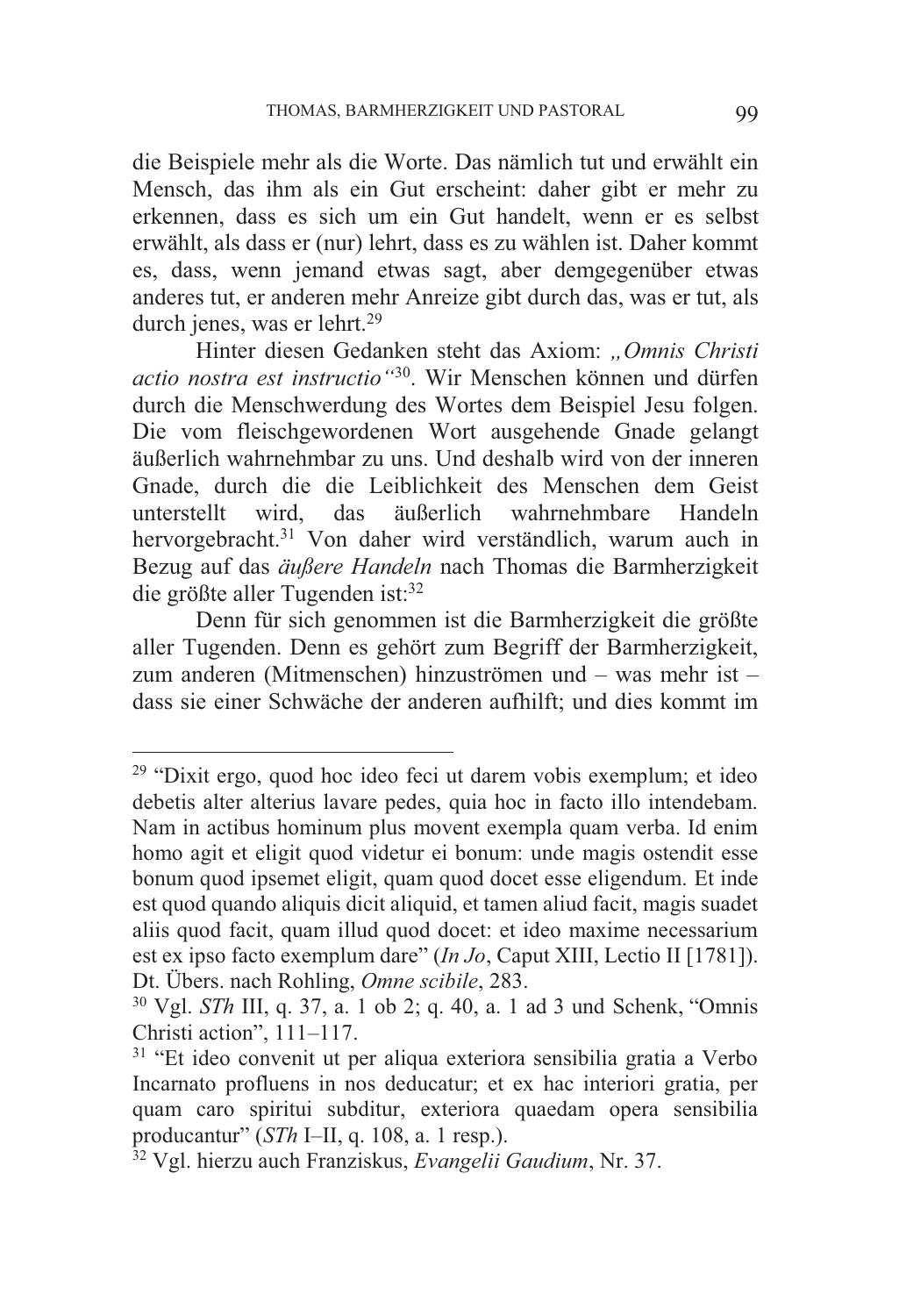die Beispiele mehr als die Worte. Das nämlich tut und erwählt ein Mensch, das ihm als ein Gut erscheint: daher gibt er mehr zu erkennen, dass es sich um ein Gut handelt, wenn er es selbst erwählt, als dass er (nur) lehrt, dass es zu wählen ist. Daher kommt es, dass, wenn jemand etwas sagt, aber demgegenüber etwas anderes tut, er anderen mehr Anreize gibt durch das, was er tut, als durch jenes, was er lehrt.[29]

Hinter diesen Gedanken steht das Axiom: *„Omnis Christi actio nostra est instructio"*[30]. Wir Menschen können und dürfen durch die Menschwerdung des Wortes dem Beispiel Jesu folgen. Die vom fleischgewordenen Wort ausgehende Gnade gelangt äußerlich wahrnehmbar zu uns. Und deshalb wird von der inneren Gnade, durch die die Leiblichkeit des Menschen dem Geist unterstellt wird, das äußerlich wahrnehmbare Handeln hervorgebracht.[31] Von daher wird verständlich, warum auch in Bezug auf das *äußere Handeln* nach Thomas die Barmherzigkeit die größte aller Tugenden ist:[32]

Denn für sich genommen ist die Barmherzigkeit die größte aller Tugenden. Denn es gehört zum Begriff der Barmherzigkeit, zum anderen (Mitmenschen) hinzuströmen und – was mehr ist – dass sie einer Schwäche der anderen aufhilft; und dies kommt im

---

[29] "Dixit ergo, quod hoc ideo feci ut darem vobis exemplum; et ideo debetis alter alterius lavare pedes, quia hoc in facto illo intendebam. Nam in actibus hominum plus movent exempla quam verba. Id enim homo agit et eligit quod videtur ei bonum: unde magis ostendit esse bonum quod ipsemet eligit, quam quod docet esse eligendum. Et inde est quod quando aliquis dicit aliquid, et tamen aliud facit, magis suadet aliis quod facit, quam illud quod docet: et ideo maxime necessarium est ex ipso facto exemplum dare" (*In Jo*, Caput XIII, Lectio II [1781]). Dt. Übers. nach Rohling, *Omne scibile*, 283.

[30] Vgl. *STh* III, q. 37, a. 1 ob 2; q. 40, a. 1 ad 3 und Schenk, "Omnis Christi action", 111–117.

[31] "Et ideo convenit ut per aliqua exteriora sensibilia gratia a Verbo Incarnato profluens in nos deducatur; et ex hac interiori gratia, per quam caro spiritui subditur, exteriora quaedam opera sensibilia producantur" (*STh* I–II, q. 108, a. 1 resp.).

[32] Vgl. hierzu auch Franziskus, *Evangelii Gaudium*, Nr. 37.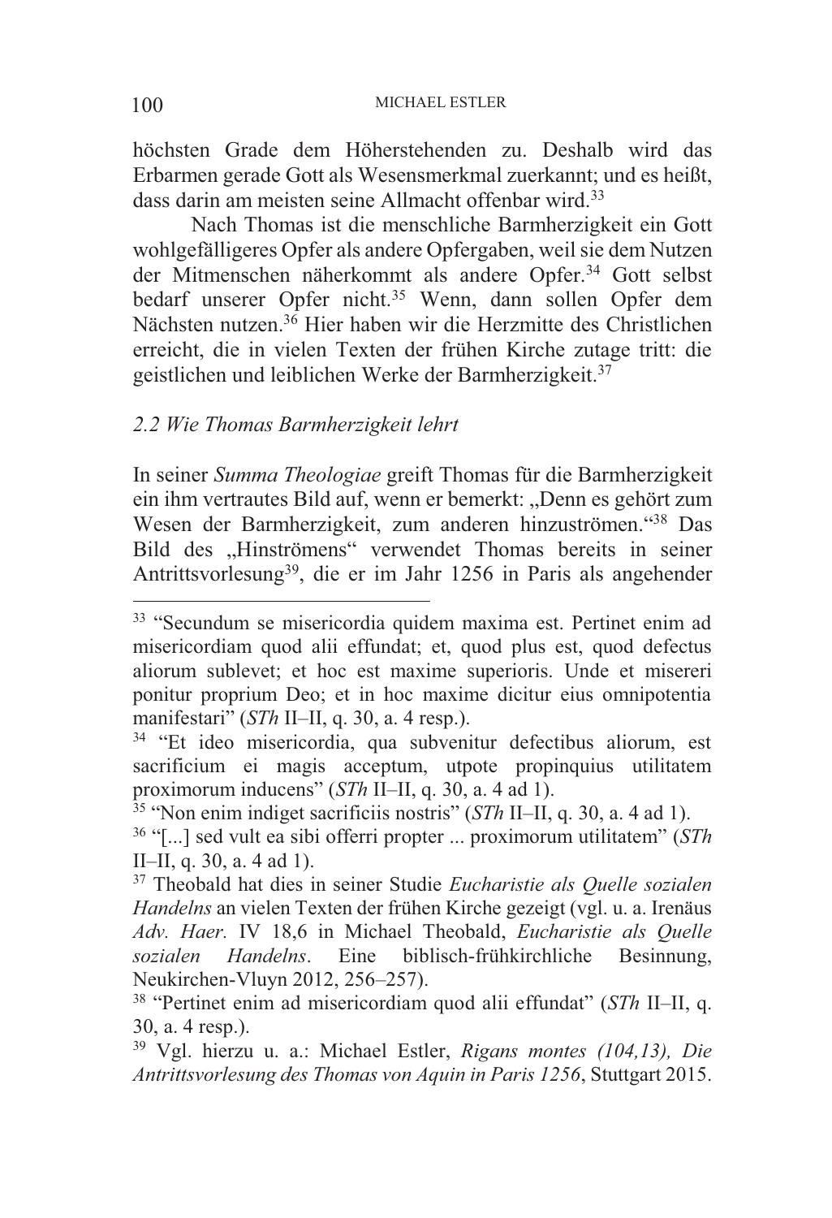höchsten Grade dem Höherstehenden zu. Deshalb wird das Erbarmen gerade Gott als Wesensmerkmal zuerkannt; und es heißt, dass darin am meisten seine Allmacht offenbar wird.[33]

Nach Thomas ist die menschliche Barmherzigkeit ein Gott wohlgefälligeres Opfer als andere Opfergaben, weil sie dem Nutzen der Mitmenschen näherkommt als andere Opfer.[34] Gott selbst bedarf unserer Opfer nicht.[35] Wenn, dann sollen Opfer dem Nächsten nutzen.[36] Hier haben wir die Herzmitte des Christlichen erreicht, die in vielen Texten der frühen Kirche zutage tritt: die geistlichen und leiblichen Werke der Barmherzigkeit.[37]

### *2.2 Wie Thomas Barmherzigkeit lehrt*

In seiner *Summa Theologiae* greift Thomas für die Barmherzigkeit ein ihm vertrautes Bild auf, wenn er bemerkt: „Denn es gehört zum Wesen der Barmherzigkeit, zum anderen hinzuströmen."[38] Das Bild des „Hinströmens" verwendet Thomas bereits in seiner Antrittsvorlesung[39], die er im Jahr 1256 in Paris als angehender

---

[33] "Secundum se misericordia quidem maxima est. Pertinet enim ad misericordiam quod alii effundat; et, quod plus est, quod defectus aliorum sublevet; et hoc est maxime superioris. Unde et misereri ponitur proprium Deo; et in hoc maxime dicitur eius omnipotentia manifestari" (*STh* II–II, q. 30, a. 4 resp.).

[34] "Et ideo misericordia, qua subvenitur defectibus aliorum, est sacrificium ei magis acceptum, utpote propinquius utilitatem proximorum inducens" (*STh* II–II, q. 30, a. 4 ad 1).

[35] "Non enim indiget sacrificiis nostris" (*STh* II–II, q. 30, a. 4 ad 1).

[36] "[...] sed vult ea sibi offerri propter ... proximorum utilitatem" (*STh* II–II, q. 30, a. 4 ad 1).

[37] Theobald hat dies in seiner Studie *Eucharistie als Quelle sozialen Handelns* an vielen Texten der frühen Kirche gezeigt (vgl. u. a. Irenäus *Adv. Haer.* IV 18,6 in Michael Theobald, *Eucharistie als Quelle sozialen Handelns*. Eine biblisch-frühkirchliche Besinnung, Neukirchen-Vluyn 2012, 256–257).

[38] "Pertinet enim ad misericordiam quod alii effundat" (*STh* II–II, q. 30, a. 4 resp.).

[39] Vgl. hierzu u. a.: Michael Estler, *Rigans montes (104,13), Die Antrittsvorlesung des Thomas von Aquin in Paris 1256*, Stuttgart 2015.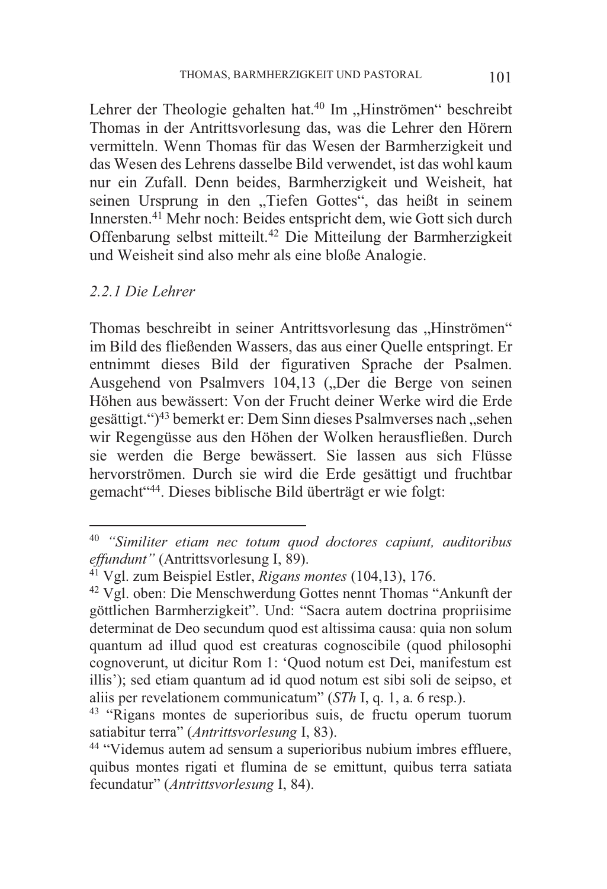Lehrer der Theologie gehalten hat.[40] Im „Hinströmen" beschreibt Thomas in der Antrittsvorlesung das, was die Lehrer den Hörern vermitteln. Wenn Thomas für das Wesen der Barmherzigkeit und das Wesen des Lehrens dasselbe Bild verwendet, ist das wohl kaum nur ein Zufall. Denn beides, Barmherzigkeit und Weisheit, hat seinen Ursprung in den „Tiefen Gottes", das heißt in seinem Innersten.[41] Mehr noch: Beides entspricht dem, wie Gott sich durch Offenbarung selbst mitteilt.[42] Die Mitteilung der Barmherzigkeit und Weisheit sind also mehr als eine bloße Analogie.

### *2.2.1 Die Lehrer*

Thomas beschreibt in seiner Antrittsvorlesung das „Hinströmen" im Bild des fließenden Wassers, das aus einer Quelle entspringt. Er entnimmt dieses Bild der figurativen Sprache der Psalmen. Ausgehend von Psalmvers 104,13 („Der die Berge von seinen Höhen aus bewässert: Von der Frucht deiner Werke wird die Erde gesättigt.")[43] bemerkt er: Dem Sinn dieses Psalmverses nach „sehen wir Regengüsse aus den Höhen der Wolken herausfließen. Durch sie werden die Berge bewässert. Sie lassen aus sich Flüsse hervorströmen. Durch sie wird die Erde gesättigt und fruchtbar gemacht"[44]. Dieses biblische Bild überträgt er wie folgt:

---

[40] *"Similiter etiam nec totum quod doctores capiunt, auditoribus effundunt"* (Antrittsvorlesung I, 89).

[41] Vgl. zum Beispiel Estler, *Rigans montes* (104,13), 176.

[42] Vgl. oben: Die Menschwerdung Gottes nennt Thomas "Ankunft der göttlichen Barmherzigkeit". Und: "Sacra autem doctrina propriisime determinat de Deo secundum quod est altissima causa: quia non solum quantum ad illud quod est creaturas cognoscibile (quod philosophi cognoverunt, ut dicitur Rom 1: 'Quod notum est Dei, manifestum est illis'); sed etiam quantum ad id quod notum est sibi soli de seipso, et aliis per revelationem communicatum" (*STh* I, q. 1, a. 6 resp.).

[43] "Rigans montes de superioribus suis, de fructu operum tuorum satiabitur terra" (*Antrittsvorlesung* I, 83).

[44] "Videmus autem ad sensum a superioribus nubium imbres effluere, quibus montes rigati et flumina de se emittunt, quibus terra satiata fecundatur" (*Antrittsvorlesung* I, 84).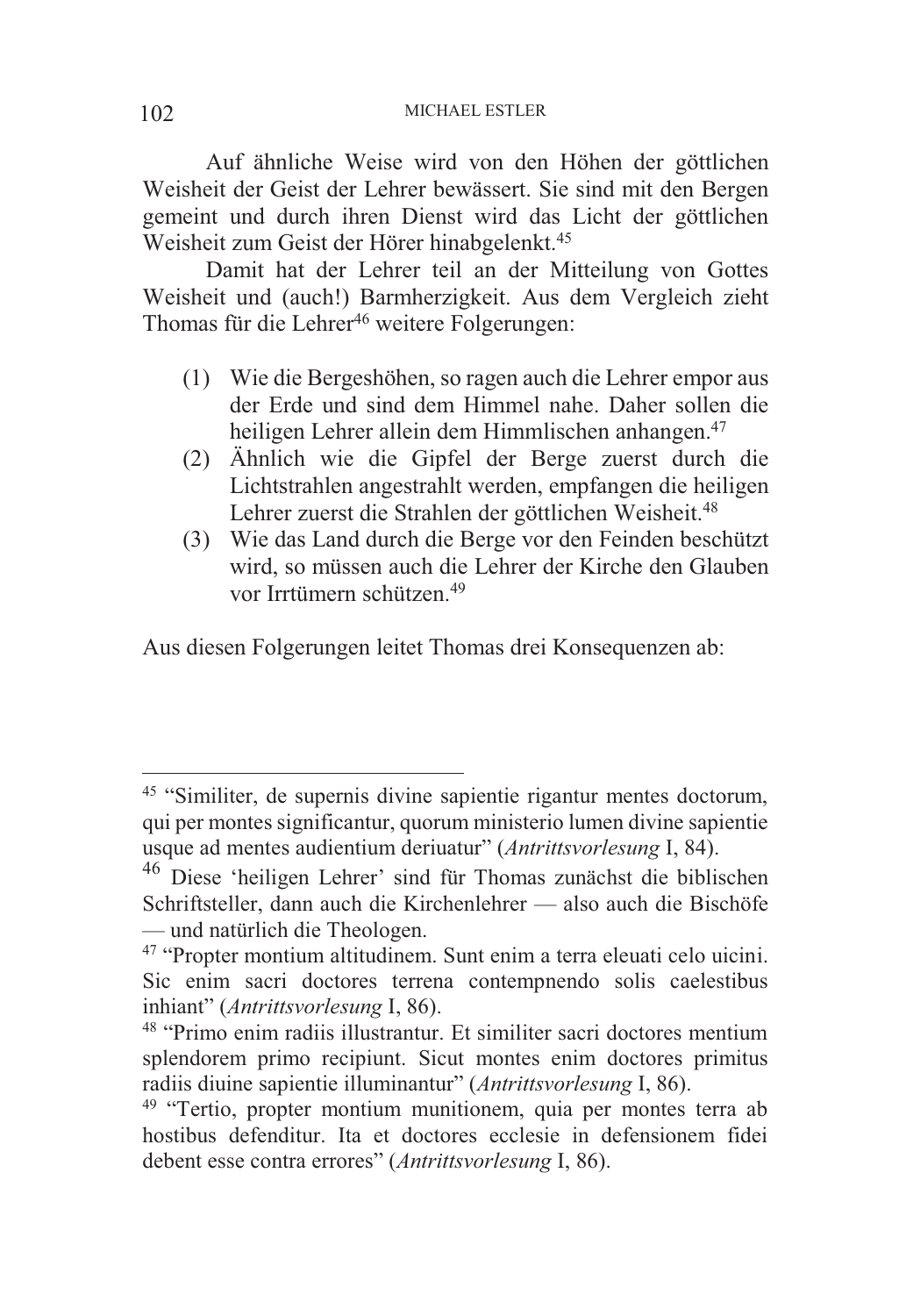Auf ähnliche Weise wird von den Höhen der göttlichen Weisheit der Geist der Lehrer bewässert. Sie sind mit den Bergen gemeint und durch ihren Dienst wird das Licht der göttlichen Weisheit zum Geist der Hörer hinabgelenkt.[45]

Damit hat der Lehrer teil an der Mitteilung von Gottes Weisheit und (auch!) Barmherzigkeit. Aus dem Vergleich zieht Thomas für die Lehrer[46] weitere Folgerungen:

(1) Wie die Bergeshöhen, so ragen auch die Lehrer empor aus der Erde und sind dem Himmel nahe. Daher sollen die heiligen Lehrer allein dem Himmlischen anhangen.[47]

(2) Ähnlich wie die Gipfel der Berge zuerst durch die Lichtstrahlen angestrahlt werden, empfangen die heiligen Lehrer zuerst die Strahlen der göttlichen Weisheit.[48]

(3) Wie das Land durch die Berge vor den Feinden beschützt wird, so müssen auch die Lehrer der Kirche den Glauben vor Irrtümern schützen.[49]

Aus diesen Folgerungen leitet Thomas drei Konsequenzen ab:

---

[45] "Similiter, de supernis divine sapientie rigantur mentes doctorum, qui per montes significantur, quorum ministerio lumen divine sapientie usque ad mentes audientium deriuatur" (*Antrittsvorlesung* I, 84).

[46] Diese 'heiligen Lehrer' sind für Thomas zunächst die biblischen Schriftsteller, dann auch die Kirchenlehrer — also auch die Bischöfe — und natürlich die Theologen.

[47] "Propter montium altitudinem. Sunt enim a terra eleuati celo uicini. Sic enim sacri doctores terrena contempnendo solis caelestibus inhiant" (*Antrittsvorlesung* I, 86).

[48] "Primo enim radiis illustrantur. Et similiter sacri doctores mentium splendorem primo recipiunt. Sicut montes enim doctores primitus radiis diuine sapientie illuminantur" (*Antrittsvorlesung* I, 86).

[49] "Tertio, propter montium munitionem, quia per montes terra ab hostibus defenditur. Ita et doctores ecclesie in defensionem fidei debent esse contra errores" (*Antrittsvorlesung* I, 86).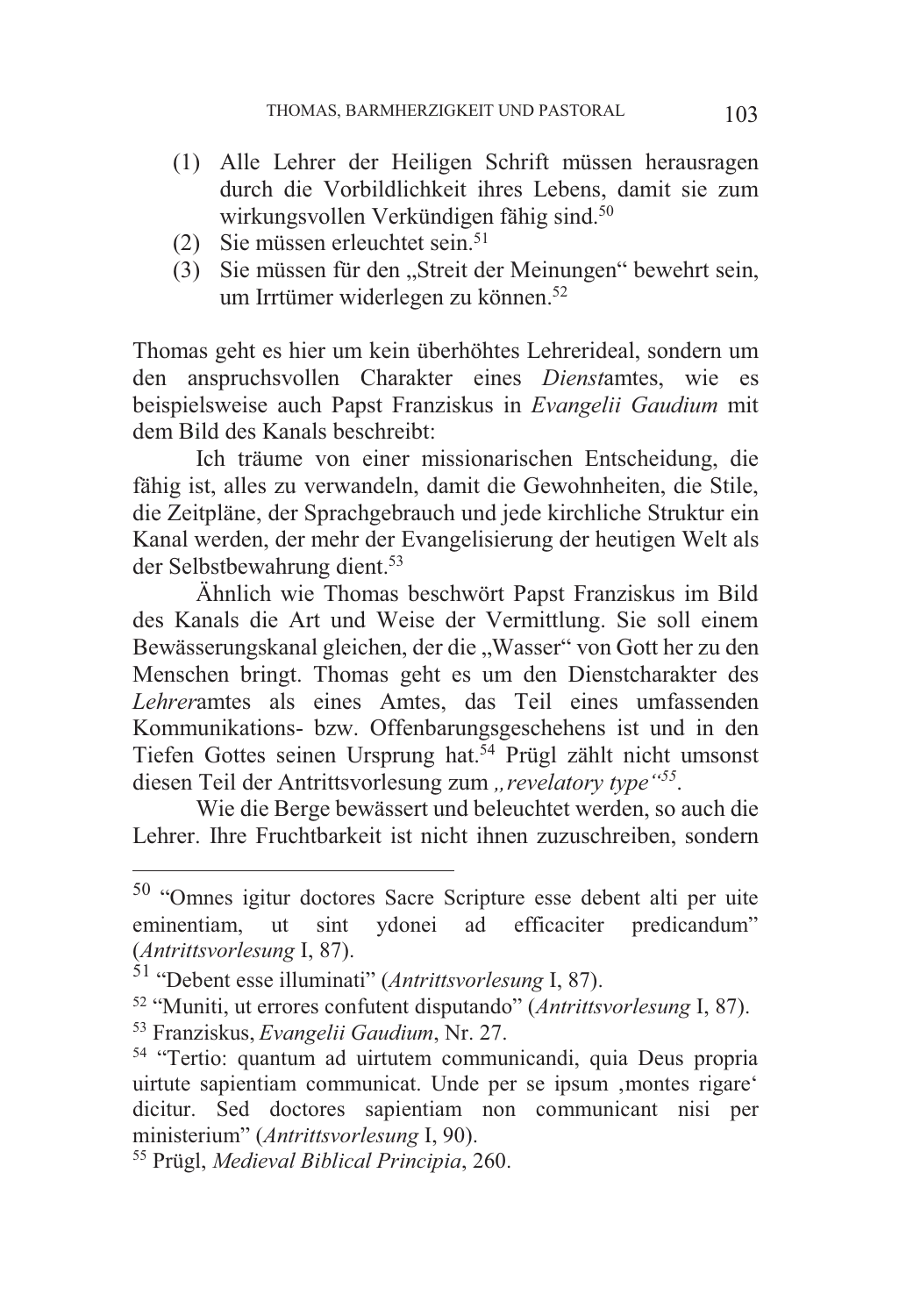(1) Alle Lehrer der Heiligen Schrift müssen herausragen durch die Vorbildlichkeit ihres Lebens, damit sie zum wirkungsvollen Verkündigen fähig sind.[50]
(2) Sie müssen erleuchtet sein.[51]
(3) Sie müssen für den „Streit der Meinungen" bewehrt sein, um Irrtümer widerlegen zu können.[52]

Thomas geht es hier um kein überhöhtes Lehrerideal, sondern um den anspruchsvollen Charakter eines *Dienst*amtes, wie es beispielsweise auch Papst Franziskus in *Evangelii Gaudium* mit dem Bild des Kanals beschreibt:

Ich träume von einer missionarischen Entscheidung, die fähig ist, alles zu verwandeln, damit die Gewohnheiten, die Stile, die Zeitpläne, der Sprachgebrauch und jede kirchliche Struktur ein Kanal werden, der mehr der Evangelisierung der heutigen Welt als der Selbstbewahrung dient.[53]

Ähnlich wie Thomas beschwört Papst Franziskus im Bild des Kanals die Art und Weise der Vermittlung. Sie soll einem Bewässerungskanal gleichen, der die „Wasser" von Gott her zu den Menschen bringt. Thomas geht es um den Dienstcharakter des *Lehrer*amtes als eines Amtes, das Teil eines umfassenden Kommunikations- bzw. Offenbarungsgeschehens ist und in den Tiefen Gottes seinen Ursprung hat.[54] Prügl zählt nicht umsonst diesen Teil der Antrittsvorlesung zum *„revelatory type"*[55].

Wie die Berge bewässert und beleuchtet werden, so auch die Lehrer. Ihre Fruchtbarkeit ist nicht ihnen zuzuschreiben, sondern

---

[50] "Omnes igitur doctores Sacre Scripture esse debent alti per uite eminentiam, ut sint ydonei ad efficaciter predicandum" (*Antrittsvorlesung* I, 87).

[51] "Debent esse illuminati" (*Antrittsvorlesung* I, 87).

[52] "Muniti, ut errores confutent disputando" (*Antrittsvorlesung* I, 87).

[53] Franziskus, *Evangelii Gaudium*, Nr. 27.

[54] "Tertio: quantum ad uirtutem communicandi, quia Deus propria uirtute sapientiam communicat. Unde per se ipsum ‚montes rigare' dicitur. Sed doctores sapientiam non communicant nisi per ministerium" (*Antrittsvorlesung* I, 90).

[55] Prügl, *Medieval Biblical Principia*, 260.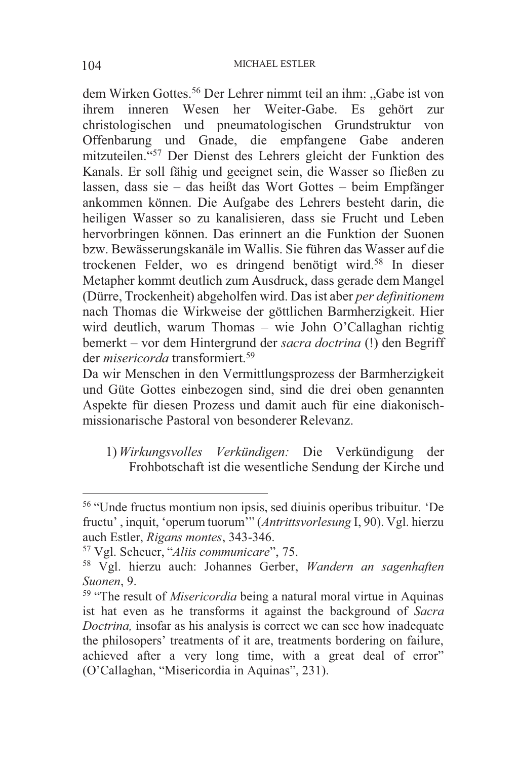dem Wirken Gottes.[56] Der Lehrer nimmt teil an ihm: „Gabe ist von ihrem inneren Wesen her Weiter-Gabe. Es gehört zur christologischen und pneumatologischen Grundstruktur von Offenbarung und Gnade, die empfangene Gabe anderen mitzuteilen."[57] Der Dienst des Lehrers gleicht der Funktion des Kanals. Er soll fähig und geeignet sein, die Wasser so fließen zu lassen, dass sie – das heißt das Wort Gottes – beim Empfänger ankommen können. Die Aufgabe des Lehrers besteht darin, die heiligen Wasser so zu kanalisieren, dass sie Frucht und Leben hervorbringen können. Das erinnert an die Funktion der Suonen bzw. Bewässerungskanäle im Wallis. Sie führen das Wasser auf die trockenen Felder, wo es dringend benötigt wird.[58] In dieser Metapher kommt deutlich zum Ausdruck, dass gerade dem Mangel (Dürre, Trockenheit) abgeholfen wird. Das ist aber *per definitionem* nach Thomas die Wirkweise der göttlichen Barmherzigkeit. Hier wird deutlich, warum Thomas – wie John O'Callaghan richtig bemerkt – vor dem Hintergrund der *sacra doctrina* (!) den Begriff der *misericorda* transformiert.[59]

Da wir Menschen in den Vermittlungsprozess der Barmherzigkeit und Güte Gottes einbezogen sind, sind die drei oben genannten Aspekte für diesen Prozess und damit auch für eine diakonisch-missionarische Pastoral von besonderer Relevanz.

1) *Wirkungsvolles Verkündigen:* Die Verkündigung der Frohbotschaft ist die wesentliche Sendung der Kirche und

---

[56] "Unde fructus montium non ipsis, sed diuinis operibus tribuitur. 'De fructu' , inquit, 'operum tuorum'" (*Antrittsvorlesung* I, 90). Vgl. hierzu auch Estler, *Rigans montes*, 343-346.

[57] Vgl. Scheuer, "*Aliis communicare*", 75.

[58] Vgl. hierzu auch: Johannes Gerber, *Wandern an sagenhaften Suonen*, 9.

[59] "The result of *Misericordia* being a natural moral virtue in Aquinas ist hat even as he transforms it against the background of *Sacra Doctrina,* insofar as his analysis is correct we can see how inadequate the philosopers' treatments of it are, treatments bordering on failure, achieved after a very long time, with a great deal of error" (O'Callaghan, "Misericordia in Aquinas", 231).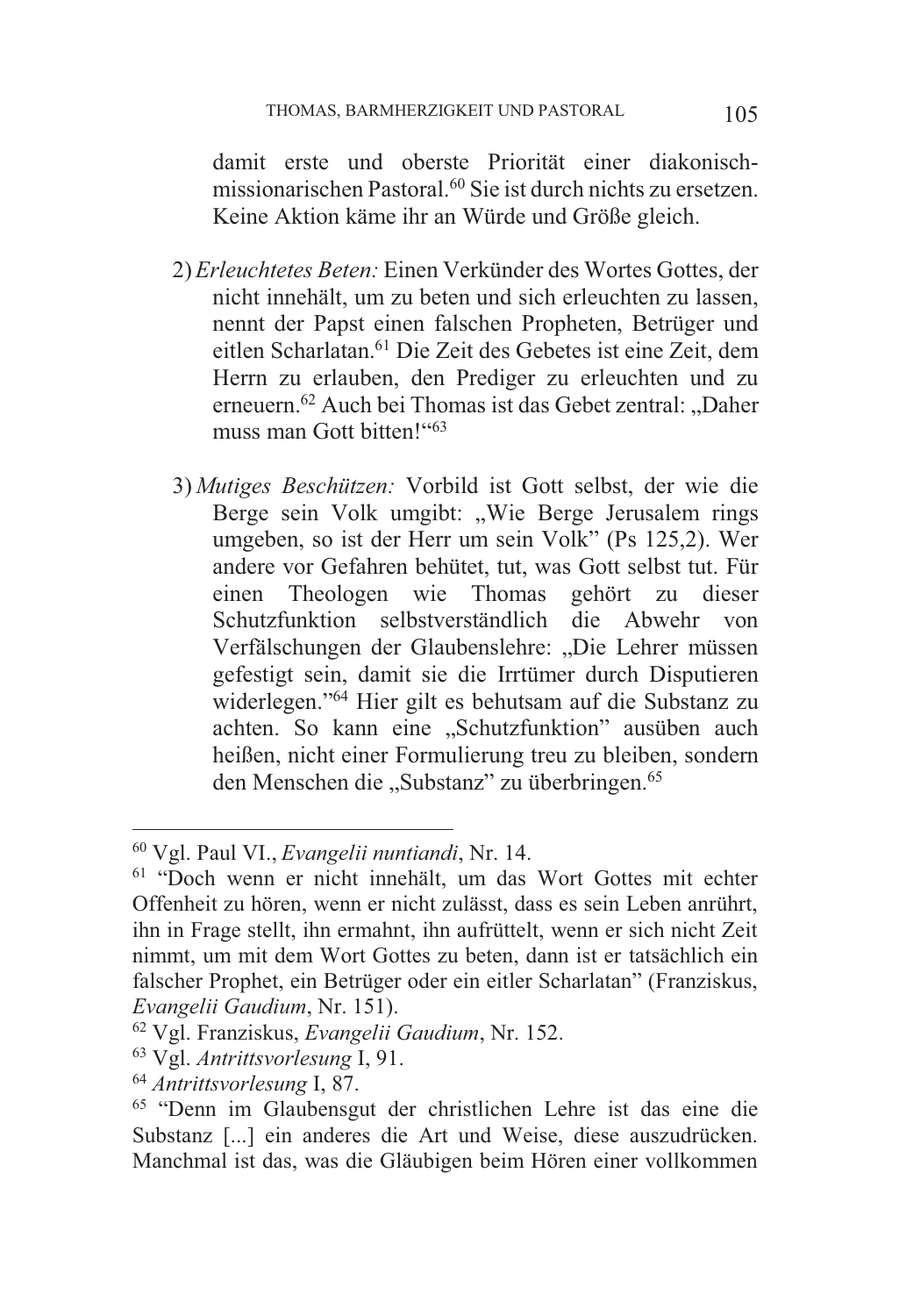damit erste und oberste Priorität einer diakonisch-missionarischen Pastoral.[60] Sie ist durch nichts zu ersetzen. Keine Aktion käme ihr an Würde und Größe gleich.

2) *Erleuchtetes Beten:* Einen Verkünder des Wortes Gottes, der nicht innehält, um zu beten und sich erleuchten zu lassen, nennt der Papst einen falschen Propheten, Betrüger und eitlen Scharlatan.[61] Die Zeit des Gebetes ist eine Zeit, dem Herrn zu erlauben, den Prediger zu erleuchten und zu erneuern.[62] Auch bei Thomas ist das Gebet zentral: „Daher muss man Gott bitten!"[63]

3) *Mutiges Beschützen:* Vorbild ist Gott selbst, der wie die Berge sein Volk umgibt: „Wie Berge Jerusalem rings umgeben, so ist der Herr um sein Volk" (Ps 125,2). Wer andere vor Gefahren behütet, tut, was Gott selbst tut. Für einen Theologen wie Thomas gehört zu dieser Schutzfunktion selbstverständlich die Abwehr von Verfälschungen der Glaubenslehre: „Die Lehrer müssen gefestigt sein, damit sie die Irrtümer durch Disputieren widerlegen."[64] Hier gilt es behutsam auf die Substanz zu achten. So kann eine „Schutzfunktion" ausüben auch heißen, nicht einer Formulierung treu zu bleiben, sondern den Menschen die „Substanz" zu überbringen.[65]

---

[60] Vgl. Paul VI., *Evangelii nuntiandi*, Nr. 14.

[61] "Doch wenn er nicht innehält, um das Wort Gottes mit echter Offenheit zu hören, wenn er nicht zulässt, dass es sein Leben anrührt, ihn in Frage stellt, ihn ermahnt, ihn aufrüttelt, wenn er sich nicht Zeit nimmt, um mit dem Wort Gottes zu beten, dann ist er tatsächlich ein falscher Prophet, ein Betrüger oder ein eitler Scharlatan" (Franziskus, *Evangelii Gaudium*, Nr. 151).

[62] Vgl. Franziskus, *Evangelii Gaudium*, Nr. 152.

[63] Vgl. *Antrittsvorlesung* I, 91.

[64] *Antrittsvorlesung* I, 87.

[65] "Denn im Glaubensgut der christlichen Lehre ist das eine die Substanz [...] ein anderes die Art und Weise, diese auszudrücken. Manchmal ist das, was die Gläubigen beim Hören einer vollkommen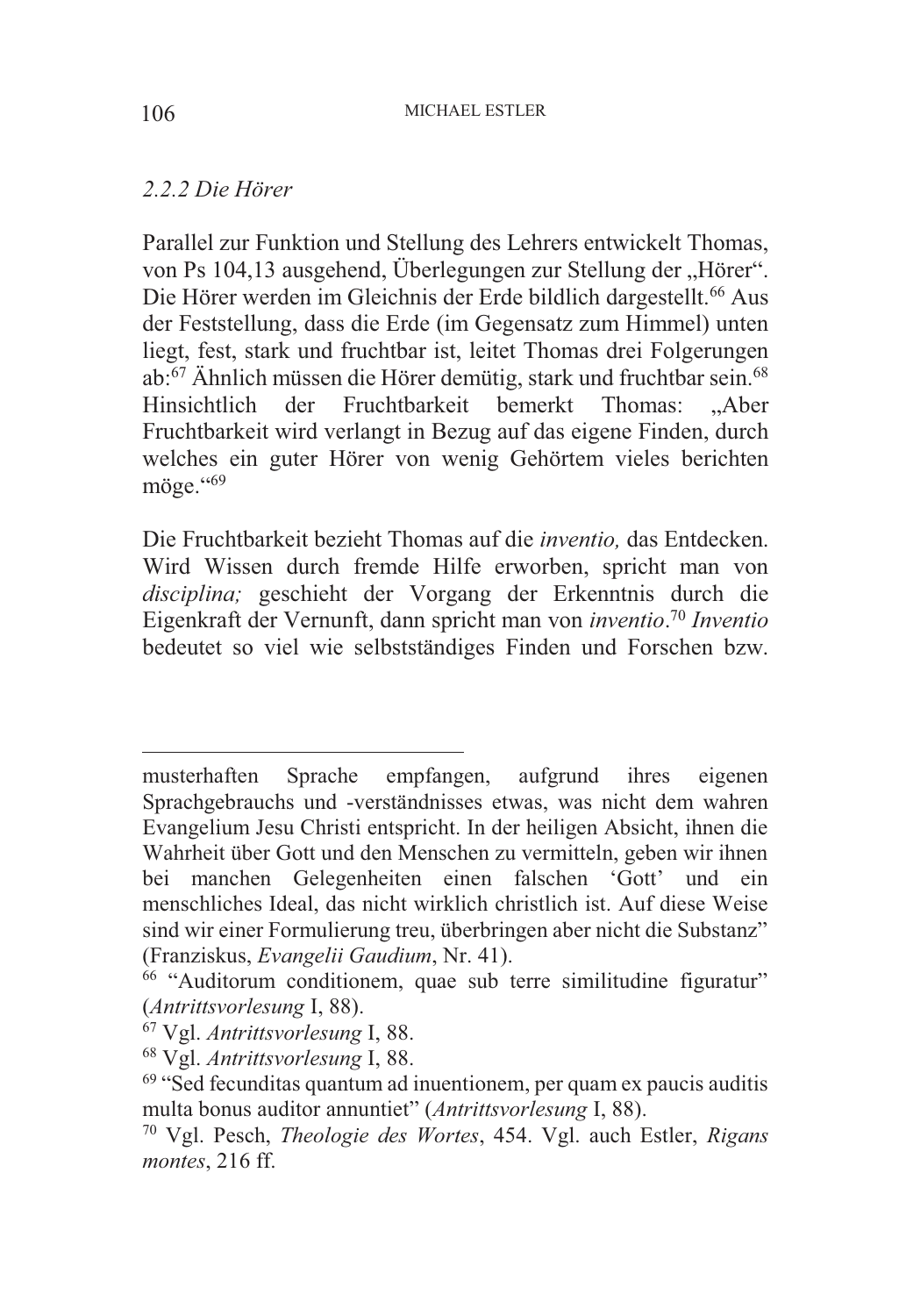*2.2.2 Die Hörer*

Parallel zur Funktion und Stellung des Lehrers entwickelt Thomas, von Ps 104,13 ausgehend, Überlegungen zur Stellung der „Hörer". Die Hörer werden im Gleichnis der Erde bildlich dargestellt.[66] Aus der Feststellung, dass die Erde (im Gegensatz zum Himmel) unten liegt, fest, stark und fruchtbar ist, leitet Thomas drei Folgerungen ab:[67] Ähnlich müssen die Hörer demütig, stark und fruchtbar sein.[68] Hinsichtlich der Fruchtbarkeit bemerkt Thomas: „Aber Fruchtbarkeit wird verlangt in Bezug auf das eigene Finden, durch welches ein guter Hörer von wenig Gehörtem vieles berichten möge."[69]

Die Fruchtbarkeit bezieht Thomas auf die *inventio,* das Entdecken. Wird Wissen durch fremde Hilfe erworben, spricht man von *disciplina;* geschieht der Vorgang der Erkenntnis durch die Eigenkraft der Vernunft, dann spricht man von *inventio*.[70] *Inventio* bedeutet so viel wie selbstständiges Finden und Forschen bzw.

---

musterhaften Sprache empfangen, aufgrund ihres eigenen Sprachgebrauchs und -verständnisses etwas, was nicht dem wahren Evangelium Jesu Christi entspricht. In der heiligen Absicht, ihnen die Wahrheit über Gott und den Menschen zu vermitteln, geben wir ihnen bei manchen Gelegenheiten einen falschen 'Gott' und ein menschliches Ideal, das nicht wirklich christlich ist. Auf diese Weise sind wir einer Formulierung treu, überbringen aber nicht die Substanz" (Franziskus, *Evangelii Gaudium*, Nr. 41).

[66] "Auditorum conditionem, quae sub terre similitudine figuratur" (*Antrittsvorlesung* I, 88).

[67] Vgl. *Antrittsvorlesung* I, 88.

[68] Vgl. *Antrittsvorlesung* I, 88.

[69] "Sed fecunditas quantum ad inuentionem, per quam ex paucis auditis multa bonus auditor annuntiet" (*Antrittsvorlesung* I, 88).

[70] Vgl. Pesch, *Theologie des Wortes*, 454. Vgl. auch Estler, *Rigans montes*, 216 ff.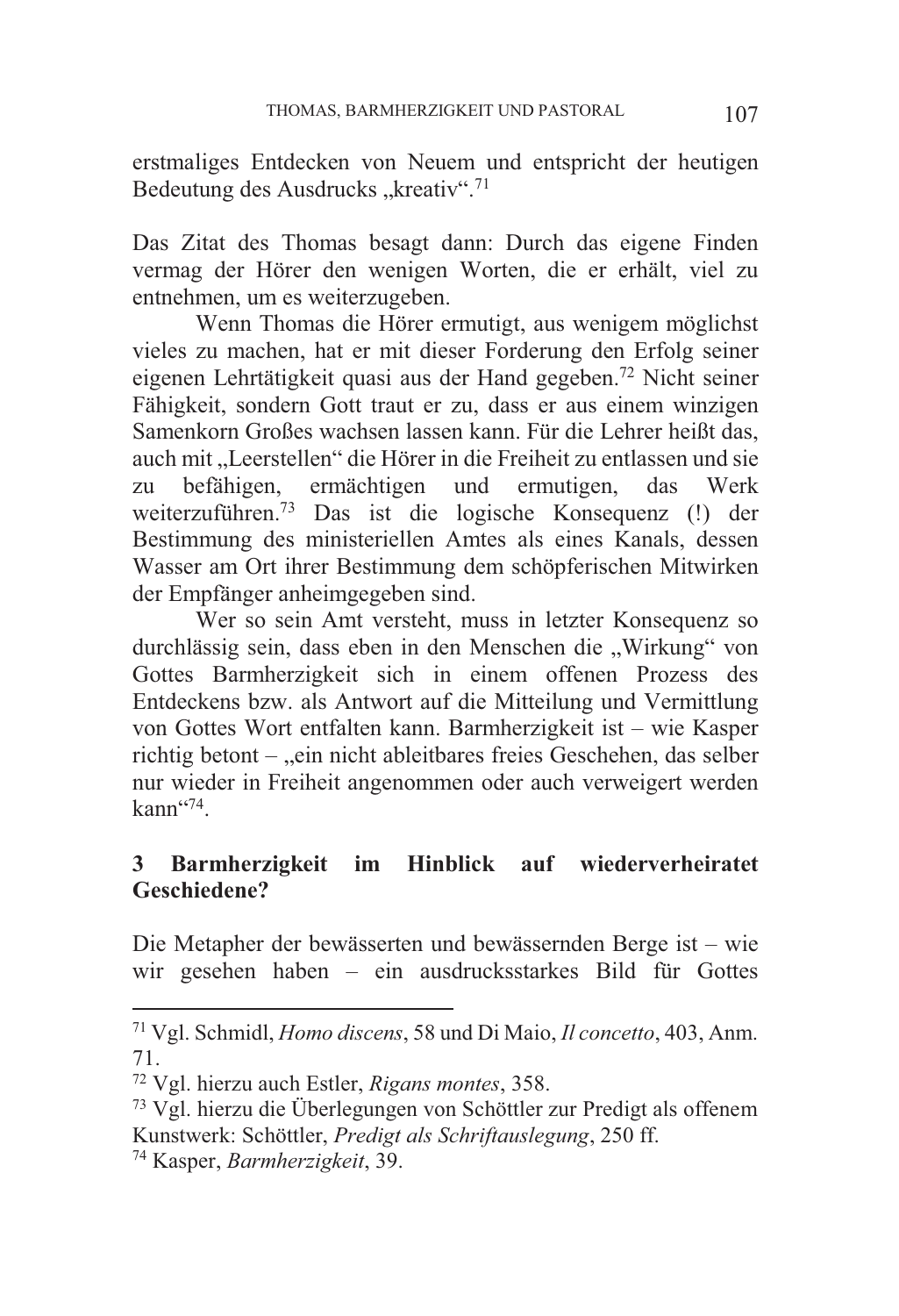erstmaliges Entdecken von Neuem und entspricht der heutigen Bedeutung des Ausdrucks „kreativ“.[71]

Das Zitat des Thomas besagt dann: Durch das eigene Finden vermag der Hörer den wenigen Worten, die er erhält, viel zu entnehmen, um es weiterzugeben.

Wenn Thomas die Hörer ermutigt, aus wenigem möglichst vieles zu machen, hat er mit dieser Forderung den Erfolg seiner eigenen Lehrtätigkeit quasi aus der Hand gegeben.[72] Nicht seiner Fähigkeit, sondern Gott traut er zu, dass er aus einem winzigen Samenkorn Großes wachsen lassen kann. Für die Lehrer heißt das, auch mit „Leerstellen“ die Hörer in die Freiheit zu entlassen und sie zu befähigen, ermächtigen und ermutigen, das Werk weiterzuführen.[73] Das ist die logische Konsequenz (!) der Bestimmung des ministeriellen Amtes als eines Kanals, dessen Wasser am Ort ihrer Bestimmung dem schöpferischen Mitwirken der Empfänger anheimgegeben sind.

Wer so sein Amt versteht, muss in letzter Konsequenz so durchlässig sein, dass eben in den Menschen die „Wirkung“ von Gottes Barmherzigkeit sich in einem offenen Prozess des Entdeckens bzw. als Antwort auf die Mitteilung und Vermittlung von Gottes Wort entfalten kann. Barmherzigkeit ist – wie Kasper richtig betont – „ein nicht ableitbares freies Geschehen, das selber nur wieder in Freiheit angenommen oder auch verweigert werden kann“[74].

## 3 Barmherzigkeit im Hinblick auf wiederverheiratet Geschiedene?

Die Metapher der bewässerten und bewässernden Berge ist – wie wir gesehen haben – ein ausdrucksstarkes Bild für Gottes

---

[71] Vgl. Schmidl, *Homo discens*, 58 und Di Maio, *Il concetto*, 403, Anm. 71.

[72] Vgl. hierzu auch Estler, *Rigans montes*, 358.

[73] Vgl. hierzu die Überlegungen von Schöttler zur Predigt als offenem Kunstwerk: Schöttler, *Predigt als Schriftauslegung*, 250 ff.

[74] Kasper, *Barmherzigkeit*, 39.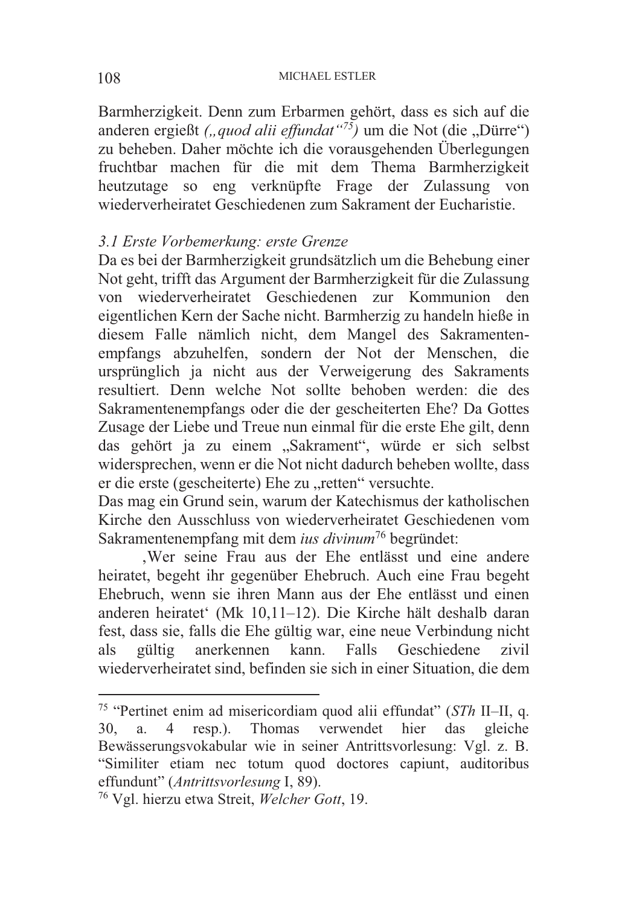Barmherzigkeit. Denn zum Erbarmen gehört, dass es sich auf die anderen ergießt *(„quod alii effundat“[75])* um die Not (die „Dürre“) zu beheben. Daher möchte ich die vorausgehenden Überlegungen fruchtbar machen für die mit dem Thema Barmherzigkeit heutzutage so eng verknüpfte Frage der Zulassung von wiederverheiratet Geschiedenen zum Sakrament der Eucharistie.

### *3.1 Erste Vorbemerkung: erste Grenze*

Da es bei der Barmherzigkeit grundsätzlich um die Behebung einer Not geht, trifft das Argument der Barmherzigkeit für die Zulassung von wiederverheiratet Geschiedenen zur Kommunion den eigentlichen Kern der Sache nicht. Barmherzig zu handeln hieße in diesem Falle nämlich nicht, dem Mangel des Sakramentenempfangs abzuhelfen, sondern der Not der Menschen, die ursprünglich ja nicht aus der Verweigerung des Sakraments resultiert. Denn welche Not sollte behoben werden: die des Sakramentenempfangs oder die der gescheiterten Ehe? Da Gottes Zusage der Liebe und Treue nun einmal für die erste Ehe gilt, denn das gehört ja zu einem „Sakrament“, würde er sich selbst widersprechen, wenn er die Not nicht dadurch beheben wollte, dass er die erste (gescheiterte) Ehe zu „retten“ versuchte.

Das mag ein Grund sein, warum der Katechismus der katholischen Kirche den Ausschluss von wiederverheiratet Geschiedenen vom Sakramentenempfang mit dem *ius divinum*[76] begründet:

‚Wer seine Frau aus der Ehe entlässt und eine andere heiratet, begeht ihr gegenüber Ehebruch. Auch eine Frau begeht Ehebruch, wenn sie ihren Mann aus der Ehe entlässt und einen anderen heiratet‘ (Mk 10,11–12). Die Kirche hält deshalb daran fest, dass sie, falls die Ehe gültig war, eine neue Verbindung nicht als gültig anerkennen kann. Falls Geschiedene zivil wiederverheiratet sind, befinden sie sich in einer Situation, die dem

---

[75] “Pertinet enim ad misericordiam quod alii effundat” (*STh* II–II, q. 30, a. 4 resp.). Thomas verwendet hier das gleiche Bewässerungsvokabular wie in seiner Antrittsvorlesung: Vgl. z. B. “Similiter etiam nec totum quod doctores capiunt, auditoribus effundunt” (*Antrittsvorlesung* I, 89).

[76] Vgl. hierzu etwa Streit, *Welcher Gott*, 19.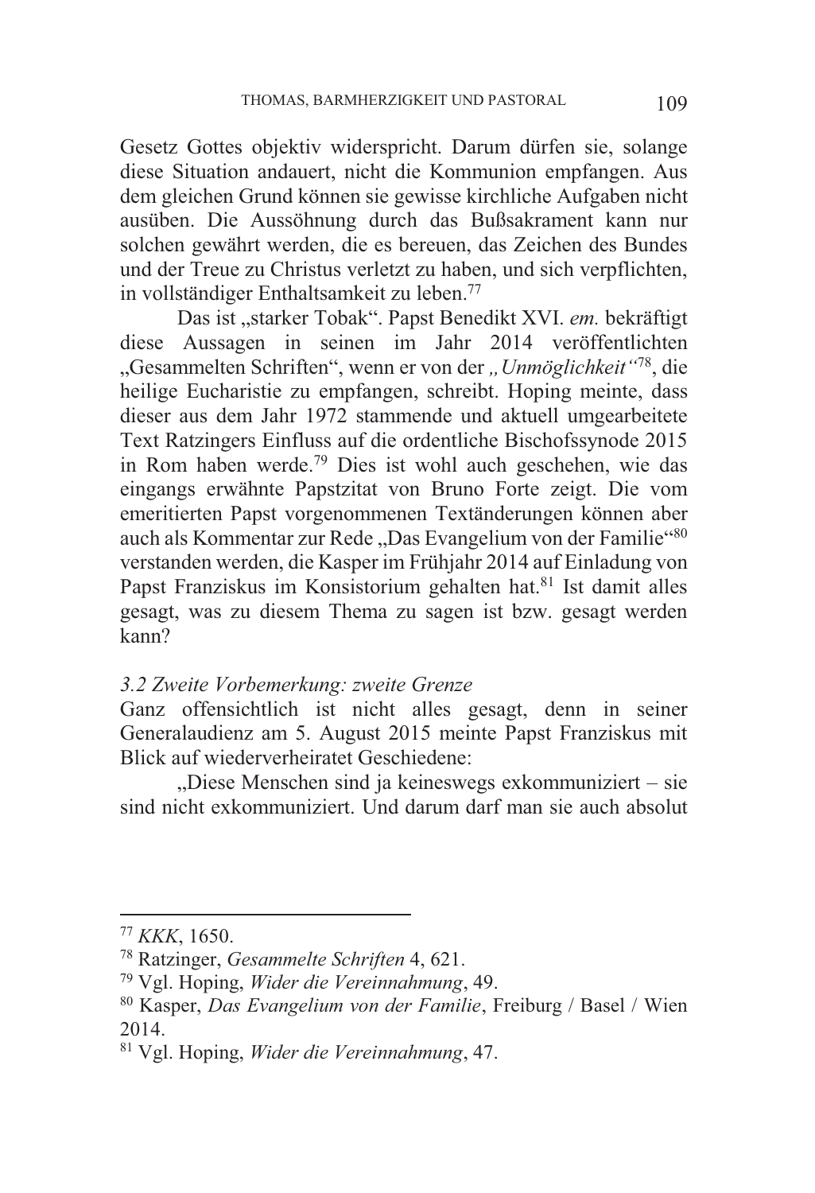Gesetz Gottes objektiv widerspricht. Darum dürfen sie, solange diese Situation andauert, nicht die Kommunion empfangen. Aus dem gleichen Grund können sie gewisse kirchliche Aufgaben nicht ausüben. Die Aussöhnung durch das Bußsakrament kann nur solchen gewährt werden, die es bereuen, das Zeichen des Bundes und der Treue zu Christus verletzt zu haben, und sich verpflichten, in vollständiger Enthaltsamkeit zu leben.[77]

Das ist „starker Tobak". Papst Benedikt XVI. *em.* bekräftigt diese Aussagen in seinen im Jahr 2014 veröffentlichten „Gesammelten Schriften", wenn er von der *„Unmöglichkeit"*[78], die heilige Eucharistie zu empfangen, schreibt. Hoping meinte, dass dieser aus dem Jahr 1972 stammende und aktuell umgearbeitete Text Ratzingers Einfluss auf die ordentliche Bischofssynode 2015 in Rom haben werde.[79] Dies ist wohl auch geschehen, wie das eingangs erwähnte Papstzitat von Bruno Forte zeigt. Die vom emeritierten Papst vorgenommenen Textänderungen können aber auch als Kommentar zur Rede „Das Evangelium von der Familie"[80] verstanden werden, die Kasper im Frühjahr 2014 auf Einladung von Papst Franziskus im Konsistorium gehalten hat.[81] Ist damit alles gesagt, was zu diesem Thema zu sagen ist bzw. gesagt werden kann?

### *3.2 Zweite Vorbemerkung: zweite Grenze*

Ganz offensichtlich ist nicht alles gesagt, denn in seiner Generalaudienz am 5. August 2015 meinte Papst Franziskus mit Blick auf wiederverheiratet Geschiedene:

„Diese Menschen sind ja keineswegs exkommuniziert – sie sind nicht exkommuniziert. Und darum darf man sie auch absolut

---

[77] *KKK*, 1650.

[78] Ratzinger, *Gesammelte Schriften* 4, 621.

[79] Vgl. Hoping, *Wider die Vereinnahmung*, 49.

[80] Kasper, *Das Evangelium von der Familie*, Freiburg / Basel / Wien 2014.

[81] Vgl. Hoping, *Wider die Vereinnahmung*, 47.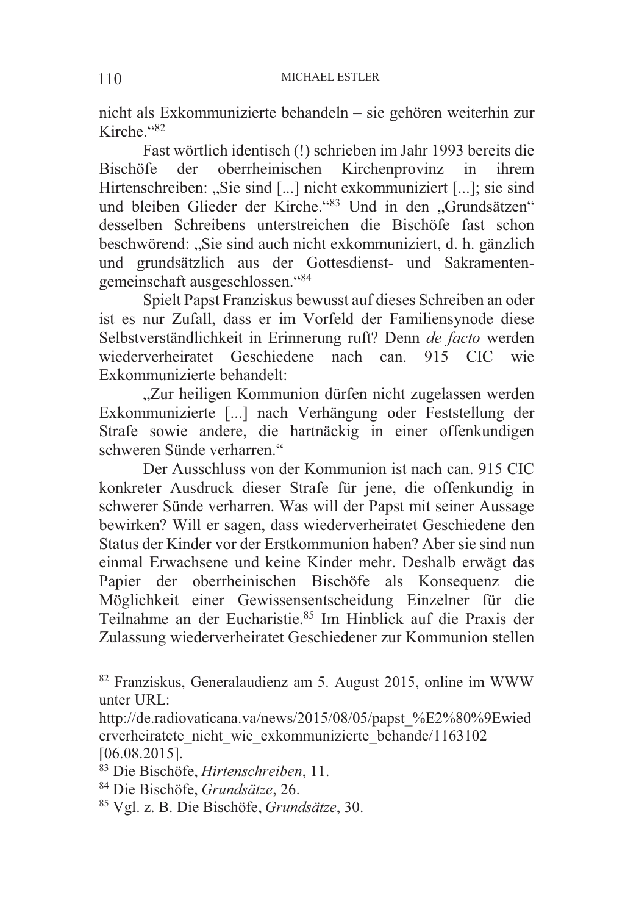nicht als Exkommunizierte behandeln – sie gehören weiterhin zur Kirche.“[82]

Fast wörtlich identisch (!) schrieben im Jahr 1993 bereits die Bischöfe der oberrheinischen Kirchenprovinz in ihrem Hirtenschreiben: „Sie sind [...] nicht exkommuniziert [...]; sie sind und bleiben Glieder der Kirche.“[83] Und in den „Grundsätzen“ desselben Schreibens unterstreichen die Bischöfe fast schon beschwörend: „Sie sind auch nicht exkommuniziert, d. h. gänzlich und grundsätzlich aus der Gottesdienst- und Sakramentengemeinschaft ausgeschlossen.“[84]

Spielt Papst Franziskus bewusst auf dieses Schreiben an oder ist es nur Zufall, dass er im Vorfeld der Familiensynode diese Selbstverständlichkeit in Erinnerung ruft? Denn *de facto* werden wiederverheiratet Geschiedene nach can. 915 CIC wie Exkommunizierte behandelt:

„Zur heiligen Kommunion dürfen nicht zugelassen werden Exkommunizierte [...] nach Verhängung oder Feststellung der Strafe sowie andere, die hartnäckig in einer offenkundigen schweren Sünde verharren.“

Der Ausschluss von der Kommunion ist nach can. 915 CIC konkreter Ausdruck dieser Strafe für jene, die offenkundig in schwerer Sünde verharren. Was will der Papst mit seiner Aussage bewirken? Will er sagen, dass wiederverheiratet Geschiedene den Status der Kinder vor der Erstkommunion haben? Aber sie sind nun einmal Erwachsene und keine Kinder mehr. Deshalb erwägt das Papier der oberrheinischen Bischöfe als Konsequenz die Möglichkeit einer Gewissensentscheidung Einzelner für die Teilnahme an der Eucharistie.[85] Im Hinblick auf die Praxis der Zulassung wiederverheiratet Geschiedener zur Kommunion stellen

---

[82] Franziskus, Generalaudienz am 5. August 2015, online im WWW unter URL: http://de.radiovaticana.va/news/2015/08/05/papst_%E2%80%9Ewiederverheiratete_nicht_wie_exkommunizierte_behande/1163102 [06.08.2015].

[83] Die Bischöfe, *Hirtenschreiben*, 11.

[84] Die Bischöfe, *Grundsätze*, 26.

[85] Vgl. z. B. Die Bischöfe, *Grundsätze*, 30.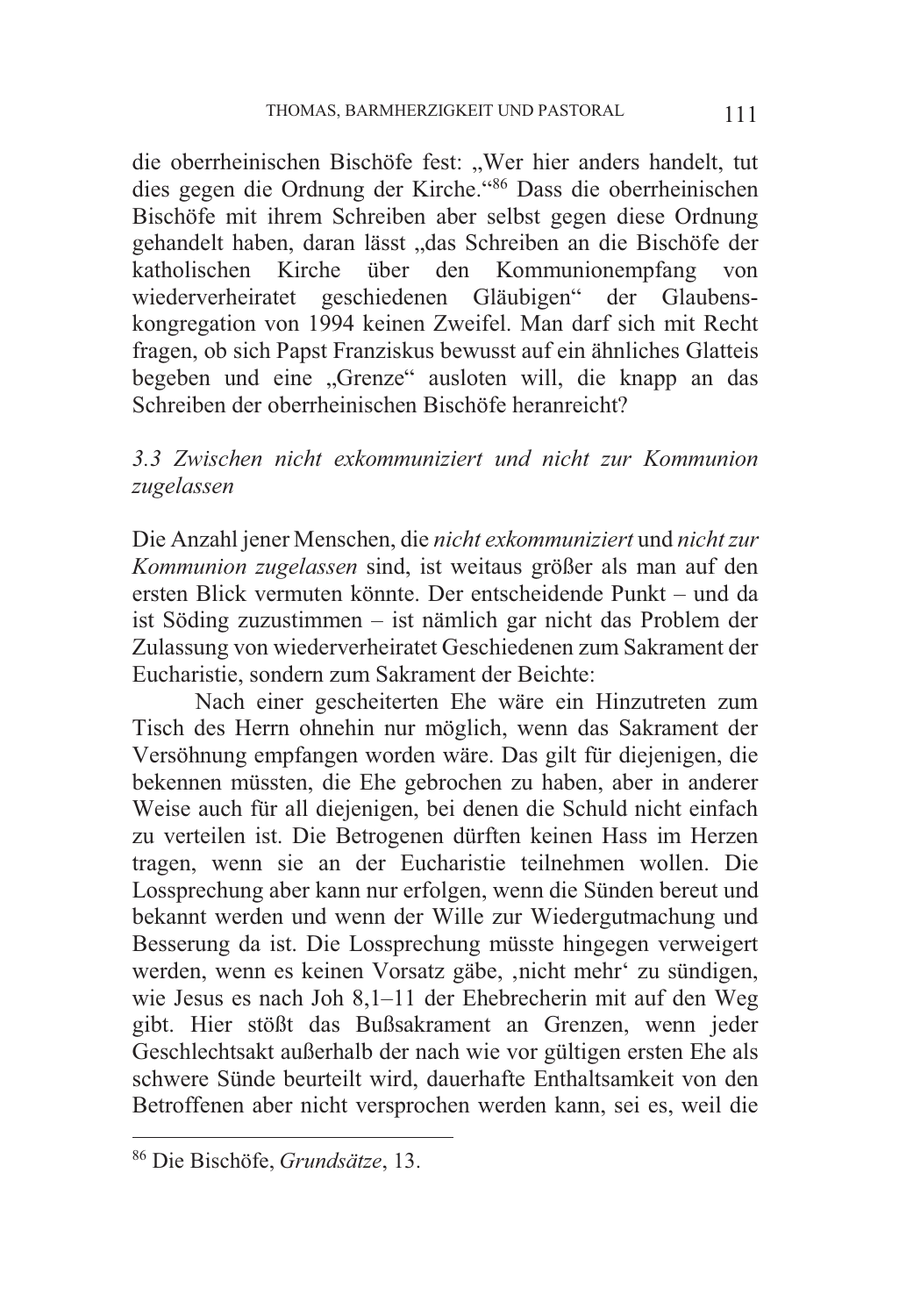die oberrheinischen Bischöfe fest: „Wer hier anders handelt, tut dies gegen die Ordnung der Kirche."[86] Dass die oberrheinischen Bischöfe mit ihrem Schreiben aber selbst gegen diese Ordnung gehandelt haben, daran lässt „das Schreiben an die Bischöfe der katholischen Kirche über den Kommunionempfang von wiederverheiratet geschiedenen Gläubigen" der Glaubenskongregation von 1994 keinen Zweifel. Man darf sich mit Recht fragen, ob sich Papst Franziskus bewusst auf ein ähnliches Glatteis begeben und eine „Grenze" ausloten will, die knapp an das Schreiben der oberrheinischen Bischöfe heranreicht?

### *3.3 Zwischen nicht exkommuniziert und nicht zur Kommunion zugelassen*

Die Anzahl jener Menschen, die *nicht exkommuniziert* und *nicht zur Kommunion zugelassen* sind, ist weitaus größer als man auf den ersten Blick vermuten könnte. Der entscheidende Punkt – und da ist Söding zuzustimmen – ist nämlich gar nicht das Problem der Zulassung von wiederverheiratet Geschiedenen zum Sakrament der Eucharistie, sondern zum Sakrament der Beichte:

> Nach einer gescheiterten Ehe wäre ein Hinzutreten zum Tisch des Herrn ohnehin nur möglich, wenn das Sakrament der Versöhnung empfangen worden wäre. Das gilt für diejenigen, die bekennen müssten, die Ehe gebrochen zu haben, aber in anderer Weise auch für all diejenigen, bei denen die Schuld nicht einfach zu verteilen ist. Die Betrogenen dürften keinen Hass im Herzen tragen, wenn sie an der Eucharistie teilnehmen wollen. Die Lossprechung aber kann nur erfolgen, wenn die Sünden bereut und bekannt werden und wenn der Wille zur Wiedergutmachung und Besserung da ist. Die Lossprechung müsste hingegen verweigert werden, wenn es keinen Vorsatz gäbe, ‚nicht mehr' zu sündigen, wie Jesus es nach Joh 8,1–11 der Ehebrecherin mit auf den Weg gibt. Hier stößt das Bußsakrament an Grenzen, wenn jeder Geschlechtsakt außerhalb der nach wie vor gültigen ersten Ehe als schwere Sünde beurteilt wird, dauerhafte Enthaltsamkeit von den Betroffenen aber nicht versprochen werden kann, sei es, weil die

---

[86] Die Bischöfe, *Grundsätze*, 13.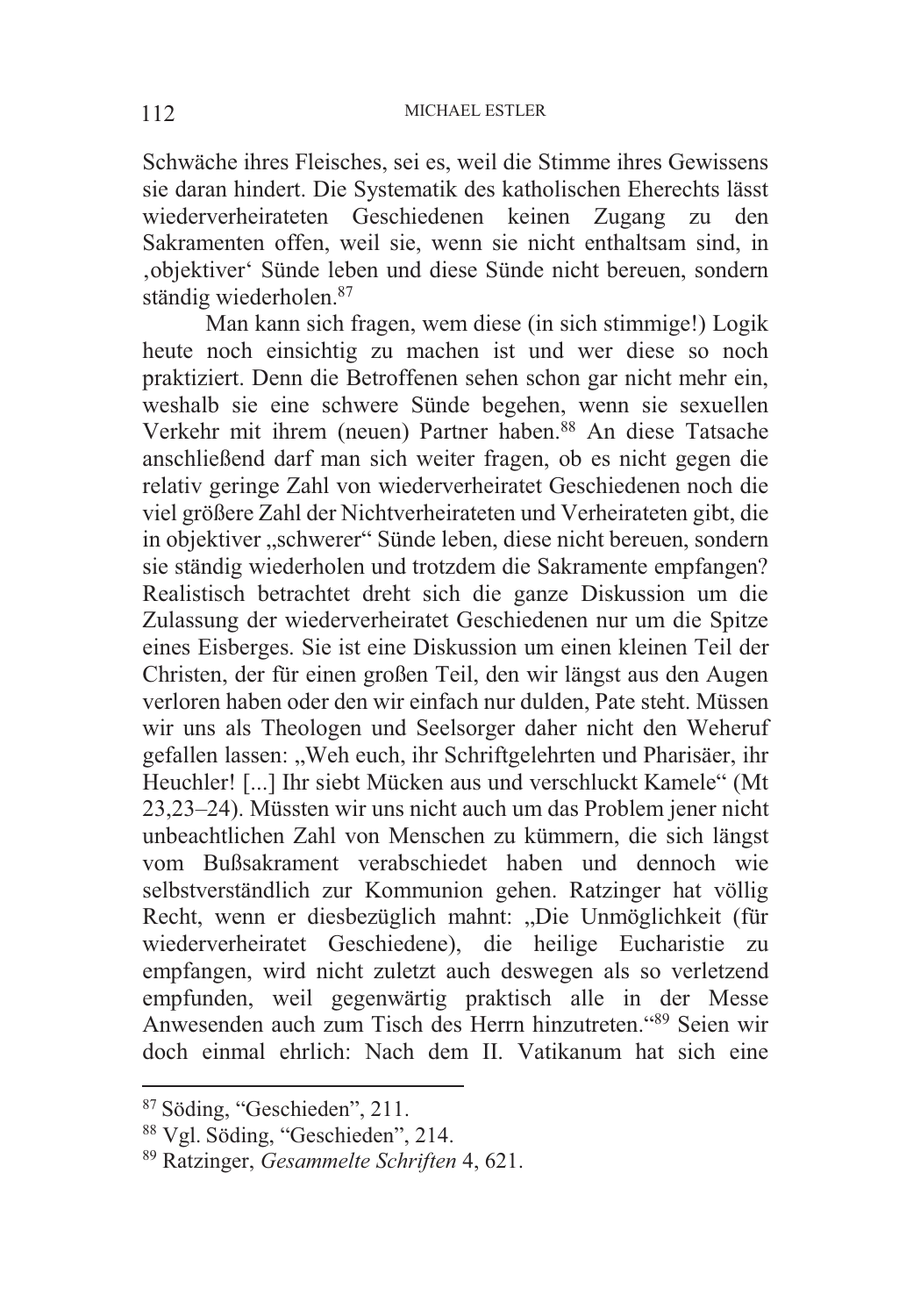Schwäche ihres Fleisches, sei es, weil die Stimme ihres Gewissens sie daran hindert. Die Systematik des katholischen Eherechts lässt wiederverheirateten Geschiedenen keinen Zugang zu den Sakramenten offen, weil sie, wenn sie nicht enthaltsam sind, in ‚objektiver' Sünde leben und diese Sünde nicht bereuen, sondern ständig wiederholen.[87]

Man kann sich fragen, wem diese (in sich stimmige!) Logik heute noch einsichtig zu machen ist und wer diese so noch praktiziert. Denn die Betroffenen sehen schon gar nicht mehr ein, weshalb sie eine schwere Sünde begehen, wenn sie sexuellen Verkehr mit ihrem (neuen) Partner haben.[88] An diese Tatsache anschließend darf man sich weiter fragen, ob es nicht gegen die relativ geringe Zahl von wiederverheiratet Geschiedenen noch die viel größere Zahl der Nichtverheirateten und Verheirateten gibt, die in objektiver „schwerer" Sünde leben, diese nicht bereuen, sondern sie ständig wiederholen und trotzdem die Sakramente empfangen? Realistisch betrachtet dreht sich die ganze Diskussion um die Zulassung der wiederverheiratet Geschiedenen nur um die Spitze eines Eisberges. Sie ist eine Diskussion um einen kleinen Teil der Christen, der für einen großen Teil, den wir längst aus den Augen verloren haben oder den wir einfach nur dulden, Pate steht. Müssen wir uns als Theologen und Seelsorger daher nicht den Weheruf gefallen lassen: „Weh euch, ihr Schriftgelehrten und Pharisäer, ihr Heuchler! [...] Ihr siebt Mücken aus und verschluckt Kamele" (Mt 23,23–24). Müssten wir uns nicht auch um das Problem jener nicht unbeachtlichen Zahl von Menschen zu kümmern, die sich längst vom Bußsakrament verabschiedet haben und dennoch wie selbstverständlich zur Kommunion gehen. Ratzinger hat völlig Recht, wenn er diesbezüglich mahnt: „Die Unmöglichkeit (für wiederverheiratet Geschiedene), die heilige Eucharistie zu empfangen, wird nicht zuletzt auch deswegen als so verletzend empfunden, weil gegenwärtig praktisch alle in der Messe Anwesenden auch zum Tisch des Herrn hinzutreten."[89] Seien wir doch einmal ehrlich: Nach dem II. Vatikanum hat sich eine

---

[87] Söding, "Geschieden", 211.

[88] Vgl. Söding, "Geschieden", 214.

[89] Ratzinger, *Gesammelte Schriften* 4, 621.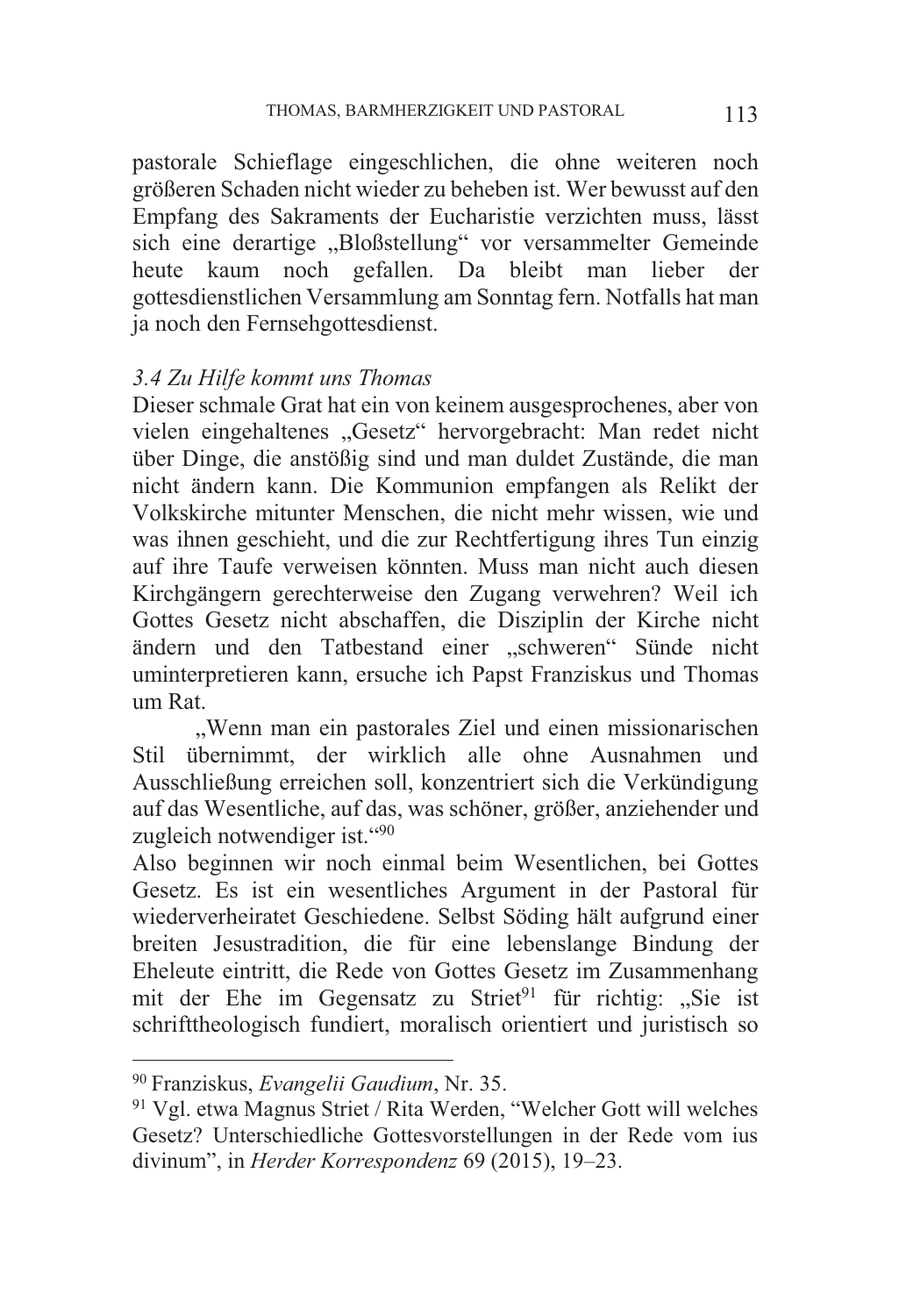pastorale Schieflage eingeschlichen, die ohne weiteren noch größeren Schaden nicht wieder zu beheben ist. Wer bewusst auf den Empfang des Sakraments der Eucharistie verzichten muss, lässt sich eine derartige „Bloßstellung“ vor versammelter Gemeinde heute kaum noch gefallen. Da bleibt man lieber der gottesdienstlichen Versammlung am Sonntag fern. Notfalls hat man ja noch den Fernsehgottesdienst.

### *3.4 Zu Hilfe kommt uns Thomas*

Dieser schmale Grat hat ein von keinem ausgesprochenes, aber von vielen eingehaltenes „Gesetz“ hervorgebracht: Man redet nicht über Dinge, die anstößig sind und man duldet Zustände, die man nicht ändern kann. Die Kommunion empfangen als Relikt der Volkskirche mitunter Menschen, die nicht mehr wissen, wie und was ihnen geschieht, und die zur Rechtfertigung ihres Tun einzig auf ihre Taufe verweisen könnten. Muss man nicht auch diesen Kirchgängern gerechterweise den Zugang verwehren? Weil ich Gottes Gesetz nicht abschaffen, die Disziplin der Kirche nicht ändern und den Tatbestand einer „schweren“ Sünde nicht uminterpretieren kann, ersuche ich Papst Franziskus und Thomas um Rat.

„Wenn man ein pastorales Ziel und einen missionarischen Stil übernimmt, der wirklich alle ohne Ausnahmen und Ausschließung erreichen soll, konzentriert sich die Verkündigung auf das Wesentliche, auf das, was schöner, größer, anziehender und zugleich notwendiger ist.“[90]

Also beginnen wir noch einmal beim Wesentlichen, bei Gottes Gesetz. Es ist ein wesentliches Argument in der Pastoral für wiederverheiratet Geschiedene. Selbst Söding hält aufgrund einer breiten Jesustradition, die für eine lebenslange Bindung der Eheleute eintritt, die Rede von Gottes Gesetz im Zusammenhang mit der Ehe im Gegensatz zu Striet[91] für richtig: „Sie ist schrifttheologisch fundiert, moralisch orientiert und juristisch so

---

[90] Franziskus, *Evangelii Gaudium*, Nr. 35.

[91] Vgl. etwa Magnus Striet / Rita Werden, “Welcher Gott will welches Gesetz? Unterschiedliche Gottesvorstellungen in der Rede vom ius divinum”, in *Herder Korrespondenz* 69 (2015), 19–23.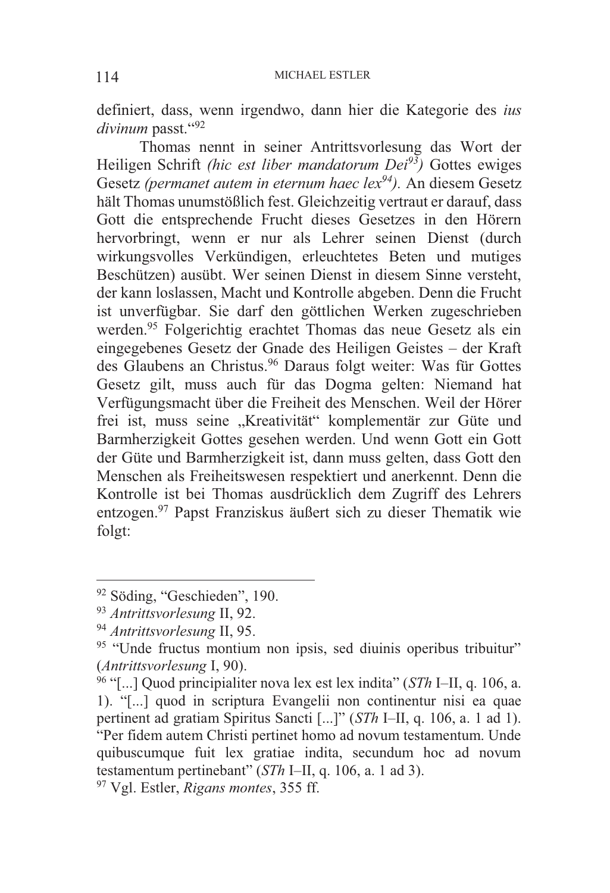definiert, dass, wenn irgendwo, dann hier die Kategorie des *ius divinum* passt.“[92]

Thomas nennt in seiner Antrittsvorlesung das Wort der Heiligen Schrift *(hic est liber mandatorum Dei[93])* Gottes ewiges Gesetz *(permanet autem in eternum haec lex[94]).* An diesem Gesetz hält Thomas unumstößlich fest. Gleichzeitig vertraut er darauf, dass Gott die entsprechende Frucht dieses Gesetzes in den Hörern hervorbringt, wenn er nur als Lehrer seinen Dienst (durch wirkungsvolles Verkündigen, erleuchtetes Beten und mutiges Beschützen) ausübt. Wer seinen Dienst in diesem Sinne versteht, der kann loslassen, Macht und Kontrolle abgeben. Denn die Frucht ist unverfügbar. Sie darf den göttlichen Werken zugeschrieben werden.[95] Folgerichtig erachtet Thomas das neue Gesetz als ein eingegebenes Gesetz der Gnade des Heiligen Geistes – der Kraft des Glaubens an Christus.[96] Daraus folgt weiter: Was für Gottes Gesetz gilt, muss auch für das Dogma gelten: Niemand hat Verfügungsmacht über die Freiheit des Menschen. Weil der Hörer frei ist, muss seine „Kreativität“ komplementär zur Güte und Barmherzigkeit Gottes gesehen werden. Und wenn Gott ein Gott der Güte und Barmherzigkeit ist, dann muss gelten, dass Gott den Menschen als Freiheitswesen respektiert und anerkennt. Denn die Kontrolle ist bei Thomas ausdrücklich dem Zugriff des Lehrers entzogen.[97] Papst Franziskus äußert sich zu dieser Thematik wie folgt:

---

[92] Söding, “Geschieden”, 190.

[93] *Antrittsvorlesung* II, 92.

[94] *Antrittsvorlesung* II, 95.

[95] “Unde fructus montium non ipsis, sed diuinis operibus tribuitur” (*Antrittsvorlesung* I, 90).

[96] “[...] Quod principialiter nova lex est lex indita” (*STh* I–II, q. 106, a. 1). “[...] quod in scriptura Evangelii non continentur nisi ea quae pertinent ad gratiam Spiritus Sancti [...]” (*STh* I–II, q. 106, a. 1 ad 1). “Per fidem autem Christi pertinet homo ad novum testamentum. Unde quibuscumque fuit lex gratiae indita, secundum hoc ad novum testamentum pertinebant” (*STh* I–II, q. 106, a. 1 ad 3).

[97] Vgl. Estler, *Rigans montes*, 355 ff.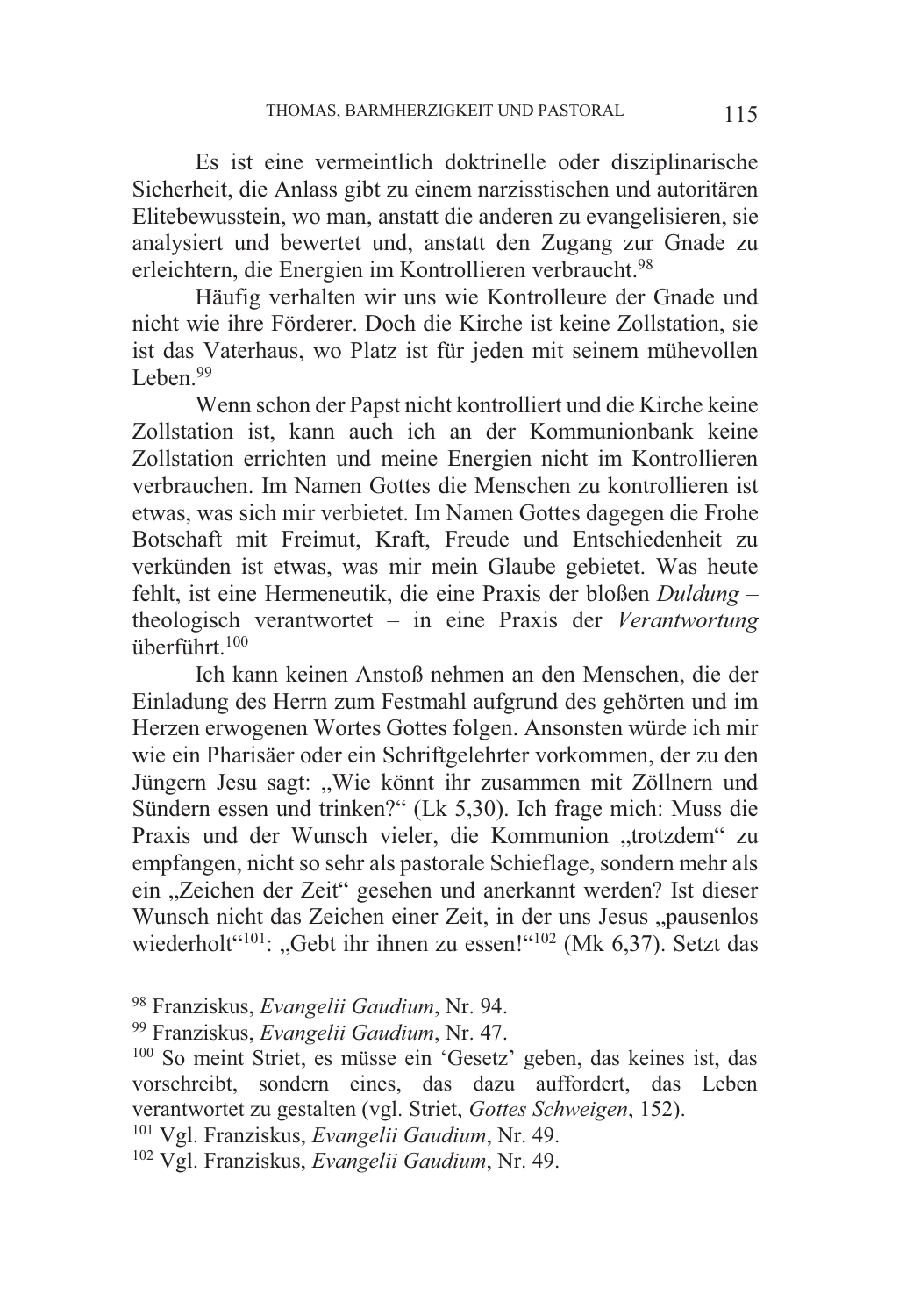Es ist eine vermeintlich doktrinelle oder disziplinarische Sicherheit, die Anlass gibt zu einem narzisstischen und autoritären Elitebewusstsein, wo man, anstatt die anderen zu evangelisieren, sie analysiert und bewertet und, anstatt den Zugang zur Gnade zu erleichtern, die Energien im Kontrollieren verbraucht.[98]

Häufig verhalten wir uns wie Kontrolleure der Gnade und nicht wie ihre Förderer. Doch die Kirche ist keine Zollstation, sie ist das Vaterhaus, wo Platz ist für jeden mit seinem mühevollen Leben.[99]

Wenn schon der Papst nicht kontrolliert und die Kirche keine Zollstation ist, kann auch ich an der Kommunionbank keine Zollstation errichten und meine Energien nicht im Kontrollieren verbrauchen. Im Namen Gottes die Menschen zu kontrollieren ist etwas, was sich mir verbietet. Im Namen Gottes dagegen die Frohe Botschaft mit Freimut, Kraft, Freude und Entschiedenheit zu verkünden ist etwas, was mir mein Glaube gebietet. Was heute fehlt, ist eine Hermeneutik, die eine Praxis der bloßen *Duldung* – theologisch verantwortet – in eine Praxis der *Verantwortung* überführt.[100]

Ich kann keinen Anstoß nehmen an den Menschen, die der Einladung des Herrn zum Festmahl aufgrund des gehörten und im Herzen erwogenen Wortes Gottes folgen. Ansonsten würde ich mir wie ein Pharisäer oder ein Schriftgelehrter vorkommen, der zu den Jüngern Jesu sagt: „Wie könnt ihr zusammen mit Zöllnern und Sündern essen und trinken?“ (Lk 5,30). Ich frage mich: Muss die Praxis und der Wunsch vieler, die Kommunion „trotzdem“ zu empfangen, nicht so sehr als pastorale Schieflage, sondern mehr als ein „Zeichen der Zeit“ gesehen und anerkannt werden? Ist dieser Wunsch nicht das Zeichen einer Zeit, in der uns Jesus „pausenlos wiederholt“[101]: „Gebt ihr ihnen zu essen!“[102] (Mk 6,37). Setzt das

---

[98] Franziskus, *Evangelii Gaudium*, Nr. 94.

[99] Franziskus, *Evangelii Gaudium*, Nr. 47.

[100] So meint Striet, es müsse ein ‘Gesetz’ geben, das keines ist, das vorschreibt, sondern eines, das dazu auffordert, das Leben verantwortet zu gestalten (vgl. Striet, *Gottes Schweigen*, 152).

[101] Vgl. Franziskus, *Evangelii Gaudium*, Nr. 49.

[102] Vgl. Franziskus, *Evangelii Gaudium*, Nr. 49.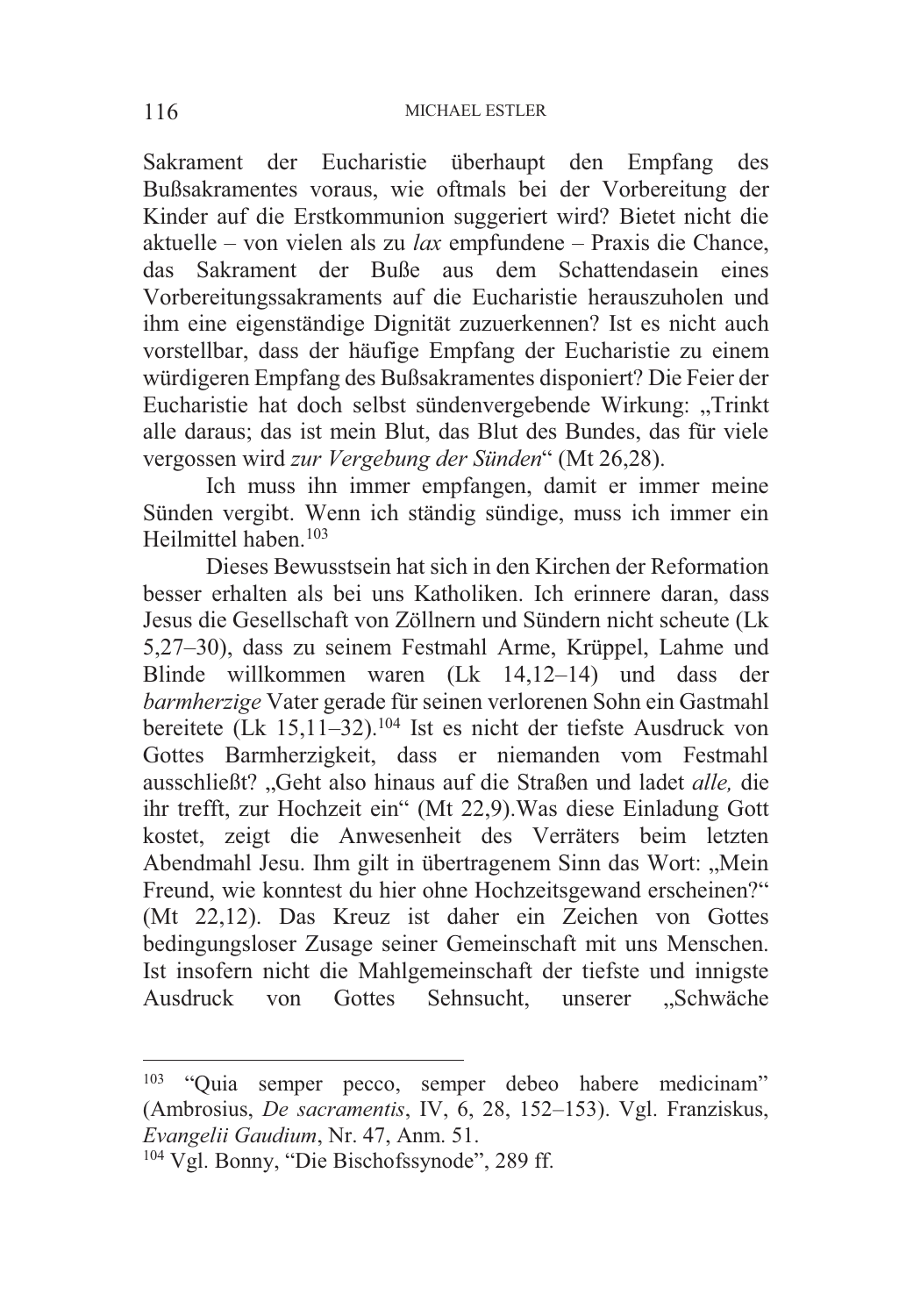Sakrament der Eucharistie überhaupt den Empfang des Bußsakramentes voraus, wie oftmals bei der Vorbereitung der Kinder auf die Erstkommunion suggeriert wird? Bietet nicht die aktuelle – von vielen als zu *lax* empfundene – Praxis die Chance, das Sakrament der Buße aus dem Schattendasein eines Vorbereitungssakraments auf die Eucharistie herauszuholen und ihm eine eigenständige Dignität zuzuerkennen? Ist es nicht auch vorstellbar, dass der häufige Empfang der Eucharistie zu einem würdigeren Empfang des Bußsakramentes disponiert? Die Feier der Eucharistie hat doch selbst sündenvergebende Wirkung: „Trinkt alle daraus; das ist mein Blut, das Blut des Bundes, das für viele vergossen wird *zur Vergebung der Sünden*" (Mt 26,28).

Ich muss ihn immer empfangen, damit er immer meine Sünden vergibt. Wenn ich ständig sündige, muss ich immer ein Heilmittel haben.[103]

Dieses Bewusstsein hat sich in den Kirchen der Reformation besser erhalten als bei uns Katholiken. Ich erinnere daran, dass Jesus die Gesellschaft von Zöllnern und Sündern nicht scheute (Lk 5,27–30), dass zu seinem Festmahl Arme, Krüppel, Lahme und Blinde willkommen waren (Lk 14,12–14) und dass der *barmherzige* Vater gerade für seinen verlorenen Sohn ein Gastmahl bereitete (Lk 15,11–32).[104] Ist es nicht der tiefste Ausdruck von Gottes Barmherzigkeit, dass er niemanden vom Festmahl ausschließt? „Geht also hinaus auf die Straßen und ladet *alle,* die ihr trefft, zur Hochzeit ein" (Mt 22,9).Was diese Einladung Gott kostet, zeigt die Anwesenheit des Verräters beim letzten Abendmahl Jesu. Ihm gilt in übertragenem Sinn das Wort: „Mein Freund, wie konntest du hier ohne Hochzeitsgewand erscheinen?" (Mt 22,12). Das Kreuz ist daher ein Zeichen von Gottes bedingungsloser Zusage seiner Gemeinschaft mit uns Menschen. Ist insofern nicht die Mahlgemeinschaft der tiefste und innigste Ausdruck von Gottes Sehnsucht, unserer „Schwäche

---

[103] "Quia semper pecco, semper debeo habere medicinam" (Ambrosius, *De sacramentis*, IV, 6, 28, 152–153). Vgl. Franziskus, *Evangelii Gaudium*, Nr. 47, Anm. 51.

[104] Vgl. Bonny, "Die Bischofssynode", 289 ff.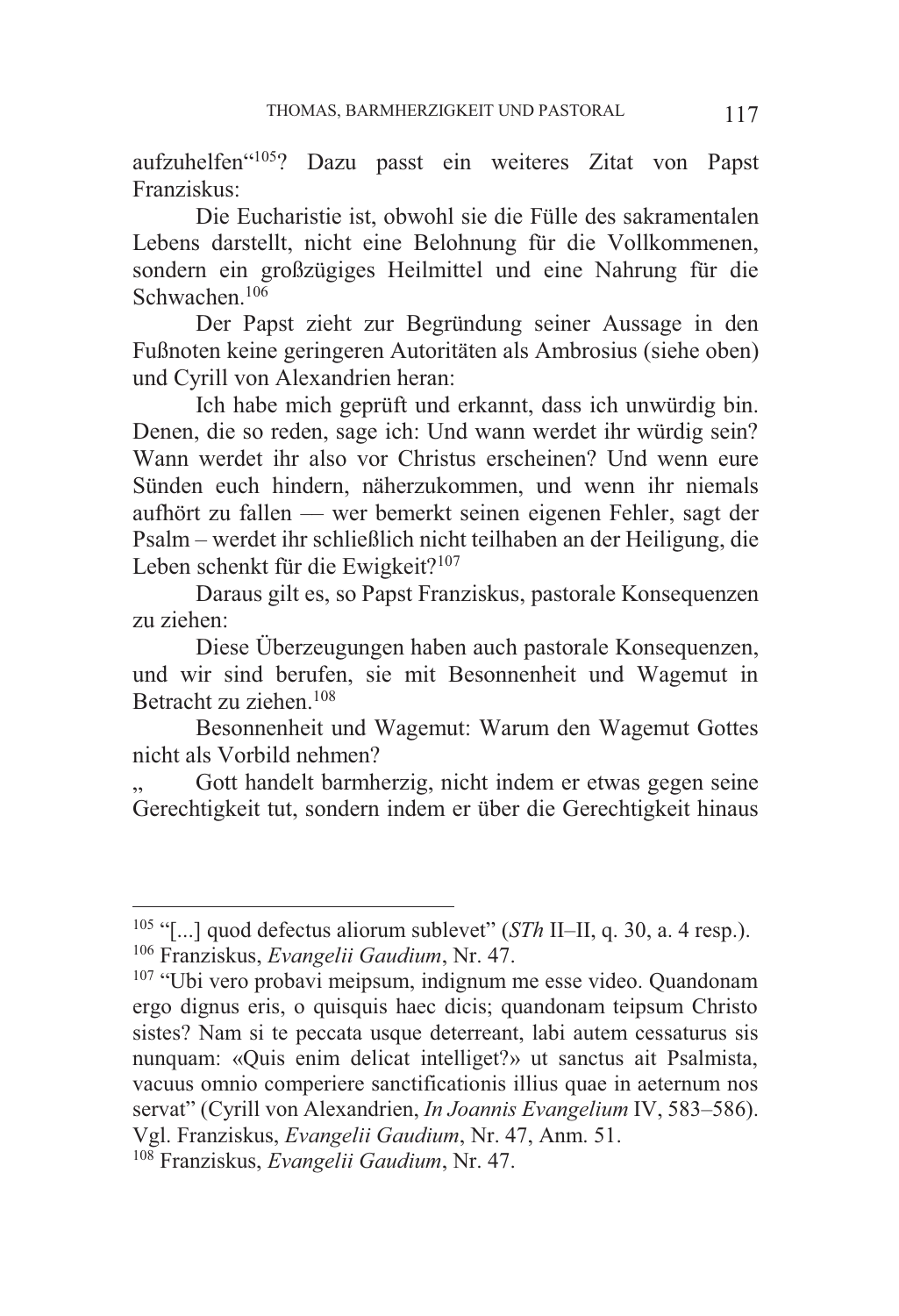aufzuhelfen“[105]? Dazu passt ein weiteres Zitat von Papst Franziskus:

> Die Eucharistie ist, obwohl sie die Fülle des sakramentalen Lebens darstellt, nicht eine Belohnung für die Vollkommenen, sondern ein großzügiges Heilmittel und eine Nahrung für die Schwachen.[106]

Der Papst zieht zur Begründung seiner Aussage in den Fußnoten keine geringeren Autoritäten als Ambrosius (siehe oben) und Cyrill von Alexandrien heran:

> Ich habe mich geprüft und erkannt, dass ich unwürdig bin. Denen, die so reden, sage ich: Und wann werdet ihr würdig sein? Wann werdet ihr also vor Christus erscheinen? Und wenn eure Sünden euch hindern, näherzukommen, und wenn ihr niemals aufhört zu fallen — wer bemerkt seinen eigenen Fehler, sagt der Psalm – werdet ihr schließlich nicht teilhaben an der Heiligung, die Leben schenkt für die Ewigkeit?[107]

Daraus gilt es, so Papst Franziskus, pastorale Konsequenzen zu ziehen:

> Diese Überzeugungen haben auch pastorale Konsequenzen, und wir sind berufen, sie mit Besonnenheit und Wagemut in Betracht zu ziehen.[108]

Besonnenheit und Wagemut: Warum den Wagemut Gottes nicht als Vorbild nehmen?

„ Gott handelt barmherzig, nicht indem er etwas gegen seine Gerechtigkeit tut, sondern indem er über die Gerechtigkeit hinaus

---

[105] “[...] quod defectus aliorum sublevet” (*STh* II–II, q. 30, a. 4 resp.).

[106] Franziskus, *Evangelii Gaudium*, Nr. 47.

[107] “Ubi vero probavi meipsum, indignum me esse video. Quandonam ergo dignus eris, o quisquis haec dicis; quandonam teipsum Christo sistes? Nam si te peccata usque deterreant, labi autem cessaturus sis nunquam: «Quis enim delicat intelliget?» ut sanctus ait Psalmista, vacuus omnio comperiere sanctificationis illius quae in aeternum nos servat” (Cyrill von Alexandrien, *In Joannis Evangelium* IV, 583–586). Vgl. Franziskus, *Evangelii Gaudium*, Nr. 47, Anm. 51.

[108] Franziskus, *Evangelii Gaudium*, Nr. 47.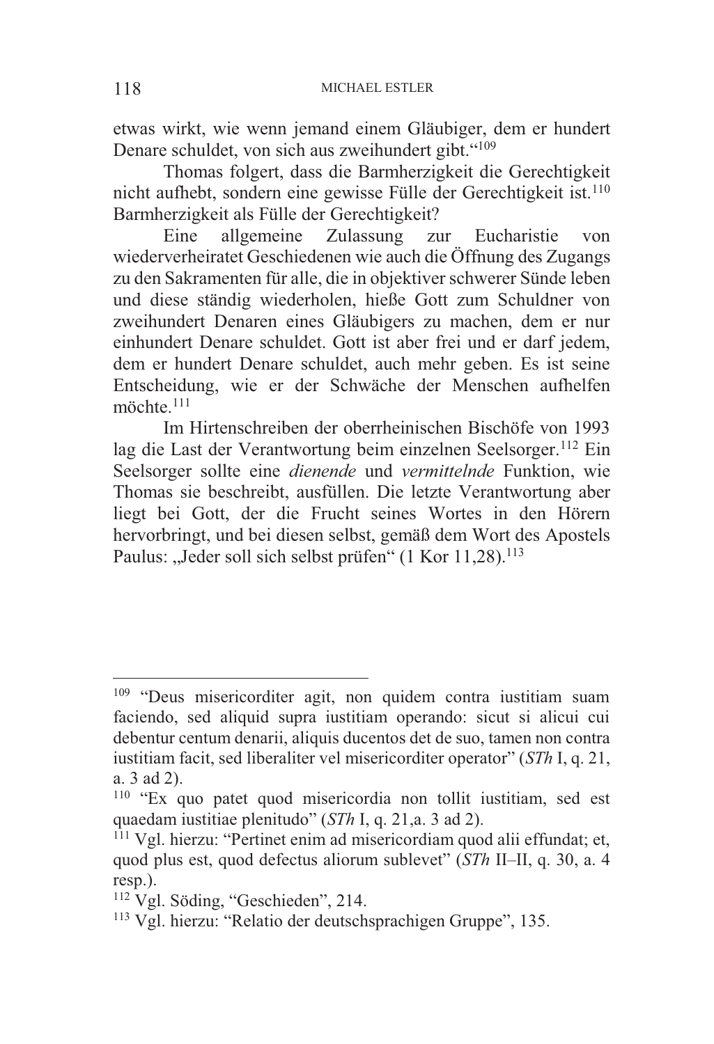etwas wirkt, wie wenn jemand einem Gläubiger, dem er hundert Denare schuldet, von sich aus zweihundert gibt.“[109]

Thomas folgert, dass die Barmherzigkeit die Gerechtigkeit nicht aufhebt, sondern eine gewisse Fülle der Gerechtigkeit ist.[110] Barmherzigkeit als Fülle der Gerechtigkeit?

Eine allgemeine Zulassung zur Eucharistie von wiederverheiratet Geschiedenen wie auch die Öffnung des Zugangs zu den Sakramenten für alle, die in objektiver schwerer Sünde leben und diese ständig wiederholen, hieße Gott zum Schuldner von zweihundert Denaren eines Gläubigers zu machen, dem er nur einhundert Denare schuldet. Gott ist aber frei und er darf jedem, dem er hundert Denare schuldet, auch mehr geben. Es ist seine Entscheidung, wie er der Schwäche der Menschen aufhelfen möchte.[111]

Im Hirtenschreiben der oberrheinischen Bischöfe von 1993 lag die Last der Verantwortung beim einzelnen Seelsorger.[112] Ein Seelsorger sollte eine *dienende* und *vermittelnde* Funktion, wie Thomas sie beschreibt, ausfüllen. Die letzte Verantwortung aber liegt bei Gott, der die Frucht seines Wortes in den Hörern hervorbringt, und bei diesen selbst, gemäß dem Wort des Apostels Paulus: „Jeder soll sich selbst prüfen“ (1 Kor 11,28).[113]

---

[109] “Deus misericorditer agit, non quidem contra iustitiam suam faciendo, sed aliquid supra iustitiam operando: sicut si alicui cui debentur centum denarii, aliquis ducentos det de suo, tamen non contra iustitiam facit, sed liberaliter vel misericorditer operator” (*STh* I, q. 21, a. 3 ad 2).

[110] “Ex quo patet quod misericordia non tollit iustitiam, sed est quaedam iustitiae plenitudo” (*STh* I, q. 21,a. 3 ad 2).

[111] Vgl. hierzu: “Pertinet enim ad misericordiam quod alii effundat; et, quod plus est, quod defectus aliorum sublevet” (*STh* II–II, q. 30, a. 4 resp.).

[112] Vgl. Söding, “Geschieden”, 214.

[113] Vgl. hierzu: “Relatio der deutschsprachigen Gruppe”, 135.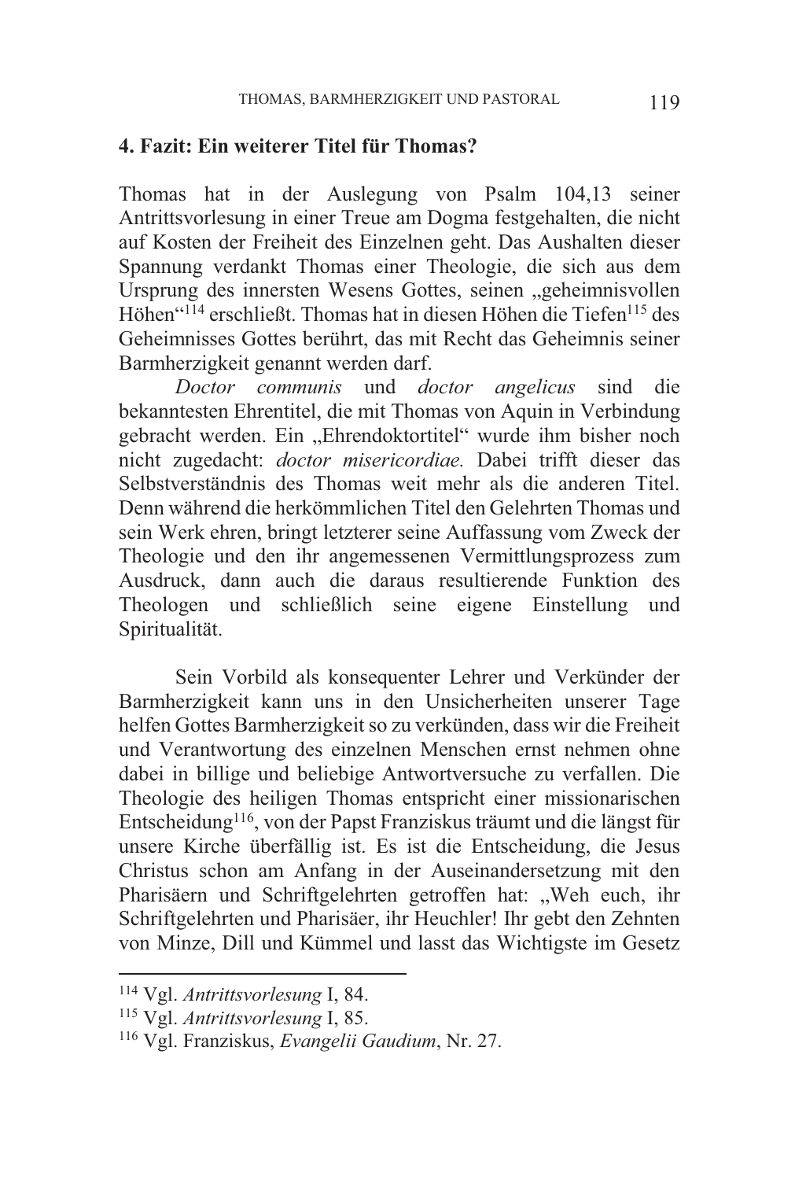## 4. Fazit: Ein weiterer Titel für Thomas?

Thomas hat in der Auslegung von Psalm 104,13 seiner Antrittsvorlesung in einer Treue am Dogma festgehalten, die nicht auf Kosten der Freiheit des Einzelnen geht. Das Aushalten dieser Spannung verdankt Thomas einer Theologie, die sich aus dem Ursprung des innersten Wesens Gottes, seinen „geheimnisvollen Höhen"[114] erschließt. Thomas hat in diesen Höhen die Tiefen[115] des Geheimnisses Gottes berührt, das mit Recht das Geheimnis seiner Barmherzigkeit genannt werden darf.

*Doctor communis* und *doctor angelicus* sind die bekanntesten Ehrentitel, die mit Thomas von Aquin in Verbindung gebracht werden. Ein „Ehrendoktortitel" wurde ihm bisher noch nicht zugedacht: *doctor misericordiae.* Dabei trifft dieser das Selbstverständnis des Thomas weit mehr als die anderen Titel. Denn während die herkömmlichen Titel den Gelehrten Thomas und sein Werk ehren, bringt letzterer seine Auffassung vom Zweck der Theologie und den ihr angemessenen Vermittlungsprozess zum Ausdruck, dann auch die daraus resultierende Funktion des Theologen und schließlich seine eigene Einstellung und Spiritualität.

Sein Vorbild als konsequenter Lehrer und Verkünder der Barmherzigkeit kann uns in den Unsicherheiten unserer Tage helfen Gottes Barmherzigkeit so zu verkünden, dass wir die Freiheit und Verantwortung des einzelnen Menschen ernst nehmen ohne dabei in billige und beliebige Antwortversuche zu verfallen. Die Theologie des heiligen Thomas entspricht einer missionarischen Entscheidung[116], von der Papst Franziskus träumt und die längst für unsere Kirche überfällig ist. Es ist die Entscheidung, die Jesus Christus schon am Anfang in der Auseinandersetzung mit den Pharisäern und Schriftgelehrten getroffen hat: „Weh euch, ihr Schriftgelehrten und Pharisäer, ihr Heuchler! Ihr gebt den Zehnten von Minze, Dill und Kümmel und lasst das Wichtigste im Gesetz

---

[114] Vgl. *Antrittsvorlesung* I, 84.

[115] Vgl. *Antrittsvorlesung* I, 85.

[116] Vgl. Franziskus, *Evangelii Gaudium*, Nr. 27.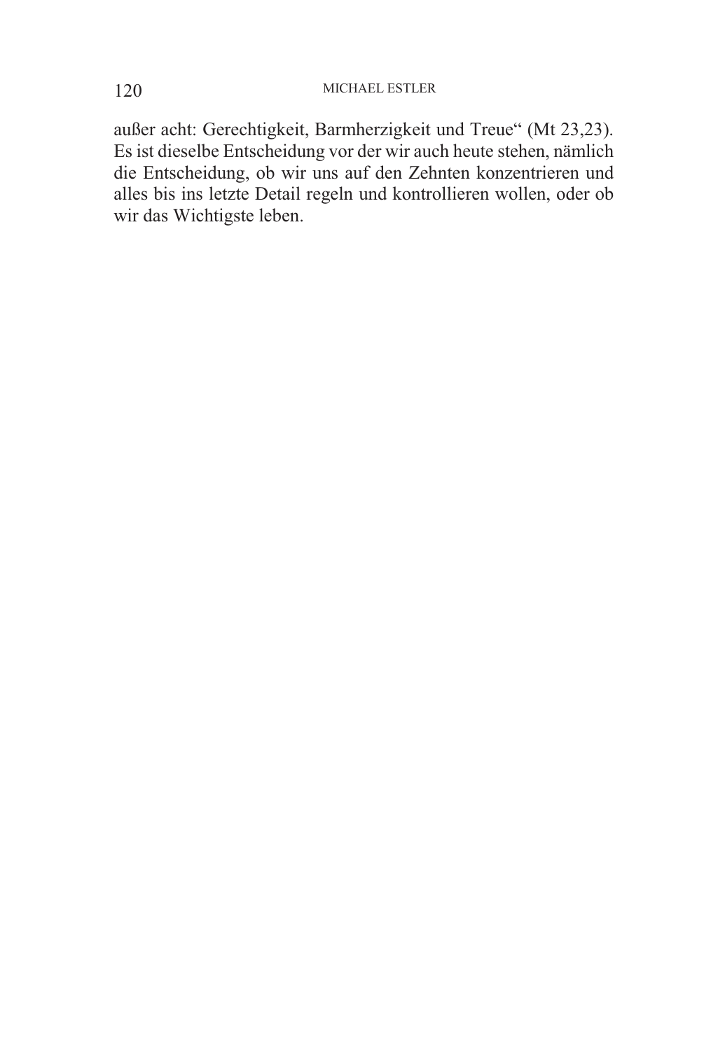außer acht: Gerechtigkeit, Barmherzigkeit und Treue“ (Mt 23,23). Es ist dieselbe Entscheidung vor der wir auch heute stehen, nämlich die Entscheidung, ob wir uns auf den Zehnten konzentrieren und alles bis ins letzte Detail regeln und kontrollieren wollen, oder ob wir das Wichtigste leben.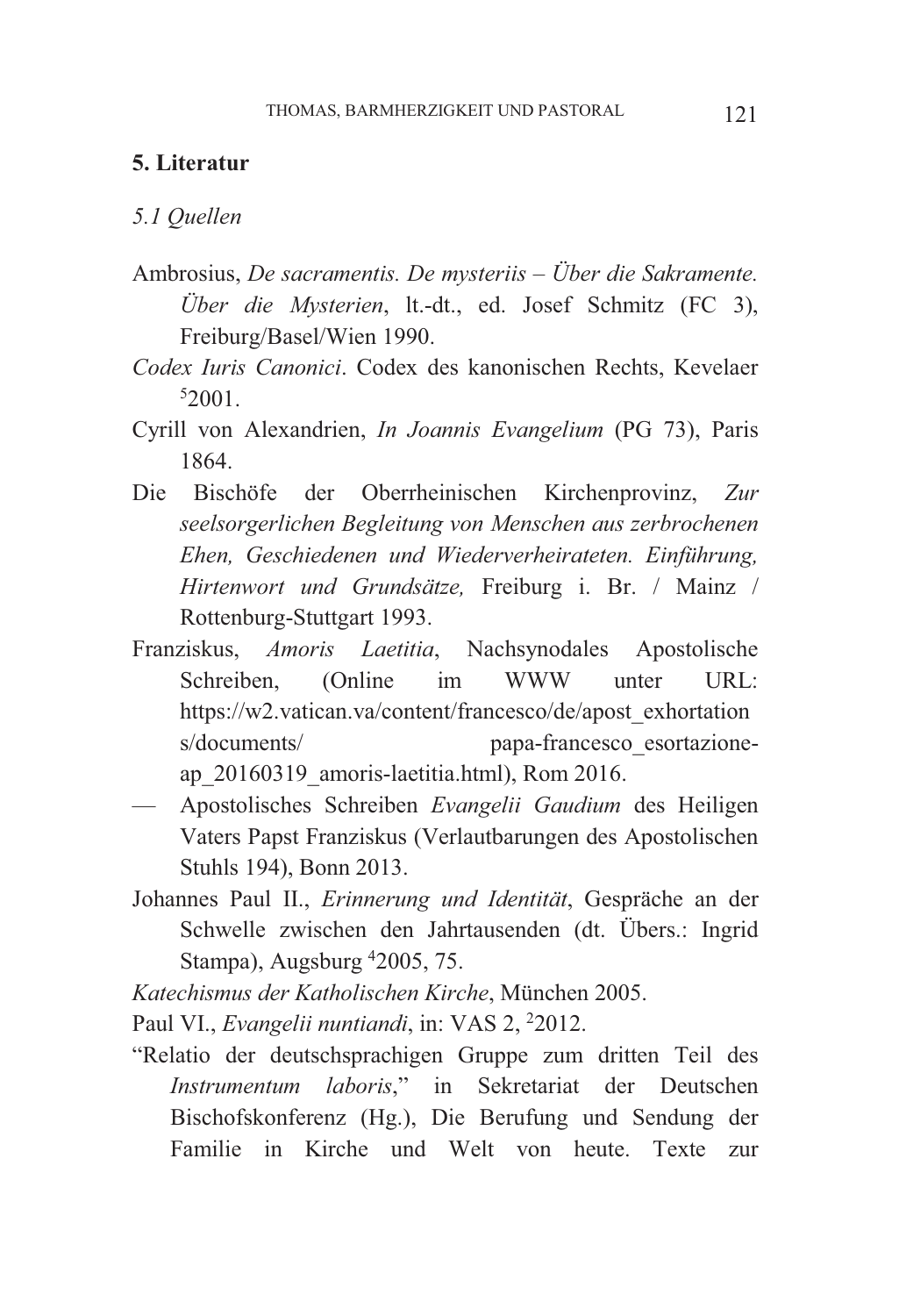## 5. Literatur

### *5.1 Quellen*

Ambrosius, *De sacramentis. De mysteriis – Über die Sakramente. Über die Mysterien*, lt.-dt., ed. Josef Schmitz (FC 3), Freiburg/Basel/Wien 1990.

*Codex Iuris Canonici*. Codex des kanonischen Rechts, Kevelaer [5]2001.

Cyrill von Alexandrien, *In Joannis Evangelium* (PG 73), Paris 1864.

Die Bischöfe der Oberrheinischen Kirchenprovinz, *Zur seelsorgerlichen Begleitung von Menschen aus zerbrochenen Ehen, Geschiedenen und Wiederverheirateten. Einführung, Hirtenwort und Grundsätze,* Freiburg i. Br. / Mainz / Rottenburg-Stuttgart 1993.

Franziskus, *Amoris Laetitia*, Nachsynodales Apostolische Schreiben, (Online im WWW unter URL: https://w2.vatican.va/content/francesco/de/apost_exhortations/documents/ papa-francesco_esortazione-ap_20160319_amoris-laetitia.html), Rom 2016.

— Apostolisches Schreiben *Evangelii Gaudium* des Heiligen Vaters Papst Franziskus (Verlautbarungen des Apostolischen Stuhls 194), Bonn 2013.

Johannes Paul II., *Erinnerung und Identität*, Gespräche an der Schwelle zwischen den Jahrtausenden (dt. Übers.: Ingrid Stampa), Augsburg [4]2005, 75.

*Katechismus der Katholischen Kirche*, München 2005.

Paul VI., *Evangelii nuntiandi*, in: VAS 2, [2]2012.

"Relatio der deutschsprachigen Gruppe zum dritten Teil des *Instrumentum laboris*," in Sekretariat der Deutschen Bischofskonferenz (Hg.), Die Berufung und Sendung der Familie in Kirche und Welt von heute. Texte zur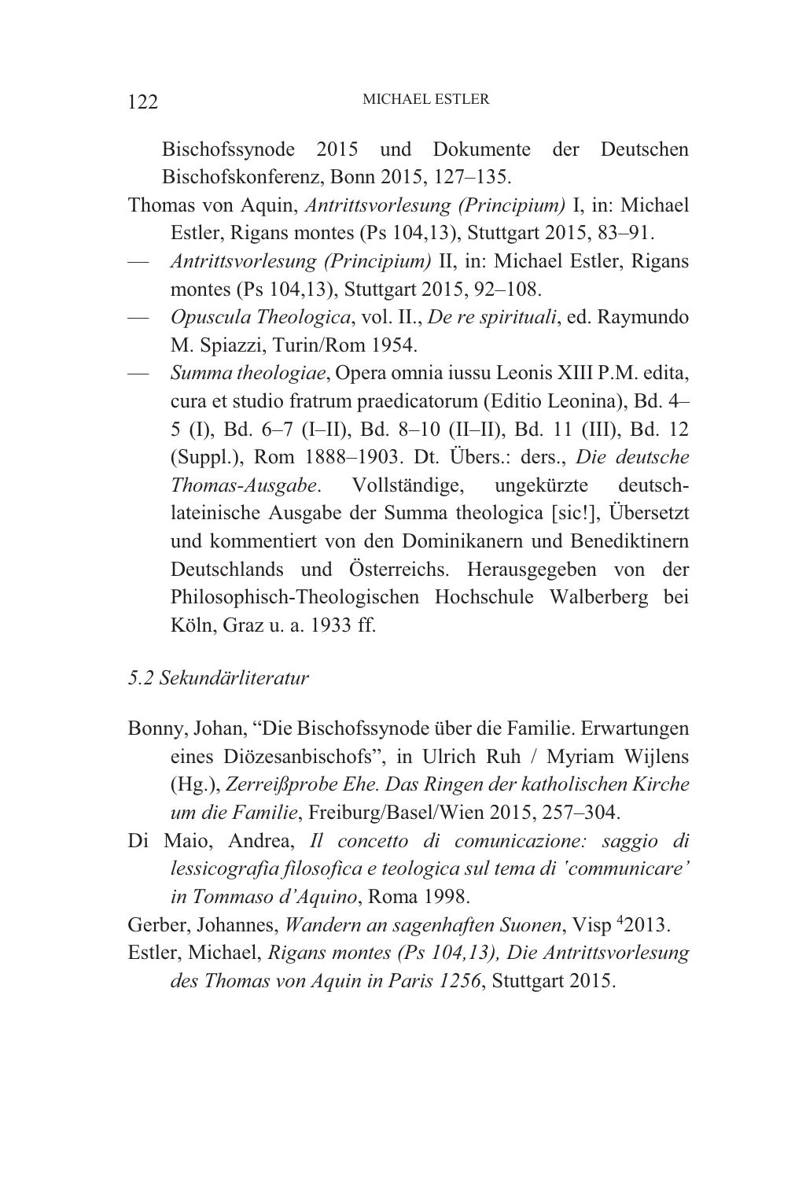Bischofssynode 2015 und Dokumente der Deutschen Bischofskonferenz, Bonn 2015, 127–135.

Thomas von Aquin, *Antrittsvorlesung (Principium)* I, in: Michael Estler, Rigans montes (Ps 104,13), Stuttgart 2015, 83–91.

— *Antrittsvorlesung (Principium)* II, in: Michael Estler, Rigans montes (Ps 104,13), Stuttgart 2015, 92–108.

— *Opuscula Theologica*, vol. II., *De re spirituali*, ed. Raymundo M. Spiazzi, Turin/Rom 1954.

— *Summa theologiae*, Opera omnia iussu Leonis XIII P.M. edita, cura et studio fratrum praedicatorum (Editio Leonina), Bd. 4–5 (I), Bd. 6–7 (I–II), Bd. 8–10 (II–II), Bd. 11 (III), Bd. 12 (Suppl.), Rom 1888–1903. Dt. Übers.: ders., *Die deutsche Thomas-Ausgabe*. Vollständige, ungekürzte deutsch-lateinische Ausgabe der Summa theologica [sic!], Übersetzt und kommentiert von den Dominikanern und Benediktinern Deutschlands und Österreichs. Herausgegeben von der Philosophisch-Theologischen Hochschule Walberberg bei Köln, Graz u. a. 1933 ff.

### *5.2 Sekundärliteratur*

Bonny, Johan, "Die Bischofssynode über die Familie. Erwartungen eines Diözesanbischofs", in Ulrich Ruh / Myriam Wijlens (Hg.), *Zerreißprobe Ehe. Das Ringen der katholischen Kirche um die Familie*, Freiburg/Basel/Wien 2015, 257–304.

Di Maio, Andrea, *Il concetto di comunicazione: saggio di lessicografia filosofica e teologica sul tema di 'communicare' in Tommaso d'Aquino*, Roma 1998.

Gerber, Johannes, *Wandern an sagenhaften Suonen*, Visp [4]2013.

Estler, Michael, *Rigans montes (Ps 104,13), Die Antrittsvorlesung des Thomas von Aquin in Paris 1256*, Stuttgart 2015.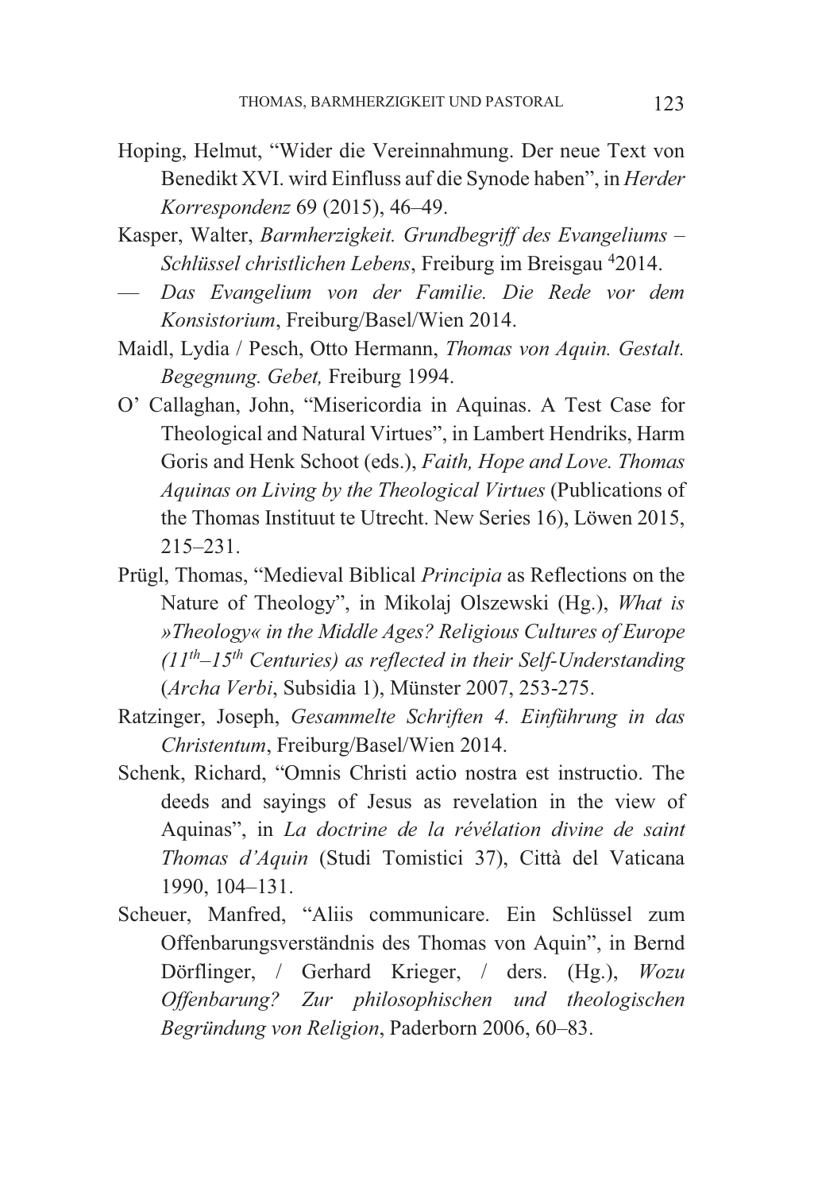Hoping, Helmut, "Wider die Vereinnahmung. Der neue Text von Benedikt XVI. wird Einfluss auf die Synode haben", in *Herder Korrespondenz* 69 (2015), 46–49.

Kasper, Walter, *Barmherzigkeit. Grundbegriff des Evangeliums – Schlüssel christlichen Lebens*, Freiburg im Breisgau [4]2014.

— *Das Evangelium von der Familie. Die Rede vor dem Konsistorium*, Freiburg/Basel/Wien 2014.

Maidl, Lydia / Pesch, Otto Hermann, *Thomas von Aquin. Gestalt. Begegnung. Gebet,* Freiburg 1994.

O' Callaghan, John, "Misericordia in Aquinas. A Test Case for Theological and Natural Virtues", in Lambert Hendriks, Harm Goris and Henk Schoot (eds.), *Faith, Hope and Love. Thomas Aquinas on Living by the Theological Virtues* (Publications of the Thomas Instituut te Utrecht. New Series 16), Löwen 2015, 215–231.

Prügl, Thomas, "Medieval Biblical *Principia* as Reflections on the Nature of Theology", in Mikolaj Olszewski (Hg.), *What is »Theology« in the Middle Ages? Religious Cultures of Europe (11th–15th Centuries) as reflected in their Self-Understanding* (*Archa Verbi*, Subsidia 1), Münster 2007, 253-275.

Ratzinger, Joseph, *Gesammelte Schriften 4. Einführung in das Christentum*, Freiburg/Basel/Wien 2014.

Schenk, Richard, "Omnis Christi actio nostra est instructio. The deeds and sayings of Jesus as revelation in the view of Aquinas", in *La doctrine de la révélation divine de saint Thomas d'Aquin* (Studi Tomistici 37), Città del Vaticana 1990, 104–131.

Scheuer, Manfred, "Aliis communicare. Ein Schlüssel zum Offenbarungsverständnis des Thomas von Aquin", in Bernd Dörflinger, / Gerhard Krieger, / ders. (Hg.), *Wozu Offenbarung? Zur philosophischen und theologischen Begründung von Religion*, Paderborn 2006, 60–83.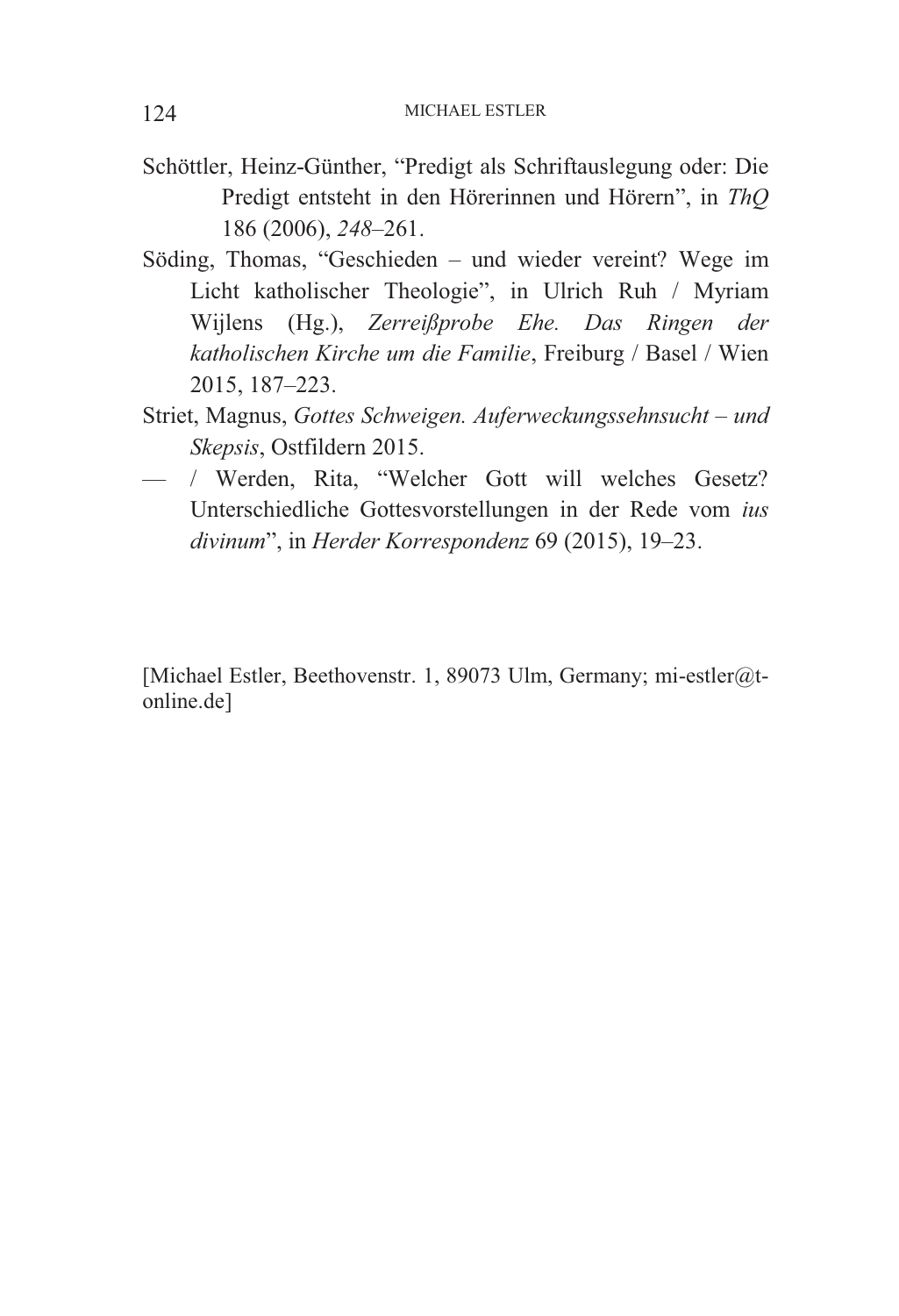Schöttler, Heinz-Günther, “Predigt als Schriftauslegung oder: Die Predigt entsteht in den Hörerinnen und Hörern”, in *ThQ* 186 (2006), *248*–261.

Söding, Thomas, “Geschieden – und wieder vereint? Wege im Licht katholischer Theologie”, in Ulrich Ruh / Myriam Wijlens (Hg.), *Zerreißprobe Ehe. Das Ringen der katholischen Kirche um die Familie*, Freiburg / Basel / Wien 2015, 187–223.

Striet, Magnus, *Gottes Schweigen. Auferweckungssehnsucht – und Skepsis*, Ostfildern 2015.

— / Werden, Rita, “Welcher Gott will welches Gesetz? Unterschiedliche Gottesvorstellungen in der Rede vom *ius divinum*”, in *Herder Korrespondenz* 69 (2015), 19–23.

[Michael Estler, Beethovenstr. 1, 89073 Ulm, Germany; mi-estler@t-online.de]